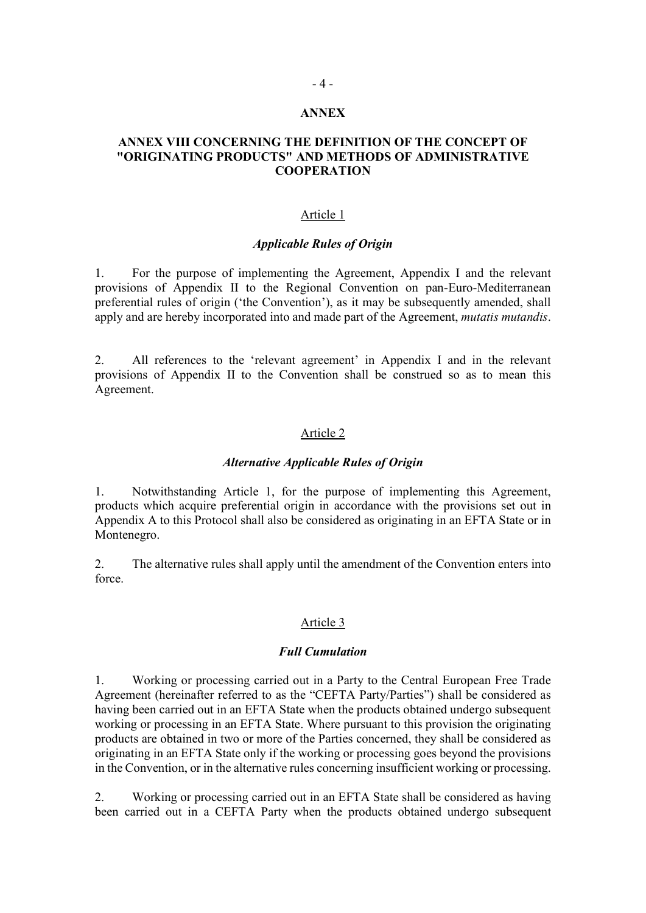# ANNEX

## ANNEX VIII CONCERNING THE DEFINITION OF THE CONCEPT OF "ORIGINATING PRODUCTS" AND METHODS OF ADMINISTRATIVE COOPERATION

### Article 1

### *Applicable Rules of Origin*

1. For the purpose of implementing the Agreement, Appendix I and the relevant provisions of Appendix II to the Regional Convention on pan-Euro-Mediterranean preferential rules of origin ('the Convention'), as it may be subsequently amended, shall apply and are hereby incorporated into and made part of the Agreement, *mutatis mutandis*.

2. All references to the 'relevant agreement' in Appendix I and in the relevant provisions of Appendix II to the Convention shall be construed so as to mean this Agreement.

### Article 2

### *Alternative Applicable Rules of Origin*

1. Notwithstanding Article 1, for the purpose of implementing this Agreement, products which acquire preferential origin in accordance with the provisions set out in Appendix A to this Protocol shall also be considered as originating in an EFTA State or in Montenegro.

2. The alternative rules shall apply until the amendment of the Convention enters into force.

### Article 3

### *Full Cumulation*

1. Working or processing carried out in a Party to the Central European Free Trade Agreement (hereinafter referred to as the "CEFTA Party/Parties") shall be considered as having been carried out in an EFTA State when the products obtained undergo subsequent working or processing in an EFTA State. Where pursuant to this provision the originating products are obtained in two or more of the Parties concerned, they shall be considered as originating in an EFTA State only if the working or processing goes beyond the provisions in the Convention, or in the alternative rules concerning insufficient working or processing.

2. Working or processing carried out in an EFTA State shall be considered as having been carried out in a CEFTA Party when the products obtained undergo subsequent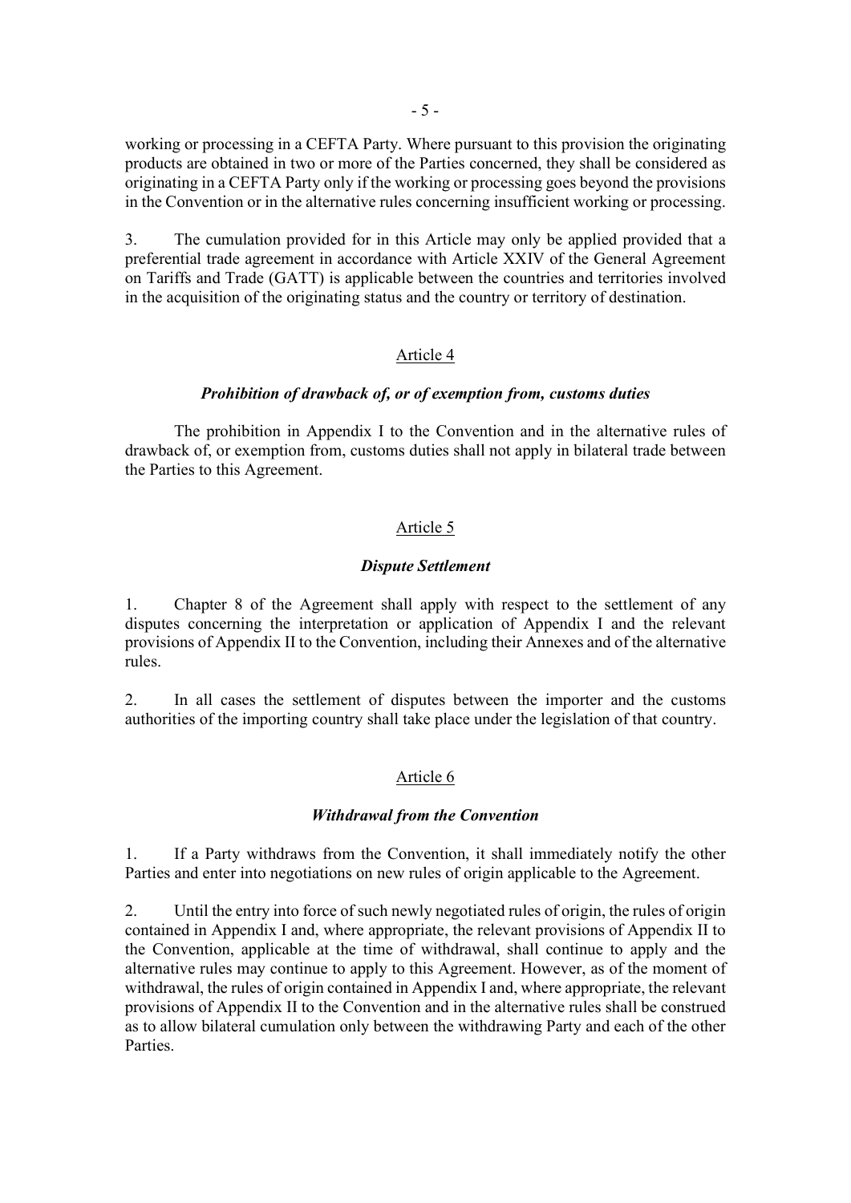working or processing in a CEFTA Party. Where pursuant to this provision the originating products are obtained in two or more of the Parties concerned, they shall be considered as originating in a CEFTA Party only if the working or processing goes beyond the provisions in the Convention or in the alternative rules concerning insufficient working or processing.

3. The cumulation provided for in this Article may only be applied provided that a preferential trade agreement in accordance with Article XXIV of the General Agreement on Tariffs and Trade (GATT) is applicable between the countries and territories involved in the acquisition of the originating status and the country or territory of destination.

## Article 4

### *Prohibition of drawback of, or of exemption from, customs duties*

The prohibition in Appendix I to the Convention and in the alternative rules of drawback of, or exemption from, customs duties shall not apply in bilateral trade between the Parties to this Agreement.

## Article 5

### *Dispute Settlement*

1. Chapter 8 of the Agreement shall apply with respect to the settlement of any disputes concerning the interpretation or application of Appendix I and the relevant provisions of Appendix II to the Convention, including their Annexes and of the alternative rules.

2. In all cases the settlement of disputes between the importer and the customs authorities of the importing country shall take place under the legislation of that country.

## Article 6

### *Withdrawal from the Convention*

1. If a Party withdraws from the Convention, it shall immediately notify the other Parties and enter into negotiations on new rules of origin applicable to the Agreement.

2. Until the entry into force of such newly negotiated rules of origin, the rules of origin contained in Appendix I and, where appropriate, the relevant provisions of Appendix II to the Convention, applicable at the time of withdrawal, shall continue to apply and the alternative rules may continue to apply to this Agreement. However, as of the moment of withdrawal, the rules of origin contained in Appendix I and, where appropriate, the relevant provisions of Appendix II to the Convention and in the alternative rules shall be construed as to allow bilateral cumulation only between the withdrawing Party and each of the other Parties.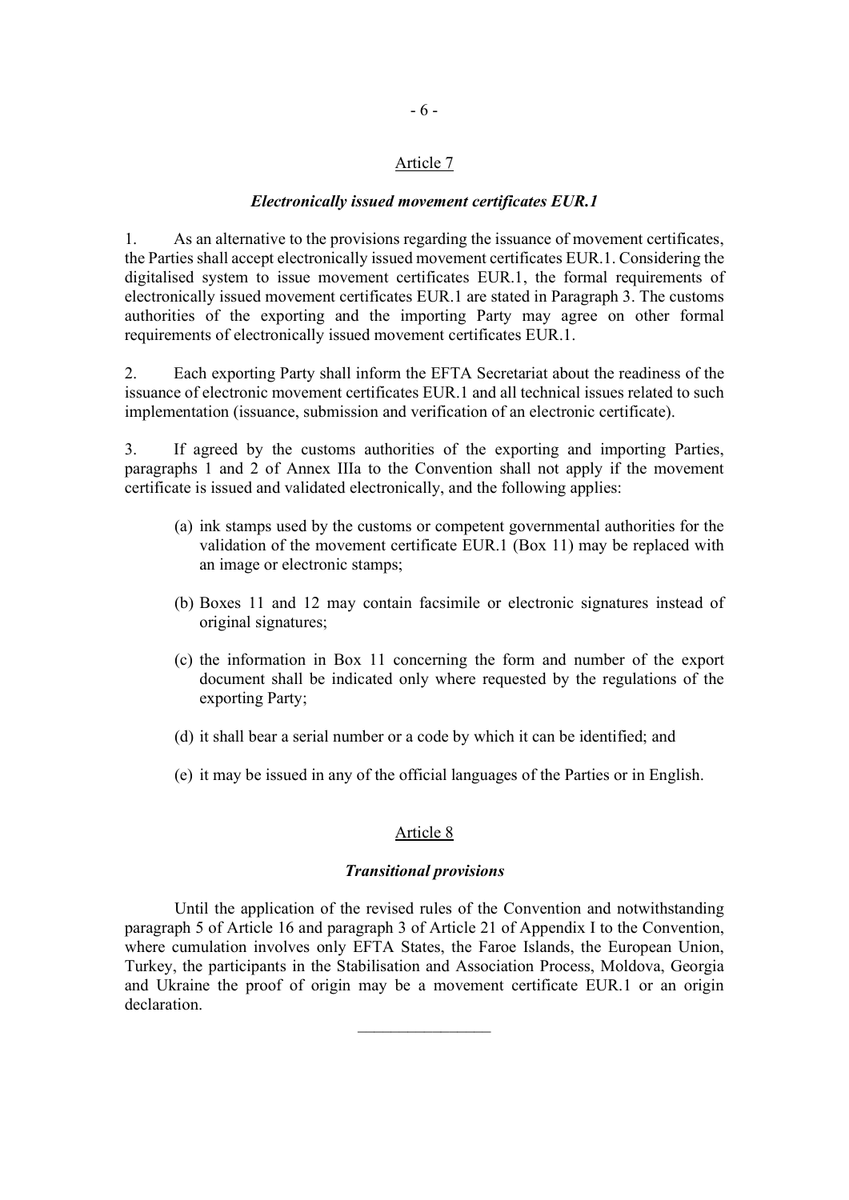## Article 7

### *Electronically issued movement certificates EUR.1*

1. As an alternative to the provisions regarding the issuance of movement certificates, the Parties shall accept electronically issued movement certificates EUR.1. Considering the digitalised system to issue movement certificates EUR.1, the formal requirements of electronically issued movement certificates EUR.1 are stated in Paragraph 3. The customs authorities of the exporting and the importing Party may agree on other formal requirements of electronically issued movement certificates EUR.1.

2. Each exporting Party shall inform the EFTA Secretariat about the readiness of the issuance of electronic movement certificates EUR.1 and all technical issues related to such implementation (issuance, submission and verification of an electronic certificate).

3. If agreed by the customs authorities of the exporting and importing Parties, paragraphs 1 and 2 of Annex IIIa to the Convention shall not apply if the movement certificate is issued and validated electronically, and the following applies:

(a) ink stamps used by the customs or competent governmental authorities for the validation of the movement certificate EUR.1 (Box 11) may be replaced with an image or electronic stamps;

(b) Boxes 11 and 12 may contain facsimile or electronic signatures instead of original signatures;

(c) the information in Box 11 concerning the form and number of the export document shall be indicated only where requested by the regulations of the exporting Party;

(d) it shall bear a serial number or a code by which it can be identified; and

(e) it may be issued in any of the official languages of the Parties or in English.

## Article 8

### *Transitional provisions*

Until the application of the revised rules of the Convention and notwithstanding paragraph 5 of Article 16 and paragraph 3 of Article 21 of Appendix I to the Convention, where cumulation involves only EFTA States, the Faroe Islands, the European Union, Turkey, the participants in the Stabilisation and Association Process, Moldova, Georgia and Ukraine the proof of origin may be a movement certificate EUR.1 or an origin declaration.

________________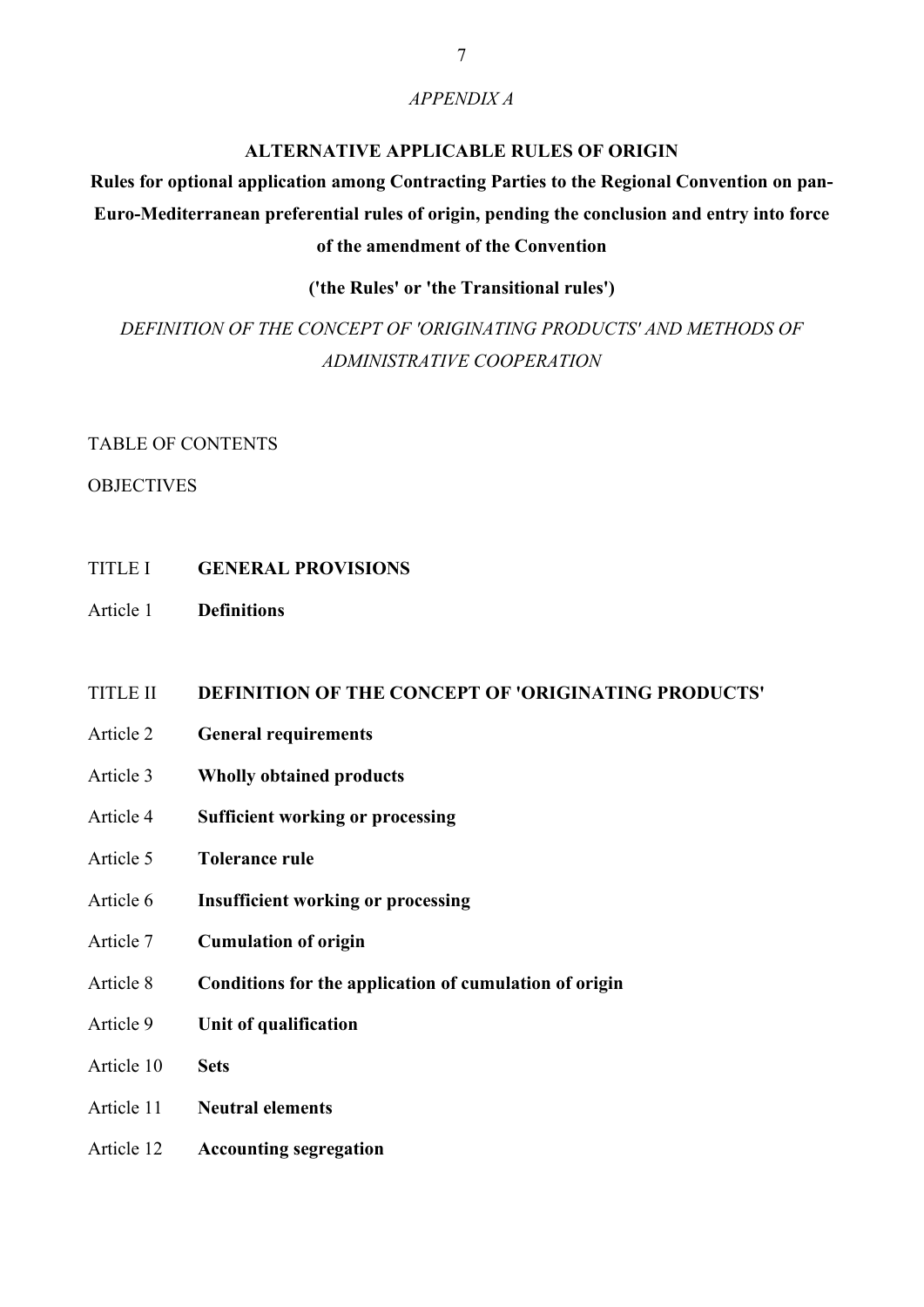*APPENDIX A*

**ALTERNATIVE APPLICABLE RULES OF ORIGIN**

**Rules for optional application among Contracting Parties to the Regional Convention on pan-Euro-Mediterranean preferential rules of origin, pending the conclusion and entry into force of the amendment of the Convention**

**('the Rules' or 'the Transitional rules')**

*DEFINITION OF THE CONCEPT OF 'ORIGINATING PRODUCTS' AND METHODS OF ADMINISTRATIVE COOPERATION*

TABLE OF CONTENTS

OBJECTIVES

TITLE I **GENERAL PROVISIONS**

Article 1 **Definitions**

TITLE II **DEFINITION OF THE CONCEPT OF 'ORIGINATING PRODUCTS'**

Article 2 **General requirements**

Article 3 **Wholly obtained products**

Article 4 **Sufficient working or processing**

Article 5 **Tolerance rule**

Article 6 **Insufficient working or processing**

Article 7 **Cumulation of origin**

Article 8 **Conditions for the application of cumulation of origin**

Article 9 **Unit of qualification**

Article 10 **Sets**

Article 11 **Neutral elements**

Article 12 **Accounting segregation**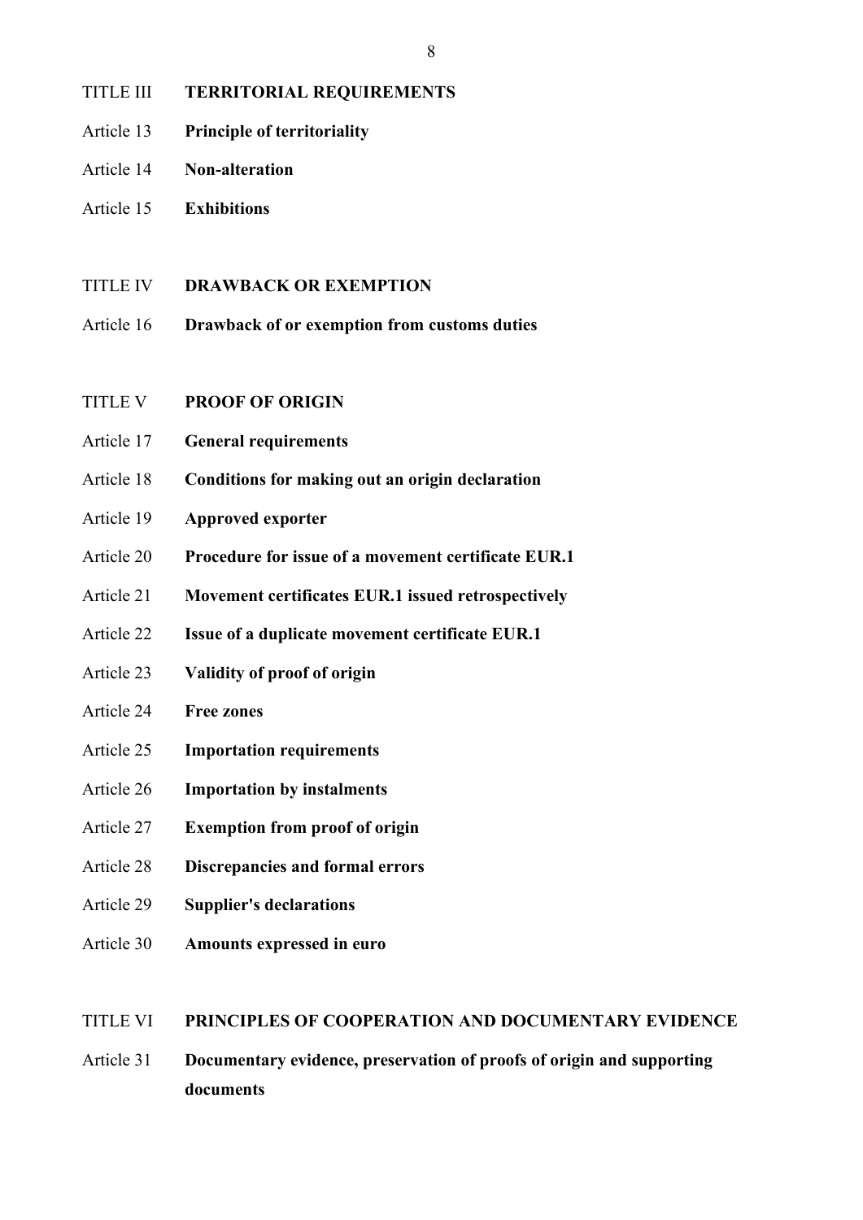TITLE III **TERRITORIAL REQUIREMENTS**

Article 13 **Principle of territoriality**

Article 14 **Non-alteration**

Article 15 **Exhibitions**

TITLE IV **DRAWBACK OR EXEMPTION**

Article 16 **Drawback of or exemption from customs duties**

TITLE V **PROOF OF ORIGIN**

Article 17 **General requirements**

Article 18 **Conditions for making out an origin declaration**

Article 19 **Approved exporter**

Article 20 **Procedure for issue of a movement certificate EUR.1**

Article 21 **Movement certificates EUR.1 issued retrospectively**

Article 22 **Issue of a duplicate movement certificate EUR.1**

Article 23 **Validity of proof of origin**

Article 24 **Free zones**

Article 25 **Importation requirements**

Article 26 **Importation by instalments**

Article 27 **Exemption from proof of origin**

Article 28 **Discrepancies and formal errors**

Article 29 **Supplier's declarations**

Article 30 **Amounts expressed in euro**

TITLE VI **PRINCIPLES OF COOPERATION AND DOCUMENTARY EVIDENCE**

Article 31 **Documentary evidence, preservation of proofs of origin and supporting documents**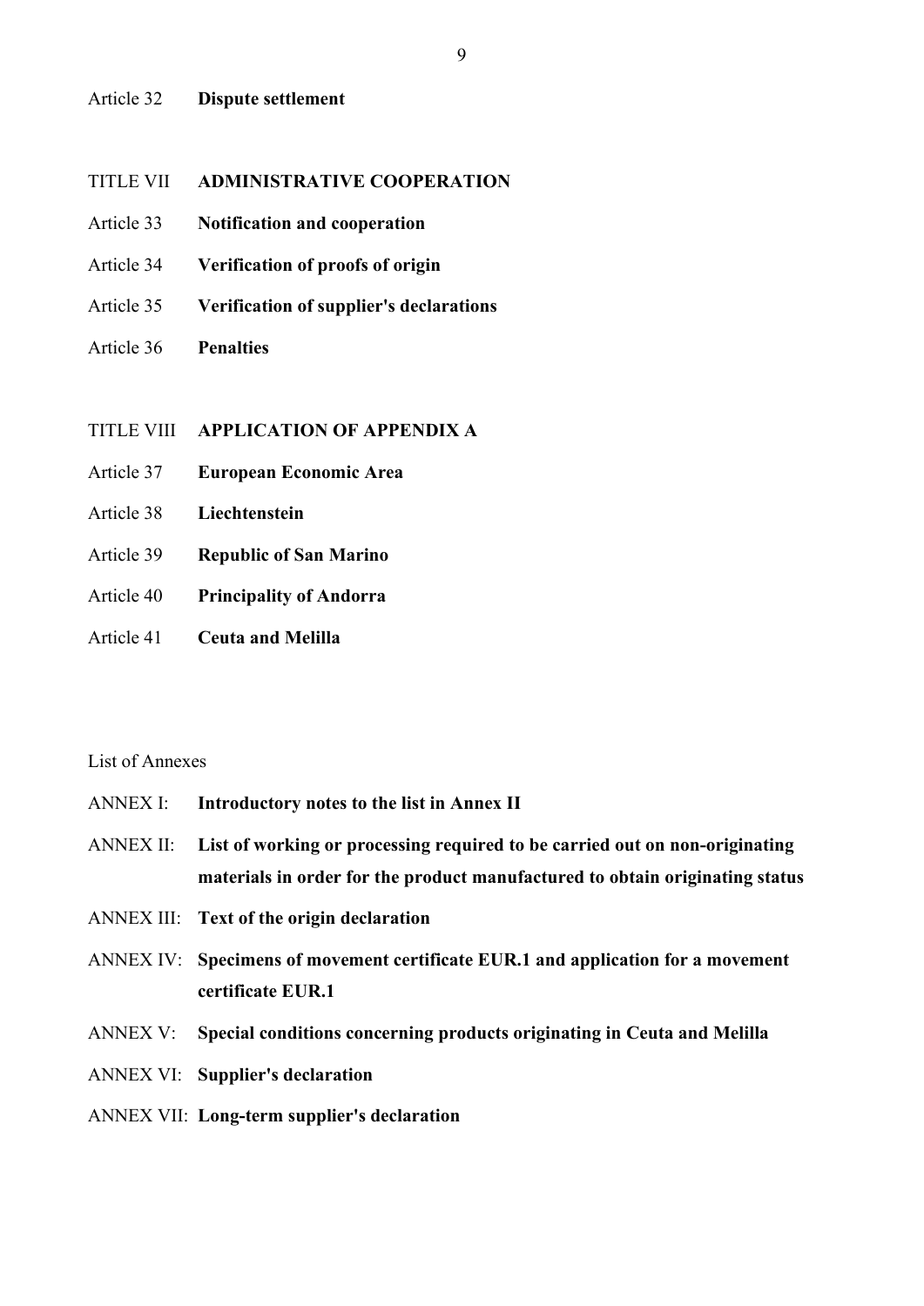Article 32 **Dispute settlement**

TITLE VII **ADMINISTRATIVE COOPERATION**

Article 33 **Notification and cooperation**

Article 34 **Verification of proofs of origin**

Article 35 **Verification of supplier's declarations**

Article 36 **Penalties**

TITLE VIII **APPLICATION OF APPENDIX A**

Article 37 **European Economic Area**

Article 38 **Liechtenstein**

Article 39 **Republic of San Marino**

Article 40 **Principality of Andorra**

Article 41 **Ceuta and Melilla**

List of Annexes

ANNEX I: **Introductory notes to the list in Annex II**

ANNEX II: **List of working or processing required to be carried out on non-originating materials in order for the product manufactured to obtain originating status**

ANNEX III: **Text of the origin declaration**

ANNEX IV: **Specimens of movement certificate EUR.1 and application for a movement certificate EUR.1**

ANNEX V: **Special conditions concerning products originating in Ceuta and Melilla**

ANNEX VI: **Supplier's declaration**

ANNEX VII: **Long-term supplier's declaration**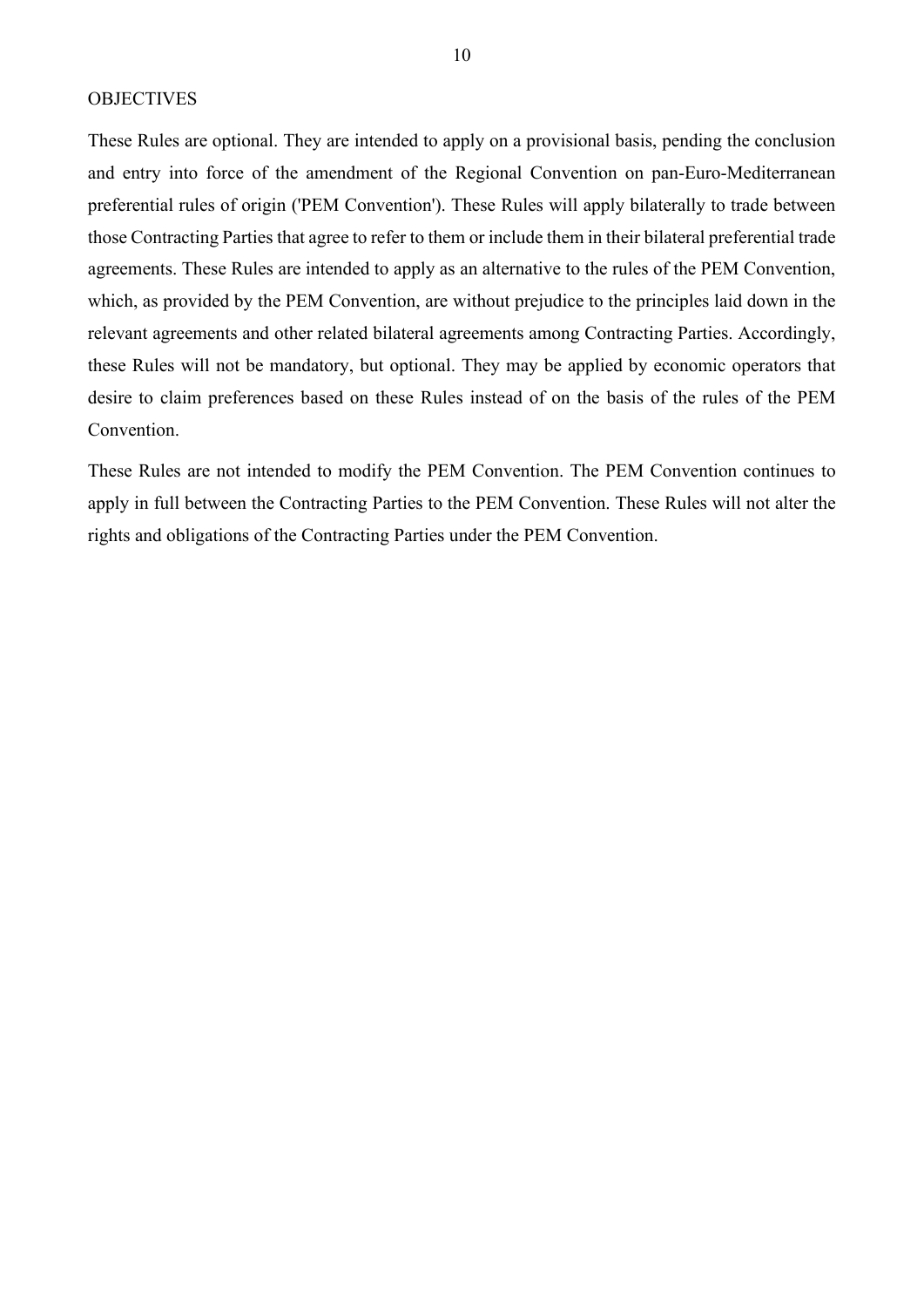OBJECTIVES

These Rules are optional. They are intended to apply on a provisional basis, pending the conclusion and entry into force of the amendment of the Regional Convention on pan-Euro-Mediterranean preferential rules of origin ('PEM Convention'). These Rules will apply bilaterally to trade between those Contracting Parties that agree to refer to them or include them in their bilateral preferential trade agreements. These Rules are intended to apply as an alternative to the rules of the PEM Convention, which, as provided by the PEM Convention, are without prejudice to the principles laid down in the relevant agreements and other related bilateral agreements among Contracting Parties. Accordingly, these Rules will not be mandatory, but optional. They may be applied by economic operators that desire to claim preferences based on these Rules instead of on the basis of the rules of the PEM Convention.

These Rules are not intended to modify the PEM Convention. The PEM Convention continues to apply in full between the Contracting Parties to the PEM Convention. These Rules will not alter the rights and obligations of the Contracting Parties under the PEM Convention.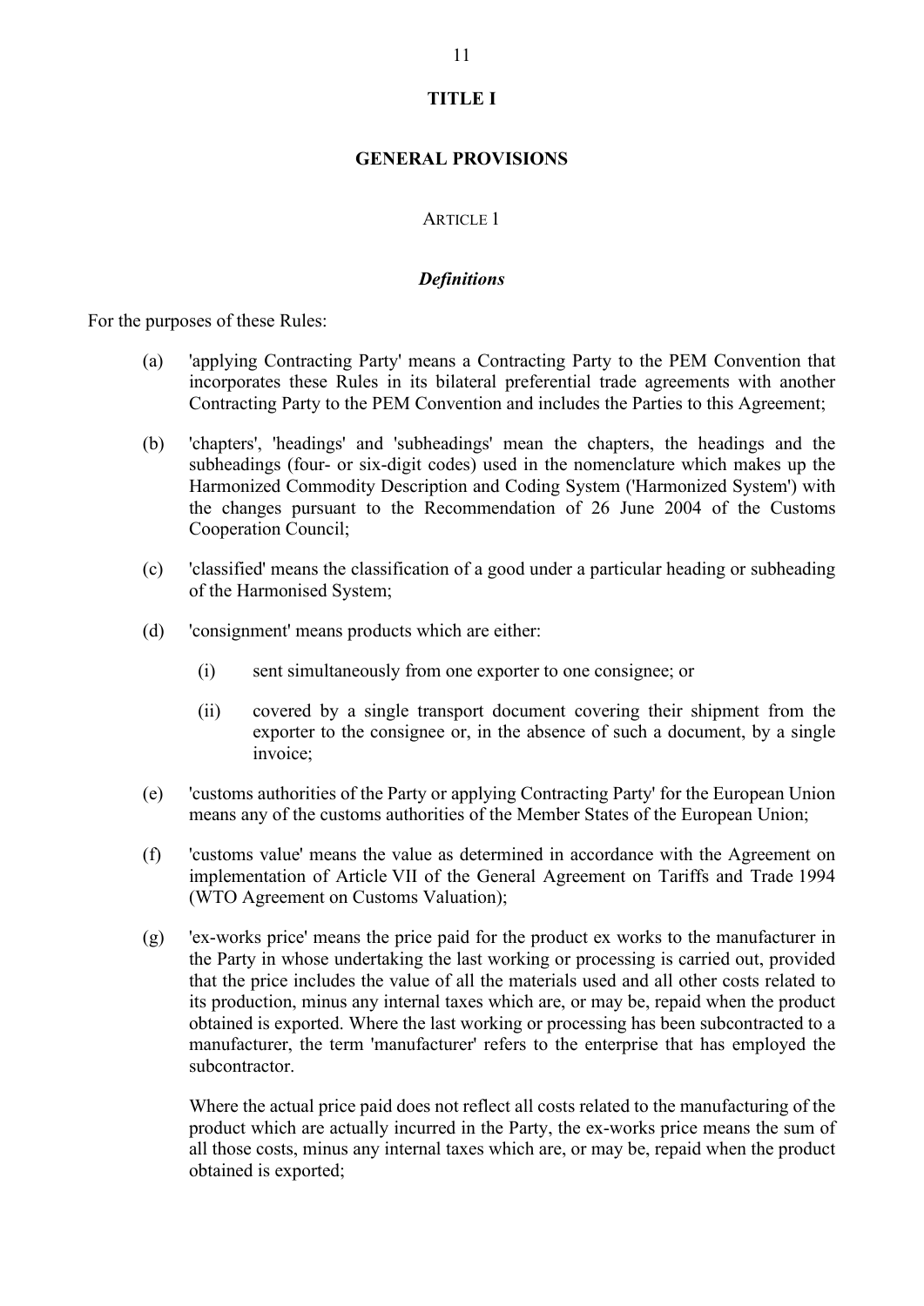# TITLE I

## GENERAL PROVISIONS

### ARTICLE 1

### *Definitions*

For the purposes of these Rules:

(a) 'applying Contracting Party' means a Contracting Party to the PEM Convention that incorporates these Rules in its bilateral preferential trade agreements with another Contracting Party to the PEM Convention and includes the Parties to this Agreement;

(b) 'chapters', 'headings' and 'subheadings' mean the chapters, the headings and the subheadings (four- or six-digit codes) used in the nomenclature which makes up the Harmonized Commodity Description and Coding System ('Harmonized System') with the changes pursuant to the Recommendation of 26 June 2004 of the Customs Cooperation Council;

(c) 'classified' means the classification of a good under a particular heading or subheading of the Harmonised System;

(d) 'consignment' means products which are either:

   (i) sent simultaneously from one exporter to one consignee; or

   (ii) covered by a single transport document covering their shipment from the exporter to the consignee or, in the absence of such a document, by a single invoice;

(e) 'customs authorities of the Party or applying Contracting Party' for the European Union means any of the customs authorities of the Member States of the European Union;

(f) 'customs value' means the value as determined in accordance with the Agreement on implementation of Article VII of the General Agreement on Tariffs and Trade 1994 (WTO Agreement on Customs Valuation);

(g) 'ex-works price' means the price paid for the product ex works to the manufacturer in the Party in whose undertaking the last working or processing is carried out, provided that the price includes the value of all the materials used and all other costs related to its production, minus any internal taxes which are, or may be, repaid when the product obtained is exported. Where the last working or processing has been subcontracted to a manufacturer, the term 'manufacturer' refers to the enterprise that has employed the subcontractor.

   Where the actual price paid does not reflect all costs related to the manufacturing of the product which are actually incurred in the Party, the ex-works price means the sum of all those costs, minus any internal taxes which are, or may be, repaid when the product obtained is exported;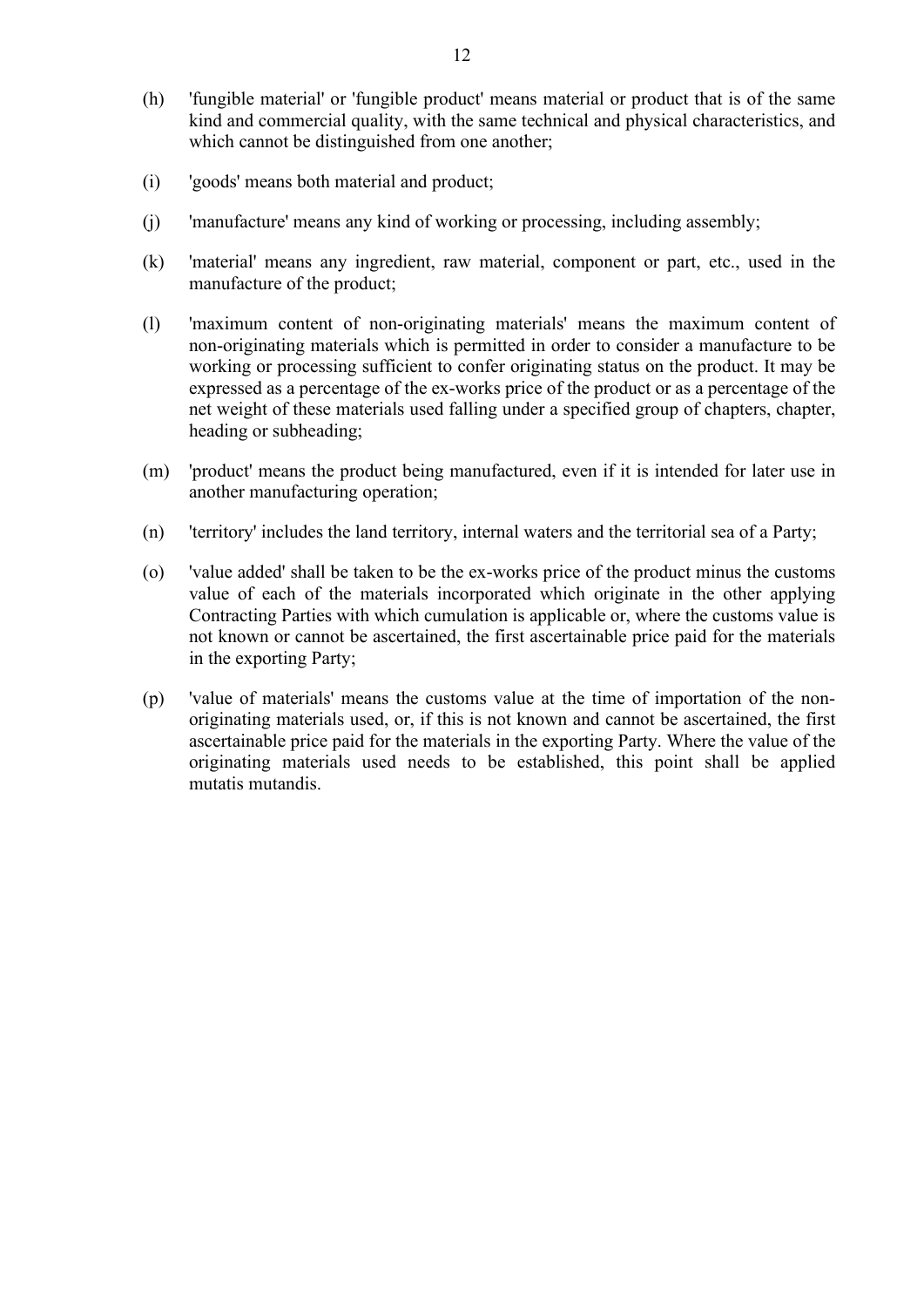(h) 'fungible material' or 'fungible product' means material or product that is of the same kind and commercial quality, with the same technical and physical characteristics, and which cannot be distinguished from one another;

(i) 'goods' means both material and product;

(j) 'manufacture' means any kind of working or processing, including assembly;

(k) 'material' means any ingredient, raw material, component or part, etc., used in the manufacture of the product;

(l) 'maximum content of non-originating materials' means the maximum content of non-originating materials which is permitted in order to consider a manufacture to be working or processing sufficient to confer originating status on the product. It may be expressed as a percentage of the ex-works price of the product or as a percentage of the net weight of these materials used falling under a specified group of chapters, chapter, heading or subheading;

(m) 'product' means the product being manufactured, even if it is intended for later use in another manufacturing operation;

(n) 'territory' includes the land territory, internal waters and the territorial sea of a Party;

(o) 'value added' shall be taken to be the ex-works price of the product minus the customs value of each of the materials incorporated which originate in the other applying Contracting Parties with which cumulation is applicable or, where the customs value is not known or cannot be ascertained, the first ascertainable price paid for the materials in the exporting Party;

(p) 'value of materials' means the customs value at the time of importation of the non-originating materials used, or, if this is not known and cannot be ascertained, the first ascertainable price paid for the materials in the exporting Party. Where the value of the originating materials used needs to be established, this point shall be applied mutatis mutandis.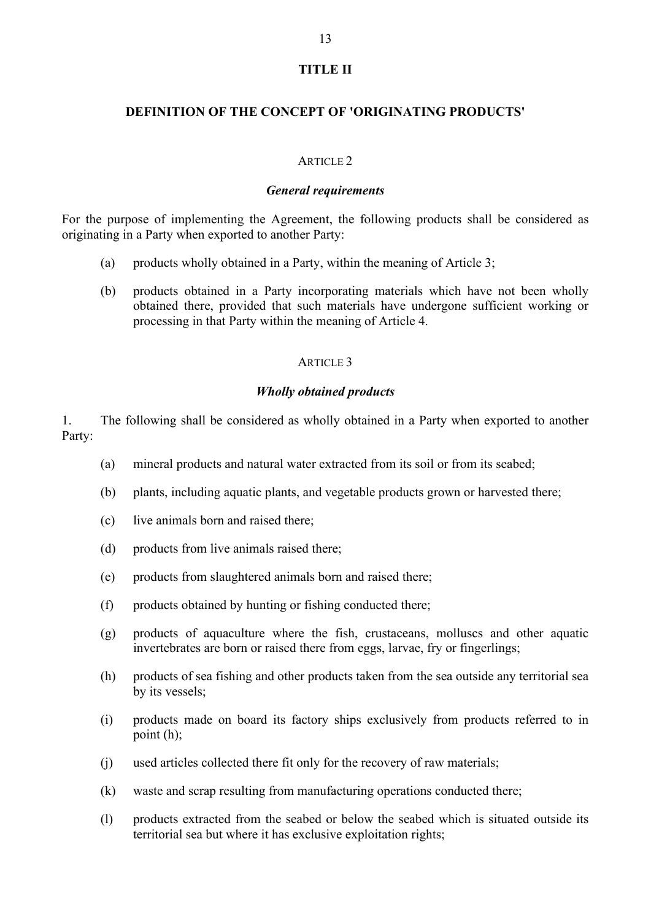## TITLE II

## DEFINITION OF THE CONCEPT OF 'ORIGINATING PRODUCTS'

### ARTICLE 2

### *General requirements*

For the purpose of implementing the Agreement, the following products shall be considered as originating in a Party when exported to another Party:

(a) products wholly obtained in a Party, within the meaning of Article 3;

(b) products obtained in a Party incorporating materials which have not been wholly obtained there, provided that such materials have undergone sufficient working or processing in that Party within the meaning of Article 4.

### ARTICLE 3

### *Wholly obtained products*

1. The following shall be considered as wholly obtained in a Party when exported to another Party:

(a) mineral products and natural water extracted from its soil or from its seabed;

(b) plants, including aquatic plants, and vegetable products grown or harvested there;

(c) live animals born and raised there;

(d) products from live animals raised there;

(e) products from slaughtered animals born and raised there;

(f) products obtained by hunting or fishing conducted there;

(g) products of aquaculture where the fish, crustaceans, molluscs and other aquatic invertebrates are born or raised there from eggs, larvae, fry or fingerlings;

(h) products of sea fishing and other products taken from the sea outside any territorial sea by its vessels;

(i) products made on board its factory ships exclusively from products referred to in point (h);

(j) used articles collected there fit only for the recovery of raw materials;

(k) waste and scrap resulting from manufacturing operations conducted there;

(l) products extracted from the seabed or below the seabed which is situated outside its territorial sea but where it has exclusive exploitation rights;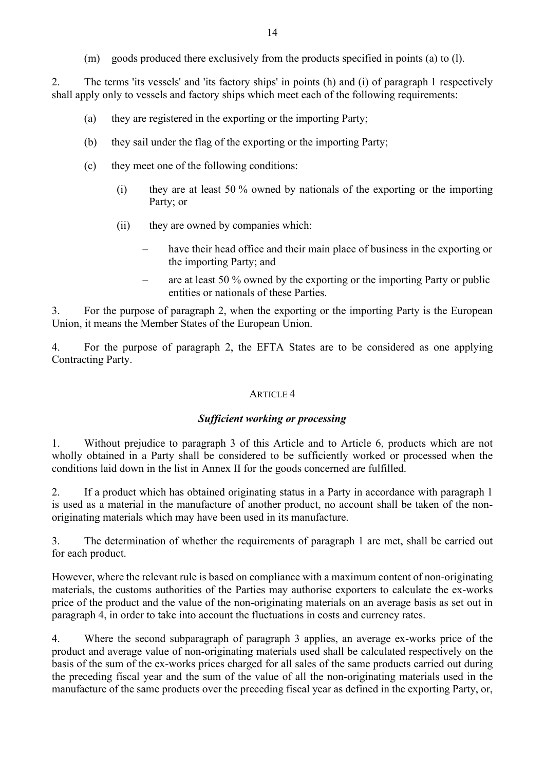(m) goods produced there exclusively from the products specified in points (a) to (l).

2. The terms 'its vessels' and 'its factory ships' in points (h) and (i) of paragraph 1 respectively shall apply only to vessels and factory ships which meet each of the following requirements:

(a) they are registered in the exporting or the importing Party;

(b) they sail under the flag of the exporting or the importing Party;

(c) they meet one of the following conditions:

(i) they are at least 50 % owned by nationals of the exporting or the importing Party; or

(ii) they are owned by companies which:

– have their head office and their main place of business in the exporting or the importing Party; and

– are at least 50 % owned by the exporting or the importing Party or public entities or nationals of these Parties.

3. For the purpose of paragraph 2, when the exporting or the importing Party is the European Union, it means the Member States of the European Union.

4. For the purpose of paragraph 2, the EFTA States are to be considered as one applying Contracting Party.

## ARTICLE 4

### *Sufficient working or processing*

1. Without prejudice to paragraph 3 of this Article and to Article 6, products which are not wholly obtained in a Party shall be considered to be sufficiently worked or processed when the conditions laid down in the list in Annex II for the goods concerned are fulfilled.

2. If a product which has obtained originating status in a Party in accordance with paragraph 1 is used as a material in the manufacture of another product, no account shall be taken of the non-originating materials which may have been used in its manufacture.

3. The determination of whether the requirements of paragraph 1 are met, shall be carried out for each product.

However, where the relevant rule is based on compliance with a maximum content of non-originating materials, the customs authorities of the Parties may authorise exporters to calculate the ex-works price of the product and the value of the non-originating materials on an average basis as set out in paragraph 4, in order to take into account the fluctuations in costs and currency rates.

4. Where the second subparagraph of paragraph 3 applies, an average ex-works price of the product and average value of non-originating materials used shall be calculated respectively on the basis of the sum of the ex-works prices charged for all sales of the same products carried out during the preceding fiscal year and the sum of the value of all the non-originating materials used in the manufacture of the same products over the preceding fiscal year as defined in the exporting Party, or,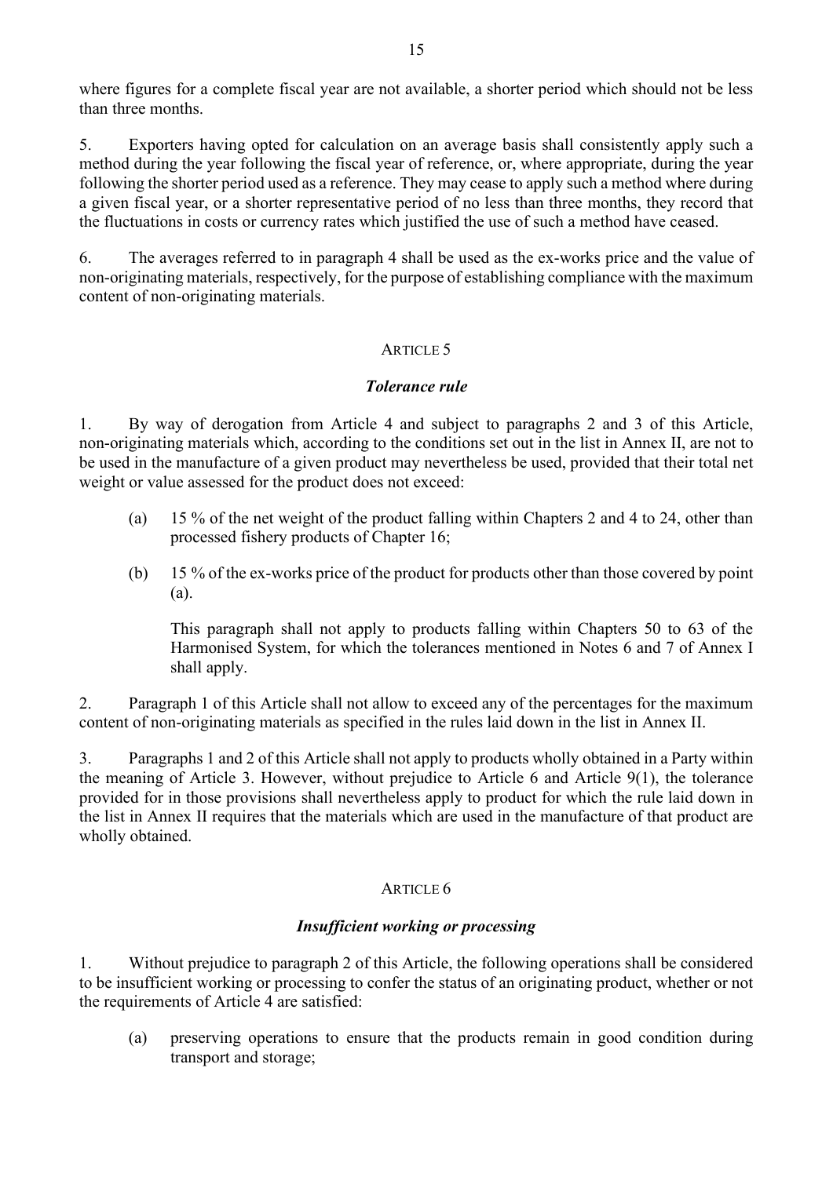where figures for a complete fiscal year are not available, a shorter period which should not be less than three months.

5. Exporters having opted for calculation on an average basis shall consistently apply such a method during the year following the fiscal year of reference, or, where appropriate, during the year following the shorter period used as a reference. They may cease to apply such a method where during a given fiscal year, or a shorter representative period of no less than three months, they record that the fluctuations in costs or currency rates which justified the use of such a method have ceased.

6. The averages referred to in paragraph 4 shall be used as the ex-works price and the value of non-originating materials, respectively, for the purpose of establishing compliance with the maximum content of non-originating materials.

## ARTICLE 5

### *Tolerance rule*

1. By way of derogation from Article 4 and subject to paragraphs 2 and 3 of this Article, non-originating materials which, according to the conditions set out in the list in Annex II, are not to be used in the manufacture of a given product may nevertheless be used, provided that their total net weight or value assessed for the product does not exceed:

(a) 15 % of the net weight of the product falling within Chapters 2 and 4 to 24, other than processed fishery products of Chapter 16;

(b) 15 % of the ex-works price of the product for products other than those covered by point (a).

This paragraph shall not apply to products falling within Chapters 50 to 63 of the Harmonised System, for which the tolerances mentioned in Notes 6 and 7 of Annex I shall apply.

2. Paragraph 1 of this Article shall not allow to exceed any of the percentages for the maximum content of non-originating materials as specified in the rules laid down in the list in Annex II.

3. Paragraphs 1 and 2 of this Article shall not apply to products wholly obtained in a Party within the meaning of Article 3. However, without prejudice to Article 6 and Article 9(1), the tolerance provided for in those provisions shall nevertheless apply to product for which the rule laid down in the list in Annex II requires that the materials which are used in the manufacture of that product are wholly obtained.

## ARTICLE 6

### *Insufficient working or processing*

1. Without prejudice to paragraph 2 of this Article, the following operations shall be considered to be insufficient working or processing to confer the status of an originating product, whether or not the requirements of Article 4 are satisfied:

(a) preserving operations to ensure that the products remain in good condition during transport and storage;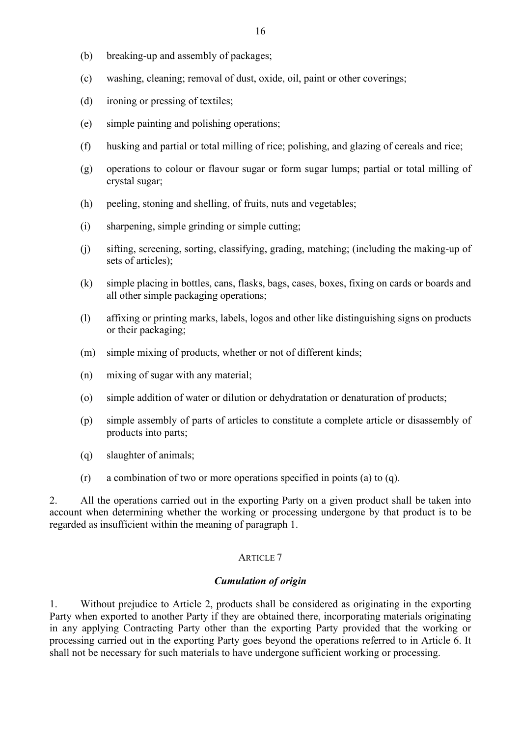(b) breaking-up and assembly of packages;

(c) washing, cleaning; removal of dust, oxide, oil, paint or other coverings;

(d) ironing or pressing of textiles;

(e) simple painting and polishing operations;

(f) husking and partial or total milling of rice; polishing, and glazing of cereals and rice;

(g) operations to colour or flavour sugar or form sugar lumps; partial or total milling of crystal sugar;

(h) peeling, stoning and shelling, of fruits, nuts and vegetables;

(i) sharpening, simple grinding or simple cutting;

(j) sifting, screening, sorting, classifying, grading, matching; (including the making-up of sets of articles);

(k) simple placing in bottles, cans, flasks, bags, cases, boxes, fixing on cards or boards and all other simple packaging operations;

(l) affixing or printing marks, labels, logos and other like distinguishing signs on products or their packaging;

(m) simple mixing of products, whether or not of different kinds;

(n) mixing of sugar with any material;

(o) simple addition of water or dilution or dehydratation or denaturation of products;

(p) simple assembly of parts of articles to constitute a complete article or disassembly of products into parts;

(q) slaughter of animals;

(r) a combination of two or more operations specified in points (a) to (q).

2. All the operations carried out in the exporting Party on a given product shall be taken into account when determining whether the working or processing undergone by that product is to be regarded as insufficient within the meaning of paragraph 1.

## ARTICLE 7

### *Cumulation of origin*

1. Without prejudice to Article 2, products shall be considered as originating in the exporting Party when exported to another Party if they are obtained there, incorporating materials originating in any applying Contracting Party other than the exporting Party provided that the working or processing carried out in the exporting Party goes beyond the operations referred to in Article 6. It shall not be necessary for such materials to have undergone sufficient working or processing.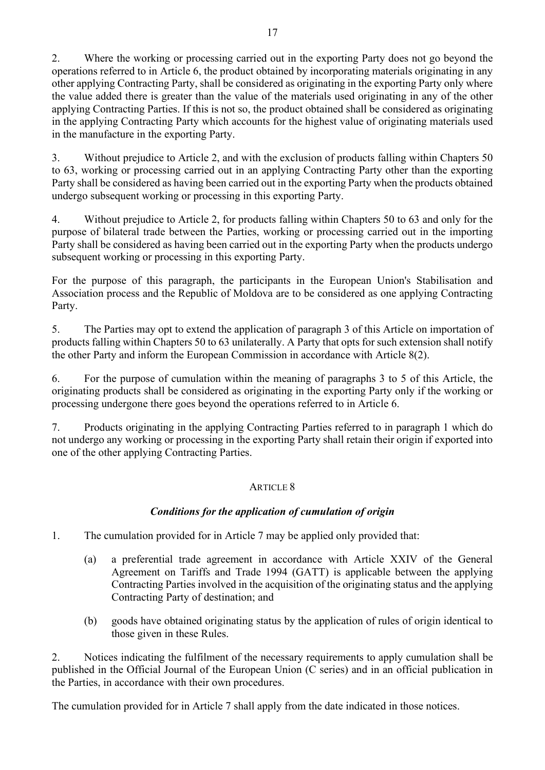2. Where the working or processing carried out in the exporting Party does not go beyond the operations referred to in Article 6, the product obtained by incorporating materials originating in any other applying Contracting Party, shall be considered as originating in the exporting Party only where the value added there is greater than the value of the materials used originating in any of the other applying Contracting Parties. If this is not so, the product obtained shall be considered as originating in the applying Contracting Party which accounts for the highest value of originating materials used in the manufacture in the exporting Party.

3. Without prejudice to Article 2, and with the exclusion of products falling within Chapters 50 to 63, working or processing carried out in an applying Contracting Party other than the exporting Party shall be considered as having been carried out in the exporting Party when the products obtained undergo subsequent working or processing in this exporting Party.

4. Without prejudice to Article 2, for products falling within Chapters 50 to 63 and only for the purpose of bilateral trade between the Parties, working or processing carried out in the importing Party shall be considered as having been carried out in the exporting Party when the products undergo subsequent working or processing in this exporting Party.

For the purpose of this paragraph, the participants in the European Union's Stabilisation and Association process and the Republic of Moldova are to be considered as one applying Contracting Party.

5. The Parties may opt to extend the application of paragraph 3 of this Article on importation of products falling within Chapters 50 to 63 unilaterally. A Party that opts for such extension shall notify the other Party and inform the European Commission in accordance with Article 8(2).

6. For the purpose of cumulation within the meaning of paragraphs 3 to 5 of this Article, the originating products shall be considered as originating in the exporting Party only if the working or processing undergone there goes beyond the operations referred to in Article 6.

7. Products originating in the applying Contracting Parties referred to in paragraph 1 which do not undergo any working or processing in the exporting Party shall retain their origin if exported into one of the other applying Contracting Parties.

## ARTICLE 8

### *Conditions for the application of cumulation of origin*

1. The cumulation provided for in Article 7 may be applied only provided that:

   (a) a preferential trade agreement in accordance with Article XXIV of the General Agreement on Tariffs and Trade 1994 (GATT) is applicable between the applying Contracting Parties involved in the acquisition of the originating status and the applying Contracting Party of destination; and

   (b) goods have obtained originating status by the application of rules of origin identical to those given in these Rules.

2. Notices indicating the fulfilment of the necessary requirements to apply cumulation shall be published in the Official Journal of the European Union (C series) and in an official publication in the Parties, in accordance with their own procedures.

The cumulation provided for in Article 7 shall apply from the date indicated in those notices.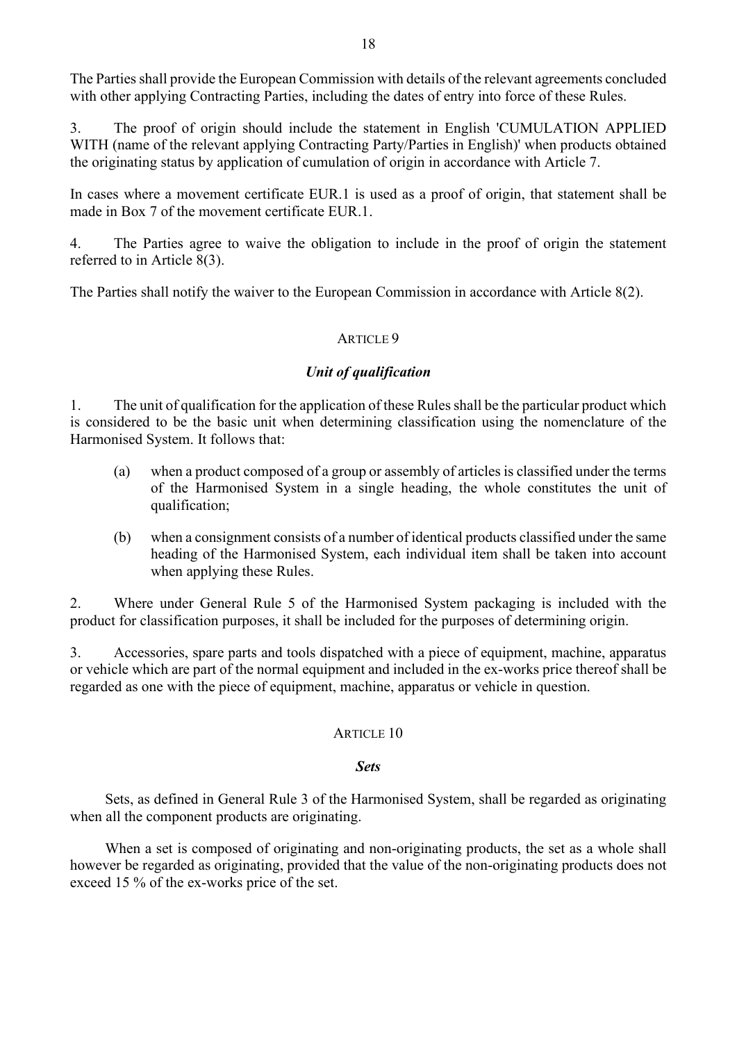The Parties shall provide the European Commission with details of the relevant agreements concluded with other applying Contracting Parties, including the dates of entry into force of these Rules.

3. The proof of origin should include the statement in English 'CUMULATION APPLIED WITH (name of the relevant applying Contracting Party/Parties in English)' when products obtained the originating status by application of cumulation of origin in accordance with Article 7.

In cases where a movement certificate EUR.1 is used as a proof of origin, that statement shall be made in Box 7 of the movement certificate EUR.1.

4. The Parties agree to waive the obligation to include in the proof of origin the statement referred to in Article 8(3).

The Parties shall notify the waiver to the European Commission in accordance with Article 8(2).

## ARTICLE 9

### *Unit of qualification*

1. The unit of qualification for the application of these Rules shall be the particular product which is considered to be the basic unit when determining classification using the nomenclature of the Harmonised System. It follows that:

(a) when a product composed of a group or assembly of articles is classified under the terms of the Harmonised System in a single heading, the whole constitutes the unit of qualification;

(b) when a consignment consists of a number of identical products classified under the same heading of the Harmonised System, each individual item shall be taken into account when applying these Rules.

2. Where under General Rule 5 of the Harmonised System packaging is included with the product for classification purposes, it shall be included for the purposes of determining origin.

3. Accessories, spare parts and tools dispatched with a piece of equipment, machine, apparatus or vehicle which are part of the normal equipment and included in the ex-works price thereof shall be regarded as one with the piece of equipment, machine, apparatus or vehicle in question.

## ARTICLE 10

### *Sets*

Sets, as defined in General Rule 3 of the Harmonised System, shall be regarded as originating when all the component products are originating.

When a set is composed of originating and non-originating products, the set as a whole shall however be regarded as originating, provided that the value of the non-originating products does not exceed 15 % of the ex-works price of the set.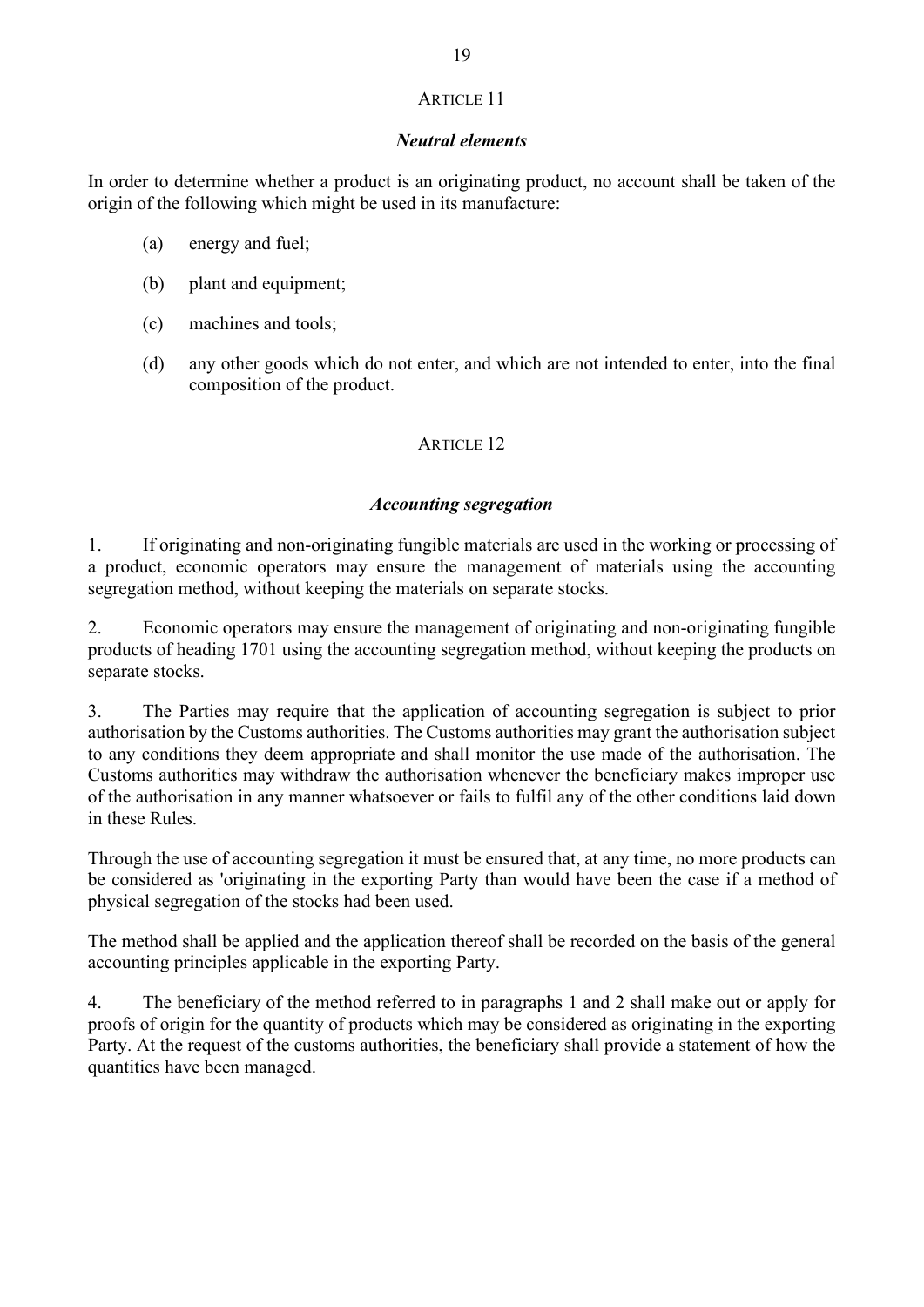## ARTICLE 11

### *Neutral elements*

In order to determine whether a product is an originating product, no account shall be taken of the origin of the following which might be used in its manufacture:

(a) energy and fuel;

(b) plant and equipment;

(c) machines and tools;

(d) any other goods which do not enter, and which are not intended to enter, into the final composition of the product.

## ARTICLE 12

### *Accounting segregation*

1. If originating and non-originating fungible materials are used in the working or processing of a product, economic operators may ensure the management of materials using the accounting segregation method, without keeping the materials on separate stocks.

2. Economic operators may ensure the management of originating and non-originating fungible products of heading 1701 using the accounting segregation method, without keeping the products on separate stocks.

3. The Parties may require that the application of accounting segregation is subject to prior authorisation by the Customs authorities. The Customs authorities may grant the authorisation subject to any conditions they deem appropriate and shall monitor the use made of the authorisation. The Customs authorities may withdraw the authorisation whenever the beneficiary makes improper use of the authorisation in any manner whatsoever or fails to fulfil any of the other conditions laid down in these Rules.

Through the use of accounting segregation it must be ensured that, at any time, no more products can be considered as 'originating in the exporting Party than would have been the case if a method of physical segregation of the stocks had been used.

The method shall be applied and the application thereof shall be recorded on the basis of the general accounting principles applicable in the exporting Party.

4. The beneficiary of the method referred to in paragraphs 1 and 2 shall make out or apply for proofs of origin for the quantity of products which may be considered as originating in the exporting Party. At the request of the customs authorities, the beneficiary shall provide a statement of how the quantities have been managed.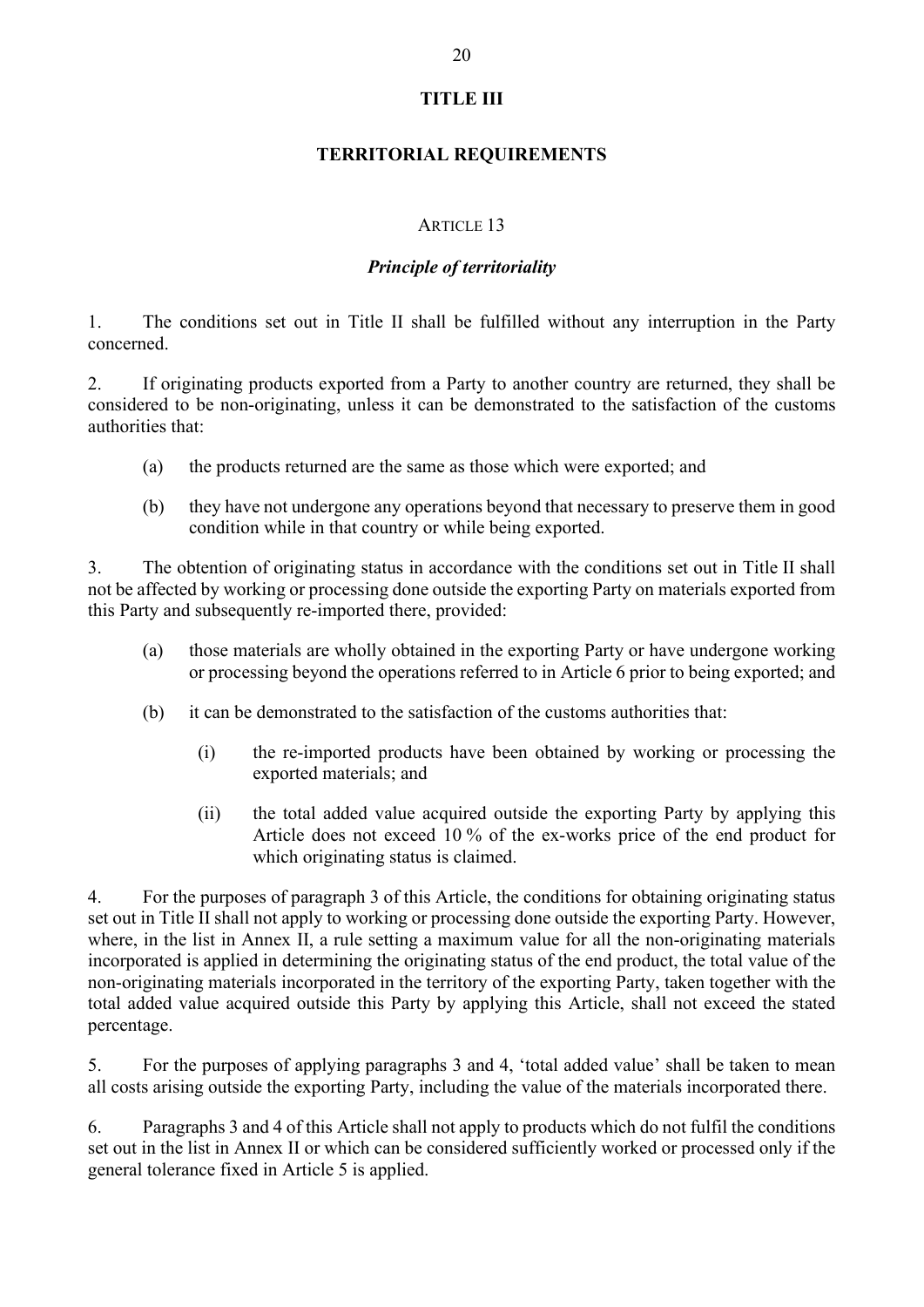# TITLE III

# TERRITORIAL REQUIREMENTS

## ARTICLE 13

### *Principle of territoriality*

1. The conditions set out in Title II shall be fulfilled without any interruption in the Party concerned.

2. If originating products exported from a Party to another country are returned, they shall be considered to be non-originating, unless it can be demonstrated to the satisfaction of the customs authorities that:

   (a) the products returned are the same as those which were exported; and

   (b) they have not undergone any operations beyond that necessary to preserve them in good condition while in that country or while being exported.

3. The obtention of originating status in accordance with the conditions set out in Title II shall not be affected by working or processing done outside the exporting Party on materials exported from this Party and subsequently re-imported there, provided:

   (a) those materials are wholly obtained in the exporting Party or have undergone working or processing beyond the operations referred to in Article 6 prior to being exported; and

   (b) it can be demonstrated to the satisfaction of the customs authorities that:

      (i) the re-imported products have been obtained by working or processing the exported materials; and

      (ii) the total added value acquired outside the exporting Party by applying this Article does not exceed 10 % of the ex-works price of the end product for which originating status is claimed.

4. For the purposes of paragraph 3 of this Article, the conditions for obtaining originating status set out in Title II shall not apply to working or processing done outside the exporting Party. However, where, in the list in Annex II, a rule setting a maximum value for all the non-originating materials incorporated is applied in determining the originating status of the end product, the total value of the non-originating materials incorporated in the territory of the exporting Party, taken together with the total added value acquired outside this Party by applying this Article, shall not exceed the stated percentage.

5. For the purposes of applying paragraphs 3 and 4, 'total added value' shall be taken to mean all costs arising outside the exporting Party, including the value of the materials incorporated there.

6. Paragraphs 3 and 4 of this Article shall not apply to products which do not fulfil the conditions set out in the list in Annex II or which can be considered sufficiently worked or processed only if the general tolerance fixed in Article 5 is applied.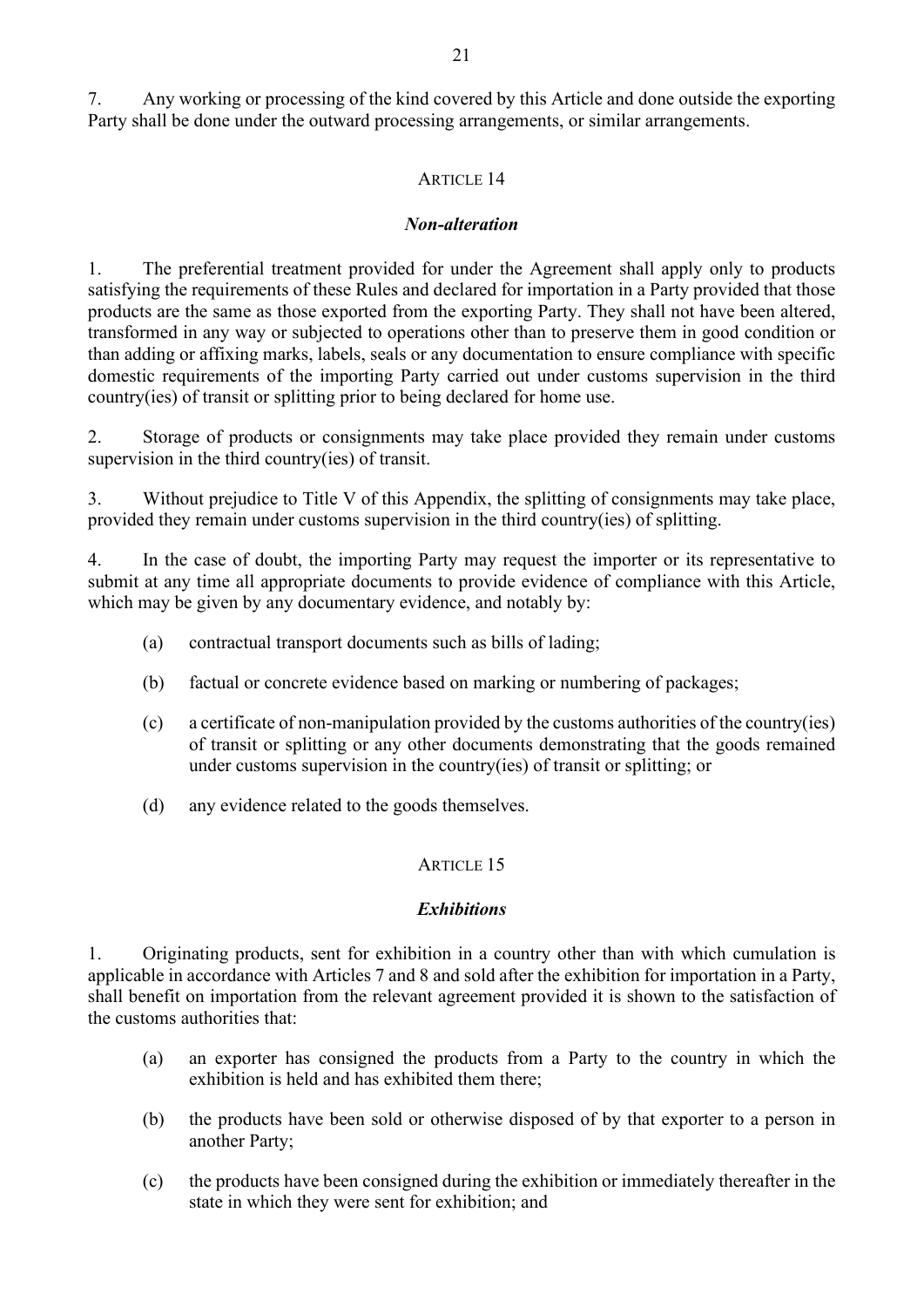7. Any working or processing of the kind covered by this Article and done outside the exporting Party shall be done under the outward processing arrangements, or similar arrangements.

## ARTICLE 14

### *Non-alteration*

1. The preferential treatment provided for under the Agreement shall apply only to products satisfying the requirements of these Rules and declared for importation in a Party provided that those products are the same as those exported from the exporting Party. They shall not have been altered, transformed in any way or subjected to operations other than to preserve them in good condition or than adding or affixing marks, labels, seals or any documentation to ensure compliance with specific domestic requirements of the importing Party carried out under customs supervision in the third country(ies) of transit or splitting prior to being declared for home use.

2. Storage of products or consignments may take place provided they remain under customs supervision in the third country(ies) of transit.

3. Without prejudice to Title V of this Appendix, the splitting of consignments may take place, provided they remain under customs supervision in the third country(ies) of splitting.

4. In the case of doubt, the importing Party may request the importer or its representative to submit at any time all appropriate documents to provide evidence of compliance with this Article, which may be given by any documentary evidence, and notably by:

(a) contractual transport documents such as bills of lading;

(b) factual or concrete evidence based on marking or numbering of packages;

(c) a certificate of non-manipulation provided by the customs authorities of the country(ies) of transit or splitting or any other documents demonstrating that the goods remained under customs supervision in the country(ies) of transit or splitting; or

(d) any evidence related to the goods themselves.

## ARTICLE 15

### *Exhibitions*

1. Originating products, sent for exhibition in a country other than with which cumulation is applicable in accordance with Articles 7 and 8 and sold after the exhibition for importation in a Party, shall benefit on importation from the relevant agreement provided it is shown to the satisfaction of the customs authorities that:

(a) an exporter has consigned the products from a Party to the country in which the exhibition is held and has exhibited them there;

(b) the products have been sold or otherwise disposed of by that exporter to a person in another Party;

(c) the products have been consigned during the exhibition or immediately thereafter in the state in which they were sent for exhibition; and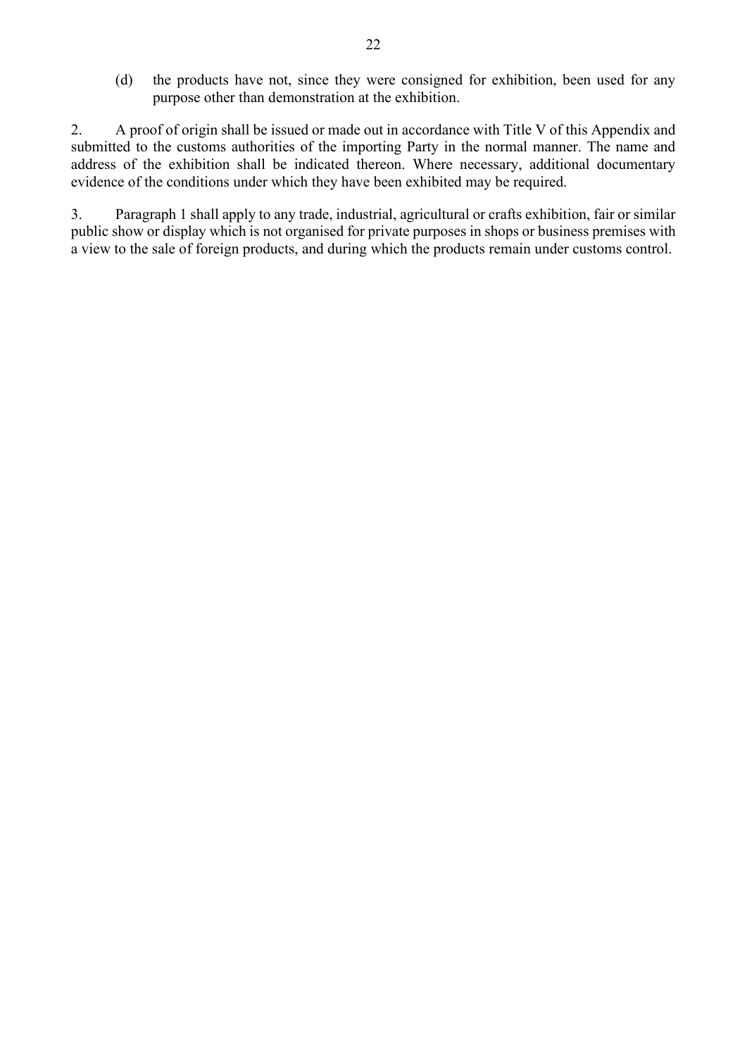(d) the products have not, since they were consigned for exhibition, been used for any purpose other than demonstration at the exhibition.

2. A proof of origin shall be issued or made out in accordance with Title V of this Appendix and submitted to the customs authorities of the importing Party in the normal manner. The name and address of the exhibition shall be indicated thereon. Where necessary, additional documentary evidence of the conditions under which they have been exhibited may be required.

3. Paragraph 1 shall apply to any trade, industrial, agricultural or crafts exhibition, fair or similar public show or display which is not organised for private purposes in shops or business premises with a view to the sale of foreign products, and during which the products remain under customs control.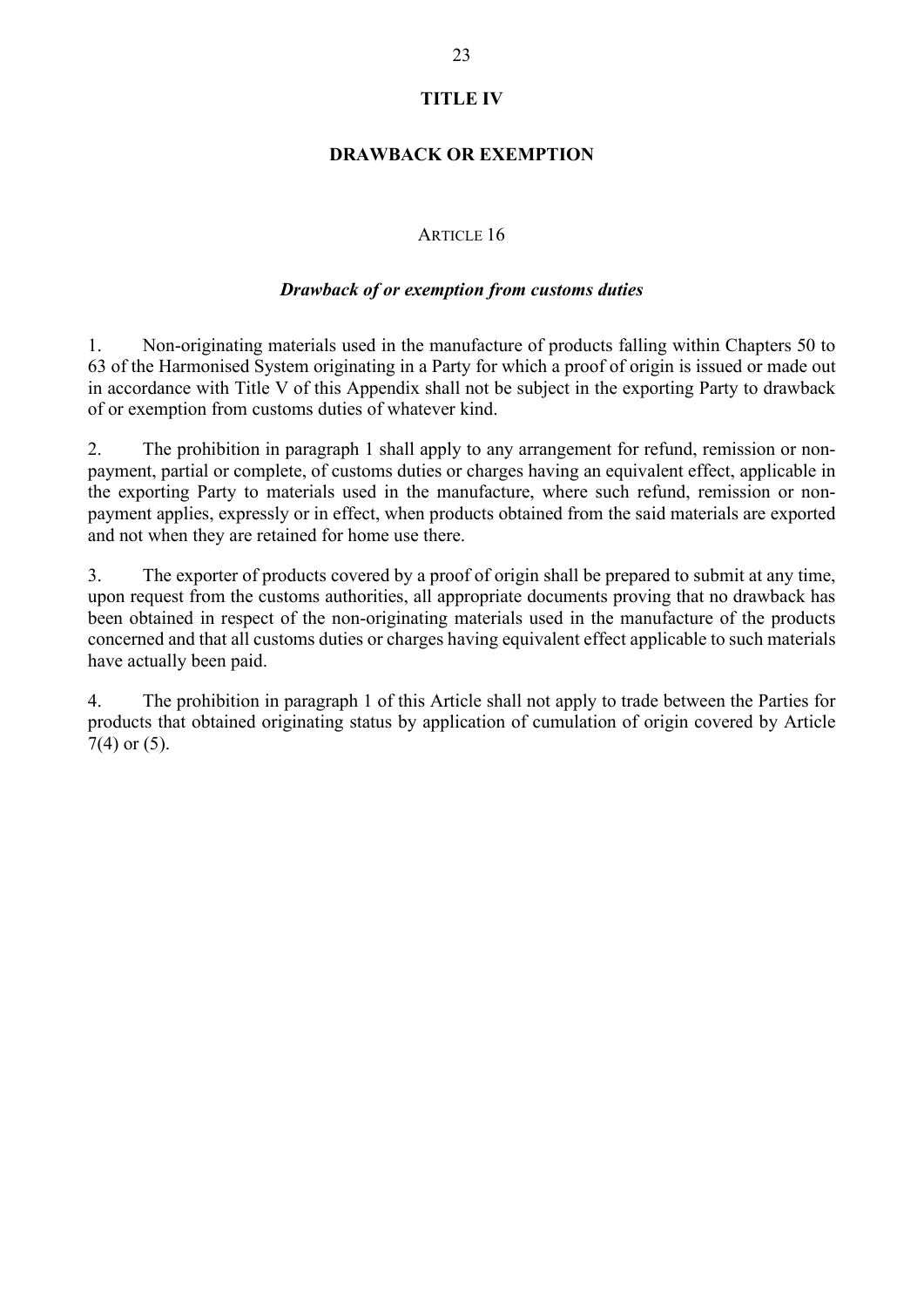# TITLE IV

## DRAWBACK OR EXEMPTION

ARTICLE 16

***Drawback of or exemption from customs duties***

1. Non-originating materials used in the manufacture of products falling within Chapters 50 to 63 of the Harmonised System originating in a Party for which a proof of origin is issued or made out in accordance with Title V of this Appendix shall not be subject in the exporting Party to drawback of or exemption from customs duties of whatever kind.

2. The prohibition in paragraph 1 shall apply to any arrangement for refund, remission or non-payment, partial or complete, of customs duties or charges having an equivalent effect, applicable in the exporting Party to materials used in the manufacture, where such refund, remission or non-payment applies, expressly or in effect, when products obtained from the said materials are exported and not when they are retained for home use there.

3. The exporter of products covered by a proof of origin shall be prepared to submit at any time, upon request from the customs authorities, all appropriate documents proving that no drawback has been obtained in respect of the non-originating materials used in the manufacture of the products concerned and that all customs duties or charges having equivalent effect applicable to such materials have actually been paid.

4. The prohibition in paragraph 1 of this Article shall not apply to trade between the Parties for products that obtained originating status by application of cumulation of origin covered by Article 7(4) or (5).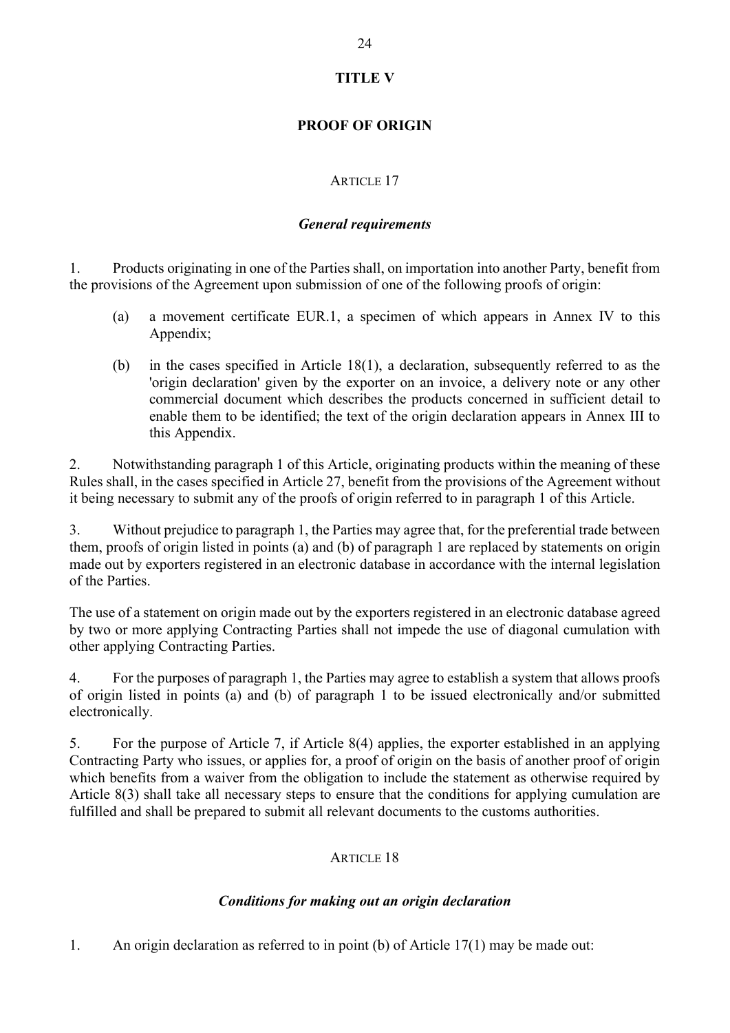# TITLE V

# PROOF OF ORIGIN

## ARTICLE 17

### *General requirements*

1. Products originating in one of the Parties shall, on importation into another Party, benefit from the provisions of the Agreement upon submission of one of the following proofs of origin:

   (a) a movement certificate EUR.1, a specimen of which appears in Annex IV to this Appendix;

   (b) in the cases specified in Article 18(1), a declaration, subsequently referred to as the 'origin declaration' given by the exporter on an invoice, a delivery note or any other commercial document which describes the products concerned in sufficient detail to enable them to be identified; the text of the origin declaration appears in Annex III to this Appendix.

2. Notwithstanding paragraph 1 of this Article, originating products within the meaning of these Rules shall, in the cases specified in Article 27, benefit from the provisions of the Agreement without it being necessary to submit any of the proofs of origin referred to in paragraph 1 of this Article.

3. Without prejudice to paragraph 1, the Parties may agree that, for the preferential trade between them, proofs of origin listed in points (a) and (b) of paragraph 1 are replaced by statements on origin made out by exporters registered in an electronic database in accordance with the internal legislation of the Parties.

The use of a statement on origin made out by the exporters registered in an electronic database agreed by two or more applying Contracting Parties shall not impede the use of diagonal cumulation with other applying Contracting Parties.

4. For the purposes of paragraph 1, the Parties may agree to establish a system that allows proofs of origin listed in points (a) and (b) of paragraph 1 to be issued electronically and/or submitted electronically.

5. For the purpose of Article 7, if Article 8(4) applies, the exporter established in an applying Contracting Party who issues, or applies for, a proof of origin on the basis of another proof of origin which benefits from a waiver from the obligation to include the statement as otherwise required by Article 8(3) shall take all necessary steps to ensure that the conditions for applying cumulation are fulfilled and shall be prepared to submit all relevant documents to the customs authorities.

## ARTICLE 18

### *Conditions for making out an origin declaration*

1. An origin declaration as referred to in point (b) of Article 17(1) may be made out: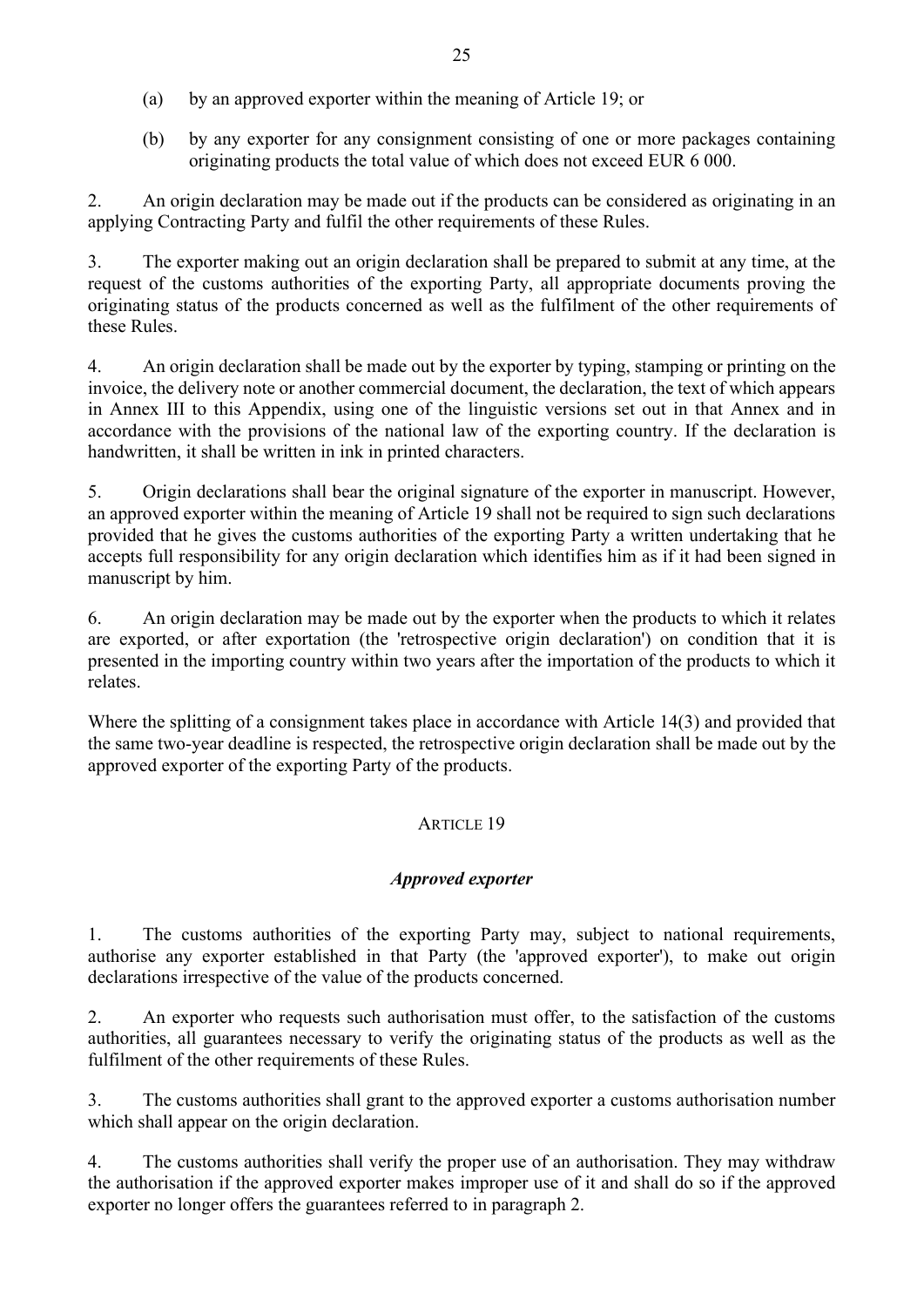(a) by an approved exporter within the meaning of Article 19; or

(b) by any exporter for any consignment consisting of one or more packages containing originating products the total value of which does not exceed EUR 6 000.

2. An origin declaration may be made out if the products can be considered as originating in an applying Contracting Party and fulfil the other requirements of these Rules.

3. The exporter making out an origin declaration shall be prepared to submit at any time, at the request of the customs authorities of the exporting Party, all appropriate documents proving the originating status of the products concerned as well as the fulfilment of the other requirements of these Rules.

4. An origin declaration shall be made out by the exporter by typing, stamping or printing on the invoice, the delivery note or another commercial document, the declaration, the text of which appears in Annex III to this Appendix, using one of the linguistic versions set out in that Annex and in accordance with the provisions of the national law of the exporting country. If the declaration is handwritten, it shall be written in ink in printed characters.

5. Origin declarations shall bear the original signature of the exporter in manuscript. However, an approved exporter within the meaning of Article 19 shall not be required to sign such declarations provided that he gives the customs authorities of the exporting Party a written undertaking that he accepts full responsibility for any origin declaration which identifies him as if it had been signed in manuscript by him.

6. An origin declaration may be made out by the exporter when the products to which it relates are exported, or after exportation (the 'retrospective origin declaration') on condition that it is presented in the importing country within two years after the importation of the products to which it relates.

Where the splitting of a consignment takes place in accordance with Article 14(3) and provided that the same two-year deadline is respected, the retrospective origin declaration shall be made out by the approved exporter of the exporting Party of the products.

## ARTICLE 19

### *Approved exporter*

1. The customs authorities of the exporting Party may, subject to national requirements, authorise any exporter established in that Party (the 'approved exporter'), to make out origin declarations irrespective of the value of the products concerned.

2. An exporter who requests such authorisation must offer, to the satisfaction of the customs authorities, all guarantees necessary to verify the originating status of the products as well as the fulfilment of the other requirements of these Rules.

3. The customs authorities shall grant to the approved exporter a customs authorisation number which shall appear on the origin declaration.

4. The customs authorities shall verify the proper use of an authorisation. They may withdraw the authorisation if the approved exporter makes improper use of it and shall do so if the approved exporter no longer offers the guarantees referred to in paragraph 2.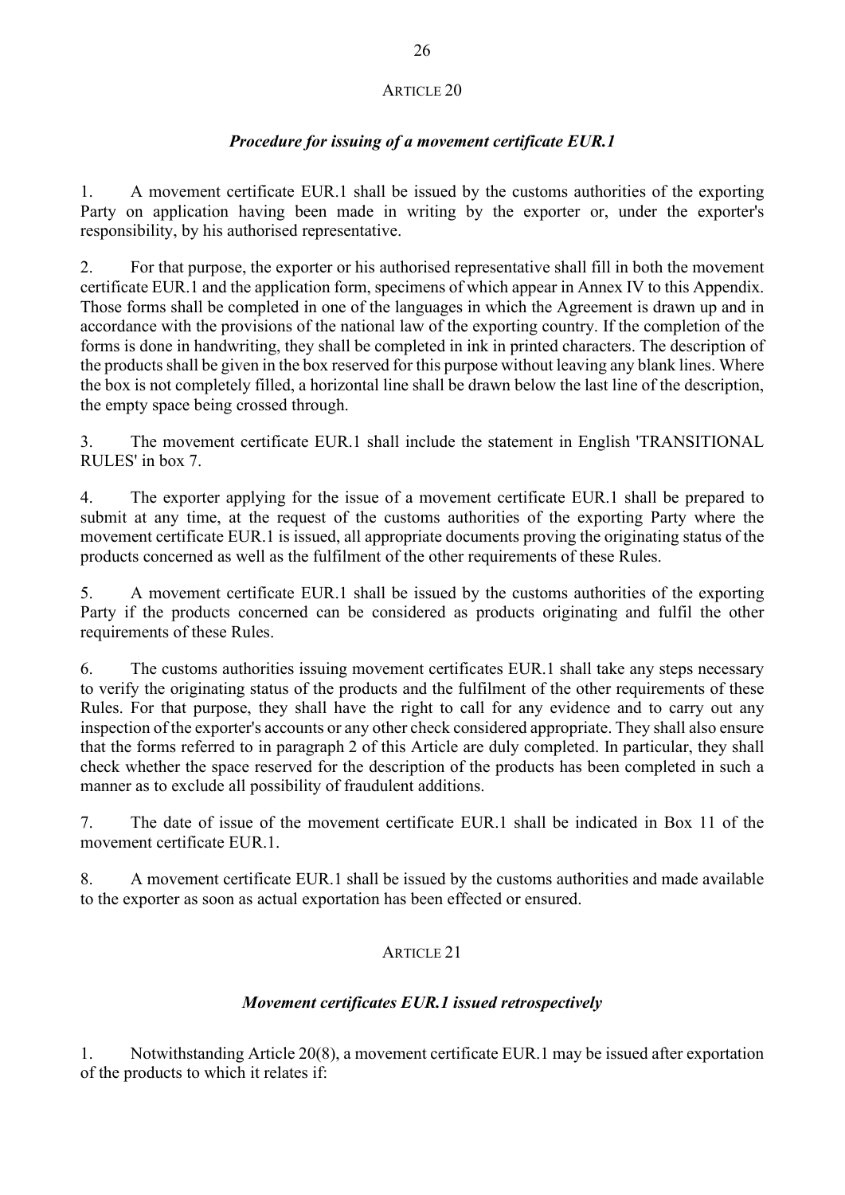## ARTICLE 20

### *Procedure for issuing of a movement certificate EUR.1*

1. A movement certificate EUR.1 shall be issued by the customs authorities of the exporting Party on application having been made in writing by the exporter or, under the exporter's responsibility, by his authorised representative.

2. For that purpose, the exporter or his authorised representative shall fill in both the movement certificate EUR.1 and the application form, specimens of which appear in Annex IV to this Appendix. Those forms shall be completed in one of the languages in which the Agreement is drawn up and in accordance with the provisions of the national law of the exporting country. If the completion of the forms is done in handwriting, they shall be completed in ink in printed characters. The description of the products shall be given in the box reserved for this purpose without leaving any blank lines. Where the box is not completely filled, a horizontal line shall be drawn below the last line of the description, the empty space being crossed through.

3. The movement certificate EUR.1 shall include the statement in English 'TRANSITIONAL RULES' in box 7.

4. The exporter applying for the issue of a movement certificate EUR.1 shall be prepared to submit at any time, at the request of the customs authorities of the exporting Party where the movement certificate EUR.1 is issued, all appropriate documents proving the originating status of the products concerned as well as the fulfilment of the other requirements of these Rules.

5. A movement certificate EUR.1 shall be issued by the customs authorities of the exporting Party if the products concerned can be considered as products originating and fulfil the other requirements of these Rules.

6. The customs authorities issuing movement certificates EUR.1 shall take any steps necessary to verify the originating status of the products and the fulfilment of the other requirements of these Rules. For that purpose, they shall have the right to call for any evidence and to carry out any inspection of the exporter's accounts or any other check considered appropriate. They shall also ensure that the forms referred to in paragraph 2 of this Article are duly completed. In particular, they shall check whether the space reserved for the description of the products has been completed in such a manner as to exclude all possibility of fraudulent additions.

7. The date of issue of the movement certificate EUR.1 shall be indicated in Box 11 of the movement certificate EUR.1.

8. A movement certificate EUR.1 shall be issued by the customs authorities and made available to the exporter as soon as actual exportation has been effected or ensured.

## ARTICLE 21

### *Movement certificates EUR.1 issued retrospectively*

1. Notwithstanding Article 20(8), a movement certificate EUR.1 may be issued after exportation of the products to which it relates if: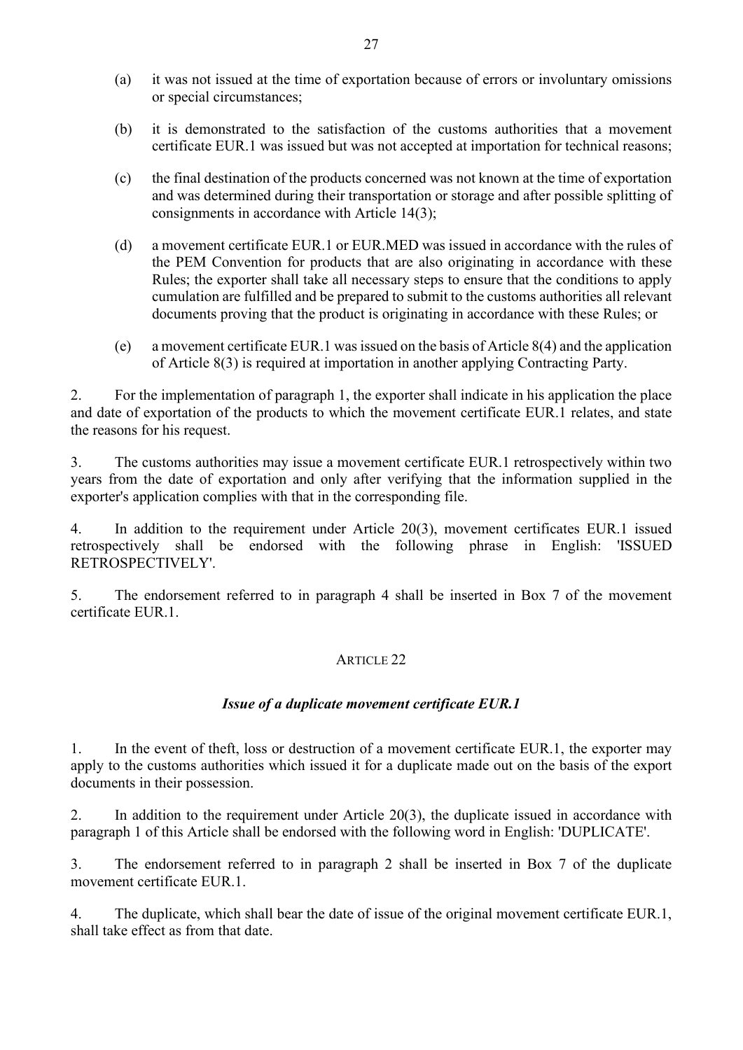(a) it was not issued at the time of exportation because of errors or involuntary omissions or special circumstances;

(b) it is demonstrated to the satisfaction of the customs authorities that a movement certificate EUR.1 was issued but was not accepted at importation for technical reasons;

(c) the final destination of the products concerned was not known at the time of exportation and was determined during their transportation or storage and after possible splitting of consignments in accordance with Article 14(3);

(d) a movement certificate EUR.1 or EUR.MED was issued in accordance with the rules of the PEM Convention for products that are also originating in accordance with these Rules; the exporter shall take all necessary steps to ensure that the conditions to apply cumulation are fulfilled and be prepared to submit to the customs authorities all relevant documents proving that the product is originating in accordance with these Rules; or

(e) a movement certificate EUR.1 was issued on the basis of Article 8(4) and the application of Article 8(3) is required at importation in another applying Contracting Party.

2. For the implementation of paragraph 1, the exporter shall indicate in his application the place and date of exportation of the products to which the movement certificate EUR.1 relates, and state the reasons for his request.

3. The customs authorities may issue a movement certificate EUR.1 retrospectively within two years from the date of exportation and only after verifying that the information supplied in the exporter's application complies with that in the corresponding file.

4. In addition to the requirement under Article 20(3), movement certificates EUR.1 issued retrospectively shall be endorsed with the following phrase in English: 'ISSUED RETROSPECTIVELY'.

5. The endorsement referred to in paragraph 4 shall be inserted in Box 7 of the movement certificate EUR.1.

## ARTICLE 22

### *Issue of a duplicate movement certificate EUR.1*

1. In the event of theft, loss or destruction of a movement certificate EUR.1, the exporter may apply to the customs authorities which issued it for a duplicate made out on the basis of the export documents in their possession.

2. In addition to the requirement under Article 20(3), the duplicate issued in accordance with paragraph 1 of this Article shall be endorsed with the following word in English: 'DUPLICATE'.

3. The endorsement referred to in paragraph 2 shall be inserted in Box 7 of the duplicate movement certificate EUR.1.

4. The duplicate, which shall bear the date of issue of the original movement certificate EUR.1, shall take effect as from that date.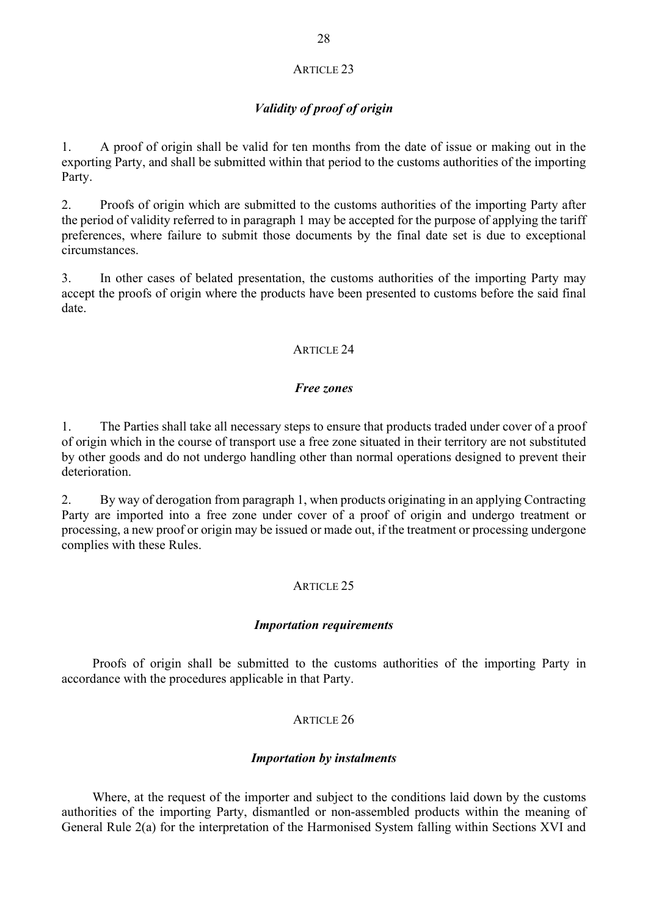ARTICLE 23

***Validity of proof of origin***

1. A proof of origin shall be valid for ten months from the date of issue or making out in the exporting Party, and shall be submitted within that period to the customs authorities of the importing Party.

2. Proofs of origin which are submitted to the customs authorities of the importing Party after the period of validity referred to in paragraph 1 may be accepted for the purpose of applying the tariff preferences, where failure to submit those documents by the final date set is due to exceptional circumstances.

3. In other cases of belated presentation, the customs authorities of the importing Party may accept the proofs of origin where the products have been presented to customs before the said final date.

ARTICLE 24

***Free zones***

1. The Parties shall take all necessary steps to ensure that products traded under cover of a proof of origin which in the course of transport use a free zone situated in their territory are not substituted by other goods and do not undergo handling other than normal operations designed to prevent their deterioration.

2. By way of derogation from paragraph 1, when products originating in an applying Contracting Party are imported into a free zone under cover of a proof of origin and undergo treatment or processing, a new proof or origin may be issued or made out, if the treatment or processing undergone complies with these Rules.

ARTICLE 25

***Importation requirements***

Proofs of origin shall be submitted to the customs authorities of the importing Party in accordance with the procedures applicable in that Party.

ARTICLE 26

***Importation by instalments***

Where, at the request of the importer and subject to the conditions laid down by the customs authorities of the importing Party, dismantled or non-assembled products within the meaning of General Rule 2(a) for the interpretation of the Harmonised System falling within Sections XVI and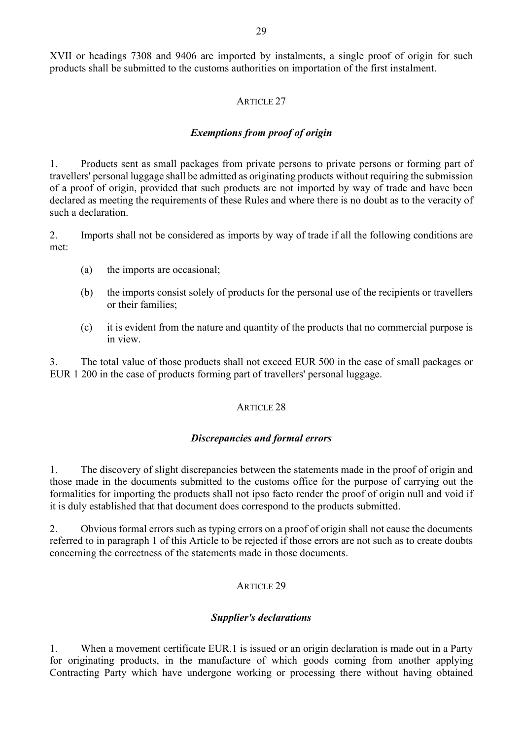XVII or headings 7308 and 9406 are imported by instalments, a single proof of origin for such products shall be submitted to the customs authorities on importation of the first instalment.

## ARTICLE 27

### *Exemptions from proof of origin*

1. Products sent as small packages from private persons to private persons or forming part of travellers' personal luggage shall be admitted as originating products without requiring the submission of a proof of origin, provided that such products are not imported by way of trade and have been declared as meeting the requirements of these Rules and where there is no doubt as to the veracity of such a declaration.

2. Imports shall not be considered as imports by way of trade if all the following conditions are met:

   (a) the imports are occasional;

   (b) the imports consist solely of products for the personal use of the recipients or travellers or their families;

   (c) it is evident from the nature and quantity of the products that no commercial purpose is in view.

3. The total value of those products shall not exceed EUR 500 in the case of small packages or EUR 1 200 in the case of products forming part of travellers' personal luggage.

## ARTICLE 28

### *Discrepancies and formal errors*

1. The discovery of slight discrepancies between the statements made in the proof of origin and those made in the documents submitted to the customs office for the purpose of carrying out the formalities for importing the products shall not ipso facto render the proof of origin null and void if it is duly established that that document does correspond to the products submitted.

2. Obvious formal errors such as typing errors on a proof of origin shall not cause the documents referred to in paragraph 1 of this Article to be rejected if those errors are not such as to create doubts concerning the correctness of the statements made in those documents.

## ARTICLE 29

### *Supplier's declarations*

1. When a movement certificate EUR.1 is issued or an origin declaration is made out in a Party for originating products, in the manufacture of which goods coming from another applying Contracting Party which have undergone working or processing there without having obtained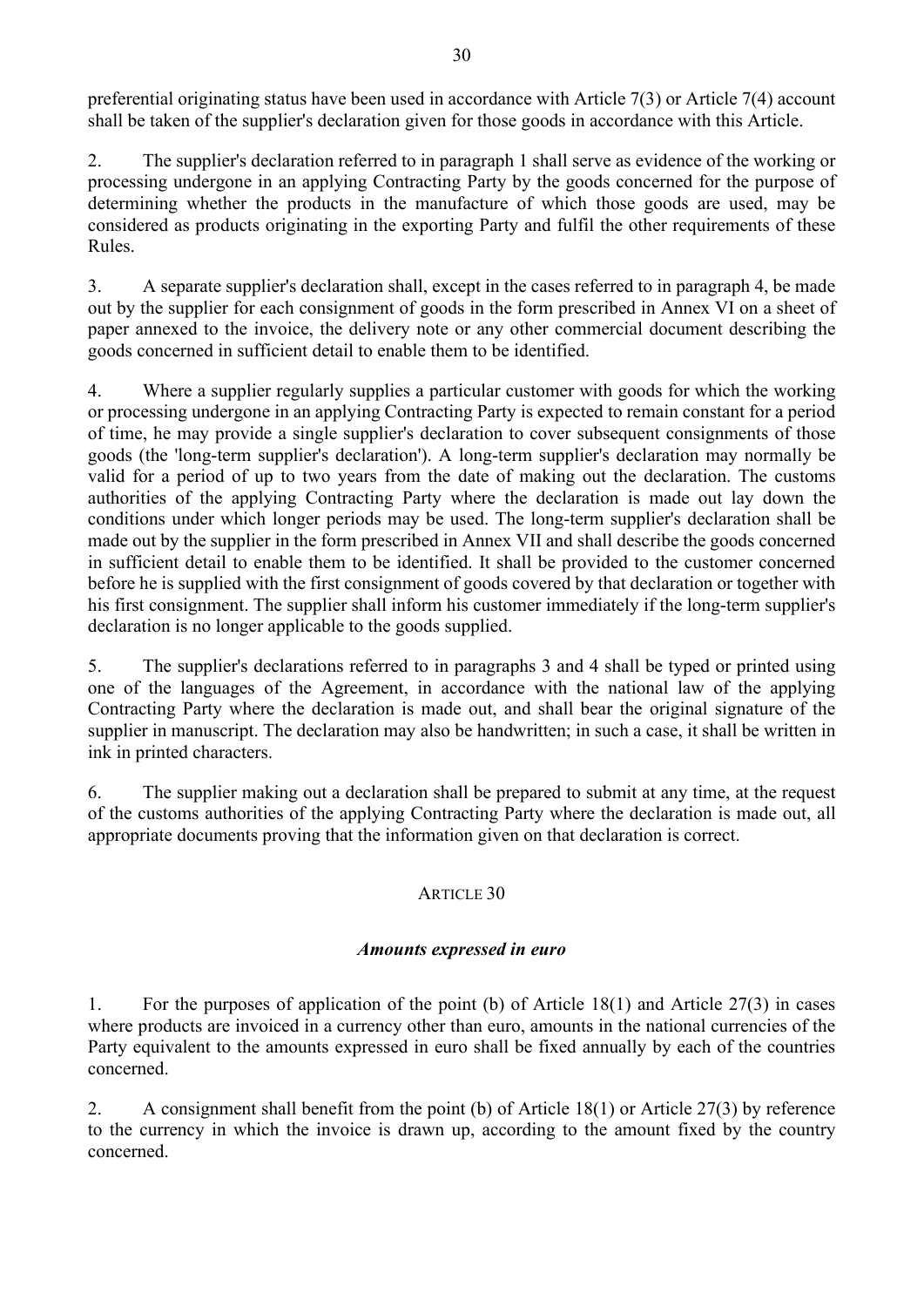preferential originating status have been used in accordance with Article 7(3) or Article 7(4) account shall be taken of the supplier's declaration given for those goods in accordance with this Article.

2. The supplier's declaration referred to in paragraph 1 shall serve as evidence of the working or processing undergone in an applying Contracting Party by the goods concerned for the purpose of determining whether the products in the manufacture of which those goods are used, may be considered as products originating in the exporting Party and fulfil the other requirements of these Rules.

3. A separate supplier's declaration shall, except in the cases referred to in paragraph 4, be made out by the supplier for each consignment of goods in the form prescribed in Annex VI on a sheet of paper annexed to the invoice, the delivery note or any other commercial document describing the goods concerned in sufficient detail to enable them to be identified.

4. Where a supplier regularly supplies a particular customer with goods for which the working or processing undergone in an applying Contracting Party is expected to remain constant for a period of time, he may provide a single supplier's declaration to cover subsequent consignments of those goods (the 'long-term supplier's declaration'). A long-term supplier's declaration may normally be valid for a period of up to two years from the date of making out the declaration. The customs authorities of the applying Contracting Party where the declaration is made out lay down the conditions under which longer periods may be used. The long-term supplier's declaration shall be made out by the supplier in the form prescribed in Annex VII and shall describe the goods concerned in sufficient detail to enable them to be identified. It shall be provided to the customer concerned before he is supplied with the first consignment of goods covered by that declaration or together with his first consignment. The supplier shall inform his customer immediately if the long-term supplier's declaration is no longer applicable to the goods supplied.

5. The supplier's declarations referred to in paragraphs 3 and 4 shall be typed or printed using one of the languages of the Agreement, in accordance with the national law of the applying Contracting Party where the declaration is made out, and shall bear the original signature of the supplier in manuscript. The declaration may also be handwritten; in such a case, it shall be written in ink in printed characters.

6. The supplier making out a declaration shall be prepared to submit at any time, at the request of the customs authorities of the applying Contracting Party where the declaration is made out, all appropriate documents proving that the information given on that declaration is correct.

ARTICLE 30

***Amounts expressed in euro***

1. For the purposes of application of the point (b) of Article 18(1) and Article 27(3) in cases where products are invoiced in a currency other than euro, amounts in the national currencies of the Party equivalent to the amounts expressed in euro shall be fixed annually by each of the countries concerned.

2. A consignment shall benefit from the point (b) of Article 18(1) or Article 27(3) by reference to the currency in which the invoice is drawn up, according to the amount fixed by the country concerned.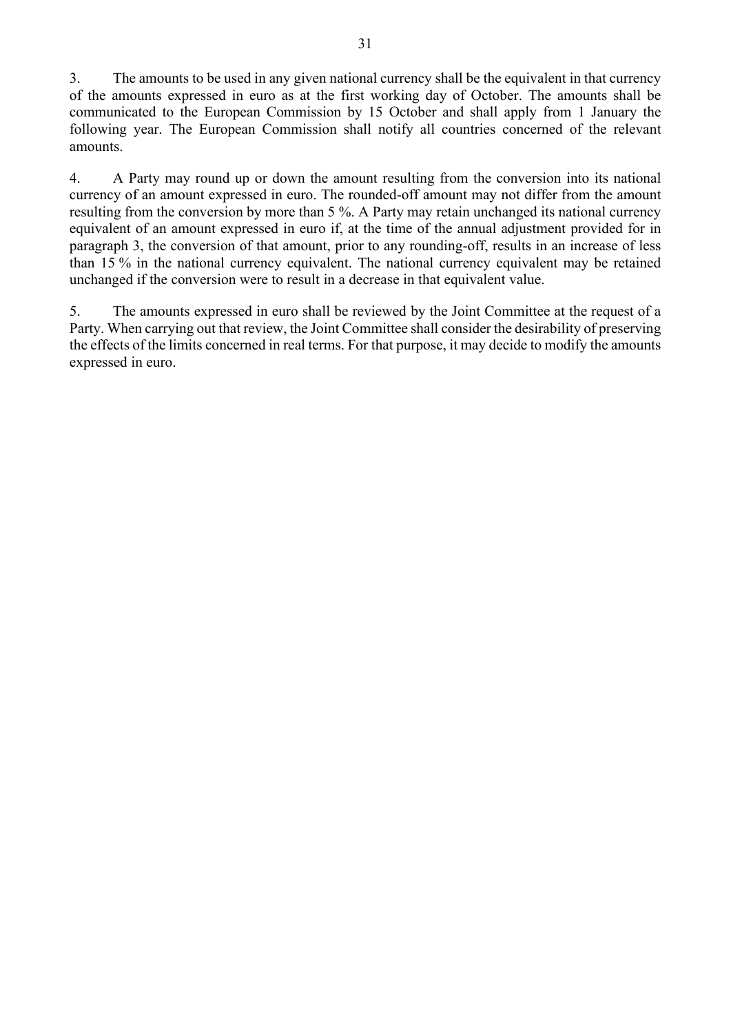3. The amounts to be used in any given national currency shall be the equivalent in that currency of the amounts expressed in euro as at the first working day of October. The amounts shall be communicated to the European Commission by 15 October and shall apply from 1 January the following year. The European Commission shall notify all countries concerned of the relevant amounts.

4. A Party may round up or down the amount resulting from the conversion into its national currency of an amount expressed in euro. The rounded-off amount may not differ from the amount resulting from the conversion by more than 5 %. A Party may retain unchanged its national currency equivalent of an amount expressed in euro if, at the time of the annual adjustment provided for in paragraph 3, the conversion of that amount, prior to any rounding-off, results in an increase of less than 15 % in the national currency equivalent. The national currency equivalent may be retained unchanged if the conversion were to result in a decrease in that equivalent value.

5. The amounts expressed in euro shall be reviewed by the Joint Committee at the request of a Party. When carrying out that review, the Joint Committee shall consider the desirability of preserving the effects of the limits concerned in real terms. For that purpose, it may decide to modify the amounts expressed in euro.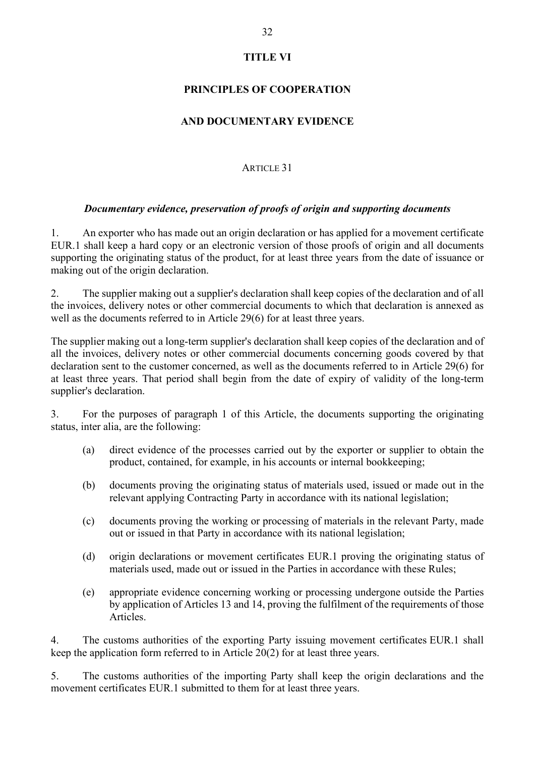# TITLE VI

# PRINCIPLES OF COOPERATION

# AND DOCUMENTARY EVIDENCE

## ARTICLE 31

### *Documentary evidence, preservation of proofs of origin and supporting documents*

1. An exporter who has made out an origin declaration or has applied for a movement certificate EUR.1 shall keep a hard copy or an electronic version of those proofs of origin and all documents supporting the originating status of the product, for at least three years from the date of issuance or making out of the origin declaration.

2. The supplier making out a supplier's declaration shall keep copies of the declaration and of all the invoices, delivery notes or other commercial documents to which that declaration is annexed as well as the documents referred to in Article 29(6) for at least three years.

The supplier making out a long-term supplier's declaration shall keep copies of the declaration and of all the invoices, delivery notes or other commercial documents concerning goods covered by that declaration sent to the customer concerned, as well as the documents referred to in Article 29(6) for at least three years. That period shall begin from the date of expiry of validity of the long-term supplier's declaration.

3. For the purposes of paragraph 1 of this Article, the documents supporting the originating status, inter alia, are the following:

   (a) direct evidence of the processes carried out by the exporter or supplier to obtain the product, contained, for example, in his accounts or internal bookkeeping;

   (b) documents proving the originating status of materials used, issued or made out in the relevant applying Contracting Party in accordance with its national legislation;

   (c) documents proving the working or processing of materials in the relevant Party, made out or issued in that Party in accordance with its national legislation;

   (d) origin declarations or movement certificates EUR.1 proving the originating status of materials used, made out or issued in the Parties in accordance with these Rules;

   (e) appropriate evidence concerning working or processing undergone outside the Parties by application of Articles 13 and 14, proving the fulfilment of the requirements of those Articles.

4. The customs authorities of the exporting Party issuing movement certificates EUR.1 shall keep the application form referred to in Article 20(2) for at least three years.

5. The customs authorities of the importing Party shall keep the origin declarations and the movement certificates EUR.1 submitted to them for at least three years.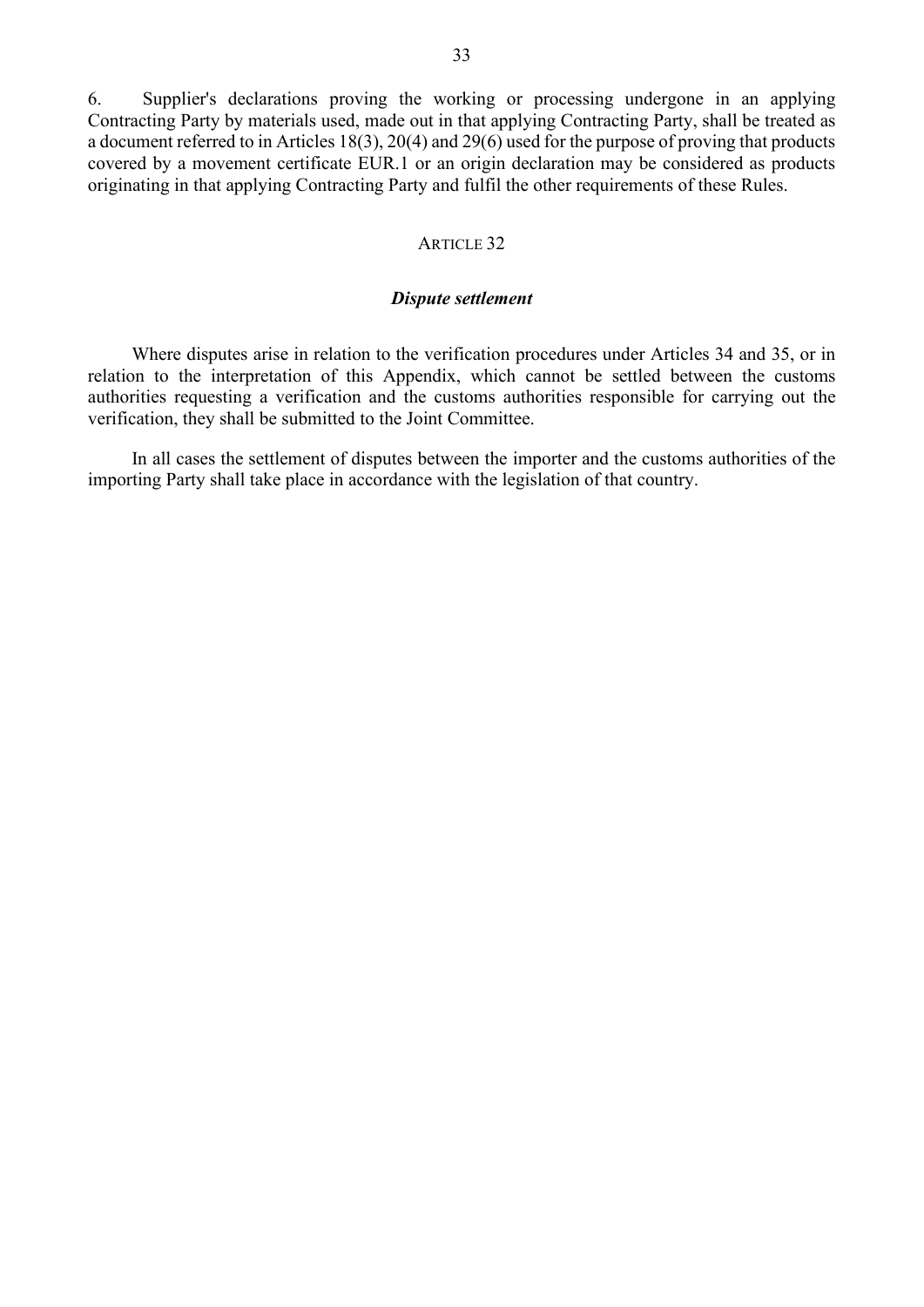6. Supplier's declarations proving the working or processing undergone in an applying Contracting Party by materials used, made out in that applying Contracting Party, shall be treated as a document referred to in Articles 18(3), 20(4) and 29(6) used for the purpose of proving that products covered by a movement certificate EUR.1 or an origin declaration may be considered as products originating in that applying Contracting Party and fulfil the other requirements of these Rules.

ARTICLE 32

***Dispute settlement***

Where disputes arise in relation to the verification procedures under Articles 34 and 35, or in relation to the interpretation of this Appendix, which cannot be settled between the customs authorities requesting a verification and the customs authorities responsible for carrying out the verification, they shall be submitted to the Joint Committee.

In all cases the settlement of disputes between the importer and the customs authorities of the importing Party shall take place in accordance with the legislation of that country.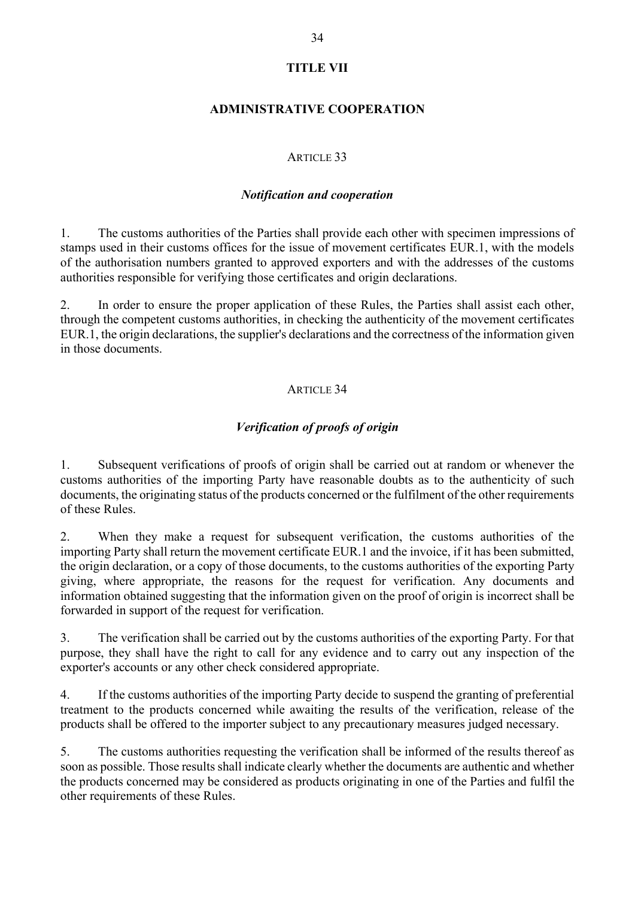# TITLE VII

## ADMINISTRATIVE COOPERATION

### ARTICLE 33

#### *Notification and cooperation*

1. The customs authorities of the Parties shall provide each other with specimen impressions of stamps used in their customs offices for the issue of movement certificates EUR.1, with the models of the authorisation numbers granted to approved exporters and with the addresses of the customs authorities responsible for verifying those certificates and origin declarations.

2. In order to ensure the proper application of these Rules, the Parties shall assist each other, through the competent customs authorities, in checking the authenticity of the movement certificates EUR.1, the origin declarations, the supplier's declarations and the correctness of the information given in those documents.

### ARTICLE 34

#### *Verification of proofs of origin*

1. Subsequent verifications of proofs of origin shall be carried out at random or whenever the customs authorities of the importing Party have reasonable doubts as to the authenticity of such documents, the originating status of the products concerned or the fulfilment of the other requirements of these Rules.

2. When they make a request for subsequent verification, the customs authorities of the importing Party shall return the movement certificate EUR.1 and the invoice, if it has been submitted, the origin declaration, or a copy of those documents, to the customs authorities of the exporting Party giving, where appropriate, the reasons for the request for verification. Any documents and information obtained suggesting that the information given on the proof of origin is incorrect shall be forwarded in support of the request for verification.

3. The verification shall be carried out by the customs authorities of the exporting Party. For that purpose, they shall have the right to call for any evidence and to carry out any inspection of the exporter's accounts or any other check considered appropriate.

4. If the customs authorities of the importing Party decide to suspend the granting of preferential treatment to the products concerned while awaiting the results of the verification, release of the products shall be offered to the importer subject to any precautionary measures judged necessary.

5. The customs authorities requesting the verification shall be informed of the results thereof as soon as possible. Those results shall indicate clearly whether the documents are authentic and whether the products concerned may be considered as products originating in one of the Parties and fulfil the other requirements of these Rules.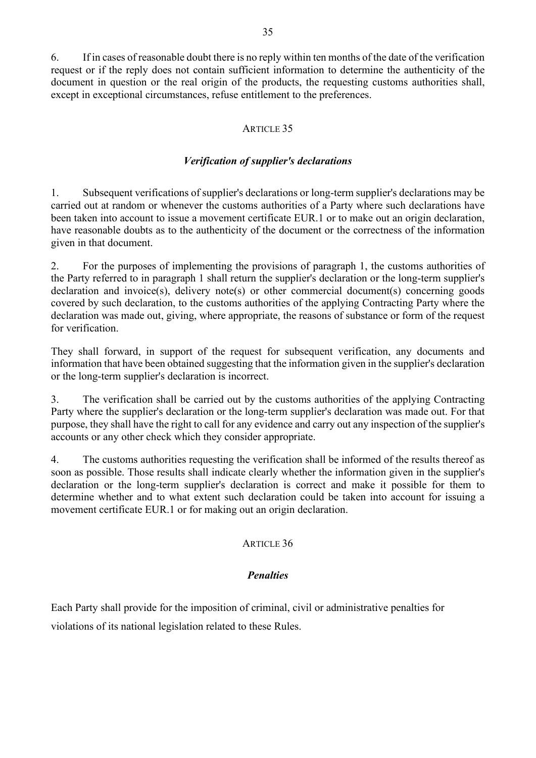6. If in cases of reasonable doubt there is no reply within ten months of the date of the verification request or if the reply does not contain sufficient information to determine the authenticity of the document in question or the real origin of the products, the requesting customs authorities shall, except in exceptional circumstances, refuse entitlement to the preferences.

### ARTICLE 35

### *Verification of supplier's declarations*

1. Subsequent verifications of supplier's declarations or long-term supplier's declarations may be carried out at random or whenever the customs authorities of a Party where such declarations have been taken into account to issue a movement certificate EUR.1 or to make out an origin declaration, have reasonable doubts as to the authenticity of the document or the correctness of the information given in that document.

2. For the purposes of implementing the provisions of paragraph 1, the customs authorities of the Party referred to in paragraph 1 shall return the supplier's declaration or the long-term supplier's declaration and invoice(s), delivery note(s) or other commercial document(s) concerning goods covered by such declaration, to the customs authorities of the applying Contracting Party where the declaration was made out, giving, where appropriate, the reasons of substance or form of the request for verification.

They shall forward, in support of the request for subsequent verification, any documents and information that have been obtained suggesting that the information given in the supplier's declaration or the long-term supplier's declaration is incorrect.

3. The verification shall be carried out by the customs authorities of the applying Contracting Party where the supplier's declaration or the long-term supplier's declaration was made out. For that purpose, they shall have the right to call for any evidence and carry out any inspection of the supplier's accounts or any other check which they consider appropriate.

4. The customs authorities requesting the verification shall be informed of the results thereof as soon as possible. Those results shall indicate clearly whether the information given in the supplier's declaration or the long-term supplier's declaration is correct and make it possible for them to determine whether and to what extent such declaration could be taken into account for issuing a movement certificate EUR.1 or for making out an origin declaration.

### ARTICLE 36

### *Penalties*

Each Party shall provide for the imposition of criminal, civil or administrative penalties for violations of its national legislation related to these Rules.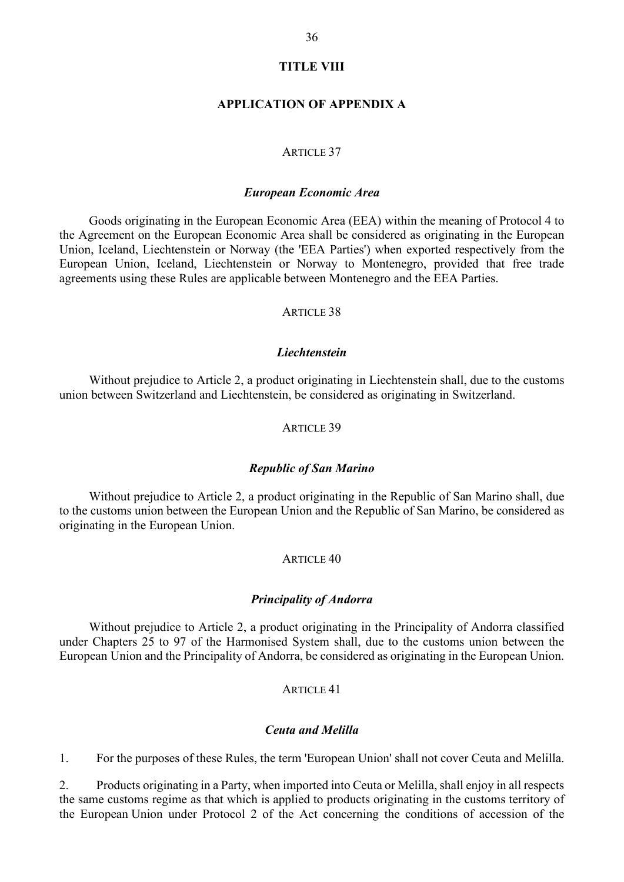## TITLE VIII

## APPLICATION OF APPENDIX A

ARTICLE 37

***European Economic Area***

Goods originating in the European Economic Area (EEA) within the meaning of Protocol 4 to the Agreement on the European Economic Area shall be considered as originating in the European Union, Iceland, Liechtenstein or Norway (the 'EEA Parties') when exported respectively from the European Union, Iceland, Liechtenstein or Norway to Montenegro, provided that free trade agreements using these Rules are applicable between Montenegro and the EEA Parties.

ARTICLE 38

***Liechtenstein***

Without prejudice to Article 2, a product originating in Liechtenstein shall, due to the customs union between Switzerland and Liechtenstein, be considered as originating in Switzerland.

ARTICLE 39

***Republic of San Marino***

Without prejudice to Article 2, a product originating in the Republic of San Marino shall, due to the customs union between the European Union and the Republic of San Marino, be considered as originating in the European Union.

ARTICLE 40

***Principality of Andorra***

Without prejudice to Article 2, a product originating in the Principality of Andorra classified under Chapters 25 to 97 of the Harmonised System shall, due to the customs union between the European Union and the Principality of Andorra, be considered as originating in the European Union.

ARTICLE 41

***Ceuta and Melilla***

1. For the purposes of these Rules, the term 'European Union' shall not cover Ceuta and Melilla.

2. Products originating in a Party, when imported into Ceuta or Melilla, shall enjoy in all respects the same customs regime as that which is applied to products originating in the customs territory of the European Union under Protocol 2 of the Act concerning the conditions of accession of the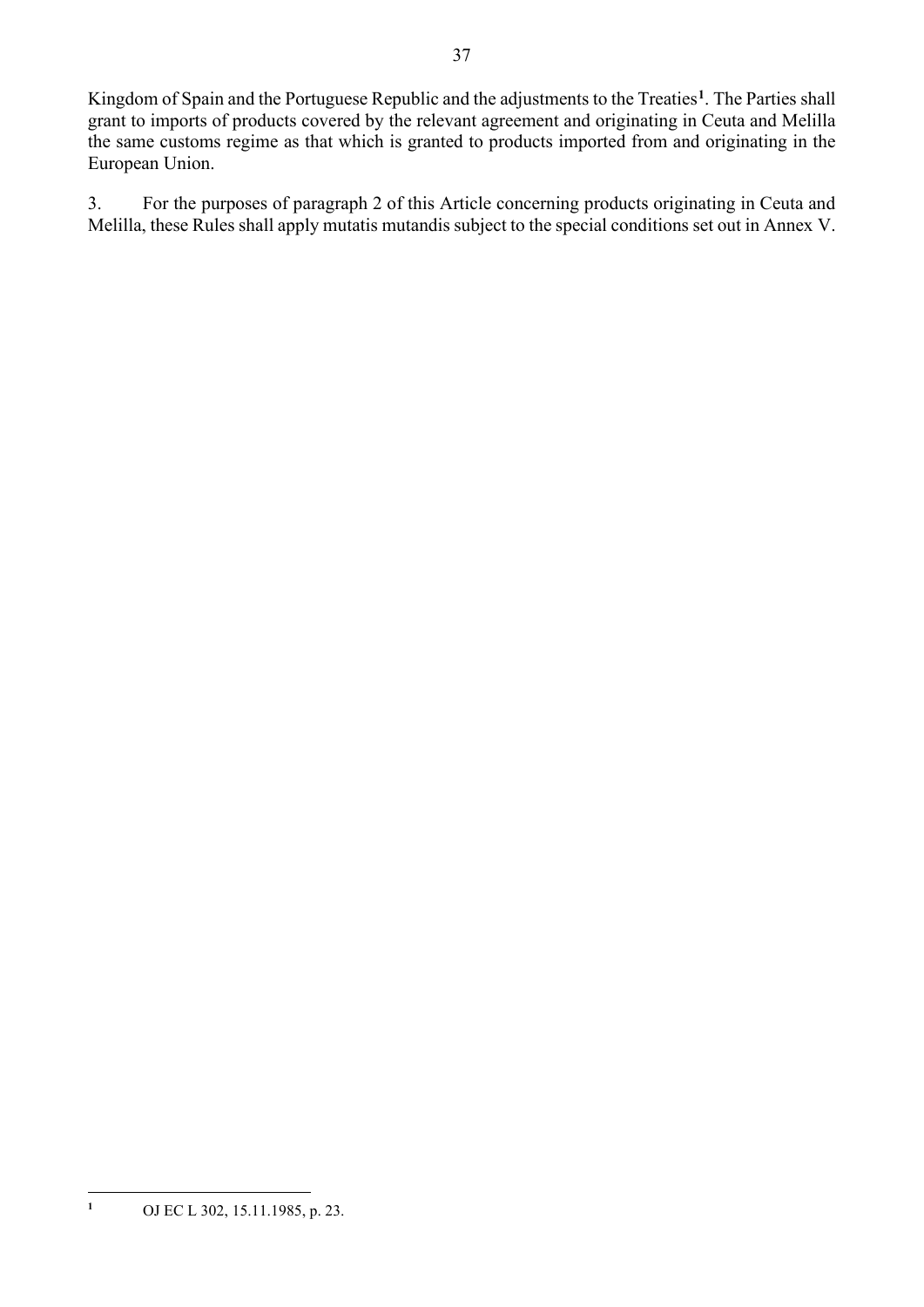Kingdom of Spain and the Portuguese Republic and the adjustments to the Treaties[1]. The Parties shall grant to imports of products covered by the relevant agreement and originating in Ceuta and Melilla the same customs regime as that which is granted to products imported from and originating in the European Union.

3. For the purposes of paragraph 2 of this Article concerning products originating in Ceuta and Melilla, these Rules shall apply mutatis mutandis subject to the special conditions set out in Annex V.

---

[1] OJ EC L 302, 15.11.1985, p. 23.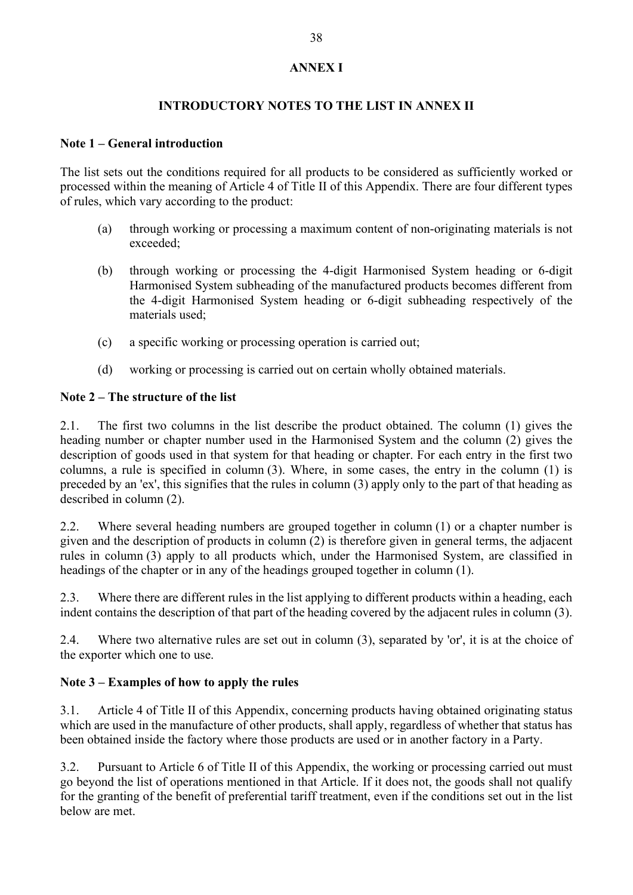# ANNEX I

## INTRODUCTORY NOTES TO THE LIST IN ANNEX II

### Note 1 – General introduction

The list sets out the conditions required for all products to be considered as sufficiently worked or processed within the meaning of Article 4 of Title II of this Appendix. There are four different types of rules, which vary according to the product:

(a) through working or processing a maximum content of non-originating materials is not exceeded;

(b) through working or processing the 4-digit Harmonised System heading or 6-digit Harmonised System subheading of the manufactured products becomes different from the 4-digit Harmonised System heading or 6-digit subheading respectively of the materials used;

(c) a specific working or processing operation is carried out;

(d) working or processing is carried out on certain wholly obtained materials.

### Note 2 – The structure of the list

2.1. The first two columns in the list describe the product obtained. The column (1) gives the heading number or chapter number used in the Harmonised System and the column (2) gives the description of goods used in that system for that heading or chapter. For each entry in the first two columns, a rule is specified in column (3). Where, in some cases, the entry in the column (1) is preceded by an 'ex', this signifies that the rules in column (3) apply only to the part of that heading as described in column (2).

2.2. Where several heading numbers are grouped together in column (1) or a chapter number is given and the description of products in column (2) is therefore given in general terms, the adjacent rules in column (3) apply to all products which, under the Harmonised System, are classified in headings of the chapter or in any of the headings grouped together in column (1).

2.3. Where there are different rules in the list applying to different products within a heading, each indent contains the description of that part of the heading covered by the adjacent rules in column (3).

2.4. Where two alternative rules are set out in column (3), separated by 'or', it is at the choice of the exporter which one to use.

### Note 3 – Examples of how to apply the rules

3.1. Article 4 of Title II of this Appendix, concerning products having obtained originating status which are used in the manufacture of other products, shall apply, regardless of whether that status has been obtained inside the factory where those products are used or in another factory in a Party.

3.2. Pursuant to Article 6 of Title II of this Appendix, the working or processing carried out must go beyond the list of operations mentioned in that Article. If it does not, the goods shall not qualify for the granting of the benefit of preferential tariff treatment, even if the conditions set out in the list below are met.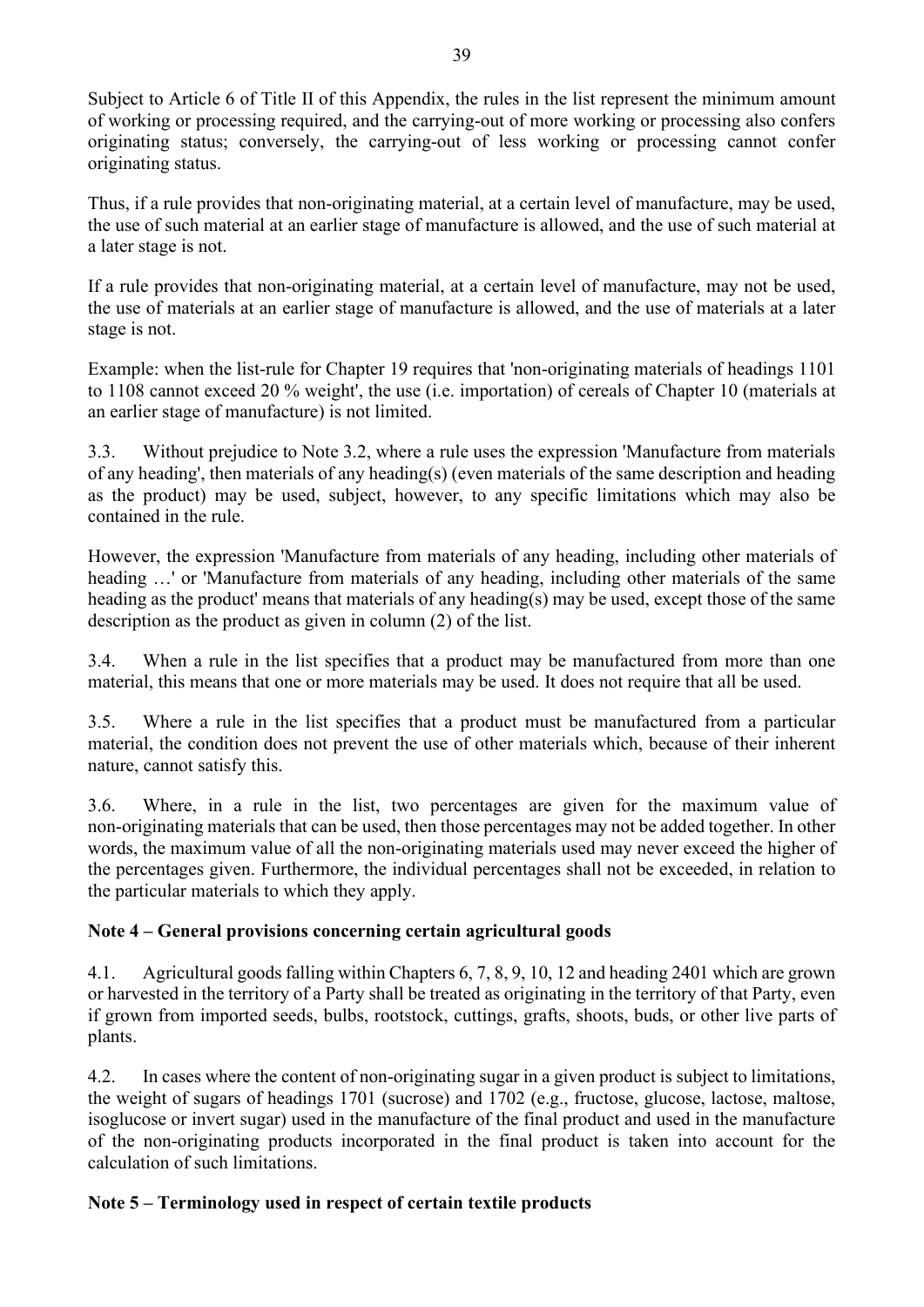Subject to Article 6 of Title II of this Appendix, the rules in the list represent the minimum amount of working or processing required, and the carrying-out of more working or processing also confers originating status; conversely, the carrying-out of less working or processing cannot confer originating status.

Thus, if a rule provides that non-originating material, at a certain level of manufacture, may be used, the use of such material at an earlier stage of manufacture is allowed, and the use of such material at a later stage is not.

If a rule provides that non-originating material, at a certain level of manufacture, may not be used, the use of materials at an earlier stage of manufacture is allowed, and the use of materials at a later stage is not.

Example: when the list-rule for Chapter 19 requires that 'non-originating materials of headings 1101 to 1108 cannot exceed 20 % weight', the use (i.e. importation) of cereals of Chapter 10 (materials at an earlier stage of manufacture) is not limited.

3.3. Without prejudice to Note 3.2, where a rule uses the expression 'Manufacture from materials of any heading', then materials of any heading(s) (even materials of the same description and heading as the product) may be used, subject, however, to any specific limitations which may also be contained in the rule.

However, the expression 'Manufacture from materials of any heading, including other materials of heading …' or 'Manufacture from materials of any heading, including other materials of the same heading as the product' means that materials of any heading(s) may be used, except those of the same description as the product as given in column (2) of the list.

3.4. When a rule in the list specifies that a product may be manufactured from more than one material, this means that one or more materials may be used. It does not require that all be used.

3.5. Where a rule in the list specifies that a product must be manufactured from a particular material, the condition does not prevent the use of other materials which, because of their inherent nature, cannot satisfy this.

3.6. Where, in a rule in the list, two percentages are given for the maximum value of non-originating materials that can be used, then those percentages may not be added together. In other words, the maximum value of all the non-originating materials used may never exceed the higher of the percentages given. Furthermore, the individual percentages shall not be exceeded, in relation to the particular materials to which they apply.

**Note 4 – General provisions concerning certain agricultural goods**

4.1. Agricultural goods falling within Chapters 6, 7, 8, 9, 10, 12 and heading 2401 which are grown or harvested in the territory of a Party shall be treated as originating in the territory of that Party, even if grown from imported seeds, bulbs, rootstock, cuttings, grafts, shoots, buds, or other live parts of plants.

4.2. In cases where the content of non-originating sugar in a given product is subject to limitations, the weight of sugars of headings 1701 (sucrose) and 1702 (e.g., fructose, glucose, lactose, maltose, isoglucose or invert sugar) used in the manufacture of the final product and used in the manufacture of the non-originating products incorporated in the final product is taken into account for the calculation of such limitations.

**Note 5 – Terminology used in respect of certain textile products**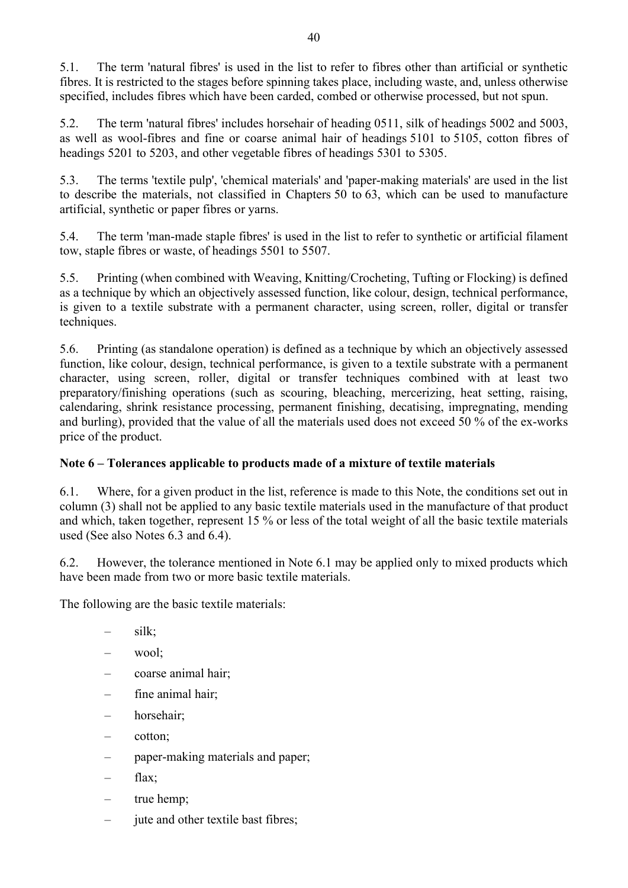5.1. The term 'natural fibres' is used in the list to refer to fibres other than artificial or synthetic fibres. It is restricted to the stages before spinning takes place, including waste, and, unless otherwise specified, includes fibres which have been carded, combed or otherwise processed, but not spun.

5.2. The term 'natural fibres' includes horsehair of heading 0511, silk of headings 5002 and 5003, as well as wool-fibres and fine or coarse animal hair of headings 5101 to 5105, cotton fibres of headings 5201 to 5203, and other vegetable fibres of headings 5301 to 5305.

5.3. The terms 'textile pulp', 'chemical materials' and 'paper-making materials' are used in the list to describe the materials, not classified in Chapters 50 to 63, which can be used to manufacture artificial, synthetic or paper fibres or yarns.

5.4. The term 'man-made staple fibres' is used in the list to refer to synthetic or artificial filament tow, staple fibres or waste, of headings 5501 to 5507.

5.5. Printing (when combined with Weaving, Knitting/Crocheting, Tufting or Flocking) is defined as a technique by which an objectively assessed function, like colour, design, technical performance, is given to a textile substrate with a permanent character, using screen, roller, digital or transfer techniques.

5.6. Printing (as standalone operation) is defined as a technique by which an objectively assessed function, like colour, design, technical performance, is given to a textile substrate with a permanent character, using screen, roller, digital or transfer techniques combined with at least two preparatory/finishing operations (such as scouring, bleaching, mercerizing, heat setting, raising, calendaring, shrink resistance processing, permanent finishing, decatising, impregnating, mending and burling), provided that the value of all the materials used does not exceed 50 % of the ex-works price of the product.

**Note 6 – Tolerances applicable to products made of a mixture of textile materials**

6.1. Where, for a given product in the list, reference is made to this Note, the conditions set out in column (3) shall not be applied to any basic textile materials used in the manufacture of that product and which, taken together, represent 15 % or less of the total weight of all the basic textile materials used (See also Notes 6.3 and 6.4).

6.2. However, the tolerance mentioned in Note 6.1 may be applied only to mixed products which have been made from two or more basic textile materials.

The following are the basic textile materials:

- silk;
- wool;
- coarse animal hair;
- fine animal hair;
- horsehair;
- cotton;
- paper-making materials and paper;
- flax;
- true hemp;
- jute and other textile bast fibres;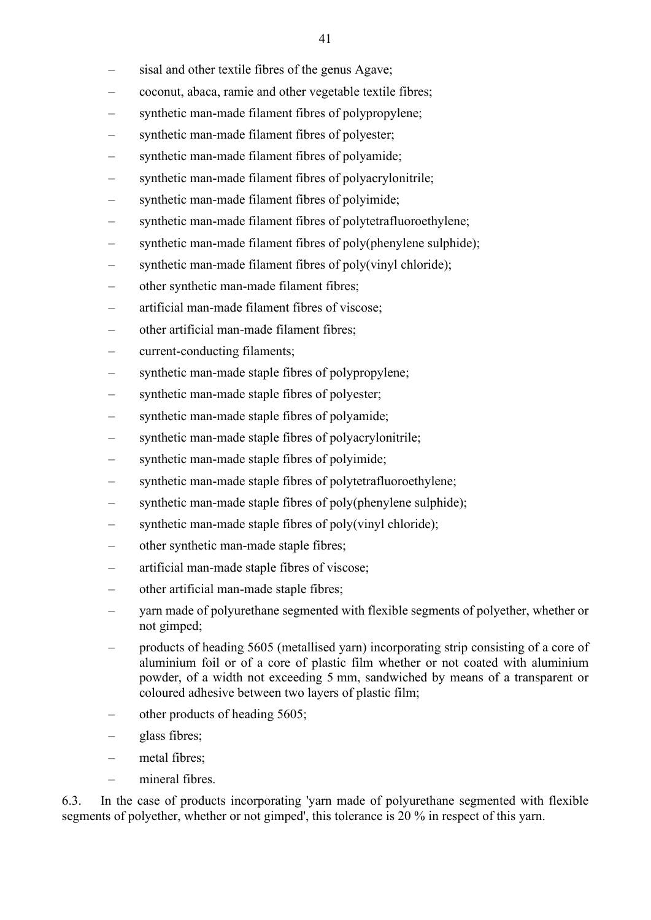- sisal and other textile fibres of the genus Agave;
- coconut, abaca, ramie and other vegetable textile fibres;
- synthetic man-made filament fibres of polypropylene;
- synthetic man-made filament fibres of polyester;
- synthetic man-made filament fibres of polyamide;
- synthetic man-made filament fibres of polyacrylonitrile;
- synthetic man-made filament fibres of polyimide;
- synthetic man-made filament fibres of polytetrafluoroethylene;
- synthetic man-made filament fibres of poly(phenylene sulphide);
- synthetic man-made filament fibres of poly(vinyl chloride);
- other synthetic man-made filament fibres;
- artificial man-made filament fibres of viscose;
- other artificial man-made filament fibres;
- current-conducting filaments;
- synthetic man-made staple fibres of polypropylene;
- synthetic man-made staple fibres of polyester;
- synthetic man-made staple fibres of polyamide;
- synthetic man-made staple fibres of polyacrylonitrile;
- synthetic man-made staple fibres of polyimide;
- synthetic man-made staple fibres of polytetrafluoroethylene;
- synthetic man-made staple fibres of poly(phenylene sulphide);
- synthetic man-made staple fibres of poly(vinyl chloride);
- other synthetic man-made staple fibres;
- artificial man-made staple fibres of viscose;
- other artificial man-made staple fibres;
- yarn made of polyurethane segmented with flexible segments of polyether, whether or not gimped;
- products of heading 5605 (metallised yarn) incorporating strip consisting of a core of aluminium foil or of a core of plastic film whether or not coated with aluminium powder, of a width not exceeding 5 mm, sandwiched by means of a transparent or coloured adhesive between two layers of plastic film;
- other products of heading 5605;
- glass fibres;
- metal fibres;
- mineral fibres.

6.3. In the case of products incorporating 'yarn made of polyurethane segmented with flexible segments of polyether, whether or not gimped', this tolerance is 20 % in respect of this yarn.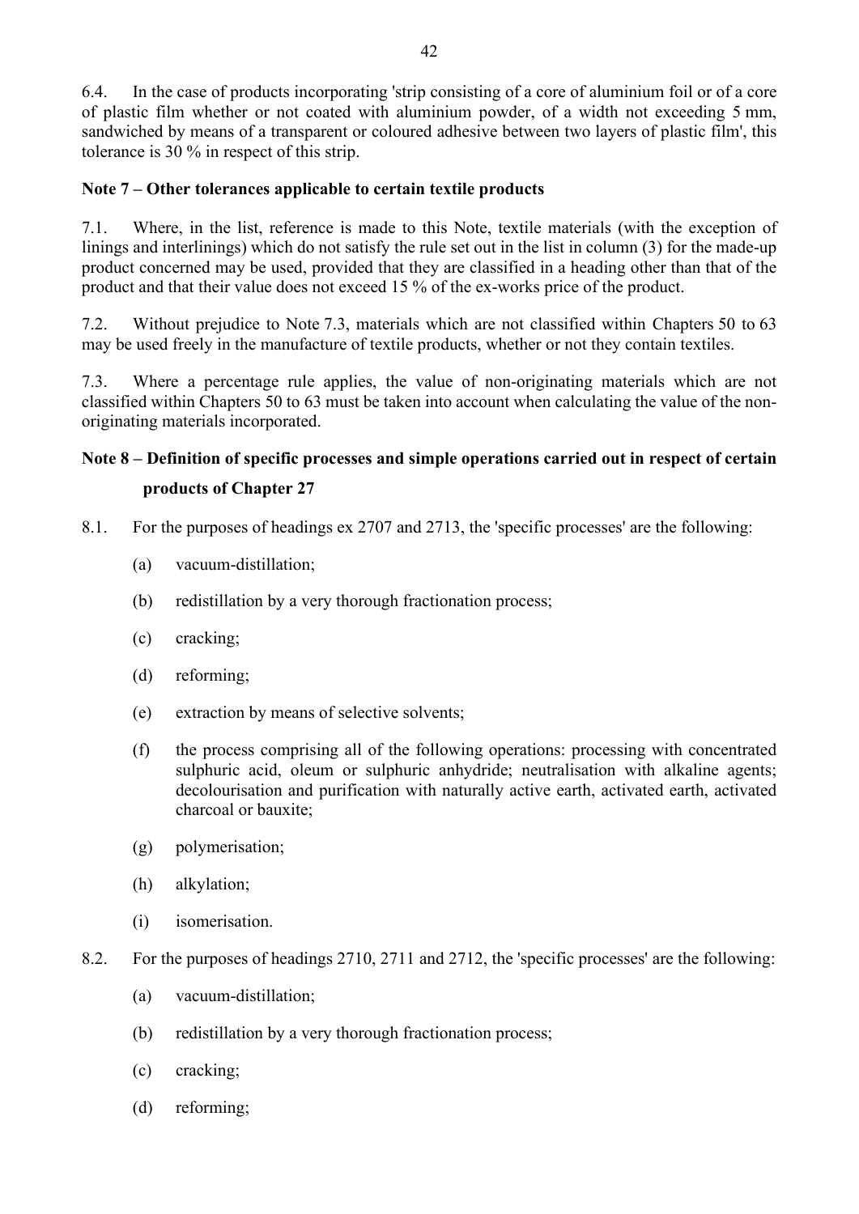6.4. In the case of products incorporating 'strip consisting of a core of aluminium foil or of a core of plastic film whether or not coated with aluminium powder, of a width not exceeding 5 mm, sandwiched by means of a transparent or coloured adhesive between two layers of plastic film', this tolerance is 30 % in respect of this strip.

**Note 7 – Other tolerances applicable to certain textile products**

7.1. Where, in the list, reference is made to this Note, textile materials (with the exception of linings and interlinings) which do not satisfy the rule set out in the list in column (3) for the made-up product concerned may be used, provided that they are classified in a heading other than that of the product and that their value does not exceed 15 % of the ex-works price of the product.

7.2. Without prejudice to Note 7.3, materials which are not classified within Chapters 50 to 63 may be used freely in the manufacture of textile products, whether or not they contain textiles.

7.3. Where a percentage rule applies, the value of non-originating materials which are not classified within Chapters 50 to 63 must be taken into account when calculating the value of the non-originating materials incorporated.

**Note 8 – Definition of specific processes and simple operations carried out in respect of certain products of Chapter 27**

8.1. For the purposes of headings ex 2707 and 2713, the 'specific processes' are the following:

(a) vacuum-distillation;

(b) redistillation by a very thorough fractionation process;

(c) cracking;

(d) reforming;

(e) extraction by means of selective solvents;

(f) the process comprising all of the following operations: processing with concentrated sulphuric acid, oleum or sulphuric anhydride; neutralisation with alkaline agents; decolourisation and purification with naturally active earth, activated earth, activated charcoal or bauxite;

(g) polymerisation;

(h) alkylation;

(i) isomerisation.

8.2. For the purposes of headings 2710, 2711 and 2712, the 'specific processes' are the following:

(a) vacuum-distillation;

(b) redistillation by a very thorough fractionation process;

(c) cracking;

(d) reforming;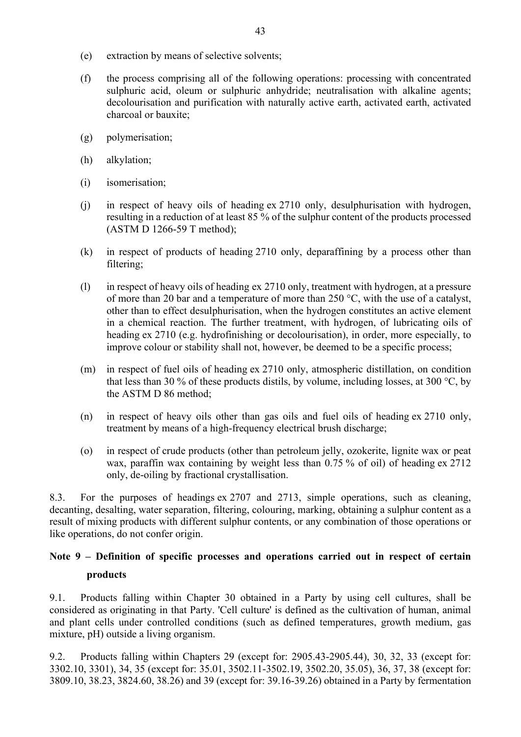(e) extraction by means of selective solvents;

(f) the process comprising all of the following operations: processing with concentrated sulphuric acid, oleum or sulphuric anhydride; neutralisation with alkaline agents; decolourisation and purification with naturally active earth, activated earth, activated charcoal or bauxite;

(g) polymerisation;

(h) alkylation;

(i) isomerisation;

(j) in respect of heavy oils of heading ex 2710 only, desulphurisation with hydrogen, resulting in a reduction of at least 85 % of the sulphur content of the products processed (ASTM D 1266-59 T method);

(k) in respect of products of heading 2710 only, deparaffining by a process other than filtering;

(l) in respect of heavy oils of heading ex 2710 only, treatment with hydrogen, at a pressure of more than 20 bar and a temperature of more than 250 °C, with the use of a catalyst, other than to effect desulphurisation, when the hydrogen constitutes an active element in a chemical reaction. The further treatment, with hydrogen, of lubricating oils of heading ex 2710 (e.g. hydrofinishing or decolourisation), in order, more especially, to improve colour or stability shall not, however, be deemed to be a specific process;

(m) in respect of fuel oils of heading ex 2710 only, atmospheric distillation, on condition that less than 30 % of these products distils, by volume, including losses, at 300 °C, by the ASTM D 86 method;

(n) in respect of heavy oils other than gas oils and fuel oils of heading ex 2710 only, treatment by means of a high-frequency electrical brush discharge;

(o) in respect of crude products (other than petroleum jelly, ozokerite, lignite wax or peat wax, paraffin wax containing by weight less than 0.75 % of oil) of heading ex 2712 only, de-oiling by fractional crystallisation.

8.3. For the purposes of headings ex 2707 and 2713, simple operations, such as cleaning, decanting, desalting, water separation, filtering, colouring, marking, obtaining a sulphur content as a result of mixing products with different sulphur contents, or any combination of those operations or like operations, do not confer origin.

**Note 9 – Definition of specific processes and operations carried out in respect of certain products**

9.1. Products falling within Chapter 30 obtained in a Party by using cell cultures, shall be considered as originating in that Party. 'Cell culture' is defined as the cultivation of human, animal and plant cells under controlled conditions (such as defined temperatures, growth medium, gas mixture, pH) outside a living organism.

9.2. Products falling within Chapters 29 (except for: 2905.43-2905.44), 30, 32, 33 (except for: 3302.10, 3301), 34, 35 (except for: 35.01, 3502.11-3502.19, 3502.20, 35.05), 36, 37, 38 (except for: 3809.10, 38.23, 3824.60, 38.26) and 39 (except for: 39.16-39.26) obtained in a Party by fermentation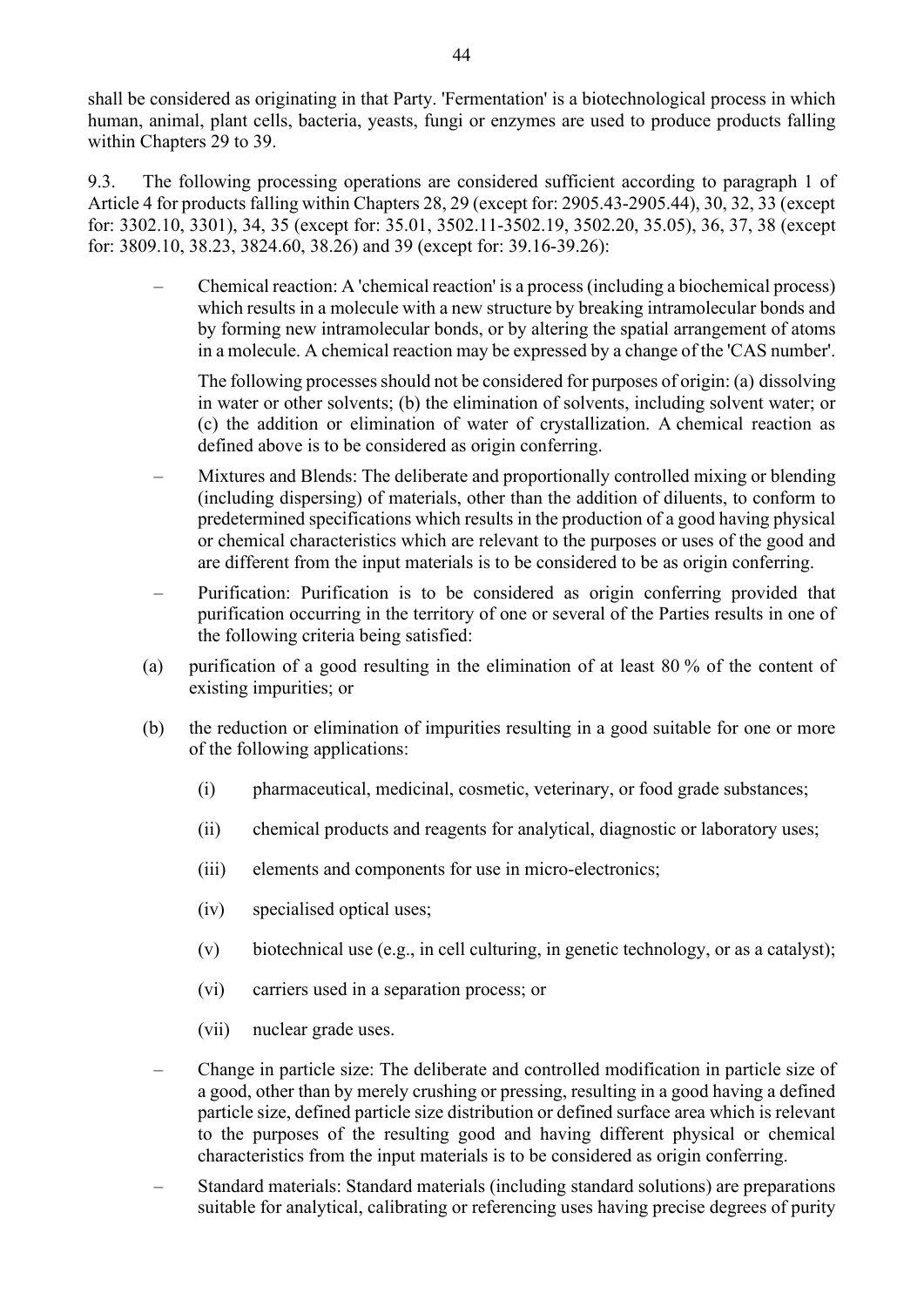shall be considered as originating in that Party. 'Fermentation' is a biotechnological process in which human, animal, plant cells, bacteria, yeasts, fungi or enzymes are used to produce products falling within Chapters 29 to 39.

9.3. The following processing operations are considered sufficient according to paragraph 1 of Article 4 for products falling within Chapters 28, 29 (except for: 2905.43-2905.44), 30, 32, 33 (except for: 3302.10, 3301), 34, 35 (except for: 35.01, 3502.11-3502.19, 3502.20, 35.05), 36, 37, 38 (except for: 3809.10, 38.23, 3824.60, 38.26) and 39 (except for: 39.16-39.26):

– Chemical reaction: A 'chemical reaction' is a process (including a biochemical process) which results in a molecule with a new structure by breaking intramolecular bonds and by forming new intramolecular bonds, or by altering the spatial arrangement of atoms in a molecule. A chemical reaction may be expressed by a change of the 'CAS number'.

  The following processes should not be considered for purposes of origin: (a) dissolving in water or other solvents; (b) the elimination of solvents, including solvent water; or (c) the addition or elimination of water of crystallization. A chemical reaction as defined above is to be considered as origin conferring.

– Mixtures and Blends: The deliberate and proportionally controlled mixing or blending (including dispersing) of materials, other than the addition of diluents, to conform to predetermined specifications which results in the production of a good having physical or chemical characteristics which are relevant to the purposes or uses of the good and are different from the input materials is to be considered to be as origin conferring.

– Purification: Purification is to be considered as origin conferring provided that purification occurring in the territory of one or several of the Parties results in one of the following criteria being satisfied:

(a) purification of a good resulting in the elimination of at least 80 % of the content of existing impurities; or

(b) the reduction or elimination of impurities resulting in a good suitable for one or more of the following applications:

  (i) pharmaceutical, medicinal, cosmetic, veterinary, or food grade substances;

  (ii) chemical products and reagents for analytical, diagnostic or laboratory uses;

  (iii) elements and components for use in micro-electronics;

  (iv) specialised optical uses;

  (v) biotechnical use (e.g., in cell culturing, in genetic technology, or as a catalyst);

  (vi) carriers used in a separation process; or

  (vii) nuclear grade uses.

– Change in particle size: The deliberate and controlled modification in particle size of a good, other than by merely crushing or pressing, resulting in a good having a defined particle size, defined particle size distribution or defined surface area which is relevant to the purposes of the resulting good and having different physical or chemical characteristics from the input materials is to be considered as origin conferring.

– Standard materials: Standard materials (including standard solutions) are preparations suitable for analytical, calibrating or referencing uses having precise degrees of purity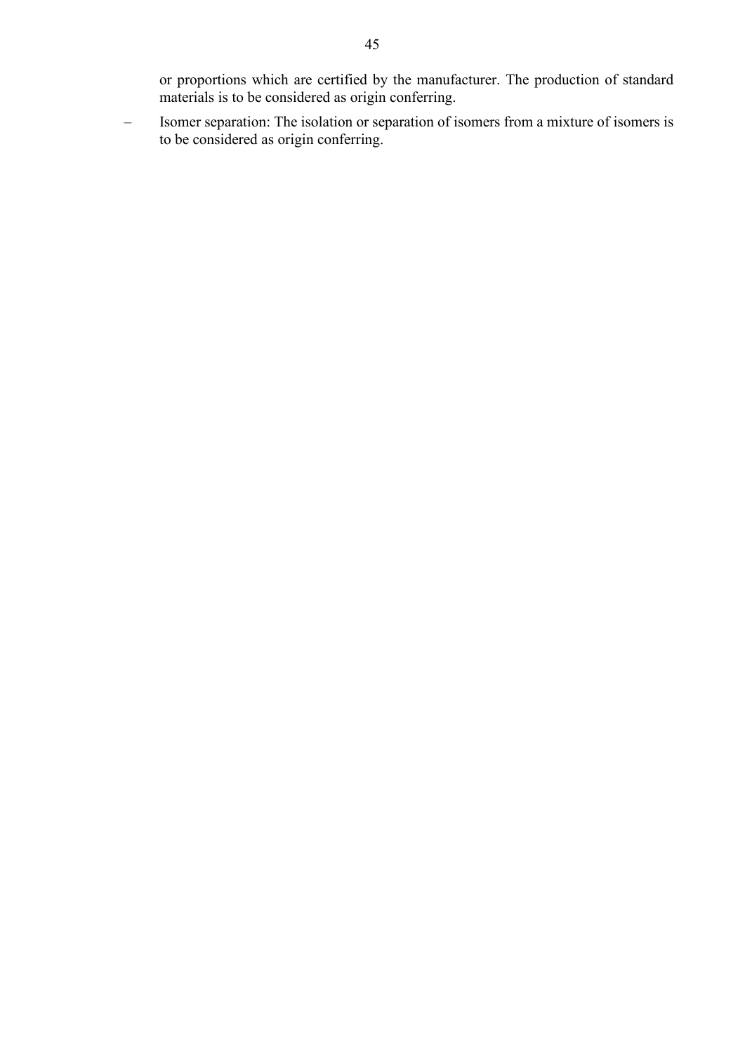or proportions which are certified by the manufacturer. The production of standard materials is to be considered as origin conferring.

- Isomer separation: The isolation or separation of isomers from a mixture of isomers is to be considered as origin conferring.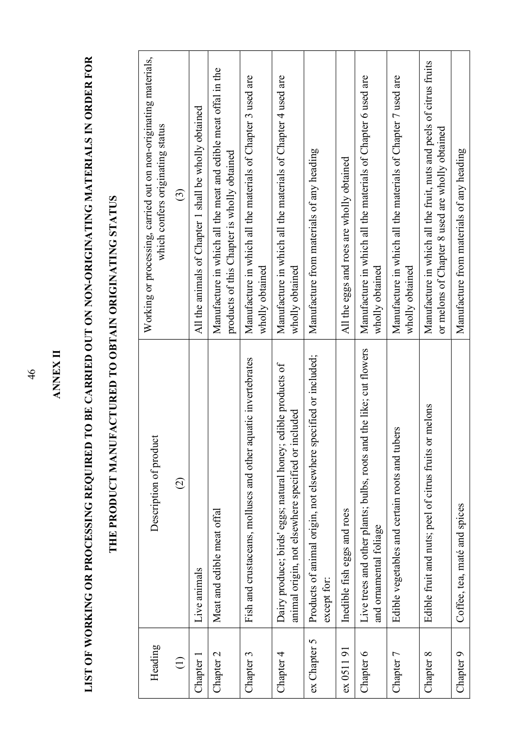# ANNEX II

## LIST OF WORKING OR PROCESSING REQUIRED TO BE CARRIED OUT ON NON-ORIGINATING MATERIALS IN ORDER FOR THE PRODUCT MANUFACTURED TO OBTAIN ORIGINATING STATUS

| Heading<br><br>(1) | Description of product<br><br>(2) | Working or processing, carried out on non-originating materials, which confers originating status<br><br>(3) |
|---|---|---|
| Chapter 1 | Live animals | All the animals of Chapter 1 shall be wholly obtained |
| Chapter 2 | Meat and edible meat offal | Manufacture in which all the meat and edible meat offal in the products of this Chapter is wholly obtained |
| Chapter 3 | Fish and crustaceans, molluscs and other aquatic invertebrates | Manufacture in which all the materials of Chapter 3 used are wholly obtained |
| Chapter 4 | Dairy produce; birds' eggs; natural honey; edible products of animal origin, not elsewhere specified or included | Manufacture in which all the materials of Chapter 4 used are wholly obtained |
| ex Chapter 5 | Products of animal origin, not elsewhere specified or included; except for: | Manufacture from materials of any heading |
| ex 0511 91 | Inedible fish eggs and roes | All the eggs and roes are wholly obtained |
| Chapter 6 | Live trees and other plants; bulbs, roots and the like; cut flowers and ornamental foliage | Manufacture in which all the materials of Chapter 6 used are wholly obtained |
| Chapter 7 | Edible vegetables and certain roots and tubers | Manufacture in which all the materials of Chapter 7 used are wholly obtained |
| Chapter 8 | Edible fruit and nuts; peel of citrus fruits or melons | Manufacture in which all the fruit, nuts and peels of citrus fruits or melons of Chapter 8 used are wholly obtained |
| Chapter 9 | Coffee, tea, maté and spices | Manufacture from materials of any heading |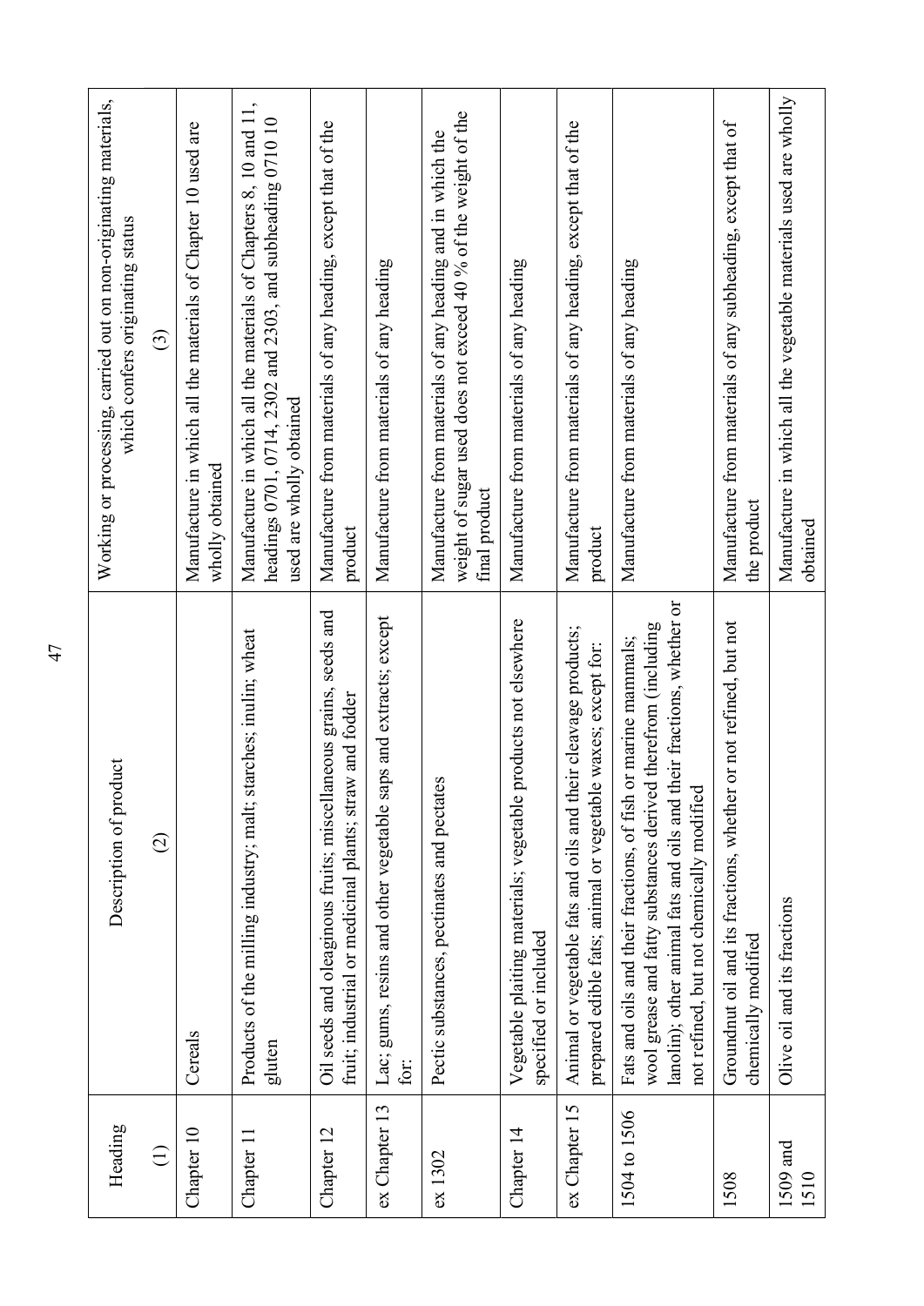| Heading | Description of product | Working or processing, carried out on non-originating materials, which confers originating status |
|---|---|---|
| (1) | (2) | (3) |
| Chapter 10 | Cereals | Manufacture in which all the materials of Chapter 10 used are wholly obtained |
| Chapter 11 | Products of the milling industry; malt; starches; inulin; wheat gluten | Manufacture in which all the materials of Chapters 8, 10 and 11, headings 0701, 0714, 2302 and 2303, and subheading 0710 10 used are wholly obtained |
| Chapter 12 | Oil seeds and oleaginous fruits; miscellaneous grains, seeds and fruit; industrial or medicinal plants; straw and fodder | Manufacture from materials of any heading, except that of the product |
| ex Chapter 13 | Lac; gums, resins and other vegetable saps and extracts; except for: | Manufacture from materials of any heading |
| ex 1302 | Pectic substances, pectinates and pectates | Manufacture from materials of any heading and in which the weight of sugar used does not exceed 40 % of the weight of the final product |
| Chapter 14 | Vegetable plaiting materials; vegetable products not elsewhere specified or included | Manufacture from materials of any heading |
| ex Chapter 15 | Animal or vegetable fats and oils and their cleavage products; prepared edible fats; animal or vegetable waxes; except for: | Manufacture from materials of any heading, except that of the product |
| 1504 to 1506 | Fats and oils and their fractions, of fish or marine mammals; wool grease and fatty substances derived therefrom (including lanolin); other animal fats and oils and their fractions, whether or not refined, but not chemically modified | Manufacture from materials of any heading |
| 1508 | Groundnut oil and its fractions, whether or not refined, but not chemically modified | Manufacture from materials of any subheading, except that of the product |
| 1509 and 1510 | Olive oil and its fractions | Manufacture in which all the vegetable materials used are wholly obtained |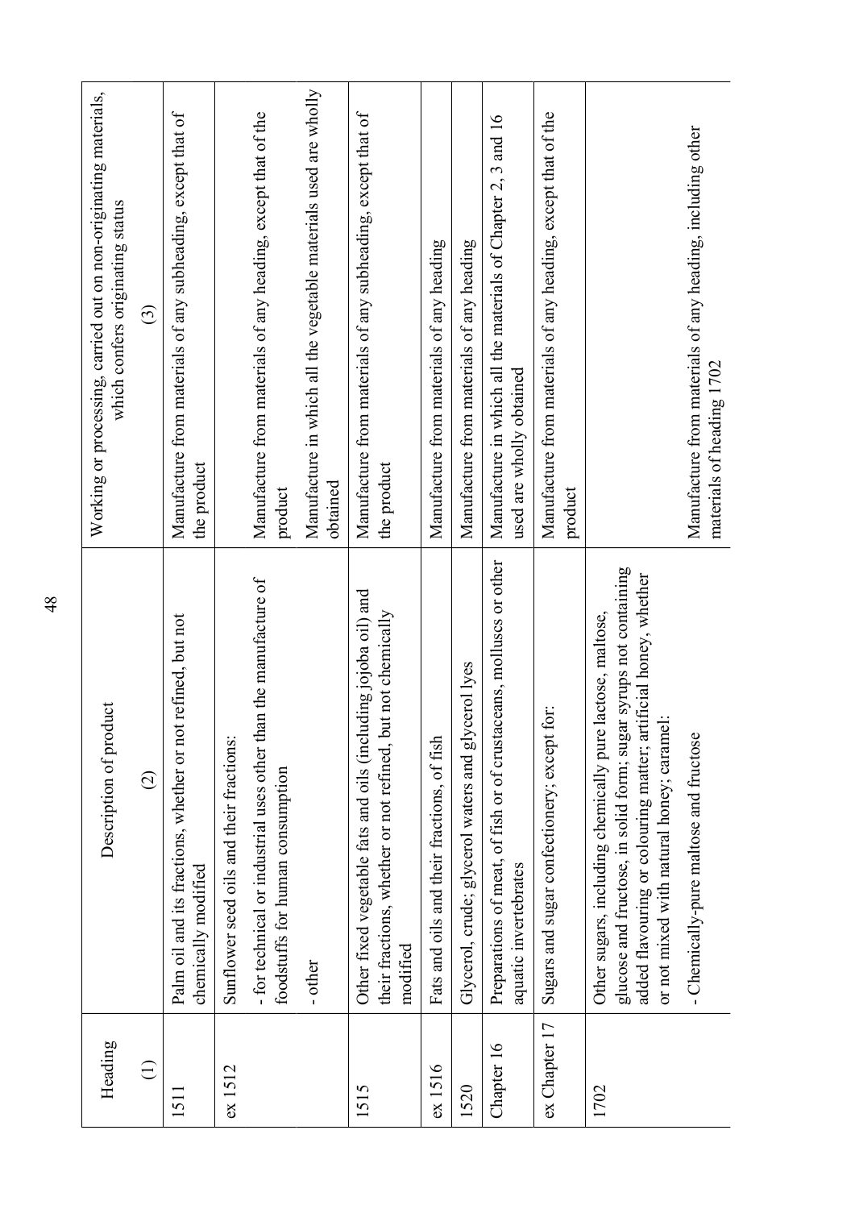| Heading | Description of product | Working or processing, carried out on non-originating materials, which confers originating status |
|---|---|---|
| (1) | (2) | (3) |
| 1511 | Palm oil and its fractions, whether or not refined, but not chemically modified | Manufacture from materials of any subheading, except that of the product |
| ex 1512 | Sunflower seed oils and their fractions: | |
| | - for technical or industrial uses other than the manufacture of foodstuffs for human consumption | Manufacture from materials of any heading, except that of the product |
| | - other | Manufacture in which all the vegetable materials used are wholly obtained |
| 1515 | Other fixed vegetable fats and oils (including jojoba oil) and their fractions, whether or not refined, but not chemically modified | Manufacture from materials of any subheading, except that of the product |
| ex 1516 | Fats and oils and their fractions, of fish | Manufacture from materials of any heading |
| 1520 | Glycerol, crude; glycerol waters and glycerol lyes | Manufacture from materials of any heading |
| Chapter 16 | Preparations of meat, of fish or of crustaceans, molluscs or other aquatic invertebrates | Manufacture in which all the materials of Chapter 2, 3 and 16 used are wholly obtained |
| ex Chapter 17 | Sugars and sugar confectionery; except for: | Manufacture from materials of any heading, except that of the product |
| 1702 | Other sugars, including chemically pure lactose, maltose, glucose and fructose, in solid form; sugar syrups not containing added flavouring or colouring matter; artificial honey, whether or not mixed with natural honey; caramel: | |
| | - Chemically-pure maltose and fructose | Manufacture from materials of any heading, including other materials of heading 1702 |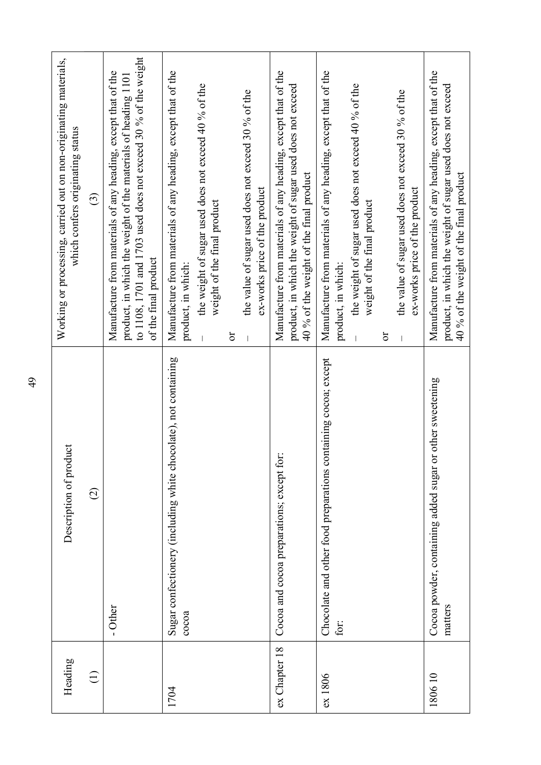| Heading (1) | Description of product (2) | Working or processing, carried out on non-originating materials, which confers originating status (3) |
|---|---|---|
| | - Other | Manufacture from materials of any heading, except that of the product, in which the weight of the materials of heading 1101 to 1108, 1701 and 1703 used does not exceed 30 % of the weight of the final product |
| 1704 | Sugar confectionery (including white chocolate), not containing cocoa | Manufacture from materials of any heading, except that of the product, in which: <br> – the weight of sugar used does not exceed 40 % of the weight of the final product <br> or <br> – the value of sugar used does not exceed 30 % of the ex-works price of the product |
| ex Chapter 18 | Cocoa and cocoa preparations; except for: | Manufacture from materials of any heading, except that of the product, in which the weight of sugar used does not exceed 40 % of the weight of the final product |
| ex 1806 | Chocolate and other food preparations containing cocoa; except for: | Manufacture from materials of any heading, except that of the product, in which: <br> – the weight of sugar used does not exceed 40 % of the weight of the final product <br> or <br> – the value of sugar used does not exceed 30 % of the ex-works price of the product |
| 1806 10 | Cocoa powder, containing added sugar or other sweetening matters | Manufacture from materials of any heading, except that of the product, in which the weight of sugar used does not exceed 40 % of the weight of the final product |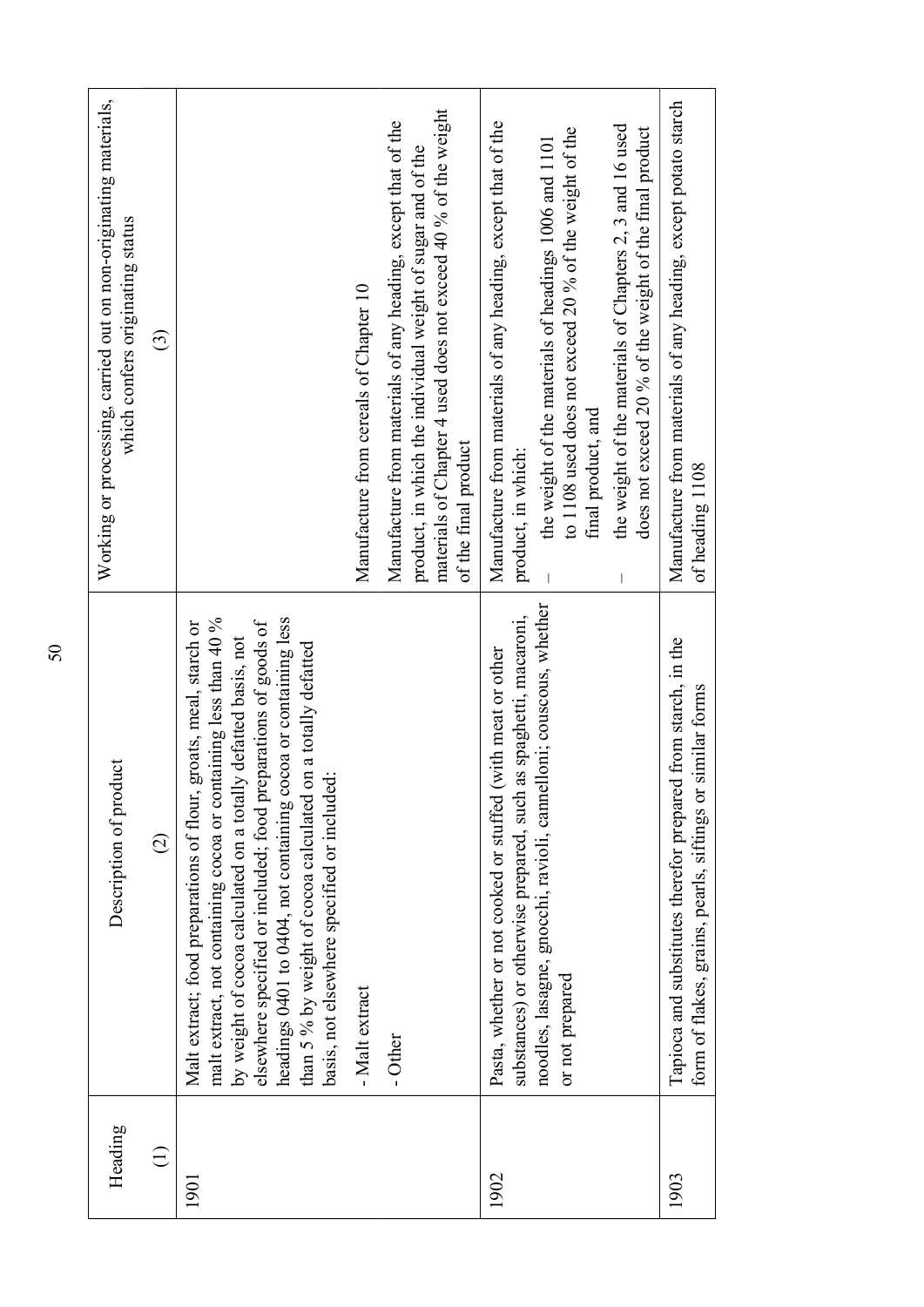| Heading (1) | Description of product (2) | Working or processing, carried out on non-originating materials, which confers originating status (3) |
|---|---|---|
| 1901 | Malt extract; food preparations of flour, groats, meal, starch or malt extract, not containing cocoa or containing less than 40 % by weight of cocoa calculated on a totally defatted basis, not elsewhere specified or included; food preparations of goods of headings 0401 to 0404, not containing cocoa or containing less than 5 % by weight of cocoa calculated on a totally defatted basis, not elsewhere specified or included: | |
| | - Malt extract | Manufacture from cereals of Chapter 10 |
| | - Other | Manufacture from materials of any heading, except that of the product, in which the individual weight of sugar and of the materials of Chapter 4 used does not exceed 40 % of the weight of the final product |
| 1902 | Pasta, whether or not cooked or stuffed (with meat or other substances) or otherwise prepared, such as spaghetti, macaroni, noodles, lasagne, gnocchi, ravioli, cannelloni; couscous, whether or not prepared | Manufacture from materials of any heading, except that of the product, in which:<br>– the weight of the materials of headings 1006 and 1101 to 1108 used does not exceed 20 % of the weight of the final product, and<br>– the weight of the materials of Chapters 2, 3 and 16 used does not exceed 20 % of the weight of the final product |
| 1903 | Tapioca and substitutes therefor prepared from starch, in the form of flakes, grains, pearls, siftings or similar forms | Manufacture from materials of any heading, except potato starch of heading 1108 |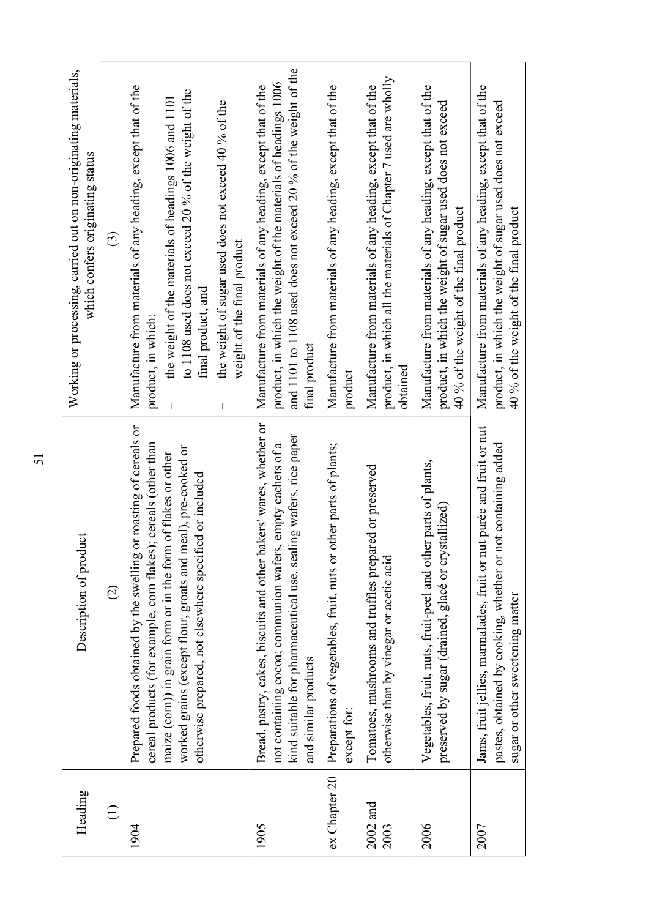| Heading<br>(1) | Description of product<br>(2) | Working or processing, carried out on non-originating materials, which confers originating status<br>(3) |
|---|---|---|
| 1904 | Prepared foods obtained by the swelling or roasting of cereals or cereal products (for example, corn flakes); cereals (other than maize (corn)) in grain form or in the form of flakes or other worked grains (except flour, groats and meal), pre-cooked or otherwise prepared, not elsewhere specified or included | Manufacture from materials of any heading, except that of the product, in which:<br>– the weight of the materials of headings 1006 and 1101 to 1108 used does not exceed 20 % of the weight of the final product, and<br>– the weight of sugar used does not exceed 40 % of the weight of the final product |
| 1905 | Bread, pastry, cakes, biscuits and other bakers' wares, whether or not containing cocoa; communion wafers, empty cachets of a kind suitable for pharmaceutical use, sealing wafers, rice paper and similar products | Manufacture from materials of any heading, except that of the product, in which the weight of the materials of headings 1006 and 1101 to 1108 used does not exceed 20 % of the weight of the final product |
| ex Chapter 20 | Preparations of vegetables, fruit, nuts or other parts of plants; except for: | Manufacture from materials of any heading, except that of the product |
| 2002 and 2003 | Tomatoes, mushrooms and truffles prepared or preserved otherwise than by vinegar or acetic acid | Manufacture from materials of any heading, except that of the product, in which all the materials of Chapter 7 used are wholly obtained |
| 2006 | Vegetables, fruit, nuts, fruit-peel and other parts of plants, preserved by sugar (drained, glacé or crystallized) | Manufacture from materials of any heading, except that of the product, in which the weight of sugar used does not exceed 40 % of the weight of the final product |
| 2007 | Jams, fruit jellies, marmalades, fruit or nut purée and fruit or nut pastes, obtained by cooking, whether or not containing added sugar or other sweetening matter | Manufacture from materials of any heading, except that of the product, in which the weight of sugar used does not exceed 40 % of the weight of the final product |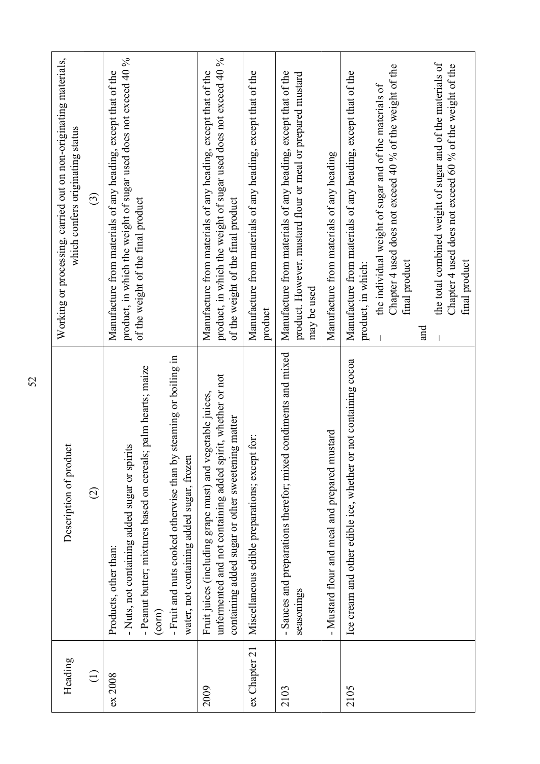| Heading | Description of product | Working or processing, carried out on non-originating materials, which confers originating status |
|---|---|---|
| (1) | (2) | (3) |
| ex 2008 | Products, other than:<br>- Nuts, not containing added sugar or spirits<br>- Peanut butter; mixtures based on cereals; palm hearts; maize (corn)<br>- Fruit and nuts cooked otherwise than by steaming or boiling in water, not containing added sugar, frozen | Manufacture from materials of any heading, except that of the product, in which the weight of sugar used does not exceed 40 % of the weight of the final product |
| 2009 | Fruit juices (including grape must) and vegetable juices, unfermented and not containing added spirit, whether or not containing added sugar or other sweetening matter | Manufacture from materials of any heading, except that of the product, in which the weight of sugar used does not exceed 40 % of the weight of the final product |
| ex Chapter 21 | Miscellaneous edible preparations; except for: | Manufacture from materials of any heading, except that of the product |
| 2103 | - Sauces and preparations therefor; mixed condiments and mixed seasonings | Manufacture from materials of any heading, except that of the product. However, mustard flour or meal or prepared mustard may be used |
| | - Mustard flour and meal and prepared mustard | Manufacture from materials of any heading |
| 2105 | Ice cream and other edible ice, whether or not containing cocoa | Manufacture from materials of any heading, except that of the product, in which:<br>– the individual weight of sugar and of the materials of Chapter 4 used does not exceed 40 % of the weight of the final product<br>and<br>– the total combined weight of sugar and of the materials of Chapter 4 used does not exceed 60 % of the weight of the final product |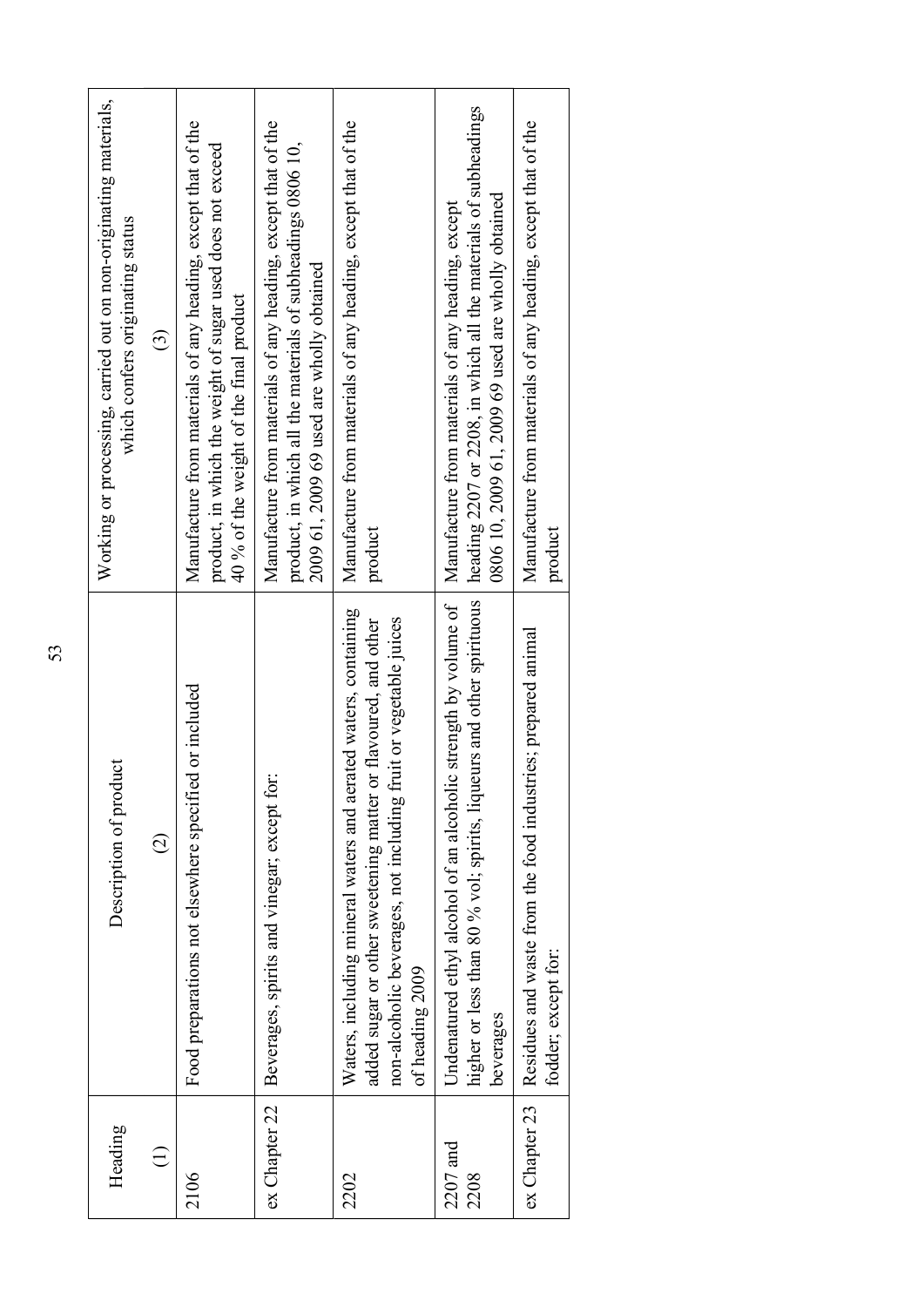| Heading | Description of product | Working or processing, carried out on non-originating materials, which confers originating status |
|---|---|---|
| (1) | (2) | (3) |
| 2106 | Food preparations not elsewhere specified or included | Manufacture from materials of any heading, except that of the product, in which the weight of sugar used does not exceed 40 % of the weight of the final product |
| ex Chapter 22 | Beverages, spirits and vinegar; except for: | Manufacture from materials of any heading, except that of the product, in which all the materials of subheadings 0806 10, 2009 61, 2009 69 used are wholly obtained |
| 2202 | Waters, including mineral waters and aerated waters, containing added sugar or other sweetening matter or flavoured, and other non-alcoholic beverages, not including fruit or vegetable juices of heading 2009 | Manufacture from materials of any heading, except that of the product |
| 2207 and 2208 | Undenatured ethyl alcohol of an alcoholic strength by volume of higher or less than 80 % vol; spirits, liqueurs and other spirituous beverages | Manufacture from materials of any heading, except heading 2207 or 2208, in which all the materials of subheadings 0806 10, 2009 61, 2009 69 used are wholly obtained |
| ex Chapter 23 | Residues and waste from the food industries; prepared animal fodder; except for: | Manufacture from materials of any heading, except that of the product |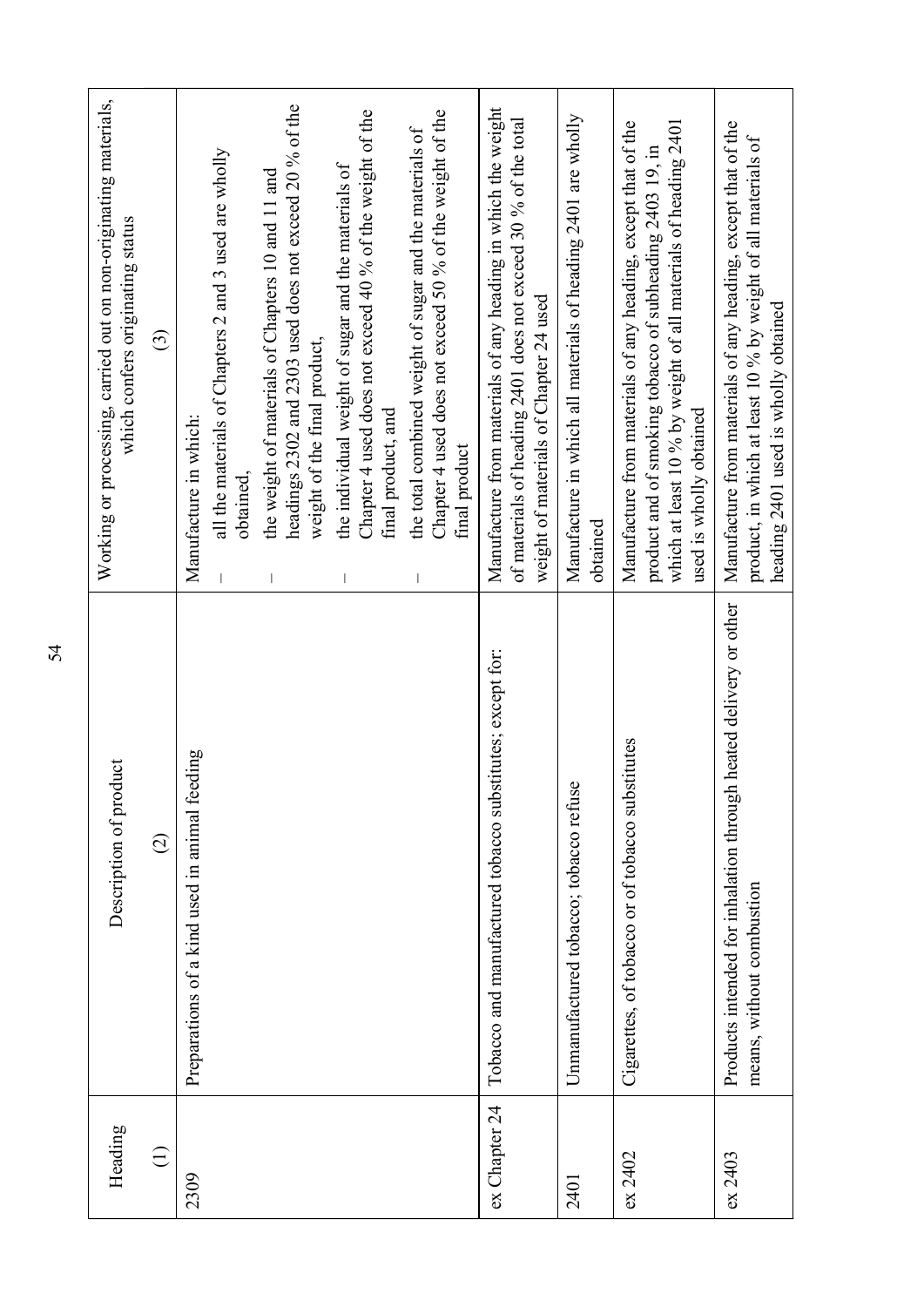| Heading (1) | Description of product (2) | Working or processing, carried out on non-originating materials, which confers originating status (3) |
|---|---|---|
| 2309 | Preparations of a kind used in animal feeding | Manufacture in which: <br> – all the materials of Chapters 2 and 3 used are wholly obtained, <br> – the weight of materials of Chapters 10 and 11 and headings 2302 and 2303 used does not exceed 20 % of the weight of the final product, <br> – the individual weight of sugar and the materials of Chapter 4 used does not exceed 40 % of the weight of the final product, and <br> – the total combined weight of sugar and the materials of Chapter 4 used does not exceed 50 % of the weight of the final product |
| ex Chapter 24 | Tobacco and manufactured tobacco substitutes; except for: | Manufacture from materials of any heading in which the weight of materials of heading 2401 does not exceed 30 % of the total weight of materials of Chapter 24 used |
| 2401 | Unmanufactured tobacco; tobacco refuse | Manufacture in which all materials of heading 2401 are wholly obtained |
| ex 2402 | Cigarettes, of tobacco or of tobacco substitutes | Manufacture from materials of any heading, except that of the product and of smoking tobacco of subheading 2403 19, in which at least 10 % by weight of all materials of heading 2401 used is wholly obtained |
| ex 2403 | Products intended for inhalation through heated delivery or other means, without combustion | Manufacture from materials of any heading, except that of the product, in which at least 10 % by weight of all materials of heading 2401 used is wholly obtained |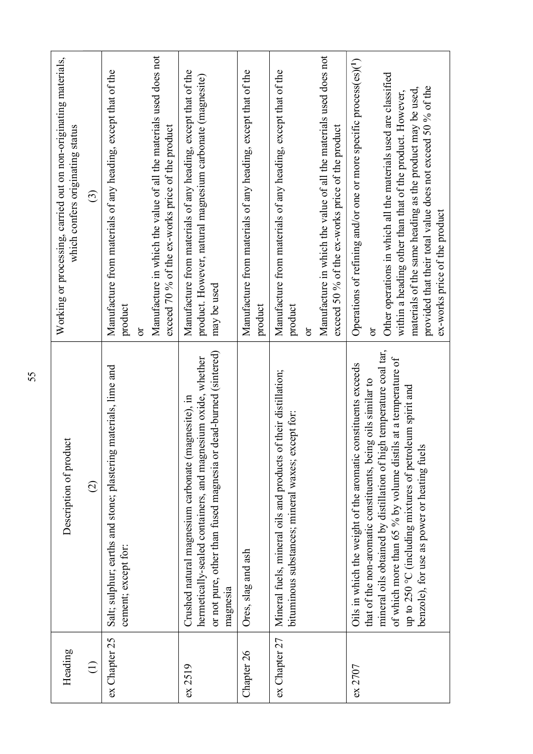| Heading | Description of product | Working or processing, carried out on non-originating materials, which confers originating status |
|---|---|---|
| (1) | (2) | (3) |
| ex Chapter 25 | Salt; sulphur; earths and stone; plastering materials, lime and cement; except for: | Manufacture from materials of any heading, except that of the product<br>or<br>Manufacture in which the value of all the materials used does not exceed 70 % of the ex-works price of the product |
| ex 2519 | Crushed natural magnesium carbonate (magnesite), in hermetically-sealed containers, and magnesium oxide, whether or not pure, other than fused magnesia or dead-burned (sintered) magnesia | Manufacture from materials of any heading, except that of the product. However, natural magnesium carbonate (magnesite) may be used |
| Chapter 26 | Ores, slag and ash | Manufacture from materials of any heading, except that of the product |
| ex Chapter 27 | Mineral fuels, mineral oils and products of their distillation; bituminous substances; mineral waxes; except for: | Manufacture from materials of any heading, except that of the product<br>or<br>Manufacture in which the value of all the materials used does not exceed 50 % of the ex-works price of the product |
| ex 2707 | Oils in which the weight of the aromatic constituents exceeds that of the non-aromatic constituents, being oils similar to mineral oils obtained by distillation of high temperature coal tar, of which more than 65 % by volume distils at a temperature of up to 250 °C (including mixtures of petroleum spirit and benzole), for use as power or heating fuels | Operations of refining and/or one or more specific process(es)(1)<br>or<br>Other operations in which all the materials used are classified within a heading other than that of the product. However, materials of the same heading as the product may be used, provided that their total value does not exceed 50 % of the ex-works price of the product |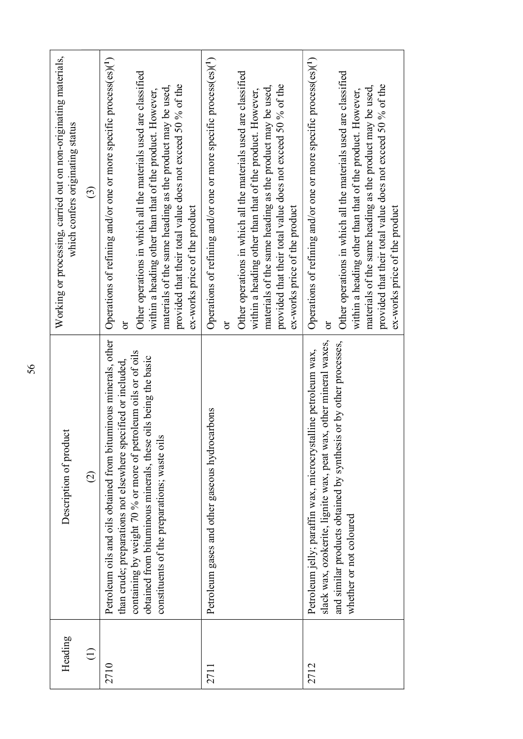| Heading | Description of product | Working or processing, carried out on non-originating materials, which confers originating status |
|---|---|---|
| (1) | (2) | (3) |
| 2710 | Petroleum oils and oils obtained from bituminous minerals, other than crude; preparations not elsewhere specified or included, containing by weight 70 % or more of petroleum oils or of oils obtained from bituminous minerals, these oils being the basic constituents of the preparations; waste oils | Operations of refining and/or one or more specific process(es)([1]) <br> or <br> Other operations in which all the materials used are classified within a heading other than that of the product. However, materials of the same heading as the product may be used, provided that their total value does not exceed 50 % of the ex-works price of the product |
| 2711 | Petroleum gases and other gaseous hydrocarbons | Operations of refining and/or one or more specific process(es)([1]) <br> or <br> Other operations in which all the materials used are classified within a heading other than that of the product. However, materials of the same heading as the product may be used, provided that their total value does not exceed 50 % of the ex-works price of the product |
| 2712 | Petroleum jelly; paraffin wax, microcrystalline petroleum wax, slack wax, ozokerite, lignite wax, peat wax, other mineral waxes, and similar products obtained by synthesis or by other processes, whether or not coloured | Operations of refining and/or one or more specific process(es)([1]) <br> or <br> Other operations in which all the materials used are classified within a heading other than that of the product. However, materials of the same heading as the product may be used, provided that their total value does not exceed 50 % of the ex-works price of the product |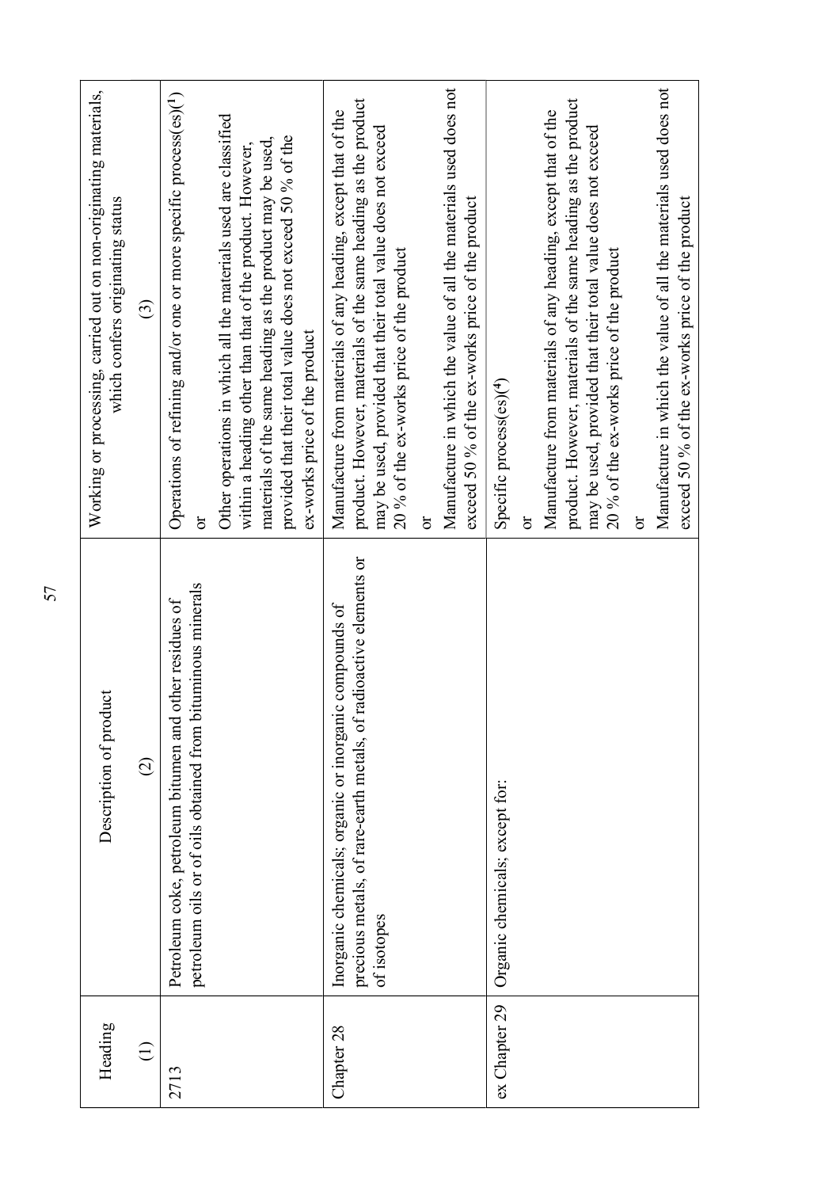| Heading | Description of product | Working or processing, carried out on non-originating materials, which confers originating status |
|---|---|---|
| (1) | (2) | (3) |
| 2713 | Petroleum coke, petroleum bitumen and other residues of petroleum oils or of oils obtained from bituminous minerals | Operations of refining and/or one or more specific process(es)([1])<br>or<br>Other operations in which all the materials used are classified within a heading other than that of the product. However, materials of the same heading as the product may be used, provided that their total value does not exceed 50 % of the ex-works price of the product |
| Chapter 28 | Inorganic chemicals; organic or inorganic compounds of precious metals, of rare-earth metals, of radioactive elements or of isotopes | Manufacture from materials of any heading, except that of the product. However, materials of the same heading as the product may be used, provided that their total value does not exceed 20 % of the ex-works price of the product<br>or<br>Manufacture in which the value of all the materials used does not exceed 50 % of the ex-works price of the product |
| ex Chapter 29 | Organic chemicals; except for: | Specific process(es)([4])<br>or<br>Manufacture from materials of any heading, except that of the product. However, materials of the same heading as the product may be used, provided that their total value does not exceed 20 % of the ex-works price of the product<br>or<br>Manufacture in which the value of all the materials used does not exceed 50 % of the ex-works price of the product |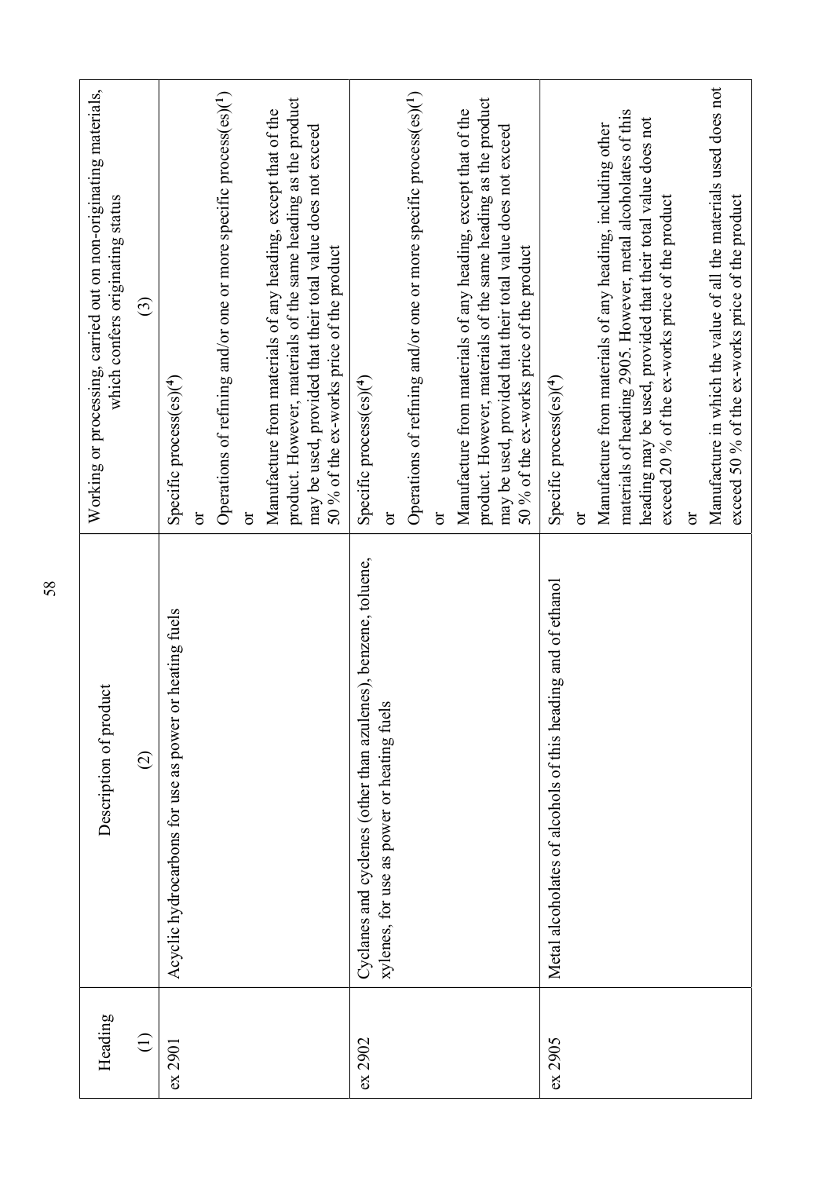| Heading (1) | Description of product (2) | Working or processing, carried out on non-originating materials, which confers originating status (3) |
|---|---|---|
| ex 2901 | Acyclic hydrocarbons for use as power or heating fuels | Specific process(es)[4]<br>or<br>Operations of refining and/or one or more specific process(es)[1]<br>or<br>Manufacture from materials of any heading, except that of the product. However, materials of the same heading as the product may be used, provided that their total value does not exceed 50 % of the ex-works price of the product |
| ex 2902 | Cyclanes and cyclenes (other than azulenes), benzene, toluene, xylenes, for use as power or heating fuels | Specific process(es)[4]<br>or<br>Operations of refining and/or one or more specific process(es)[1]<br>or<br>Manufacture from materials of any heading, except that of the product. However, materials of the same heading as the product may be used, provided that their total value does not exceed 50 % of the ex-works price of the product |
| ex 2905 | Metal alcoholates of alcohols of this heading and of ethanol | Specific process(es)[4]<br>or<br>Manufacture from materials of any heading, including other materials of heading 2905. However, metal alcoholates of this heading may be used, provided that their total value does not exceed 20 % of the ex-works price of the product<br>or<br>Manufacture in which the value of all the materials used does not exceed 50 % of the ex-works price of the product |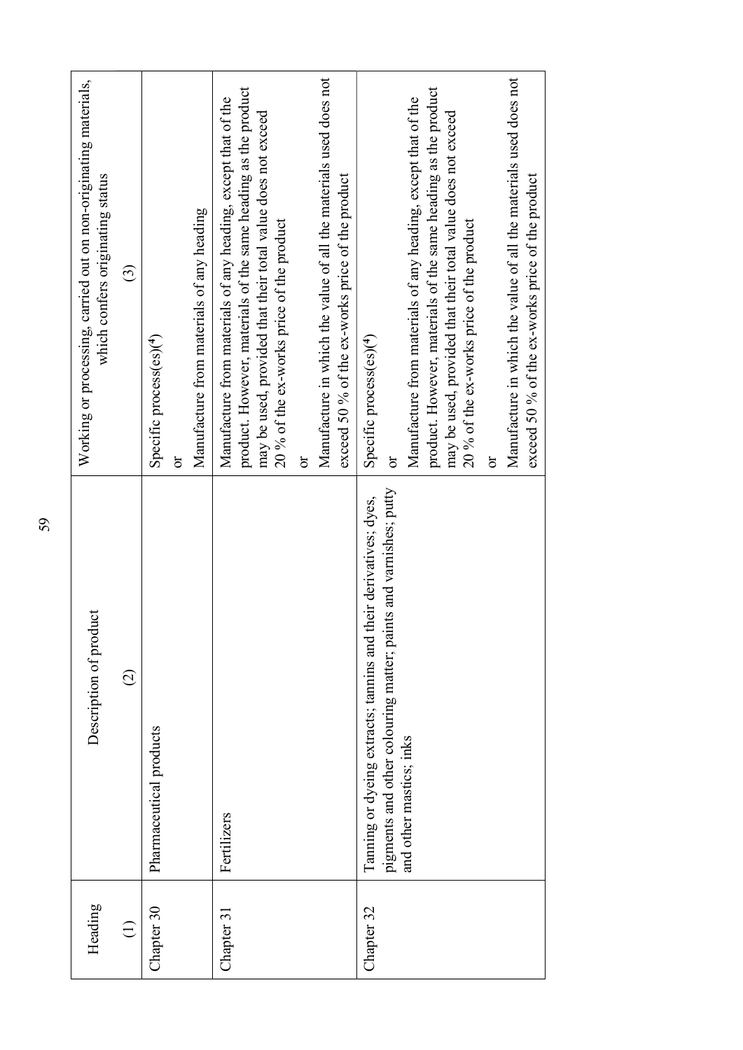| Heading | Description of product | Working or processing, carried out on non-originating materials, which confers originating status |
|---|---|---|
| (1) | (2) | (3) |
| Chapter 30 | Pharmaceutical products | Specific process(es)(4)<br>or<br>Manufacture from materials of any heading |
| Chapter 31 | Fertilizers | Manufacture from materials of any heading, except that of the product. However, materials of the same heading as the product may be used, provided that their total value does not exceed 20 % of the ex-works price of the product<br>or<br>Manufacture in which the value of all the materials used does not exceed 50 % of the ex-works price of the product |
| Chapter 32 | Tanning or dyeing extracts; tannins and their derivatives; dyes, pigments and other colouring matter; paints and varnishes; putty and other mastics; inks | Specific process(es)(4)<br>or<br>Manufacture from materials of any heading, except that of the product. However, materials of the same heading as the product may be used, provided that their total value does not exceed 20 % of the ex-works price of the product<br>or<br>Manufacture in which the value of all the materials used does not exceed 50 % of the ex-works price of the product |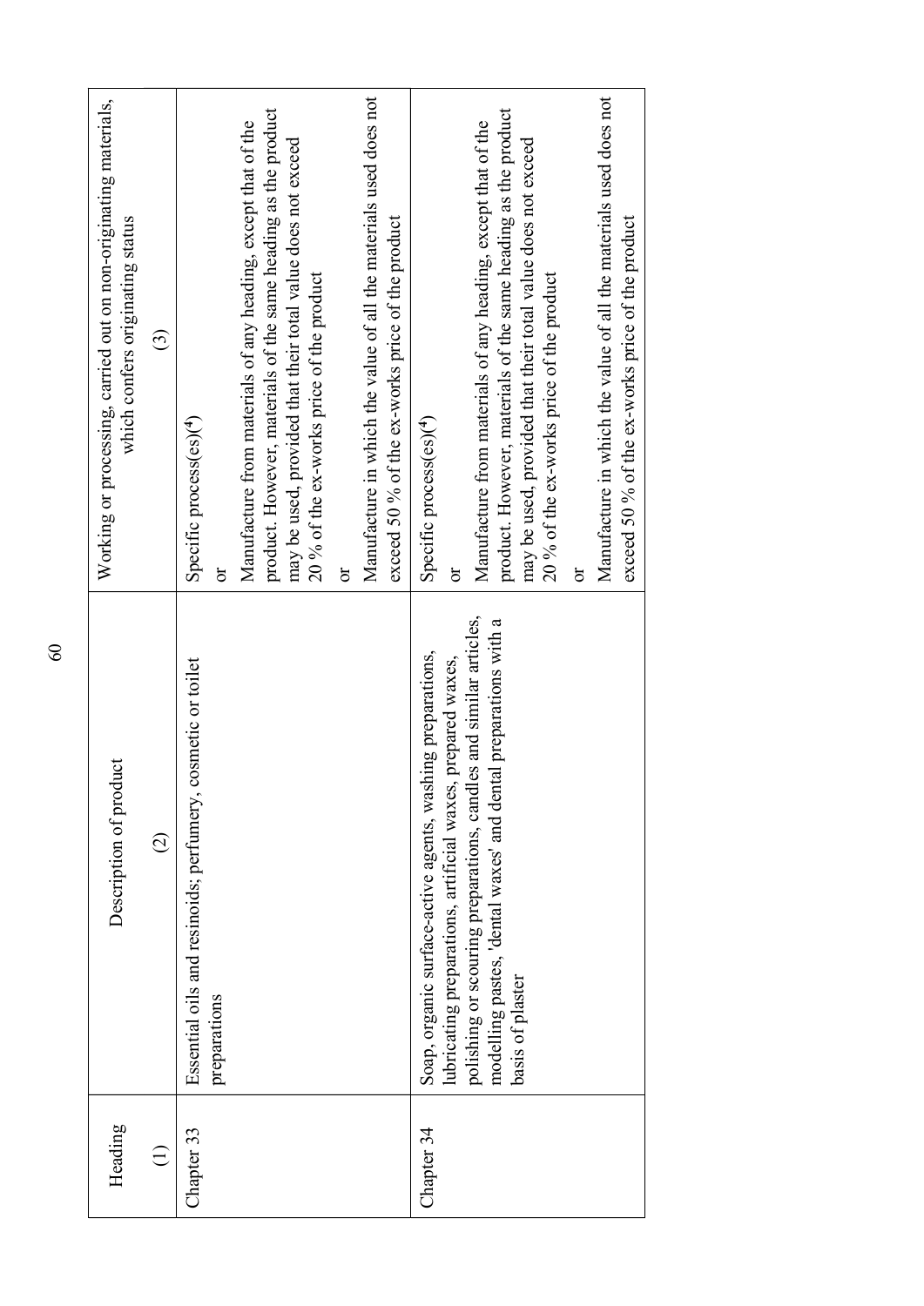| Heading | Description of product | Working or processing, carried out on non-originating materials, which confers originating status |
|---|---|---|
| (1) | (2) | (3) |
| Chapter 33 | Essential oils and resinoids; perfumery, cosmetic or toilet preparations | Specific process(es)(4)<br>or<br>Manufacture from materials of any heading, except that of the product. However, materials of the same heading as the product may be used, provided that their total value does not exceed 20 % of the ex-works price of the product<br>or<br>Manufacture in which the value of all the materials used does not exceed 50 % of the ex-works price of the product |
| Chapter 34 | Soap, organic surface-active agents, washing preparations, lubricating preparations, artificial waxes, prepared waxes, polishing or scouring preparations, candles and similar articles, modelling pastes, 'dental waxes' and dental preparations with a basis of plaster | Specific process(es)(4)<br>or<br>Manufacture from materials of any heading, except that of the product. However, materials of the same heading as the product may be used, provided that their total value does not exceed 20 % of the ex-works price of the product<br>or<br>Manufacture in which the value of all the materials used does not exceed 50 % of the ex-works price of the product |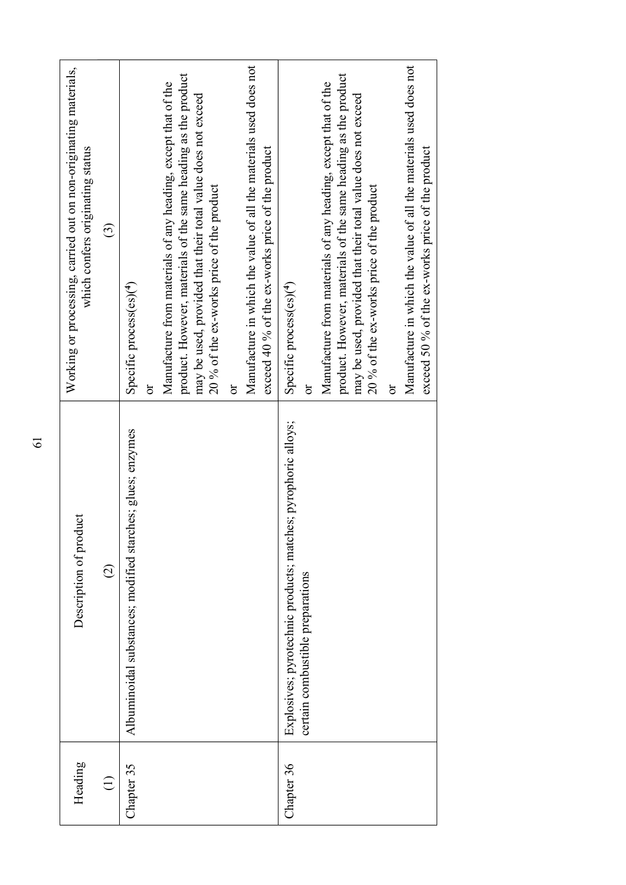| Heading | Description of product | Working or processing, carried out on non-originating materials, which confers originating status |
|---|---|---|
| (1) | (2) | (3) |
| Chapter 35 | Albuminoidal substances; modified starches; glues; enzymes | Specific process(es)[4]<br>or<br>Manufacture from materials of any heading, except that of the product. However, materials of the same heading as the product may be used, provided that their total value does not exceed 20 % of the ex-works price of the product<br>or<br>Manufacture in which the value of all the materials used does not exceed 40 % of the ex-works price of the product |
| Chapter 36 | Explosives; pyrotechnic products; matches; pyrophoric alloys; certain combustible preparations | Specific process(es)[4]<br>or<br>Manufacture from materials of any heading, except that of the product. However, materials of the same heading as the product may be used, provided that their total value does not exceed 20 % of the ex-works price of the product<br>or<br>Manufacture in which the value of all the materials used does not exceed 50 % of the ex-works price of the product |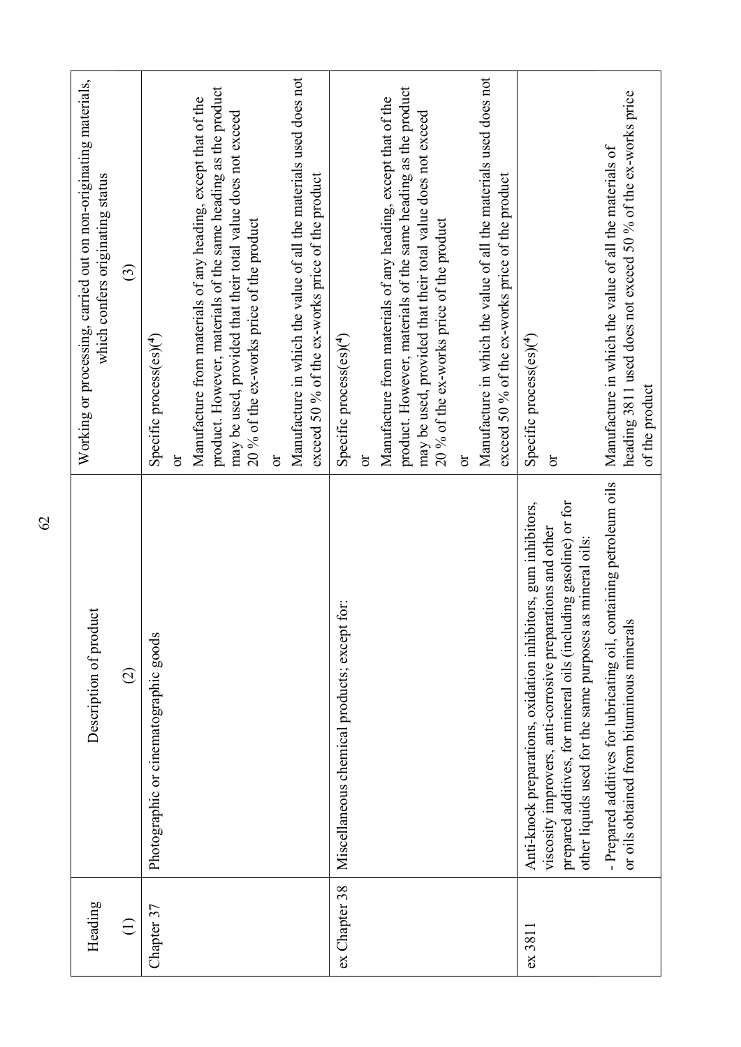| Heading<br>(1) | Description of product<br>(2) | Working or processing, carried out on non-originating materials, which confers originating status<br>(3) |
|---|---|---|
| Chapter 37 | Photographic or cinematographic goods | Specific process(es)(4)<br>or<br>Manufacture from materials of any heading, except that of the product. However, materials of the same heading as the product may be used, provided that their total value does not exceed 20 % of the ex-works price of the product<br>or<br>Manufacture in which the value of all the materials used does not exceed 50 % of the ex-works price of the product |
| ex Chapter 38 | Miscellaneous chemical products; except for: | Specific process(es)(4)<br>or<br>Manufacture from materials of any heading, except that of the product. However, materials of the same heading as the product may be used, provided that their total value does not exceed 20 % of the ex-works price of the product<br>or<br>Manufacture in which the value of all the materials used does not exceed 50 % of the ex-works price of the product |
| ex 3811 | Anti-knock preparations, oxidation inhibitors, gum inhibitors, viscosity improvers, anti-corrosive preparations and other prepared additives, for mineral oils (including gasoline) or for other liquids used for the same purposes as mineral oils: | Specific process(es)(4)<br>or |
| | - Prepared additives for lubricating oil, containing petroleum oils or oils obtained from bituminous minerals | Manufacture in which the value of all the materials of heading 3811 used does not exceed 50 % of the ex-works price of the product |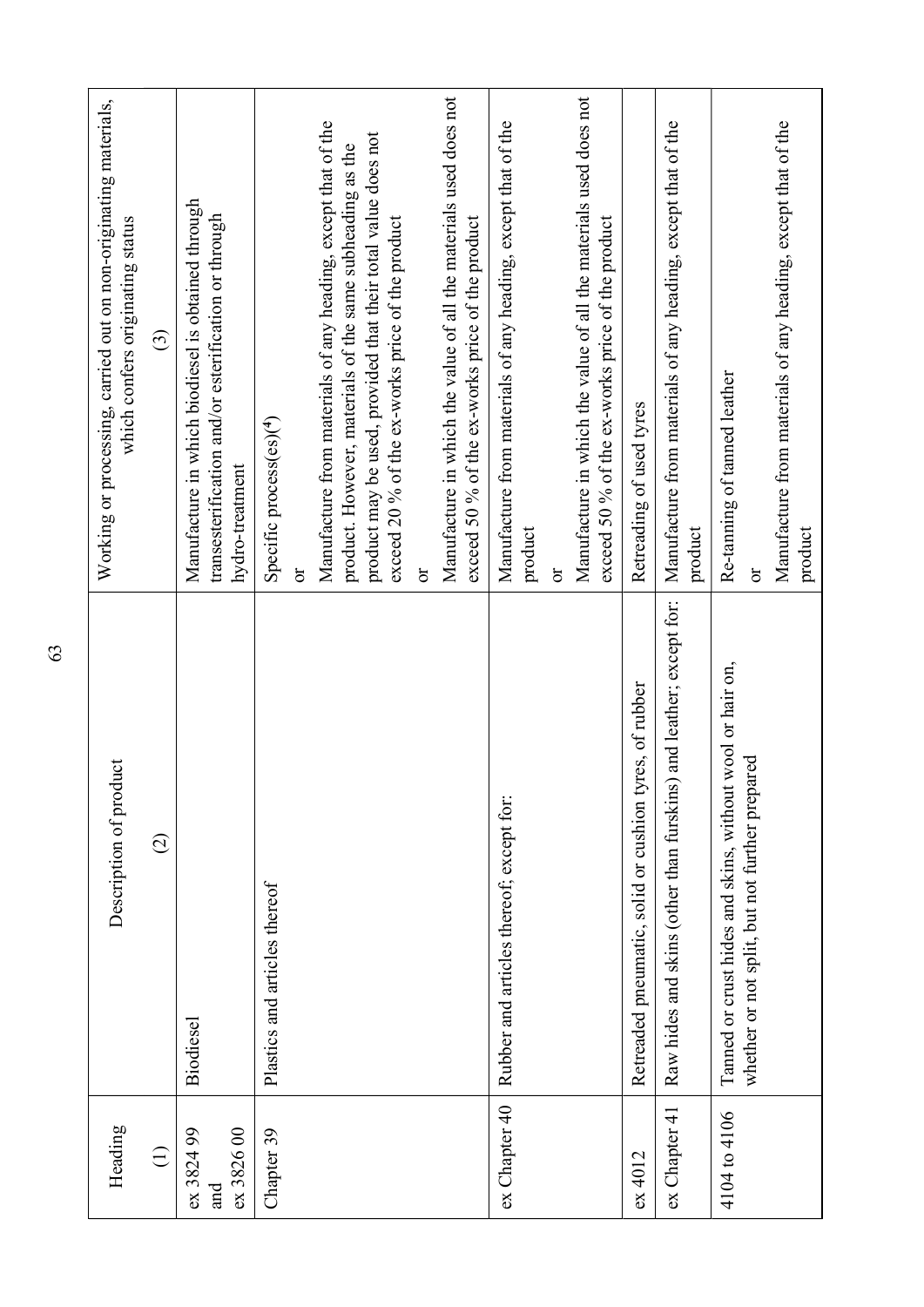| Heading | Description of product | Working or processing, carried out on non-originating materials, which confers originating status |
|---|---|---|
| (1) | (2) | (3) |
| ex 3824 99 and ex 3826 00 | Biodiesel | Manufacture in which biodiesel is obtained through transesterification and/or esterification or through hydro-treatment |
| Chapter 39 | Plastics and articles thereof | Specific process(es)(4)<br>or<br>Manufacture from materials of any heading, except that of the product. However, materials of the same subheading as the product may be used, provided that their total value does not exceed 20 % of the ex-works price of the product<br>or<br>Manufacture in which the value of all the materials used does not exceed 50 % of the ex-works price of the product |
| ex Chapter 40 | Rubber and articles thereof; except for: | Manufacture from materials of any heading, except that of the product<br>or<br>Manufacture in which the value of all the materials used does not exceed 50 % of the ex-works price of the product |
| ex 4012 | Retreaded pneumatic, solid or cushion tyres, of rubber | Retreading of used tyres |
| ex Chapter 41 | Raw hides and skins (other than furskins) and leather; except for: | Manufacture from materials of any heading, except that of the product |
| 4104 to 4106 | Tanned or crust hides and skins, without wool or hair on, whether or not split, but not further prepared | Re-tanning of tanned leather<br>or<br>Manufacture from materials of any heading, except that of the product |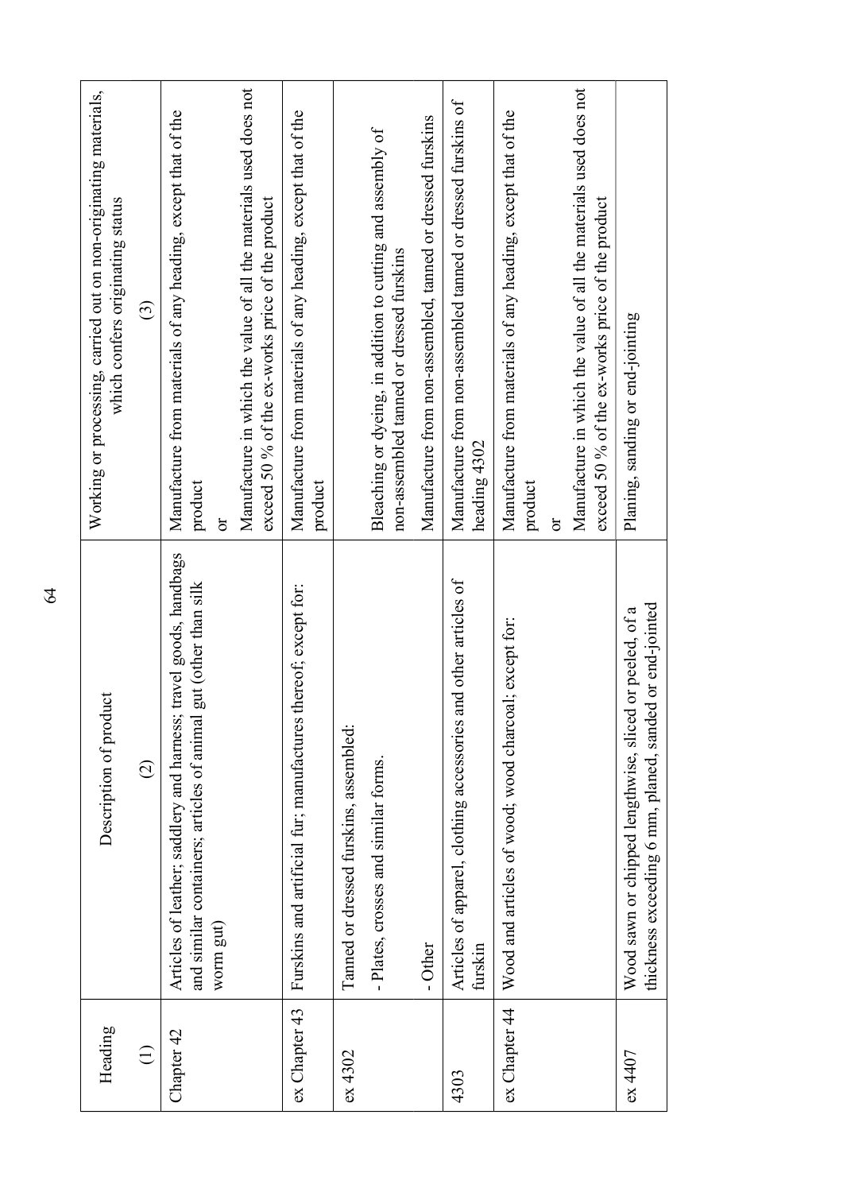| Heading (1) | Description of product (2) | Working or processing, carried out on non-originating materials, which confers originating status (3) |
|---|---|---|
| Chapter 42 | Articles of leather; saddlery and harness; travel goods, handbags and similar containers; articles of animal gut (other than silk worm gut) | Manufacture from materials of any heading, except that of the product<br>or<br>Manufacture in which the value of all the materials used does not exceed 50 % of the ex-works price of the product |
| ex Chapter 43 | Furskins and artificial fur; manufactures thereof; except for: | Manufacture from materials of any heading, except that of the product |
| ex 4302 | Tanned or dressed furskins, assembled: | |
| | - Plates, crosses and similar forms. | Bleaching or dyeing, in addition to cutting and assembly of non-assembled tanned or dressed furskins |
| | - Other | Manufacture from non-assembled, tanned or dressed furskins |
| 4303 | Articles of apparel, clothing accessories and other articles of furskin | Manufacture from non-assembled tanned or dressed furskins of heading 4302 |
| ex Chapter 44 | Wood and articles of wood; wood charcoal; except for: | Manufacture from materials of any heading, except that of the product<br>or<br>Manufacture in which the value of all the materials used does not exceed 50 % of the ex-works price of the product |
| ex 4407 | Wood sawn or chipped lengthwise, sliced or peeled, of a thickness exceeding 6 mm, planed, sanded or end-jointed | Planing, sanding or end-jointing |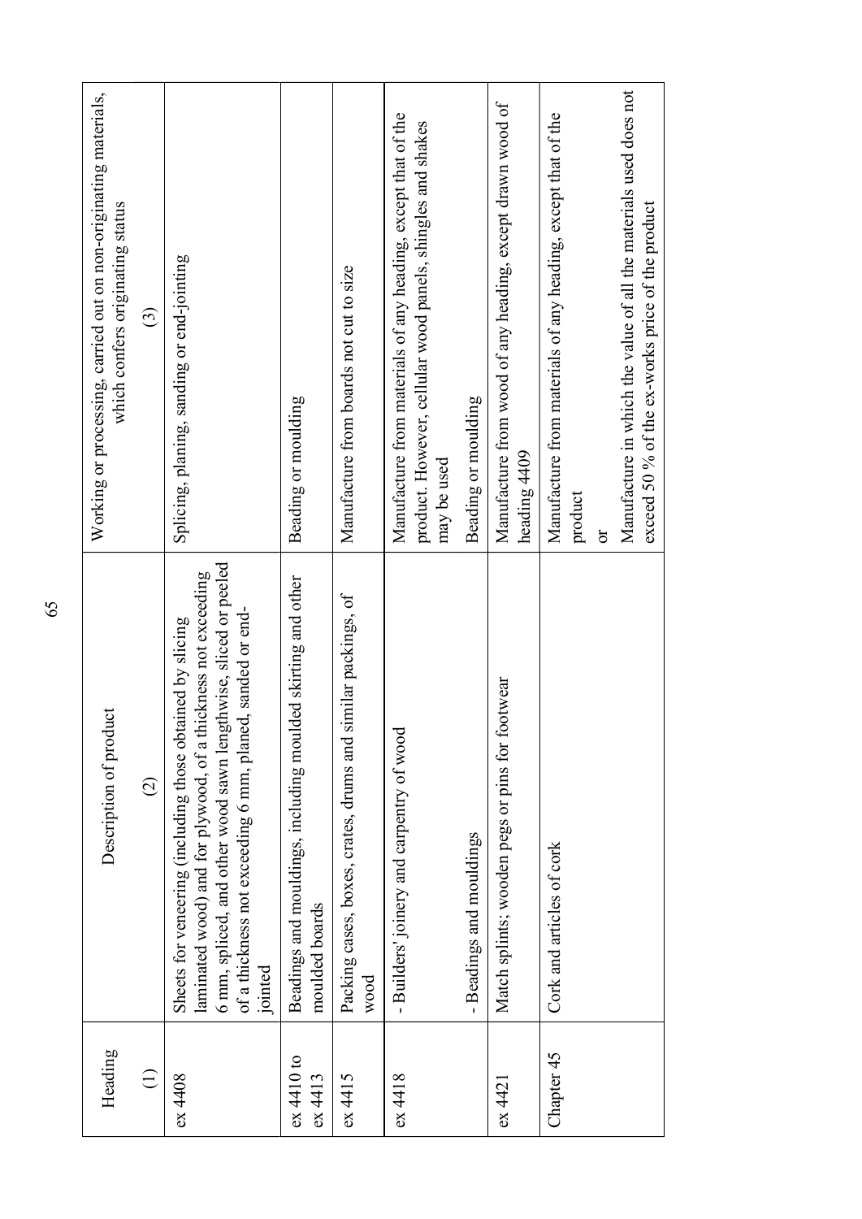| Heading | Description of product | Working or processing, carried out on non-originating materials, which confers originating status |
|---|---|---|
| (1) | (2) | (3) |
| ex 4408 | Sheets for veneering (including those obtained by slicing laminated wood) and for plywood, of a thickness not exceeding 6 mm, spliced, and other wood sawn lengthwise, sliced or peeled of a thickness not exceeding 6 mm, planed, sanded or end-jointed | Splicing, planing, sanding or end-jointing |
| ex 4410 to ex 4413 | Beadings and mouldings, including moulded skirting and other moulded boards | Beading or moulding |
| ex 4415 | Packing cases, boxes, crates, drums and similar packings, of wood | Manufacture from boards not cut to size |
| ex 4418 | - Builders' joinery and carpentry of wood | Manufacture from materials of any heading, except that of the product. However, cellular wood panels, shingles and shakes may be used |
| | - Beadings and mouldings | Beading or moulding |
| ex 4421 | Match splints; wooden pegs or pins for footwear | Manufacture from wood of any heading, except drawn wood of heading 4409 |
| Chapter 45 | Cork and articles of cork | Manufacture from materials of any heading, except that of the product<br>or<br>Manufacture in which the value of all the materials used does not exceed 50 % of the ex-works price of the product |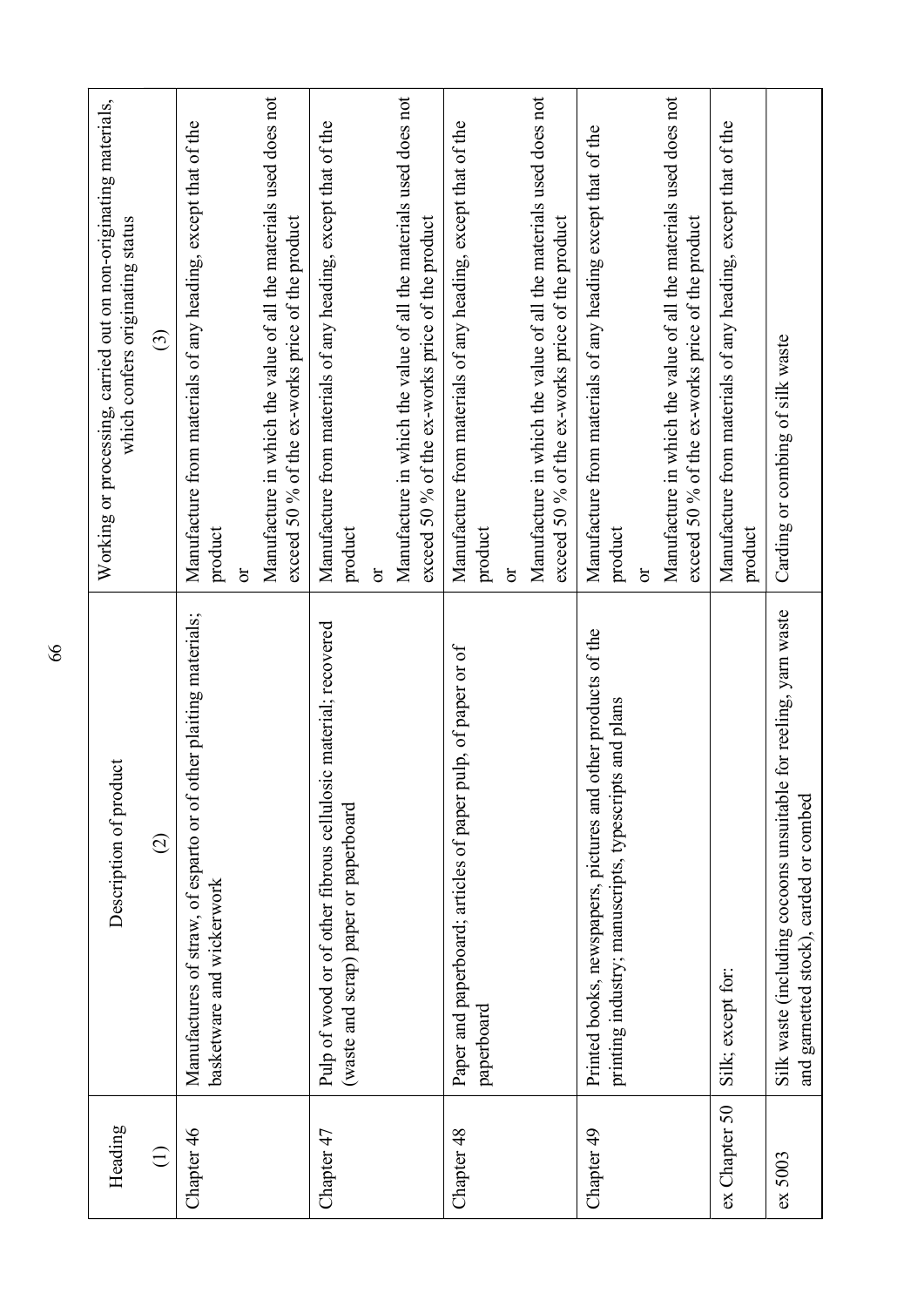| Heading | Description of product | Working or processing, carried out on non-originating materials, which confers originating status |
|---|---|---|
| (1) | (2) | (3) |
| Chapter 46 | Manufactures of straw, of esparto or of other plaiting materials; basketware and wickerwork | Manufacture from materials of any heading, except that of the product<br>or<br>Manufacture in which the value of all the materials used does not exceed 50 % of the ex-works price of the product |
| Chapter 47 | Pulp of wood or of other fibrous cellulosic material; recovered (waste and scrap) paper or paperboard | Manufacture from materials of any heading, except that of the product<br>or<br>Manufacture in which the value of all the materials used does not exceed 50 % of the ex-works price of the product |
| Chapter 48 | Paper and paperboard; articles of paper pulp, of paper or of paperboard | Manufacture from materials of any heading, except that of the product<br>or<br>Manufacture in which the value of all the materials used does not exceed 50 % of the ex-works price of the product |
| Chapter 49 | Printed books, newspapers, pictures and other products of the printing industry; manuscripts, typescripts and plans | Manufacture from materials of any heading except that of the product<br>or<br>Manufacture in which the value of all the materials used does not exceed 50 % of the ex-works price of the product |
| ex Chapter 50 | Silk; except for: | Manufacture from materials of any heading, except that of the product |
| ex 5003 | Silk waste (including cocoons unsuitable for reeling, yarn waste and garnetted stock), carded or combed | Carding or combing of silk waste |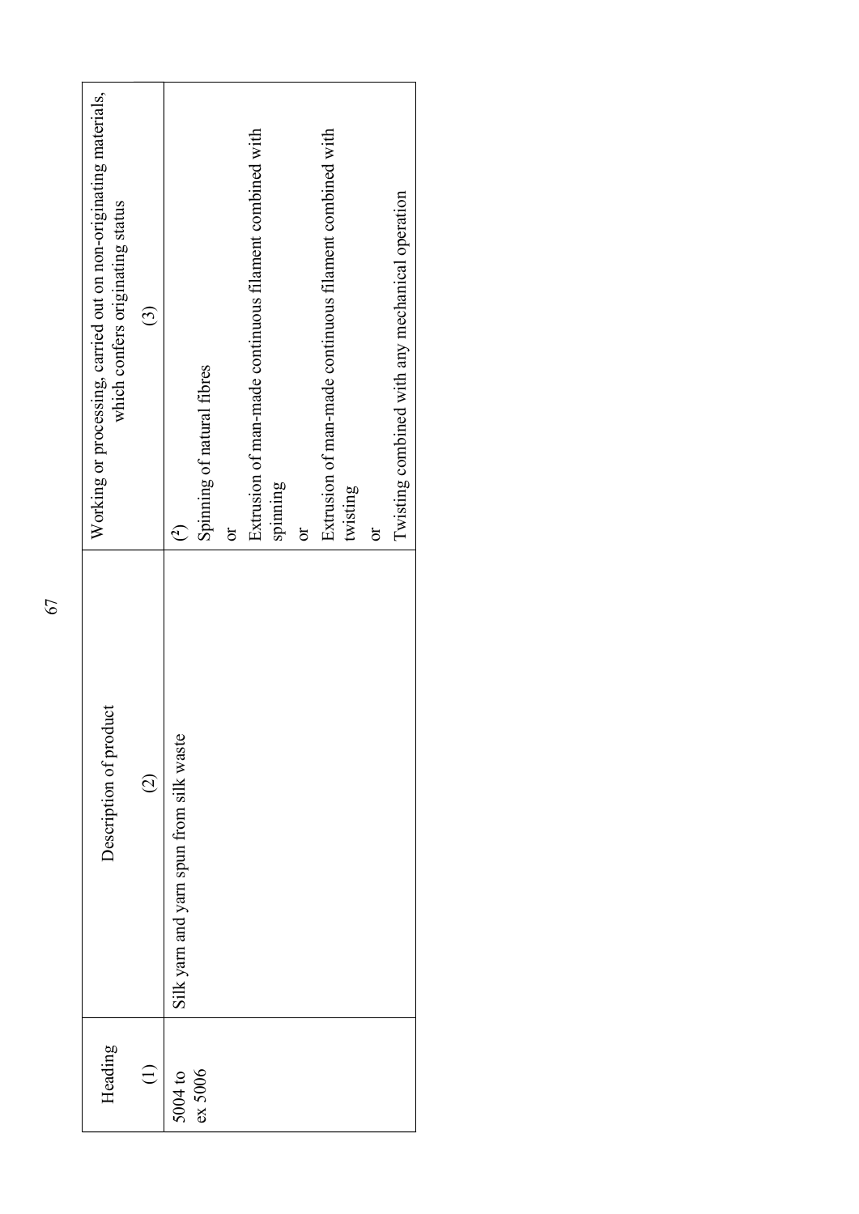| Heading | Description of product | Working or processing, carried out on non-originating materials, which confers originating status |
|---|---|---|
| (1) | (2) | (3) |
| 5004 to ex 5006 | Silk yarn and yarn spun from silk waste | [2] Spinning of natural fibres or Extrusion of man-made continuous filament combined with spinning or Extrusion of man-made continuous filament combined with twisting or Twisting combined with any mechanical operation |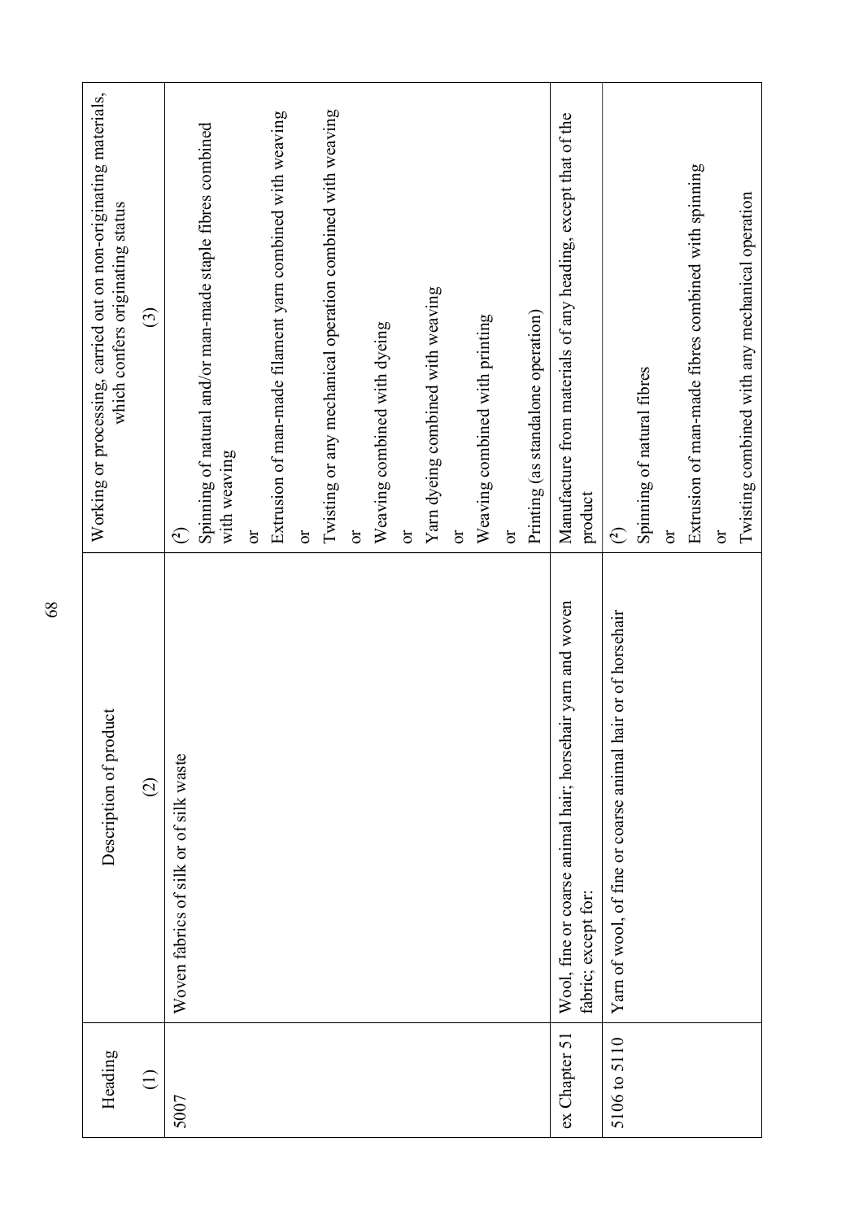| Heading<br>(1) | Description of product<br>(2) | Working or processing, carried out on non-originating materials, which confers originating status<br>(3) |
|---|---|---|
| 5007 | Woven fabrics of silk or of silk waste | (2)<br>Spinning of natural and/or man-made staple fibres combined with weaving<br>or<br>Extrusion of man-made filament yarn combined with weaving<br>or<br>Twisting or any mechanical operation combined with weaving<br>or<br>Weaving combined with dyeing<br>or<br>Yarn dyeing combined with weaving<br>or<br>Weaving combined with printing<br>or<br>Printing (as standalone operation) |
| ex Chapter 51 | Wool, fine or coarse animal hair; horsehair yarn and woven fabric; except for: | Manufacture from materials of any heading, except that of the product |
| 5106 to 5110 | Yarn of wool, of fine or coarse animal hair or of horsehair | (2)<br>Spinning of natural fibres<br>or<br>Extrusion of man-made fibres combined with spinning<br>or<br>Twisting combined with any mechanical operation |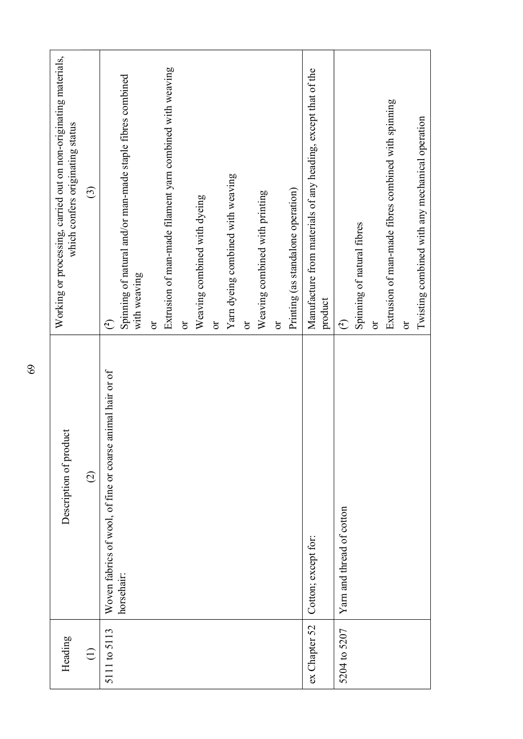| Heading | Description of product | Working or processing, carried out on non-originating materials, which confers originating status |
|---|---|---|
| (1) | (2) | (3) |
| 5111 to 5113 | Woven fabrics of wool, of fine or coarse animal hair or of horsehair: | ([2]) Spinning of natural and/or man-made staple fibres combined with weaving<br>or<br>Extrusion of man-made filament yarn combined with weaving<br>or<br>Weaving combined with dyeing<br>or<br>Yarn dyeing combined with weaving<br>or<br>Weaving combined with printing<br>or<br>Printing (as standalone operation) |
| ex Chapter 52 | Cotton; except for: | Manufacture from materials of any heading, except that of the product |
| 5204 to 5207 | Yarn and thread of cotton | ([2]) Spinning of natural fibres<br>or<br>Extrusion of man-made fibres combined with spinning<br>or<br>Twisting combined with any mechanical operation |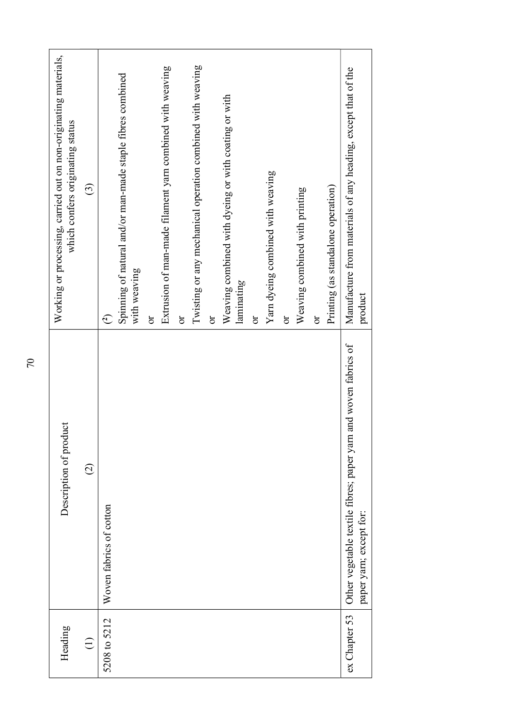| Heading | Description of product | Working or processing, carried out on non-originating materials, which confers originating status |
|---|---|---|
| (1) | (2) | (3) |
| 5208 to 5212 | Woven fabrics of cotton | ([2])<br>Spinning of natural and/or man-made staple fibres combined with weaving<br>or<br>Extrusion of man-made filament yarn combined with weaving<br>or<br>Twisting or any mechanical operation combined with weaving<br>or<br>Weaving combined with dyeing or with coating or with laminating<br>or<br>Yarn dyeing combined with weaving<br>or<br>Weaving combined with printing<br>or<br>Printing (as standalone operation) |
| ex Chapter 53 | Other vegetable textile fibres; paper yarn and woven fabrics of paper yarn; except for: | Manufacture from materials of any heading, except that of the product |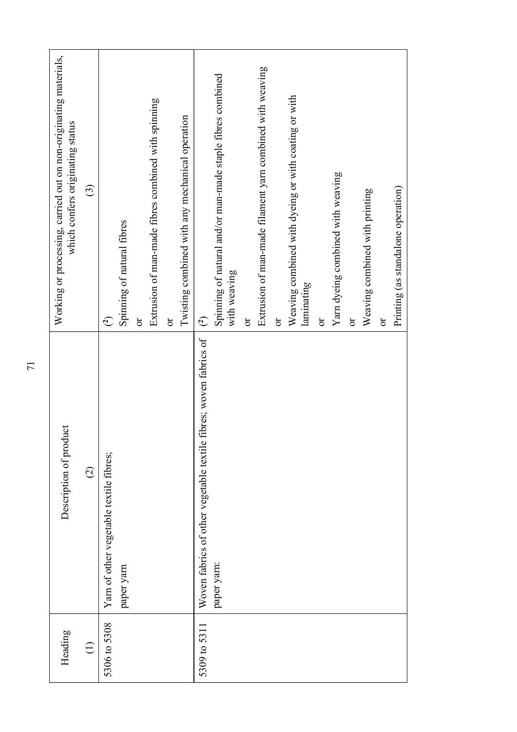| Heading | Description of product | Working or processing, carried out on non-originating materials, which confers originating status |
|---|---|---|
| (1) | (2) | (3) |
| 5306 to 5308 | Yarn of other vegetable textile fibres; paper yarn | (2) Spinning of natural fibres or Extrusion of man-made fibres combined with spinning or Twisting combined with any mechanical operation |
| 5309 to 5311 | Woven fabrics of other vegetable textile fibres; woven fabrics of paper yarn: | (2) Spinning of natural and/or man-made staple fibres combined with weaving or Extrusion of man-made filament yarn combined with weaving or Weaving combined with dyeing or with coating or with laminating or Yarn dyeing combined with weaving or Weaving combined with printing or Printing (as standalone operation) |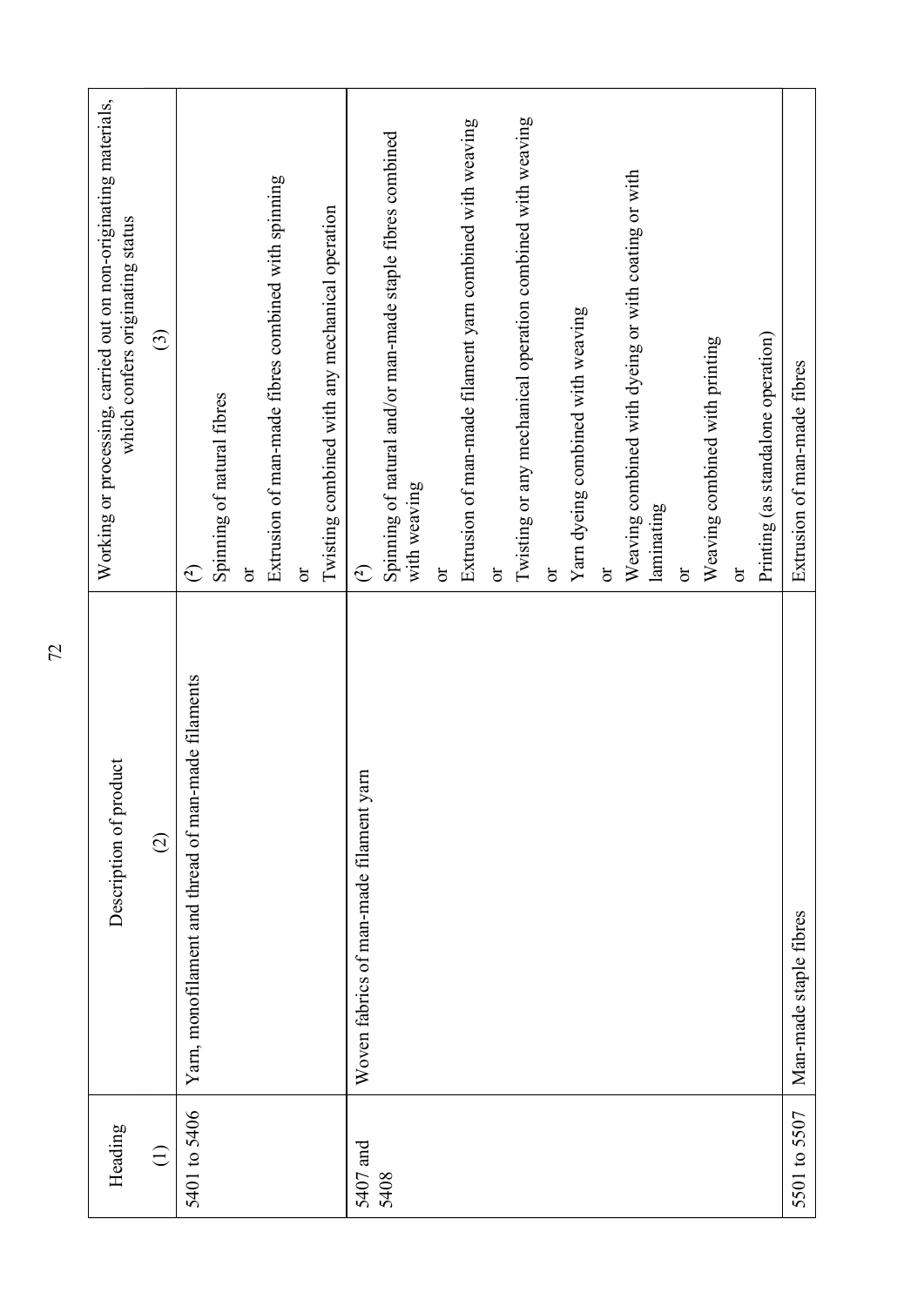| Heading<br>(1) | Description of product<br>(2) | Working or processing, carried out on non-originating materials, which confers originating status<br>(3) |
|---|---|---|
| 5401 to 5406 | Yarn, monofilament and thread of man-made filaments | ([2])<br>Spinning of natural fibres<br>or<br>Extrusion of man-made fibres combined with spinning<br>or<br>Twisting combined with any mechanical operation |
| 5407 and 5408 | Woven fabrics of man-made filament yarn | ([2])<br>Spinning of natural and/or man-made staple fibres combined with weaving<br>or<br>Extrusion of man-made filament yarn combined with weaving<br>or<br>Twisting or any mechanical operation combined with weaving<br>or<br>Yarn dyeing combined with weaving<br>or<br>Weaving combined with dyeing or with coating or with laminating<br>or<br>Weaving combined with printing<br>or<br>Printing (as standalone operation) |
| 5501 to 5507 | Man-made staple fibres | Extrusion of man-made fibres |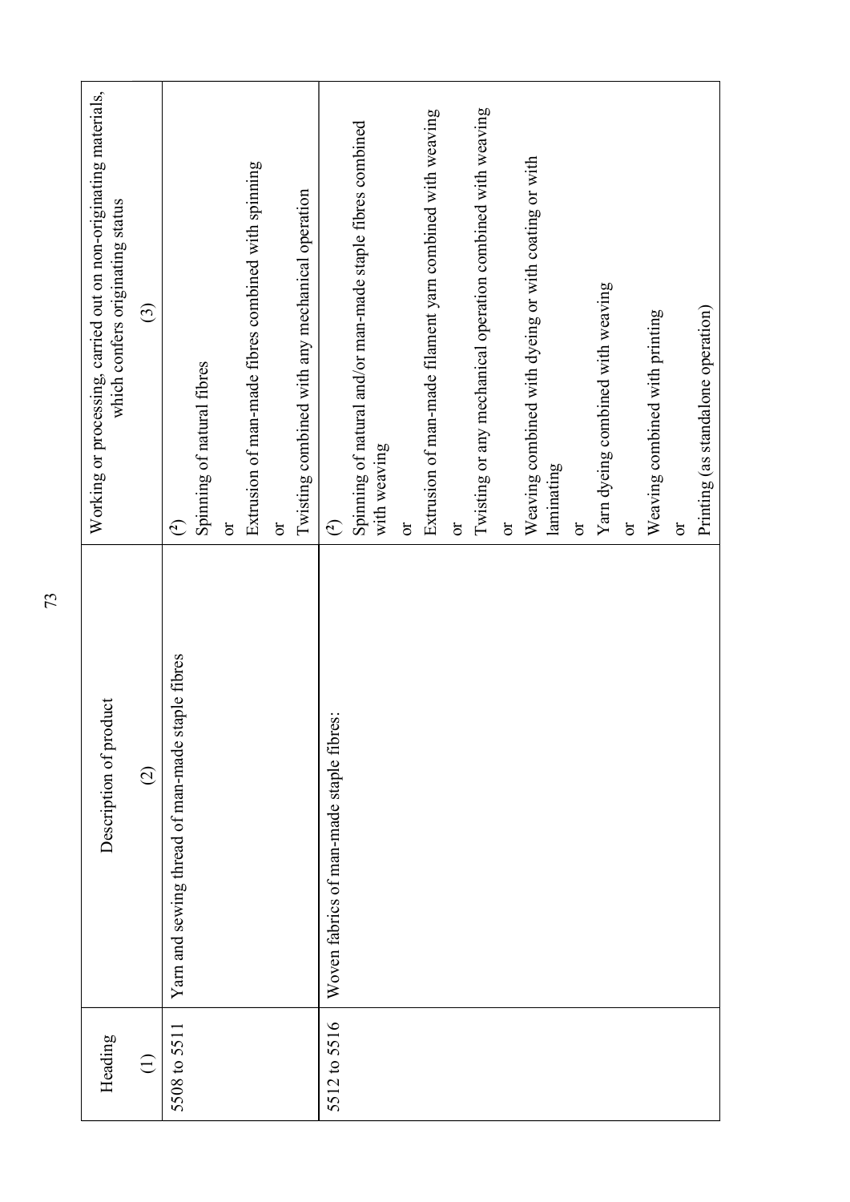| Heading<br>(1) | Description of product<br>(2) | Working or processing, carried out on non-originating materials, which confers originating status<br>(3) |
|---|---|---|
| 5508 to 5511 | Yarn and sewing thread of man-made staple fibres | (²)<br>Spinning of natural fibres<br>or<br>Extrusion of man-made fibres combined with spinning<br>or<br>Twisting combined with any mechanical operation |
| 5512 to 5516 | Woven fabrics of man-made staple fibres: | (²)<br>Spinning of natural and/or man-made staple fibres combined with weaving<br>or<br>Extrusion of man-made filament yarn combined with weaving<br>or<br>Twisting or any mechanical operation combined with weaving<br>or<br>Weaving combined with dyeing or with coating or with laminating<br>or<br>Yarn dyeing combined with weaving<br>or<br>Weaving combined with printing<br>or<br>Printing (as standalone operation) |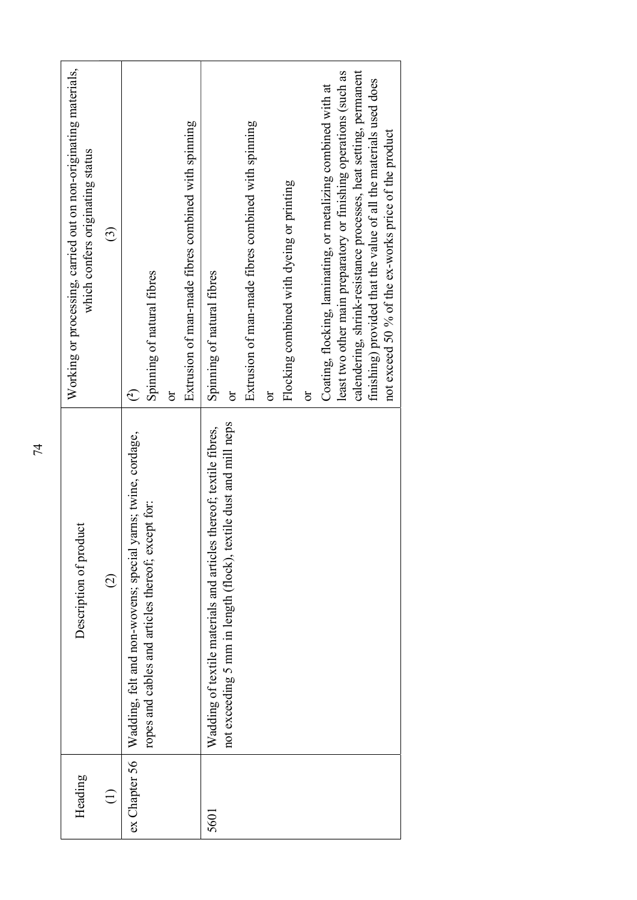| Heading | Description of product | Working or processing, carried out on non-originating materials, which confers originating status |
|---|---|---|
| (1) | (2) | (3) |
| ex Chapter 56 | Wadding, felt and non-wovens; special yarns; twine, cordage, ropes and cables and articles thereof; except for: | ([2]) Spinning of natural fibres<br>or<br>Extrusion of man-made fibres combined with spinning |
| 5601 | Wadding of textile materials and articles thereof; textile fibres, not exceeding 5 mm in length (flock), textile dust and mill neps | Spinning of natural fibres<br>or<br>Extrusion of man-made fibres combined with spinning<br>or<br>Flocking combined with dyeing or printing<br>or<br>Coating, flocking, laminating, or metalizing combined with at least two other main preparatory or finishing operations (such as calendering, shrink-resistance processes, heat setting, permanent finishing) provided that the value of all the materials used does not exceed 50 % of the ex-works price of the product |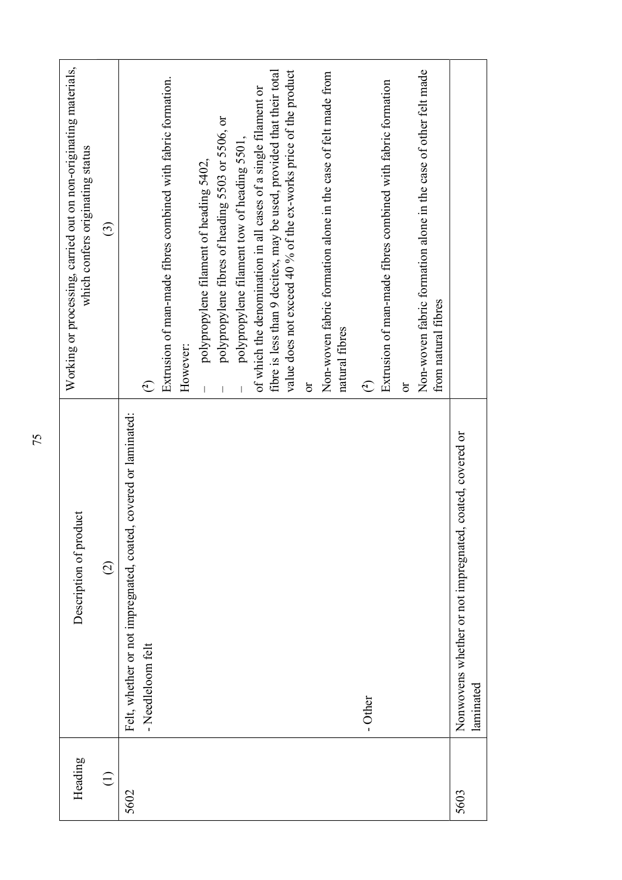| Heading | Description of product | Working or processing, carried out on non-originating materials, which confers originating status |
|---|---|---|
| (1) | (2) | (3) |
| 5602 | Felt, whether or not impregnated, coated, covered or laminated: | |
| | - Needleloom felt | (2) Extrusion of man-made fibres combined with fabric formation. However: – polypropylene filament of heading 5402, – polypropylene fibres of heading 5503 or 5506, or – polypropylene filament tow of heading 5501, of which the denomination in all cases of a single filament or fibre is less than 9 decitex, may be used, provided that their total value does not exceed 40 % of the ex-works price of the product or Non-woven fabric formation alone in the case of felt made from natural fibres |
| | - Other | (2) Extrusion of man-made fibres combined with fabric formation or Non-woven fabric formation alone in the case of other felt made from natural fibres |
| 5603 | Nonwovens whether or not impregnated, coated, covered or laminated | |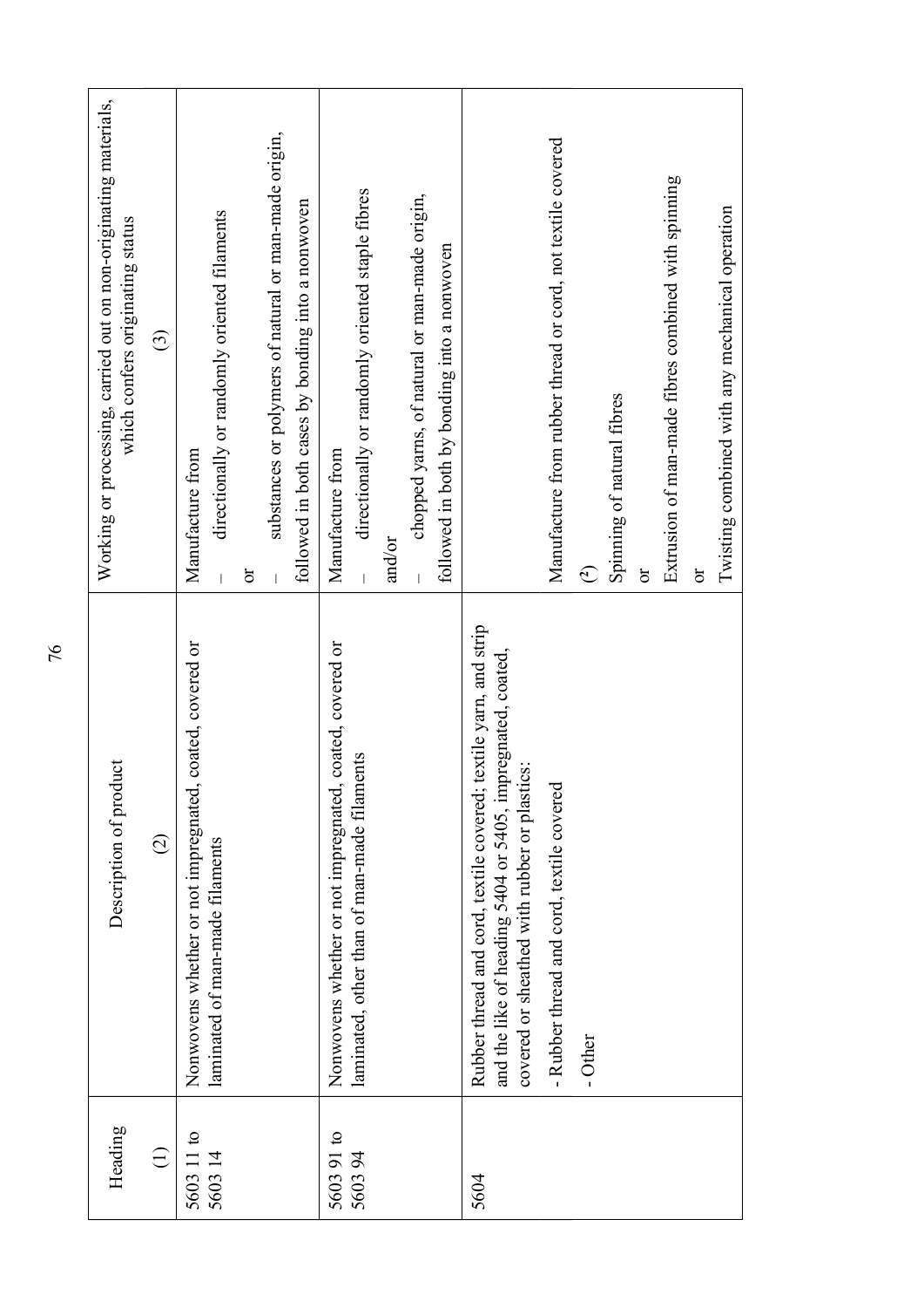| Heading | Description of product | Working or processing, carried out on non-originating materials, which confers originating status |
|---|---|---|
| (1) | (2) | (3) |
| 5603 11 to 5603 14 | Nonwovens whether or not impregnated, coated, covered or laminated of man-made filaments | Manufacture from<br>– directionally or randomly oriented filaments<br>or<br>– substances or polymers of natural or man-made origin,<br>followed in both cases by bonding into a nonwoven |
| 5603 91 to 5603 94 | Nonwovens whether or not impregnated, coated, covered or laminated, other than of man-made filaments | Manufacture from<br>– directionally or randomly oriented staple fibres<br>and/or<br>– chopped yarns, of natural or man-made origin,<br>followed in both by bonding into a nonwoven |
| 5604 | Rubber thread and cord, textile covered; textile yarn, and strip and the like of heading 5404 or 5405, impregnated, coated, covered or sheathed with rubber or plastics: | |
| | - Rubber thread and cord, textile covered | Manufacture from rubber thread or cord, not textile covered |
| | - Other | (2)<br>Spinning of natural fibres<br>or<br>Extrusion of man-made fibres combined with spinning<br>or<br>Twisting combined with any mechanical operation |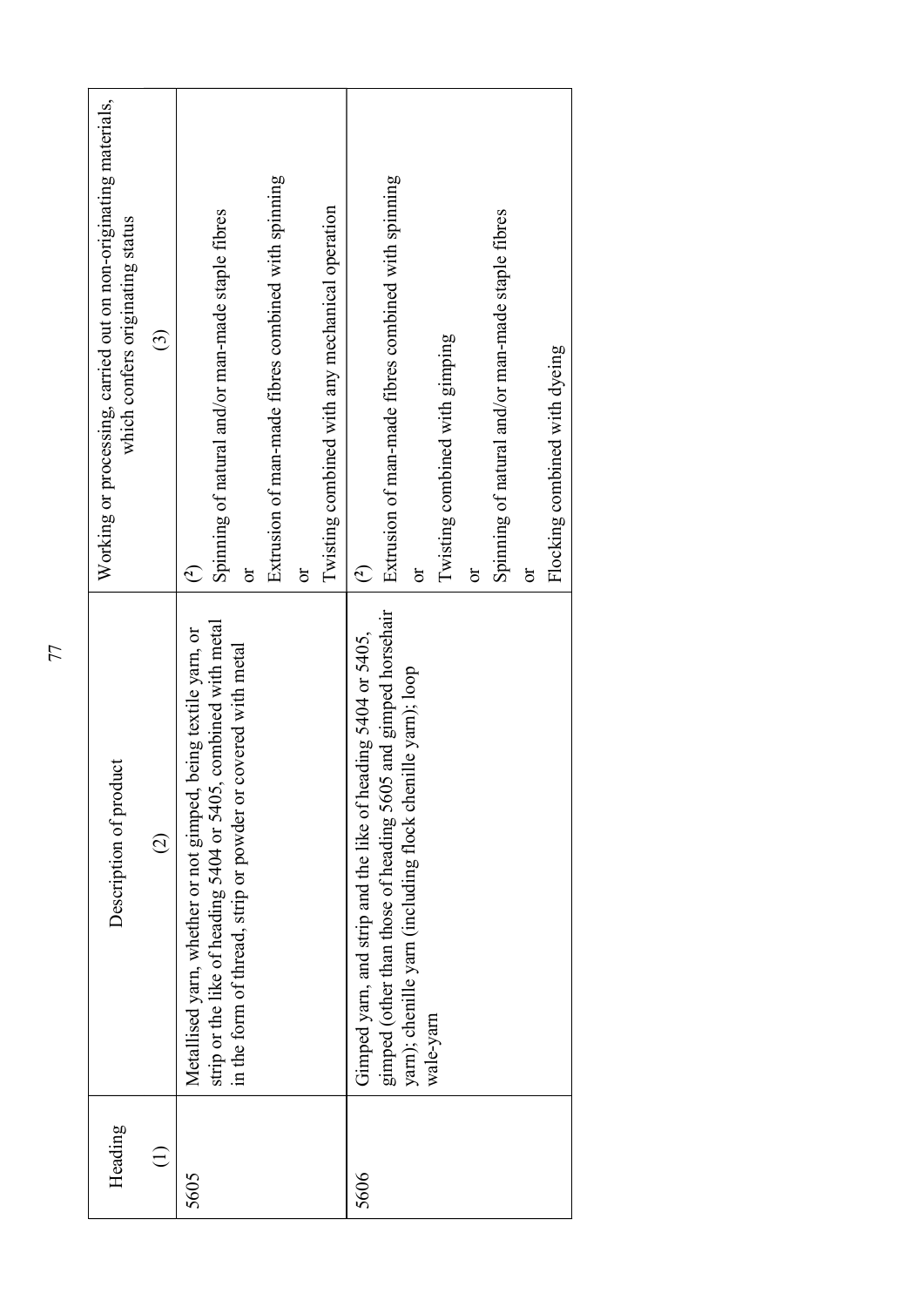| Heading | Description of product | Working or processing, carried out on non-originating materials, which confers originating status |
|---|---|---|
| (1) | (2) | (3) |
| 5605 | Metallised yarn, whether or not gimped, being textile yarn, or strip or the like of heading 5404 or 5405, combined with metal in the form of thread, strip or powder or covered with metal | ([2]) Spinning of natural and/or man-made staple fibres<br>or<br>Extrusion of man-made fibres combined with spinning<br>or<br>Twisting combined with any mechanical operation |
| 5606 | Gimped yarn, and strip and the like of heading 5404 or 5405, gimped (other than those of heading 5605 and gimped horsehair yarn); chenille yarn (including flock chenille yarn); loop wale-yarn | ([2]) Extrusion of man-made fibres combined with spinning<br>or<br>Twisting combined with gimping<br>or<br>Spinning of natural and/or man-made staple fibres<br>or<br>Flocking combined with dyeing |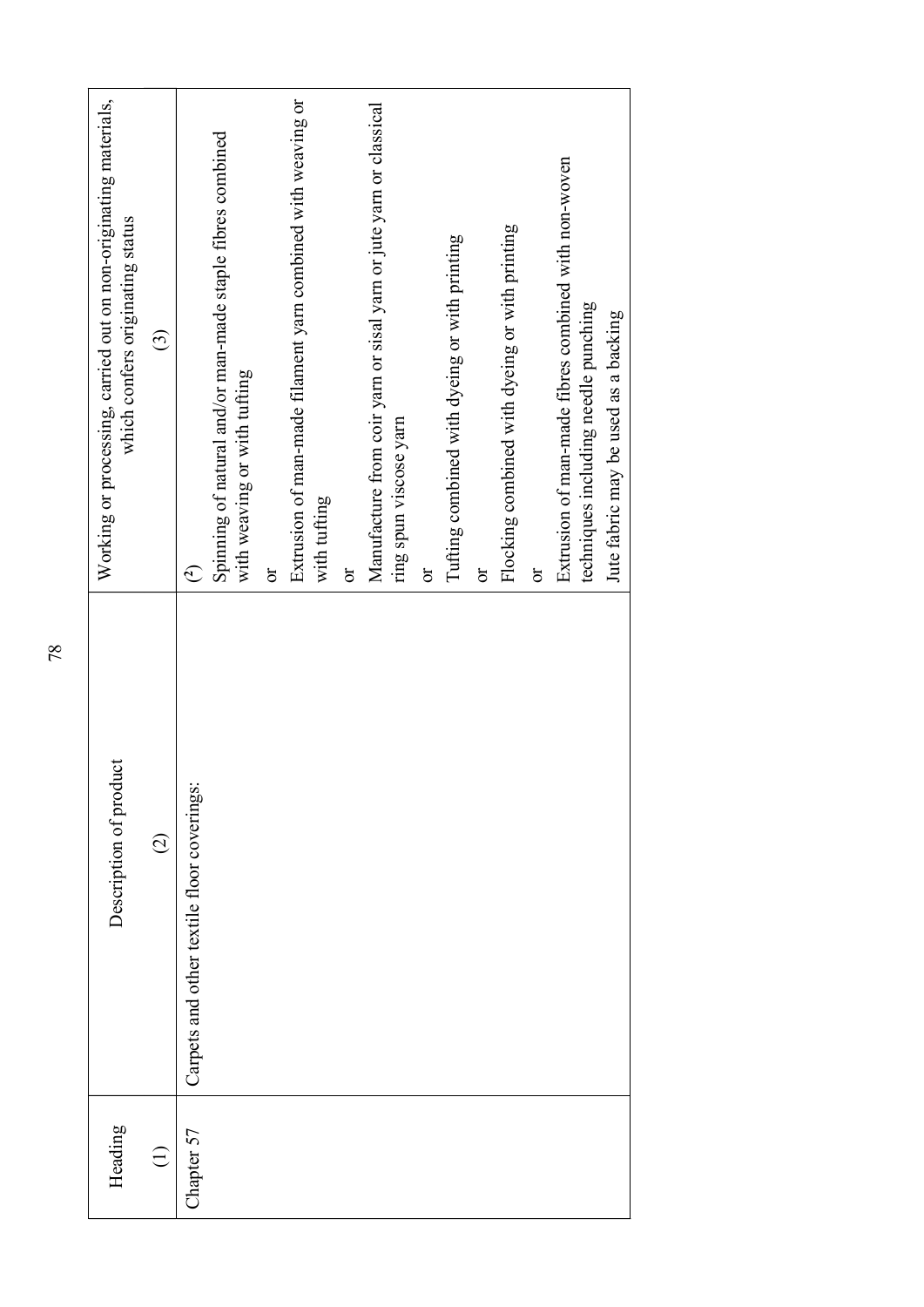| Heading | Description of product | Working or processing, carried out on non-originating materials, which confers originating status |
|---|---|---|
| (1) | (2) | (3) |
| Chapter 57 | Carpets and other textile floor coverings: | (2)<br>Spinning of natural and/or man-made staple fibres combined with weaving or with tufting<br>or<br>Extrusion of man-made filament yarn combined with weaving or with tufting<br>or<br>Manufacture from coir yarn or sisal yarn or jute yarn or classical ring spun viscose yarn<br>or<br>Tufting combined with dyeing or with printing<br>or<br>Flocking combined with dyeing or with printing<br>or<br>Extrusion of man-made fibres combined with non-woven techniques including needle punching<br>Jute fabric may be used as a backing |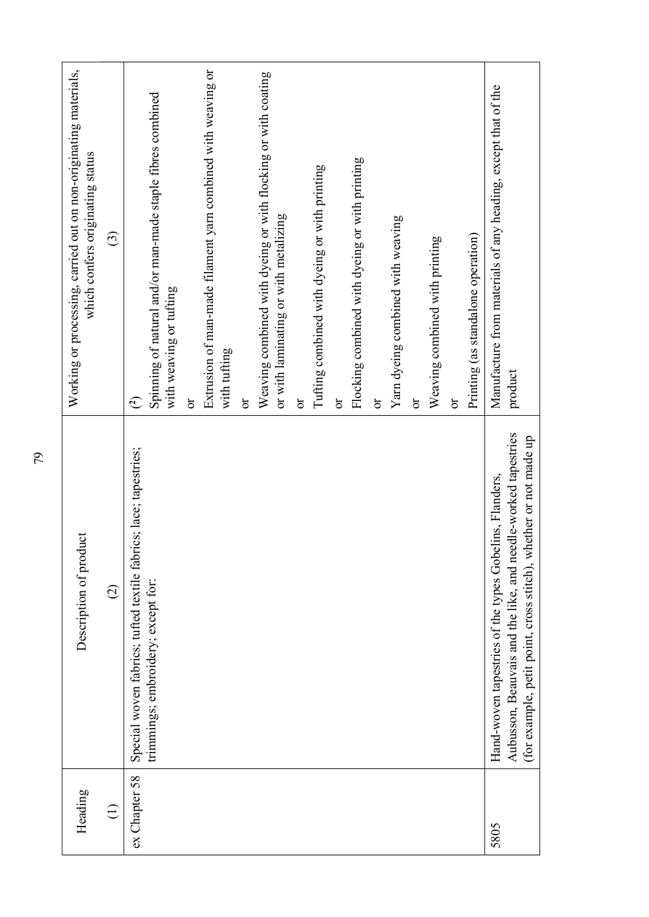| Heading (1) | Description of product (2) | Working or processing, carried out on non-originating materials, which confers originating status (3) |
| --- | --- | --- |
| ex Chapter 58 | Special woven fabrics; tufted textile fabrics; lace; tapestries; trimmings; embroidery; except for: | ([2]) Spinning of natural and/or man-made staple fibres combined with weaving or tufting<br>or<br>Extrusion of man-made filament yarn combined with weaving or with tufting<br>or<br>Weaving combined with dyeing or with flocking or with coating or with laminating or with metalizing<br>or<br>Tufting combined with dyeing or with printing<br>or<br>Flocking combined with dyeing or with printing<br>or<br>Yarn dyeing combined with weaving<br>or<br>Weaving combined with printing<br>or<br>Printing (as standalone operation) |
| 5805 | Hand-woven tapestries of the types Gobelins, Flanders, Aubusson, Beauvais and the like, and needle-worked tapestries (for example, petit point, cross stitch), whether or not made up | Manufacture from materials of any heading, except that of the product |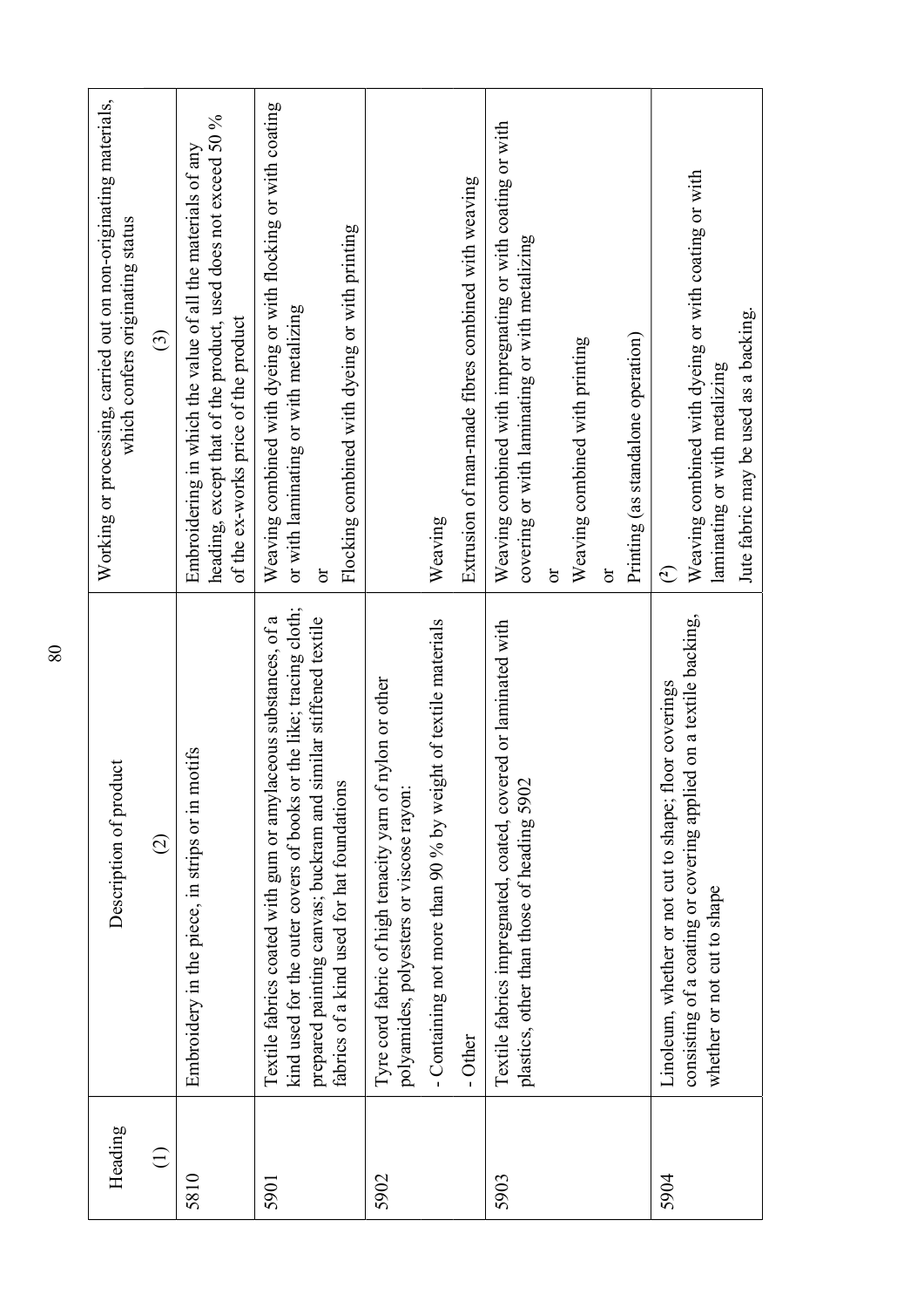| Heading | Description of product | Working or processing, carried out on non-originating materials, which confers originating status |
|---|---|---|
| (1) | (2) | (3) |
| 5810 | Embroidery in the piece, in strips or in motifs | Embroidering in which the value of all the materials of any heading, except that of the product, used does not exceed 50 % of the ex-works price of the product |
| 5901 | Textile fabrics coated with gum or amylaceous substances, of a kind used for the outer covers of books or the like; tracing cloth; prepared painting canvas; buckram and similar stiffened textile fabrics of a kind used for hat foundations | Weaving combined with dyeing or with flocking or with coating or with laminating or with metalizing<br>or<br>Flocking combined with dyeing or with printing |
| 5902 | Tyre cord fabric of high tenacity yarn of nylon or other polyamides, polyesters or viscose rayon: | |
| | - Containing not more than 90 % by weight of textile materials | Weaving |
| | - Other | Extrusion of man-made fibres combined with weaving |
| 5903 | Textile fabrics impregnated, coated, covered or laminated with plastics, other than those of heading 5902 | Weaving combined with impregnating or with coating or with covering or with laminating or with metalizing<br>or<br>Weaving combined with printing<br>or<br>Printing (as standalone operation) |
| 5904 | Linoleum, whether or not cut to shape; floor coverings consisting of a coating or covering applied on a textile backing, whether or not cut to shape | (2)<br>Weaving combined with dyeing or with coating or with laminating or with metalizing<br>Jute fabric may be used as a backing. |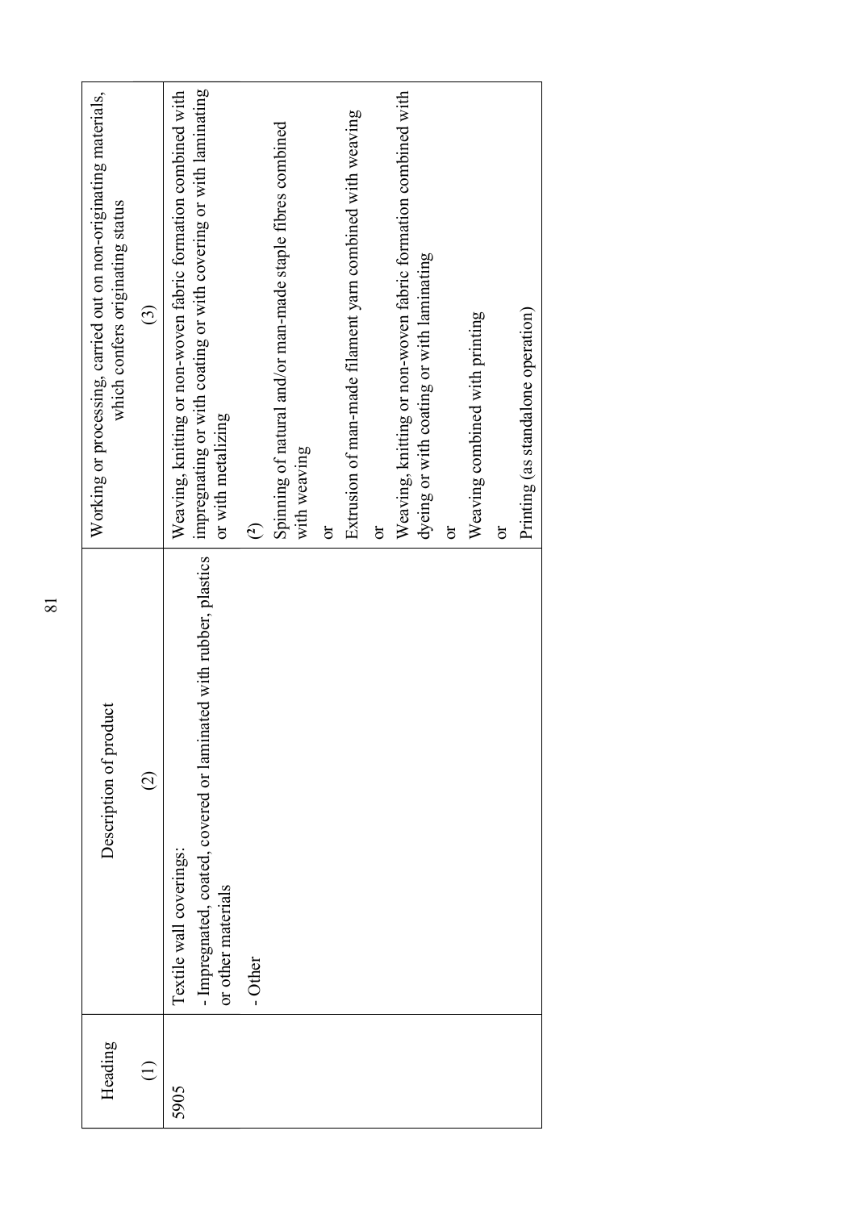| Heading<br>(1) | Description of product<br>(2) | Working or processing, carried out on non-originating materials, which confers originating status<br>(3) |
|---|---|---|
| 5905 | Textile wall coverings: | |
| | - Impregnated, coated, covered or laminated with rubber, plastics or other materials | Weaving, knitting or non-woven fabric formation combined with impregnating or with coating or with covering or with laminating or with metalizing |
| | - Other | ([2])<br>Spinning of natural and/or man-made staple fibres combined with weaving<br>or<br>Extrusion of man-made filament yarn combined with weaving<br>or<br>Weaving, knitting or non-woven fabric formation combined with dyeing or with coating or with laminating<br>or<br>Weaving combined with printing<br>or<br>Printing (as standalone operation) |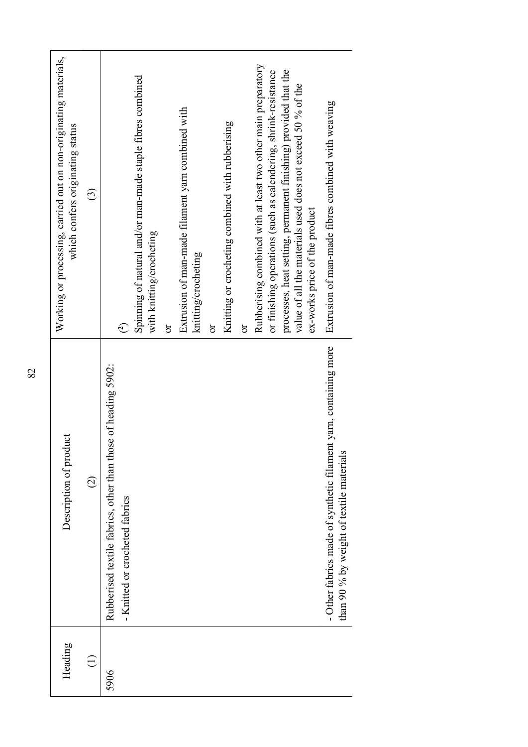| Heading | Description of product | Working or processing, carried out on non-originating materials, which confers originating status |
|---|---|---|
| (1) | (2) | (3) |
| 5906 | Rubberised textile fabrics, other than those of heading 5902: | |
| | - Knitted or crocheted fabrics | (2)<br>Spinning of natural and/or man-made staple fibres combined with knitting/crocheting<br>or<br>Extrusion of man-made filament yarn combined with knitting/crocheting<br>or<br>Knitting or crocheting combined with rubberising<br>or<br>Rubberising combined with at least two other main preparatory or finishing operations (such as calendering, shrink-resistance processes, heat setting, permanent finishing) provided that the value of all the materials used does not exceed 50 % of the ex-works price of the product |
| | - Other fabrics made of synthetic filament yarn, containing more than 90 % by weight of textile materials | Extrusion of man-made fibres combined with weaving |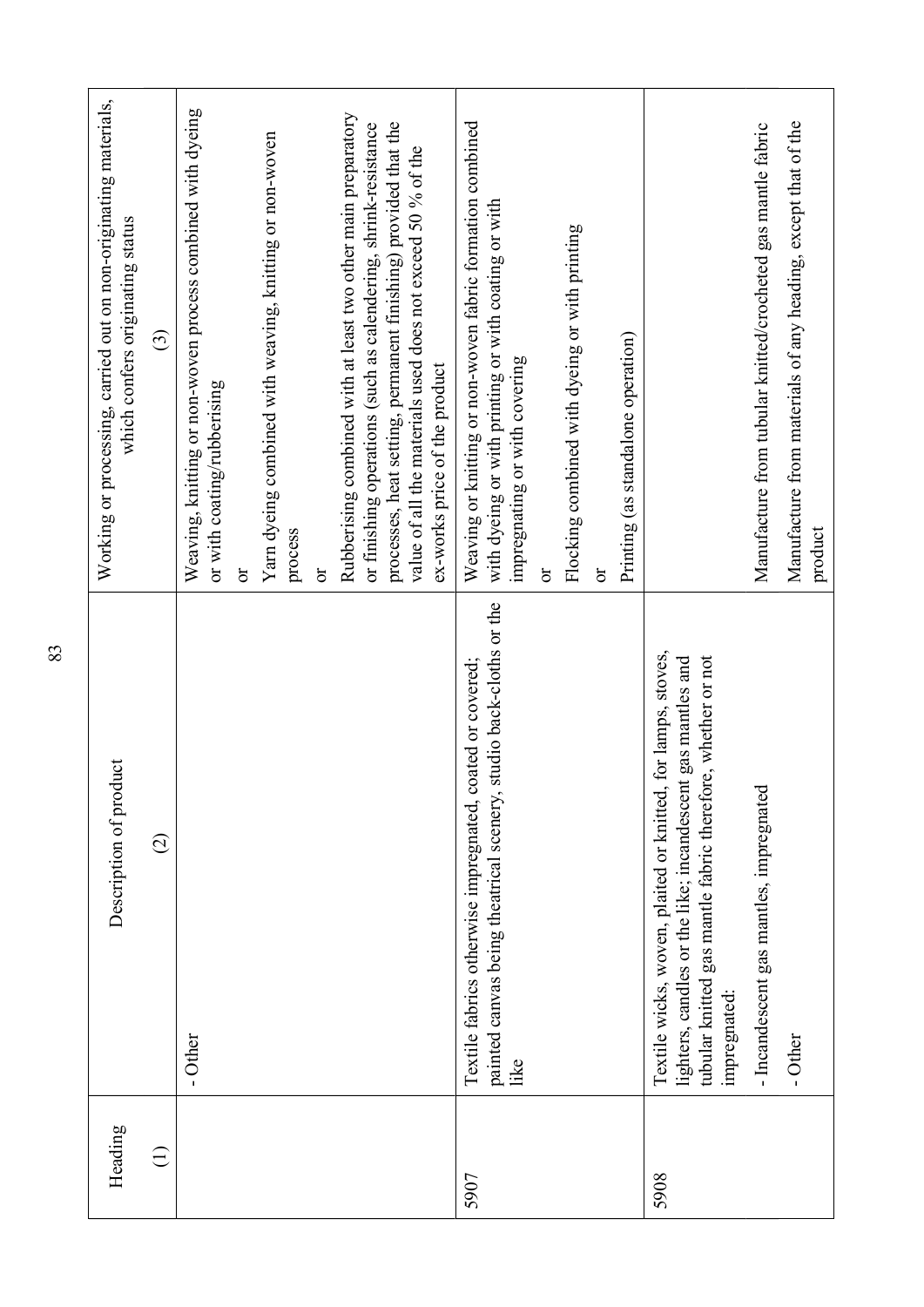| Heading (1) | Description of product (2) | Working or processing, carried out on non-originating materials, which confers originating status (3) |
|---|---|---|
| | - Other | Weaving, knitting or non-woven process combined with dyeing or with coating/rubberising<br>or<br>Yarn dyeing combined with weaving, knitting or non-woven process<br>or<br>Rubberising combined with at least two other main preparatory or finishing operations (such as calendering, shrink-resistance processes, heat setting, permanent finishing) provided that the value of all the materials used does not exceed 50 % of the ex-works price of the product |
| 5907 | Textile fabrics otherwise impregnated, coated or covered; painted canvas being theatrical scenery, studio back-cloths or the like | Weaving or knitting or non-woven fabric formation combined with dyeing or with printing or with coating or with impregnating or with covering<br>or<br>Flocking combined with dyeing or with printing<br>or<br>Printing (as standalone operation) |
| 5908 | Textile wicks, woven, plaited or knitted, for lamps, stoves, lighters, candles or the like; incandescent gas mantles and tubular knitted gas mantle fabric therefore, whether or not impregnated: | |
| | - Incandescent gas mantles, impregnated | Manufacture from tubular knitted/crocheted gas mantle fabric |
| | - Other | Manufacture from materials of any heading, except that of the product |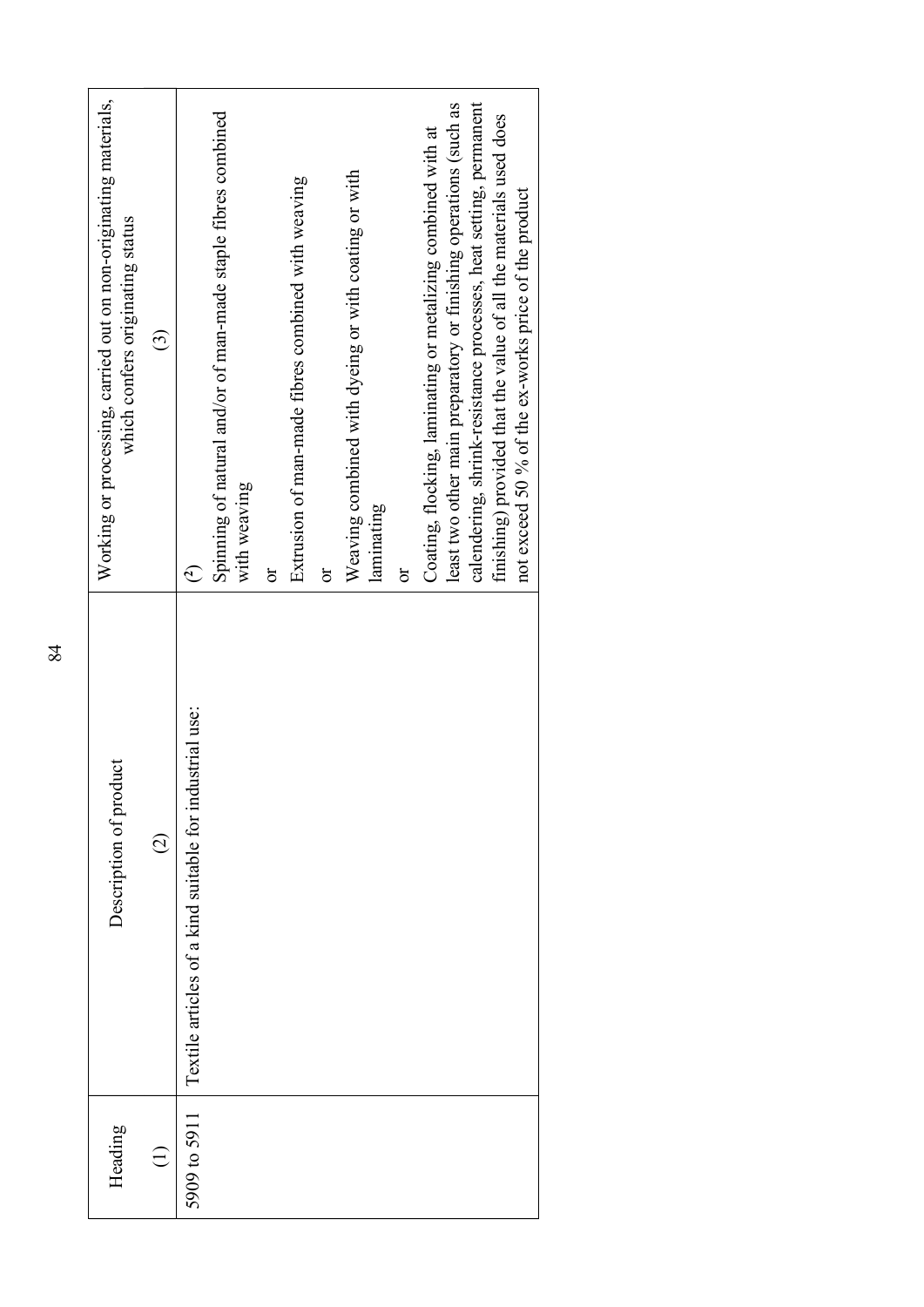| Heading | Description of product | Working or processing, carried out on non-originating materials, which confers originating status |
| --- | --- | --- |
| (1) | (2) | (3) |
| 5909 to 5911 | Textile articles of a kind suitable for industrial use: | (2)<br>Spinning of natural and/or of man-made staple fibres combined with weaving<br>or<br>Extrusion of man-made fibres combined with weaving<br>or<br>Weaving combined with dyeing or with coating or with laminating<br>or<br>Coating, flocking, laminating or metalizing combined with at least two other main preparatory or finishing operations (such as calendering, shrink-resistance processes, heat setting, permanent finishing) provided that the value of all the materials used does not exceed 50 % of the ex-works price of the product |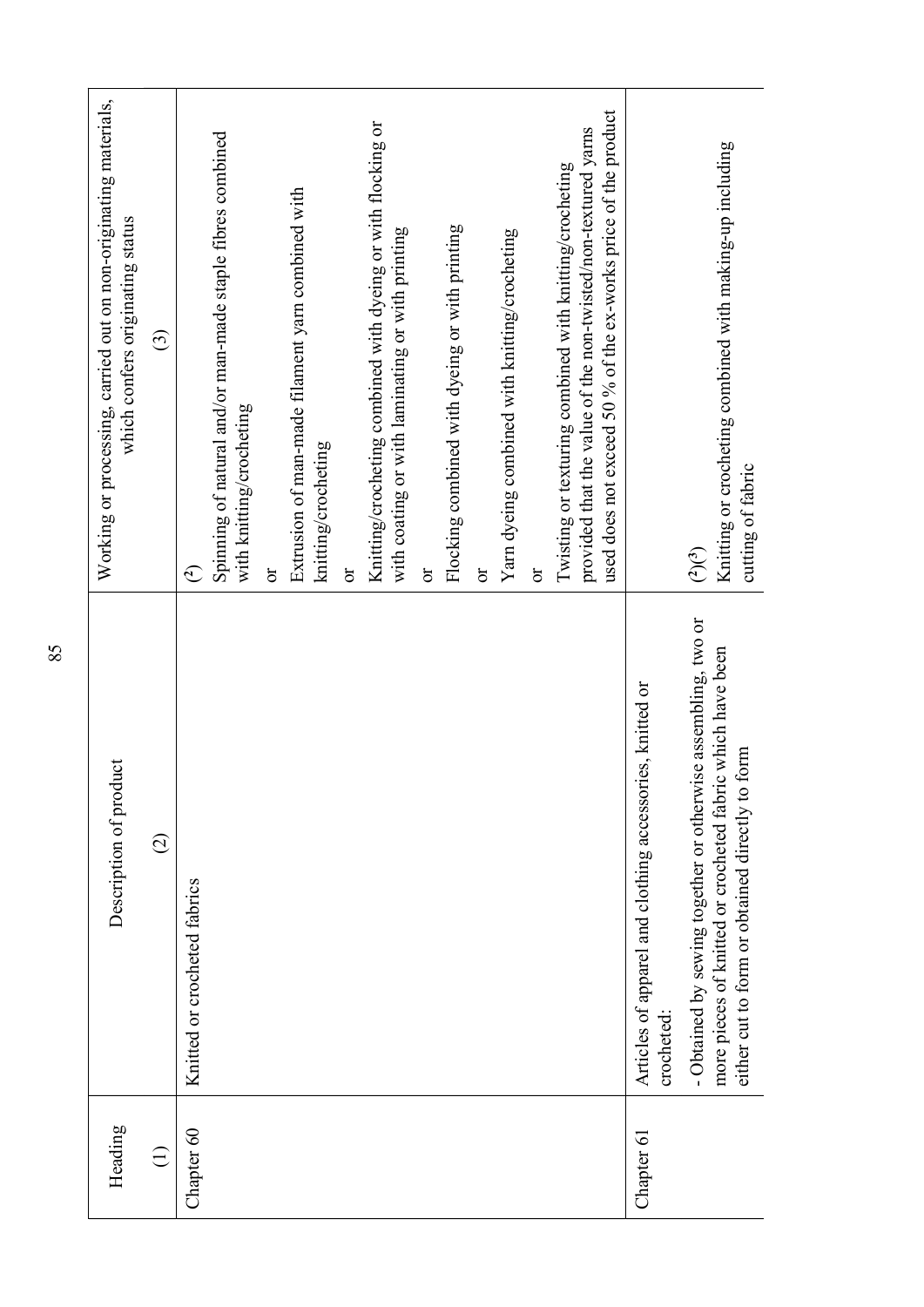| Heading (1) | Description of product (2) | Working or processing, carried out on non-originating materials, which confers originating status (3) |
|---|---|---|
| Chapter 60 | Knitted or crocheted fabrics | ([2]) Spinning of natural and/or man-made staple fibres combined with knitting/crocheting<br>or<br>Extrusion of man-made filament yarn combined with knitting/crocheting<br>or<br>Knitting/crocheting combined with dyeing or with flocking or with coating or with laminating or with printing<br>or<br>Flocking combined with dyeing or with printing<br>or<br>Yarn dyeing combined with knitting/crocheting<br>or<br>Twisting or texturing combined with knitting/crocheting provided that the value of the non-twisted/non-textured yarns used does not exceed 50 % of the ex-works price of the product |
| Chapter 61 | Articles of apparel and clothing accessories, knitted or crocheted: | |
| | - Obtained by sewing together or otherwise assembling, two or more pieces of knitted or crocheted fabric which have been either cut to form or obtained directly to form | ([2])([3]) Knitting or crocheting combined with making-up including cutting of fabric |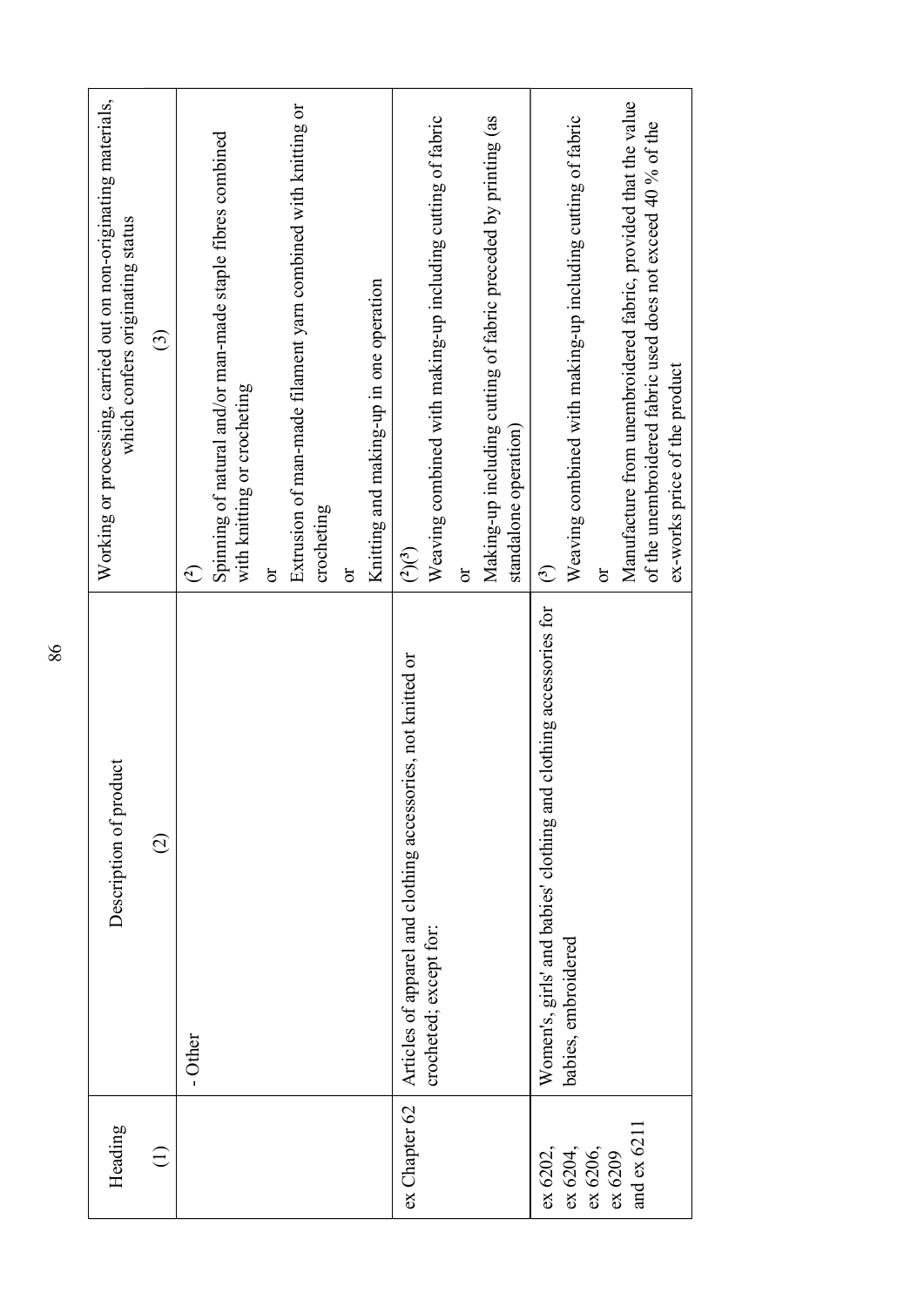| Heading (1) | Description of product (2) | Working or processing, carried out on non-originating materials, which confers originating status (3) |
|---|---|---|
| | - Other | ([2]) Spinning of natural and/or man-made staple fibres combined with knitting or crocheting or Extrusion of man-made filament yarn combined with knitting or crocheting or Knitting and making-up in one operation |
| ex Chapter 62 | Articles of apparel and clothing accessories, not knitted or crocheted; except for: | ([2])([3]) Weaving combined with making-up including cutting of fabric or Making-up including cutting of fabric preceded by printing (as standalone operation) |
| ex 6202, ex 6204, ex 6206, ex 6209 and ex 6211 | Women's, girls' and babies' clothing and clothing accessories for babies, embroidered | ([3]) Weaving combined with making-up including cutting of fabric or Manufacture from unembroidered fabric, provided that the value of the unembroidered fabric used does not exceed 40 % of the ex-works price of the product |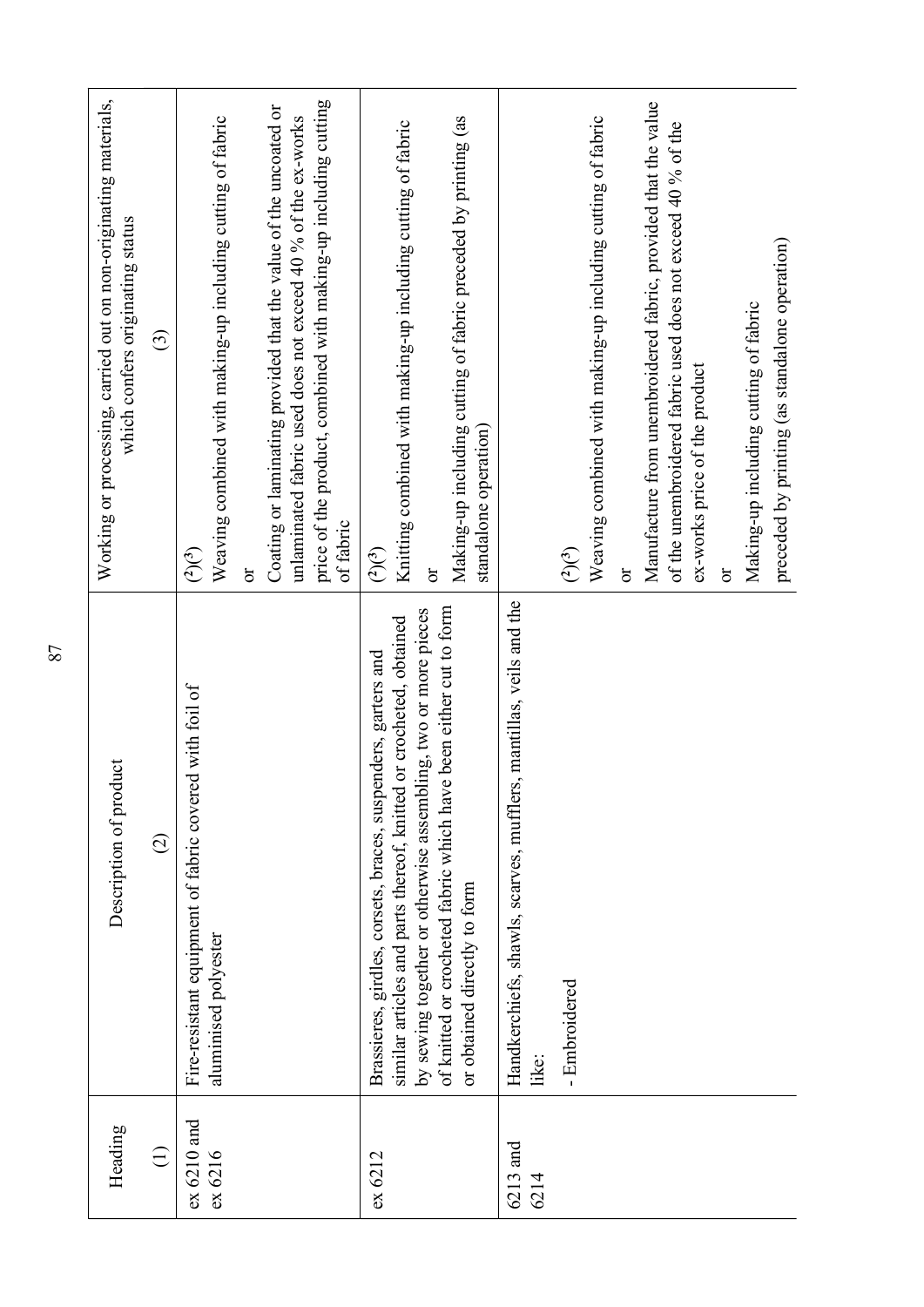| Heading<br>(1) | Description of product<br>(2) | Working or processing, carried out on non-originating materials, which confers originating status<br>(3) |
|---|---|---|
| ex 6210 and ex 6216 | Fire-resistant equipment of fabric covered with foil of aluminised polyester | (2)(3)<br>Weaving combined with making-up including cutting of fabric<br>or<br>Coating or laminating provided that the value of the uncoated or unlaminated fabric used does not exceed 40 % of the ex-works price of the product, combined with making-up including cutting of fabric |
| ex 6212 | Brassieres, girdles, corsets, braces, suspenders, garters and similar articles and parts thereof, knitted or crocheted, obtained by sewing together or otherwise assembling, two or more pieces of knitted or crocheted fabric which have been either cut to form or obtained directly to form | (2)(3)<br>Knitting combined with making-up including cutting of fabric<br>or<br>Making-up including cutting of fabric preceded by printing (as standalone operation) |
| 6213 and 6214 | Handkerchiefs, shawls, scarves, mufflers, mantillas, veils and the like: | |
| | - Embroidered | (2)(3)<br>Weaving combined with making-up including cutting of fabric<br>or<br>Manufacture from unembroidered fabric, provided that the value of the unembroidered fabric used does not exceed 40 % of the ex-works price of the product<br>or<br>Making-up including cutting of fabric preceded by printing (as standalone operation) |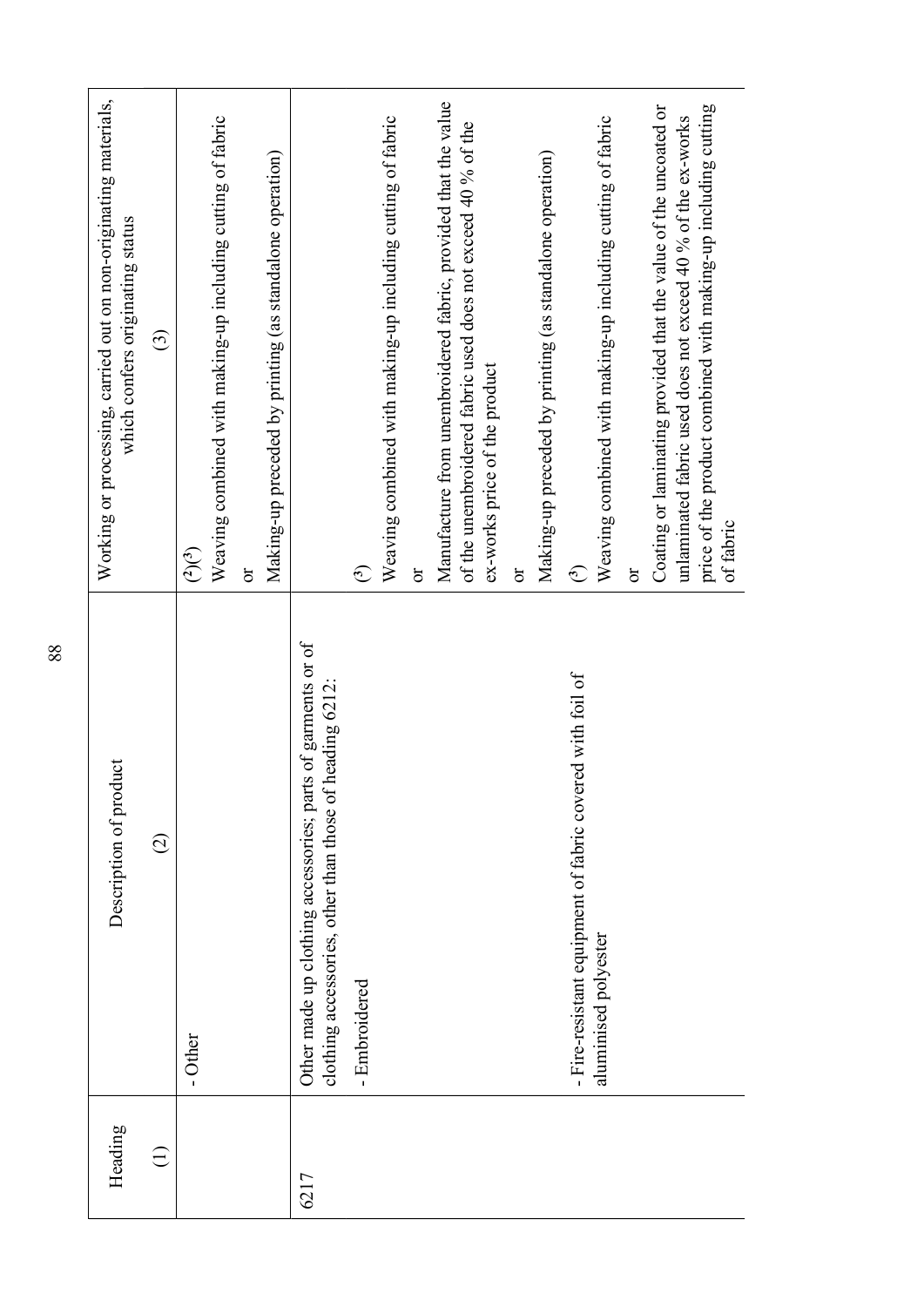| Heading<br>(1) | Description of product<br>(2) | Working or processing, carried out on non-originating materials, which confers originating status<br>(3) |
|---|---|---|
| | - Other | [2][3]<br>Weaving combined with making-up including cutting of fabric<br>or<br>Making-up preceded by printing (as standalone operation) |
| 6217 | Other made up clothing accessories; parts of garments or of clothing accessories, other than those of heading 6212: | |
| | - Embroidered | [3]<br>Weaving combined with making-up including cutting of fabric<br>or<br>Manufacture from unembroidered fabric, provided that the value of the unembroidered fabric used does not exceed 40 % of the ex-works price of the product<br>or<br>Making-up preceded by printing (as standalone operation) |
| | - Fire-resistant equipment of fabric covered with foil of aluminised polyester | [3]<br>Weaving combined with making-up including cutting of fabric<br>or<br>Coating or laminating provided that the value of the uncoated or unlaminated fabric used does not exceed 40 % of the ex-works price of the product combined with making-up including cutting of fabric |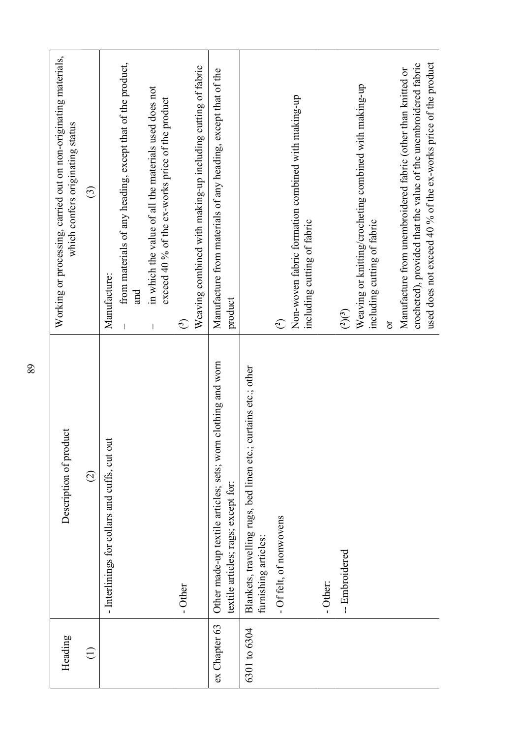| Heading (1) | Description of product (2) | Working or processing, carried out on non-originating materials, which confers originating status (3) |
|---|---|---|
| | - Interlinings for collars and cuffs, cut out | Manufacture: – from materials of any heading, except that of the product, and – in which the value of all the materials used does not exceed 40 % of the ex-works price of the product |
| | - Other | (3) Weaving combined with making-up including cutting of fabric |
| ex Chapter 63 | Other made-up textile articles; sets; worn clothing and worn textile articles; rags; except for: | Manufacture from materials of any heading, except that of the product |
| 6301 to 6304 | Blankets, travelling rugs, bed linen etc.; curtains etc.; other furnishing articles: | |
| | - Of felt, of nonwovens | (2) Non-woven fabric formation combined with making-up including cutting of fabric |
| | - Other: | |
| | -- Embroidered | (2)(3) Weaving or knitting/crocheting combined with making-up including cutting of fabric or Manufacture from unembroidered fabric (other than knitted or crocheted), provided that the value of the unembroidered fabric used does not exceed 40 % of the ex-works price of the product |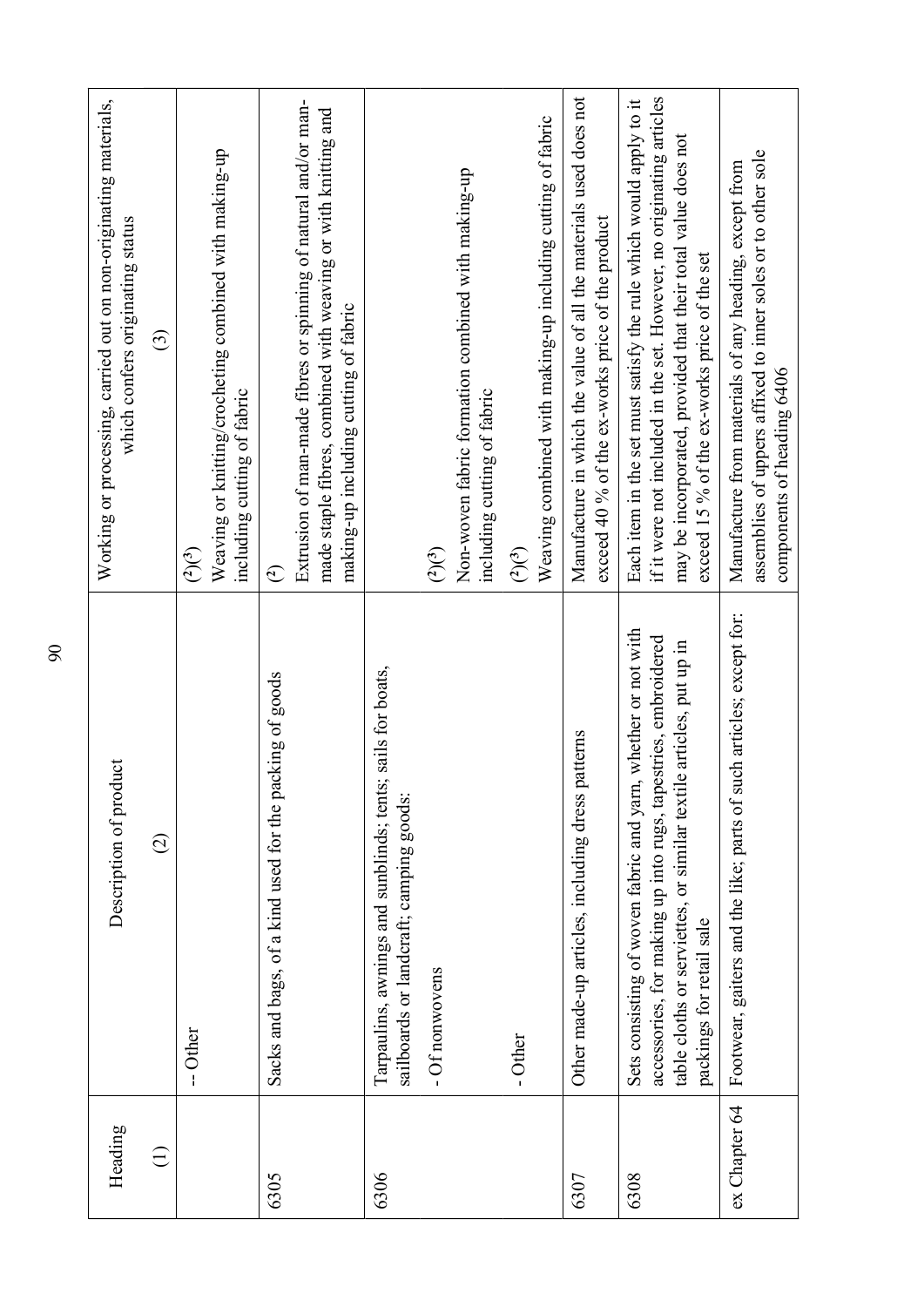| Heading<br>(1) | Description of product<br>(2) | Working or processing, carried out on non-originating materials, which confers originating status<br>(3) |
|---|---|---|
| | -- Other | (2)(3)<br>Weaving or knitting/crocheting combined with making-up including cutting of fabric |
| 6305 | Sacks and bags, of a kind used for the packing of goods | (2)<br>Extrusion of man-made fibres or spinning of natural and/or man-made staple fibres, combined with weaving or with knitting and making-up including cutting of fabric |
| 6306 | Tarpaulins, awnings and sunblinds; tents; sails for boats, sailboards or landcraft; camping goods: | |
| | - Of nonwovens | (2)(3)<br>Non-woven fabric formation combined with making-up including cutting of fabric |
| | - Other | (2)(3)<br>Weaving combined with making-up including cutting of fabric |
| 6307 | Other made-up articles, including dress patterns | Manufacture in which the value of all the materials used does not exceed 40 % of the ex-works price of the product |
| 6308 | Sets consisting of woven fabric and yarn, whether or not with accessories, for making up into rugs, tapestries, embroidered table cloths or serviettes, or similar textile articles, put up in packings for retail sale | Each item in the set must satisfy the rule which would apply to it if it were not included in the set. However, no originating articles may be incorporated, provided that their total value does not exceed 15 % of the ex-works price of the set |
| ex Chapter 64 | Footwear, gaiters and the like; parts of such articles; except for: | Manufacture from materials of any heading, except from assemblies of uppers affixed to inner soles or to other sole components of heading 6406 |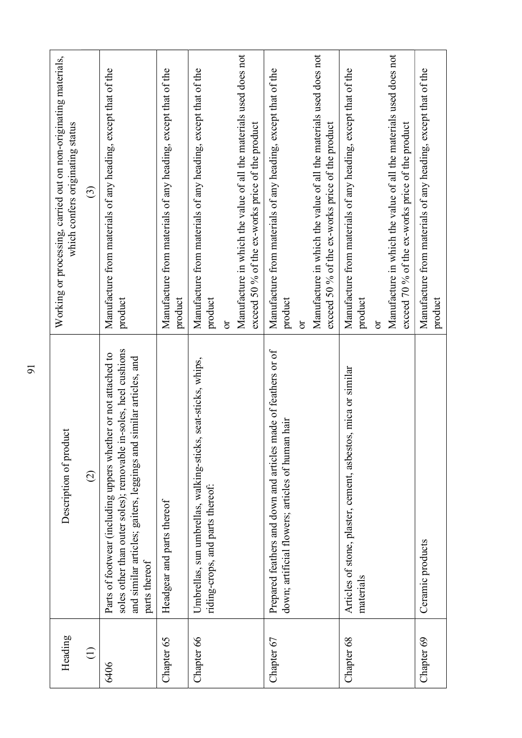| Heading (1) | Description of product (2) | Working or processing, carried out on non-originating materials, which confers originating status (3) |
|---|---|---|
| 6406 | Parts of footwear (including uppers whether or not attached to soles other than outer soles); removable in-soles, heel cushions and similar articles; gaiters, leggings and similar articles, and parts thereof | Manufacture from materials of any heading, except that of the product |
| Chapter 65 | Headgear and parts thereof | Manufacture from materials of any heading, except that of the product |
| Chapter 66 | Umbrellas, sun umbrellas, walking-sticks, seat-sticks, whips, riding-crops, and parts thereof: | Manufacture from materials of any heading, except that of the product<br>or<br>Manufacture in which the value of all the materials used does not exceed 50 % of the ex-works price of the product |
| Chapter 67 | Prepared feathers and down and articles made of feathers or of down; artificial flowers; articles of human hair | Manufacture from materials of any heading, except that of the product<br>or<br>Manufacture in which the value of all the materials used does not exceed 50 % of the ex-works price of the product |
| Chapter 68 | Articles of stone, plaster, cement, asbestos, mica or similar materials | Manufacture from materials of any heading, except that of the product<br>or<br>Manufacture in which the value of all the materials used does not exceed 70 % of the ex-works price of the product |
| Chapter 69 | Ceramic products | Manufacture from materials of any heading, except that of the product |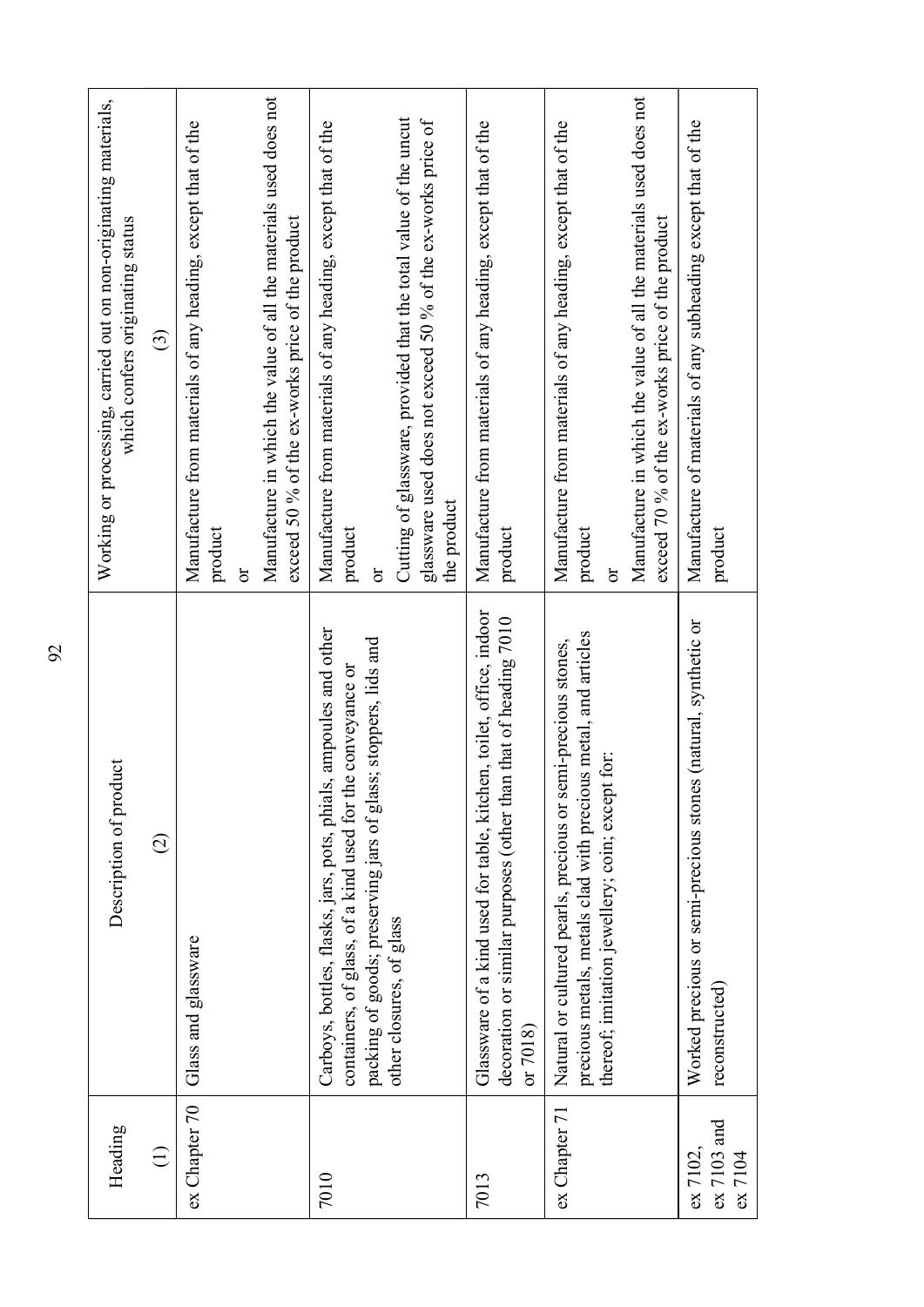| Heading (1) | Description of product (2) | Working or processing, carried out on non-originating materials, which confers originating status (3) |
|---|---|---|
| ex Chapter 70 | Glass and glassware | Manufacture from materials of any heading, except that of the product<br>or<br>Manufacture in which the value of all the materials used does not exceed 50 % of the ex-works price of the product |
| 7010 | Carboys, bottles, flasks, jars, pots, phials, ampoules and other containers, of glass, of a kind used for the conveyance or packing of goods; preserving jars of glass; stoppers, lids and other closures, of glass | Manufacture from materials of any heading, except that of the product<br>or<br>Cutting of glassware, provided that the total value of the uncut glassware used does not exceed 50 % of the ex-works price of the product |
| 7013 | Glassware of a kind used for table, kitchen, toilet, office, indoor decoration or similar purposes (other than that of heading 7010 or 7018) | Manufacture from materials of any heading, except that of the product |
| ex Chapter 71 | Natural or cultured pearls, precious or semi-precious stones, precious metals, metals clad with precious metal, and articles thereof; imitation jewellery; coin; except for: | Manufacture from materials of any heading, except that of the product<br>or<br>Manufacture in which the value of all the materials used does not exceed 70 % of the ex-works price of the product |
| ex 7102, ex 7103 and ex 7104 | Worked precious or semi-precious stones (natural, synthetic or reconstructed) | Manufacture of materials of any subheading except that of the product |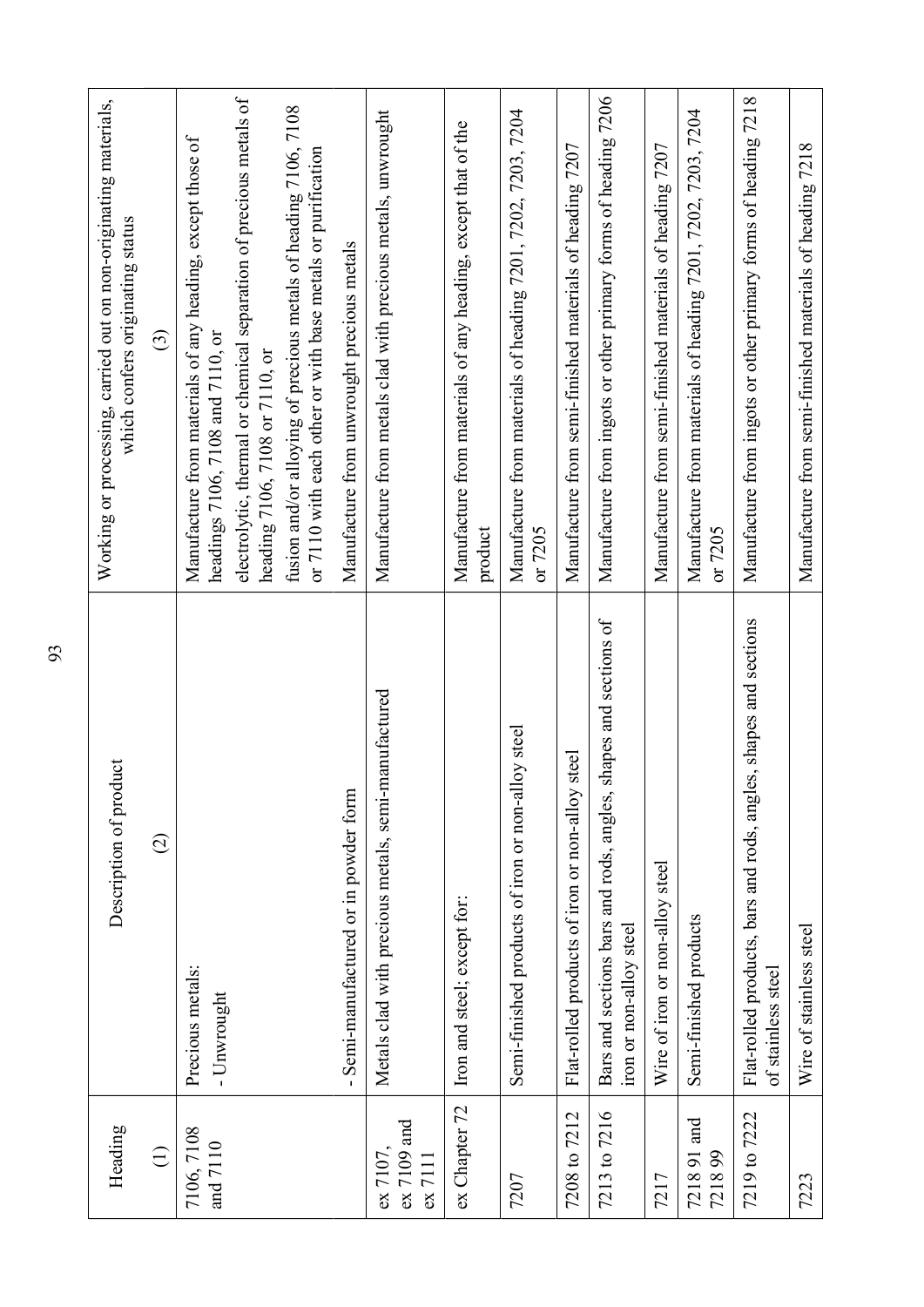| Heading | Description of product | Working or processing, carried out on non-originating materials, which confers originating status |
|---|---|---|
| (1) | (2) | (3) |
| 7106, 7108 and 7110 | Precious metals:<br>- Unwrought | Manufacture from materials of any heading, except those of headings 7106, 7108 and 7110, or<br>electrolytic, thermal or chemical separation of precious metals of heading 7106, 7108 or 7110, or<br>fusion and/or alloying of precious metals of heading 7106, 7108 or 7110 with each other or with base metals or purification |
| | - Semi-manufactured or in powder form | Manufacture from unwrought precious metals |
| ex 7107, ex 7109 and ex 7111 | Metals clad with precious metals, semi-manufactured | Manufacture from metals clad with precious metals, unwrought |
| ex Chapter 72 | Iron and steel; except for: | Manufacture from materials of any heading, except that of the product |
| 7207 | Semi-finished products of iron or non-alloy steel | Manufacture from materials of heading 7201, 7202, 7203, 7204 or 7205 |
| 7208 to 7212 | Flat-rolled products of iron or non-alloy steel | Manufacture from semi-finished materials of heading 7207 |
| 7213 to 7216 | Bars and sections bars and rods, angles, shapes and sections of iron or non-alloy steel | Manufacture from ingots or other primary forms of heading 7206 |
| 7217 | Wire of iron or non-alloy steel | Manufacture from semi-finished materials of heading 7207 |
| 7218 91 and 7218 99 | Semi-finished products | Manufacture from materials of heading 7201, 7202, 7203, 7204 or 7205 |
| 7219 to 7222 | Flat-rolled products, bars and rods, angles, shapes and sections of stainless steel | Manufacture from ingots or other primary forms of heading 7218 |
| 7223 | Wire of stainless steel | Manufacture from semi-finished materials of heading 7218 |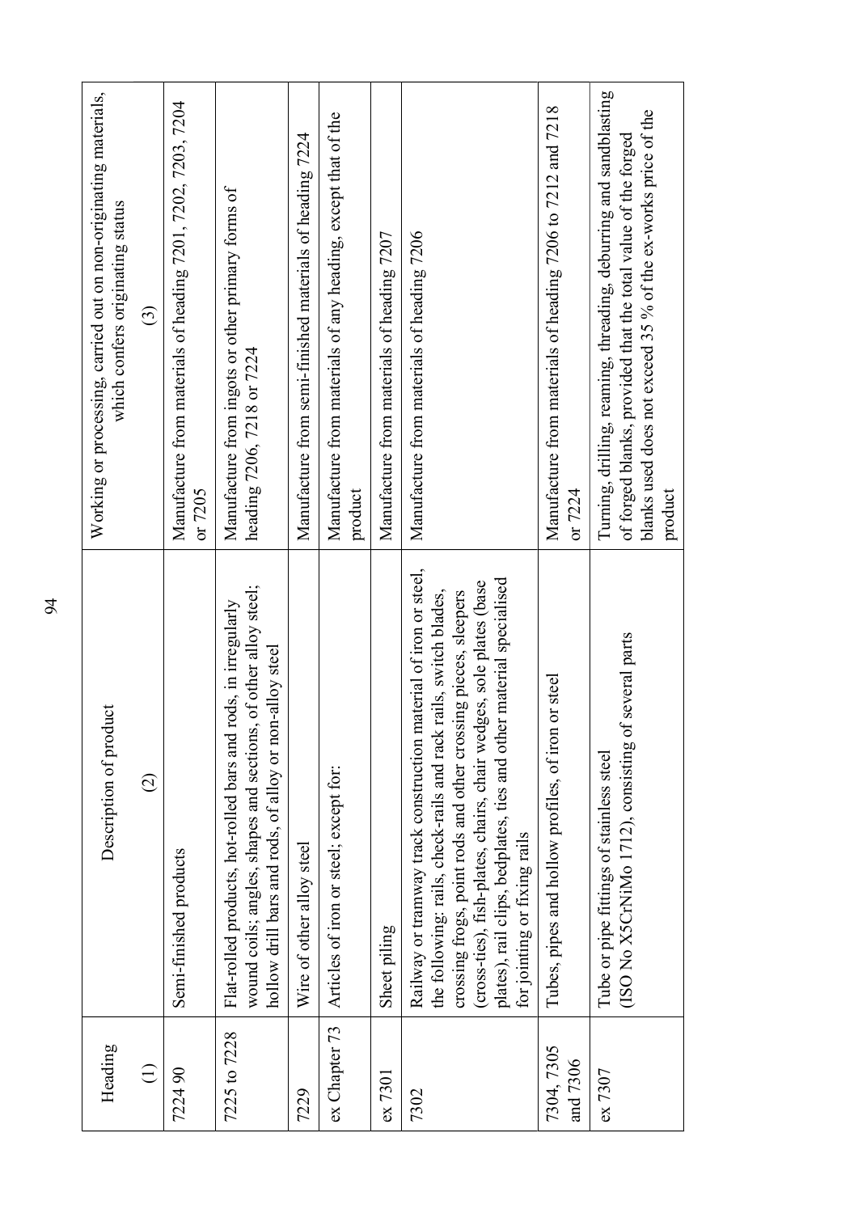| Heading<br><br>(1) | Description of product<br><br>(2) | Working or processing, carried out on non-originating materials, which confers originating status<br><br>(3) |
|---|---|---|
| 7224 90 | Semi-finished products | Manufacture from materials of heading 7201, 7202, 7203, 7204 or 7205 |
| 7225 to 7228 | Flat-rolled products, hot-rolled bars and rods, in irregularly wound coils; angles, shapes and sections, of other alloy steel; hollow drill bars and rods, of alloy or non-alloy steel | Manufacture from ingots or other primary forms of heading 7206, 7218 or 7224 |
| 7229 | Wire of other alloy steel | Manufacture from semi-finished materials of heading 7224 |
| ex Chapter 73 | Articles of iron or steel; except for: | Manufacture from materials of any heading, except that of the product |
| ex 7301 | Sheet piling | Manufacture from materials of heading 7207 |
| 7302 | Railway or tramway track construction material of iron or steel, the following: rails, check-rails and rack rails, switch blades, crossing frogs, point rods and other crossing pieces, sleepers (cross-ties), fish-plates, chairs, chair wedges, sole plates (base plates), rail clips, bedplates, ties and other material specialised for jointing or fixing rails | Manufacture from materials of heading 7206 |
| 7304, 7305 and 7306 | Tubes, pipes and hollow profiles, of iron or steel | Manufacture from materials of heading 7206 to 7212 and 7218 or 7224 |
| ex 7307 | Tube or pipe fittings of stainless steel (ISO No X5CrNiMo 1712), consisting of several parts | Turning, drilling, reaming, threading, deburring and sandblasting of forged blanks, provided that the total value of the forged blanks used does not exceed 35 % of the ex-works price of the product |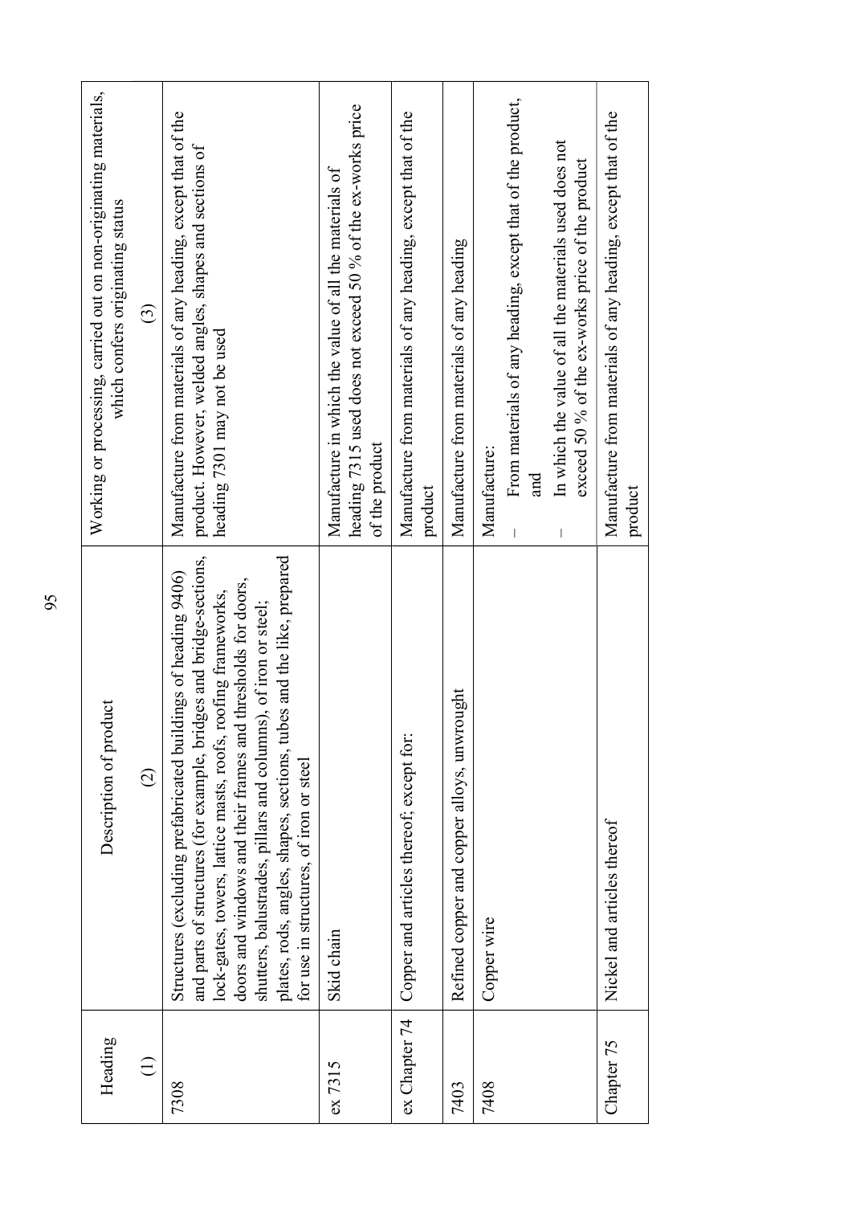| Heading<br>(1) | Description of product<br>(2) | Working or processing, carried out on non-originating materials, which confers originating status<br>(3) |
|---|---|---|
| 7308 | Structures (excluding prefabricated buildings of heading 9406) and parts of structures (for example, bridges and bridge-sections, lock-gates, towers, lattice masts, roofs, roofing frameworks, doors and windows and their frames and thresholds for doors, shutters, balustrades, pillars and columns), of iron or steel; plates, rods, angles, shapes, sections, tubes and the like, prepared for use in structures, of iron or steel | Manufacture from materials of any heading, except that of the product. However, welded angles, shapes and sections of heading 7301 may not be used |
| ex 7315 | Skid chain | Manufacture in which the value of all the materials of heading 7315 used does not exceed 50 % of the ex-works price of the product |
| ex Chapter 74 | Copper and articles thereof; except for: | Manufacture from materials of any heading, except that of the product |
| 7403 | Refined copper and copper alloys, unwrought | Manufacture from materials of any heading |
| 7408 | Copper wire | Manufacture:<br>– From materials of any heading, except that of the product, and<br>– In which the value of all the materials used does not exceed 50 % of the ex-works price of the product |
| Chapter 75 | Nickel and articles thereof | Manufacture from materials of any heading, except that of the product |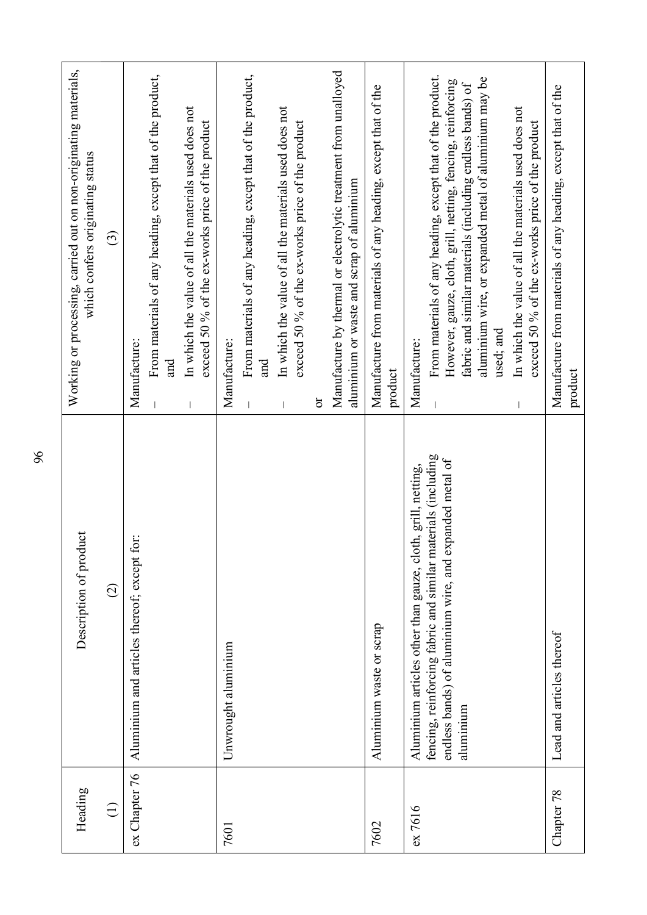| Heading | Description of product | Working or processing, carried out on non-originating materials, which confers originating status |
|---|---|---|
| (1) | (2) | (3) |
| ex Chapter 76 | Aluminium and articles thereof; except for: | Manufacture:<br>– From materials of any heading, except that of the product, and<br>– In which the value of all the materials used does not exceed 50 % of the ex-works price of the product |
| 7601 | Unwrought aluminium | Manufacture:<br>– From materials of any heading, except that of the product, and<br>– In which the value of all the materials used does not exceed 50 % of the ex-works price of the product<br>or<br>Manufacture by thermal or electrolytic treatment from unalloyed aluminium or waste and scrap of aluminium |
| 7602 | Aluminium waste or scrap | Manufacture from materials of any heading, except that of the product |
| ex 7616 | Aluminium articles other than gauze, cloth, grill, netting, fencing, reinforcing fabric and similar materials (including endless bands) of aluminium wire, and expanded metal of aluminium | Manufacture:<br>– From materials of any heading, except that of the product. However, gauze, cloth, grill, netting, fencing, reinforcing fabric and similar materials (including endless bands) of aluminium wire, or expanded metal of aluminium may be used; and<br>– In which the value of all the materials used does not exceed 50 % of the ex-works price of the product |
| Chapter 78 | Lead and articles thereof | Manufacture from materials of any heading, except that of the product |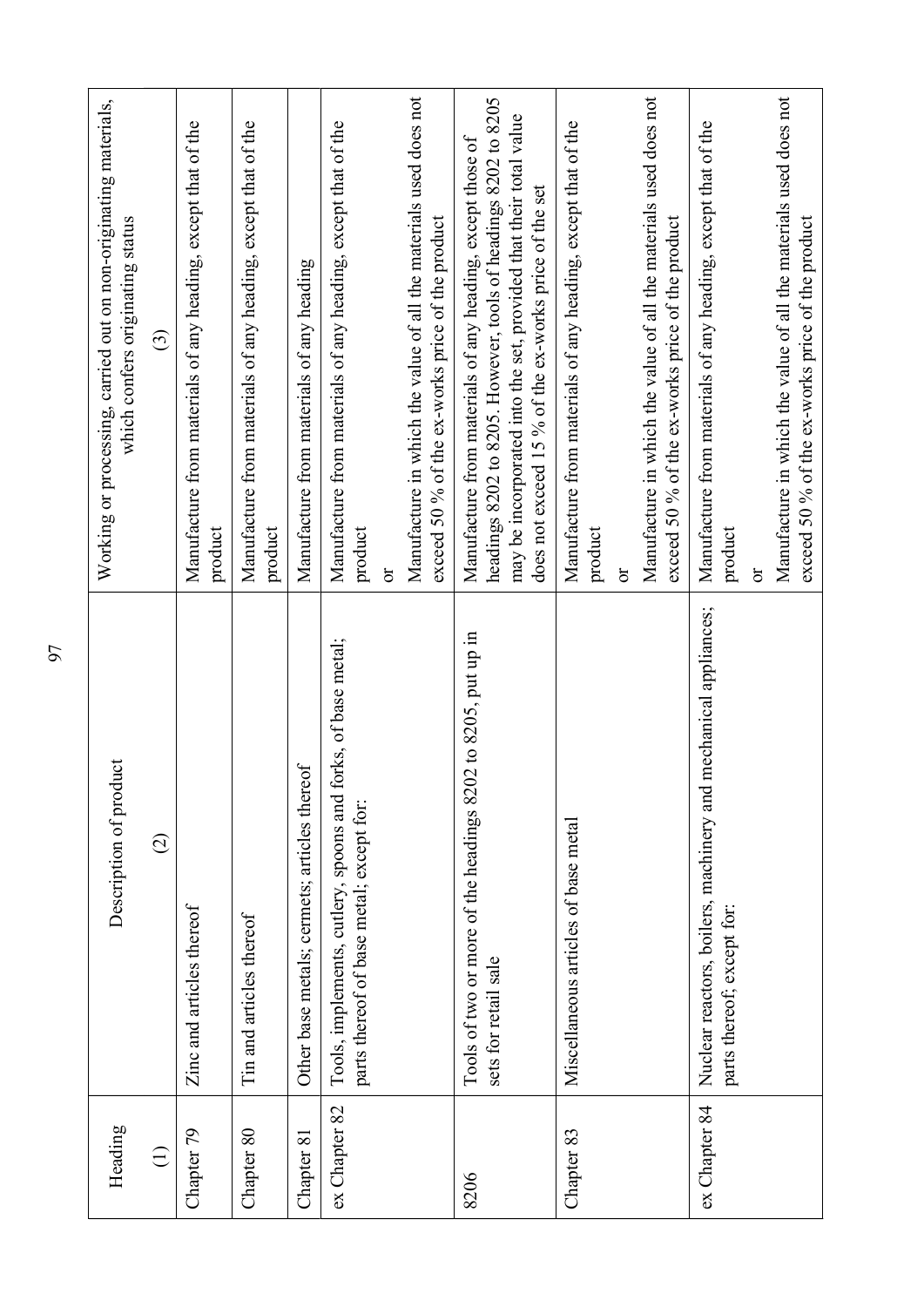| Heading<br><br>(1) | Description of product<br><br>(2) | Working or processing, carried out on non-originating materials, which confers originating status<br><br>(3) |
|---|---|---|
| Chapter 79 | Zinc and articles thereof | Manufacture from materials of any heading, except that of the product |
| Chapter 80 | Tin and articles thereof | Manufacture from materials of any heading, except that of the product |
| Chapter 81 | Other base metals; cermets; articles thereof | Manufacture from materials of any heading |
| ex Chapter 82 | Tools, implements, cutlery, spoons and forks, of base metal; parts thereof of base metal; except for: | Manufacture from materials of any heading, except that of the product<br>or<br>Manufacture in which the value of all the materials used does not exceed 50 % of the ex-works price of the product |
| 8206 | Tools of two or more of the headings 8202 to 8205, put up in sets for retail sale | Manufacture from materials of any heading, except those of headings 8202 to 8205. However, tools of headings 8202 to 8205 may be incorporated into the set, provided that their total value does not exceed 15 % of the ex-works price of the set |
| Chapter 83 | Miscellaneous articles of base metal | Manufacture from materials of any heading, except that of the product<br>or<br>Manufacture in which the value of all the materials used does not exceed 50 % of the ex-works price of the product |
| ex Chapter 84 | Nuclear reactors, boilers, machinery and mechanical appliances; parts thereof; except for: | Manufacture from materials of any heading, except that of the product<br>or<br>Manufacture in which the value of all the materials used does not exceed 50 % of the ex-works price of the product |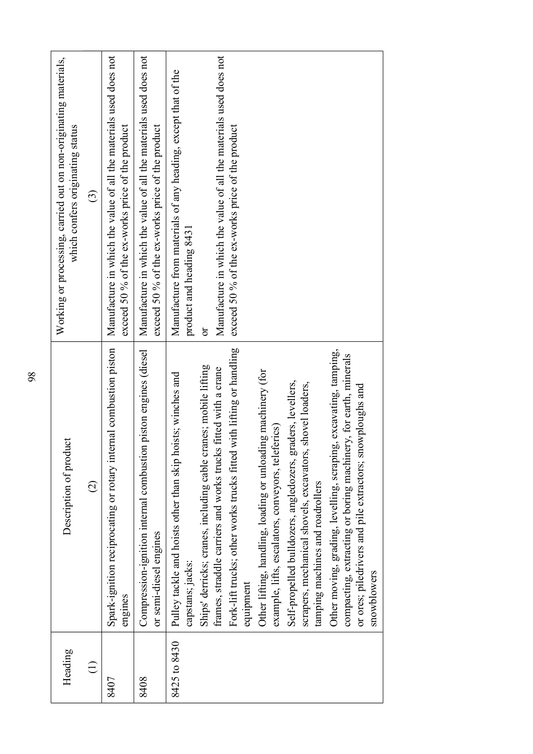| Heading (1) | Description of product (2) | Working or processing, carried out on non-originating materials, which confers originating status (3) |
|---|---|---|
| 8407 | Spark-ignition reciprocating or rotary internal combustion piston engines | Manufacture in which the value of all the materials used does not exceed 50 % of the ex-works price of the product |
| 8408 | Compression-ignition internal combustion piston engines (diesel or semi-diesel engines | Manufacture in which the value of all the materials used does not exceed 50 % of the ex-works price of the product |
| 8425 to 8430 | Pulley tackle and hoists other than skip hoists; winches and capstans; jacks:<br>Ships' derricks; cranes, including cable cranes; mobile lifting frames, straddle carriers and works trucks fitted with a crane<br>Fork-lift trucks; other works trucks fitted with lifting or handling equipment<br>Other lifting, handling, loading or unloading machinery (for example, lifts, escalators, conveyors, teleferics)<br>Self-propelled bulldozers, angledozers, graders, levellers, scrapers, mechanical shovels, excavators, shovel loaders, tamping machines and roadrollers<br>Other moving, grading, levelling, scraping, excavating, tamping, compacting, extracting or boring machinery, for earth, minerals or ores; piledrivers and pile extractors; snowploughs and snowblowers | Manufacture from materials of any heading, except that of the product and heading 8431<br>or<br>Manufacture in which the value of all the materials used does not exceed 50 % of the ex-works price of the product |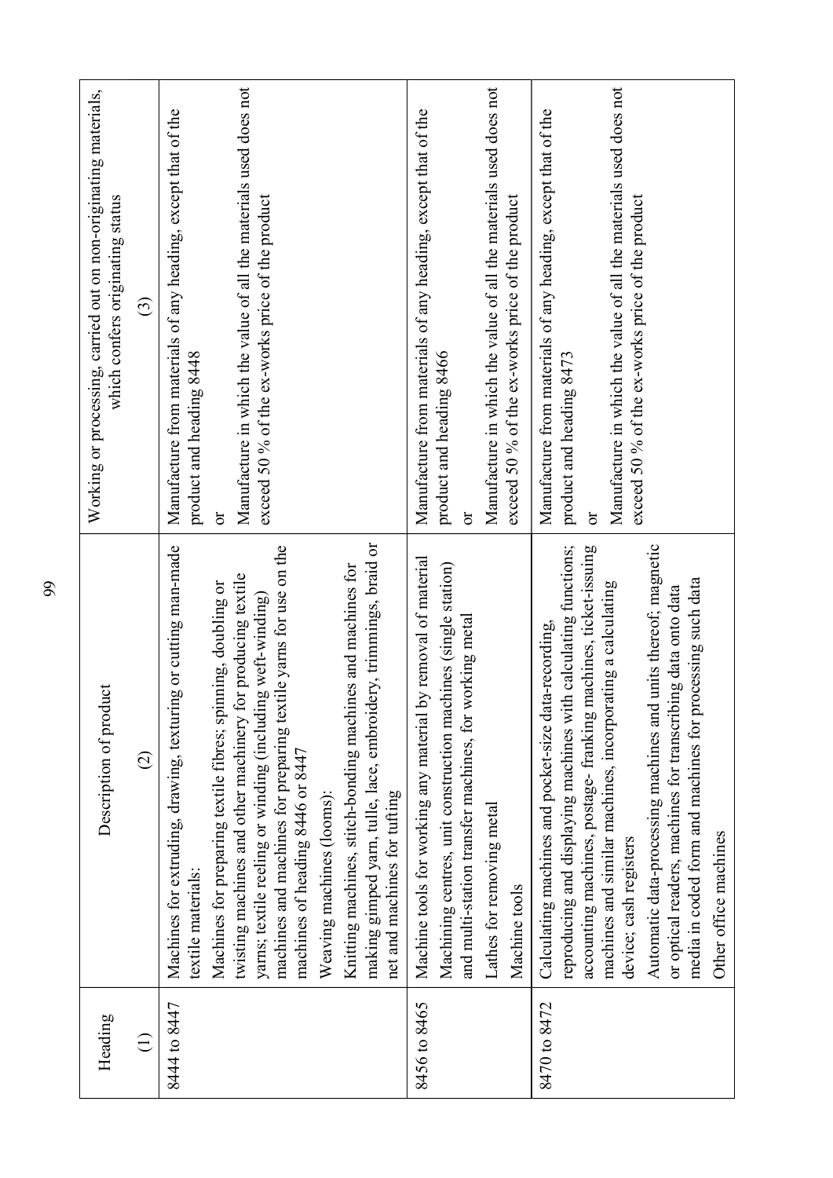| Heading | Description of product | Working or processing, carried out on non-originating materials, which confers originating status |
|---|---|---|
| (1) | (2) | (3) |
| 8444 to 8447 | Machines for extruding, drawing, texturing or cutting man-made textile materials:<br>Machines for preparing textile fibres; spinning, doubling or twisting machines and other machinery for producing textile yarns; textile reeling or winding (including weft-winding) machines and machines for preparing textile yarns for use on the machines of heading 8446 or 8447<br>Weaving machines (looms):<br>Knitting machines, stitch-bonding machines and machines for making gimped yarn, tulle, lace, embroidery, trimmings, braid or net and machines for tufting | Manufacture from materials of any heading, except that of the product and heading 8448<br>or<br>Manufacture in which the value of all the materials used does not exceed 50 % of the ex-works price of the product |
| 8456 to 8465 | Machine tools for working any material by removal of material<br>Machining centres, unit construction machines (single station) and multi-station transfer machines, for working metal<br>Lathes for removing metal<br>Machine tools | Manufacture from materials of any heading, except that of the product and heading 8466<br>or<br>Manufacture in which the value of all the materials used does not exceed 50 % of the ex-works price of the product |
| 8470 to 8472 | Calculating machines and pocket-size data-recording, reproducing and displaying machines with calculating functions; accounting machines, postage- franking machines, ticket-issuing machines and similar machines, incorporating a calculating device; cash registers<br>Automatic data-processing machines and units thereof; magnetic or optical readers, machines for transcribing data onto data media in coded form and machines for processing such data<br>Other office machines | Manufacture from materials of any heading, except that of the product and heading 8473<br>or<br>Manufacture in which the value of all the materials used does not exceed 50 % of the ex-works price of the product |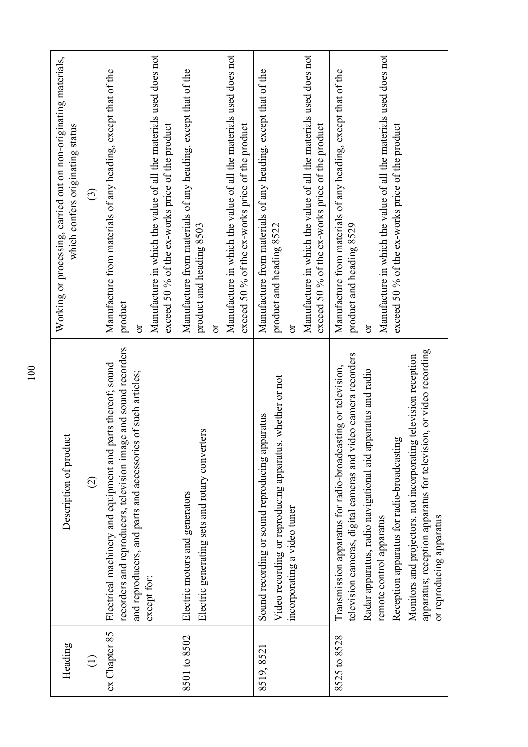| Heading | Description of product | Working or processing, carried out on non-originating materials, which confers originating status | |
|---|---|---|---|
| (1) | (2) | (3) | |
| ex Chapter 85 | Electrical machinery and equipment and parts thereof; sound recorders and reproducers, television image and sound recorders and reproducers, and parts and accessories of such articles; except for: | Manufacture from materials of any heading, except that of the product | or Manufacture in which the value of all the materials used does not exceed 50 % of the ex-works price of the product |
| 8501 to 8502 | Electric motors and generators<br>Electric generating sets and rotary converters | Manufacture from materials of any heading, except that of the product and heading 8503 | or Manufacture in which the value of all the materials used does not exceed 50 % of the ex-works price of the product |
| 8519, 8521 | Sound recording or sound reproducing apparatus<br>Video recording or reproducing apparatus, whether or not incorporating a video tuner | Manufacture from materials of any heading, except that of the product and heading 8522 | or Manufacture in which the value of all the materials used does not exceed 50 % of the ex-works price of the product |
| 8525 to 8528 | Transmission apparatus for radio-broadcasting or television, television cameras, digital cameras and video camera recorders<br>Radar apparatus, radio navigational aid apparatus and radio remote control apparatus<br>Reception apparatus for radio-broadcasting<br>Monitors and projectors, not incorporating television reception apparatus; reception apparatus for television, or video recording or reproducing apparatus | Manufacture from materials of any heading, except that of the product and heading 8529 | or Manufacture in which the value of all the materials used does not exceed 50 % of the ex-works price of the product |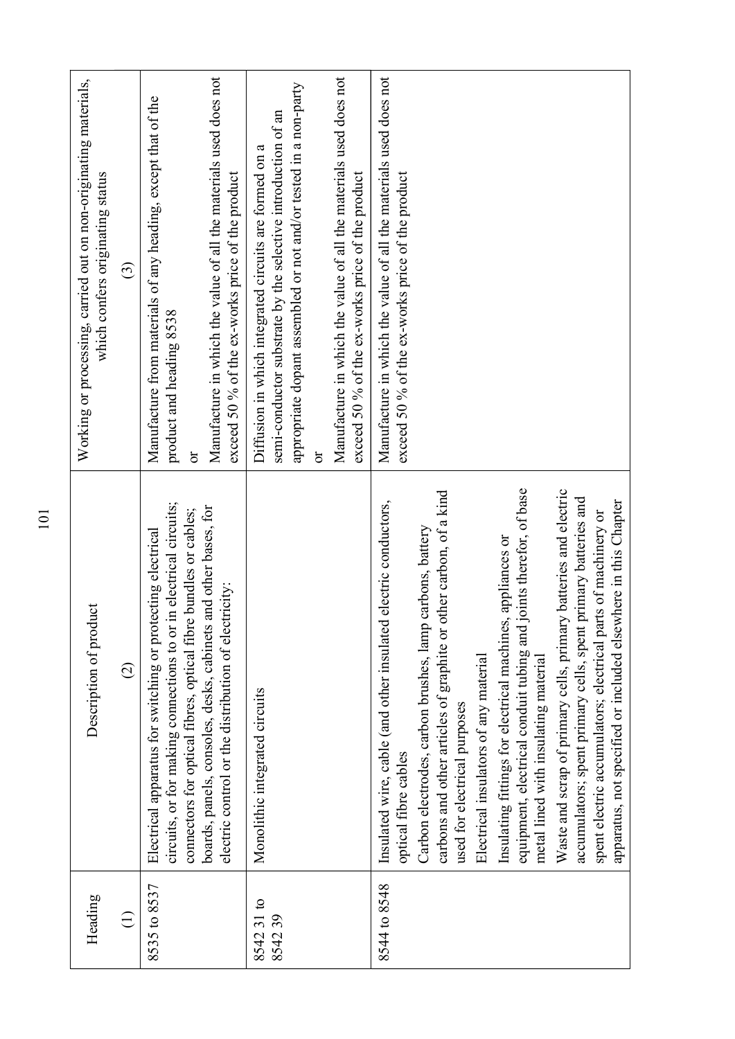| Heading | Description of product | Working or processing, carried out on non-originating materials, which confers originating status |
|---|---|---|
| (1) | (2) | (3) |
| 8535 to 8537 | Electrical apparatus for switching or protecting electrical circuits, or for making connections to or in electrical circuits; connectors for optical fibres, optical fibre bundles or cables; boards, panels, consoles, desks, cabinets and other bases, for electric control or the distribution of electricity: | Manufacture from materials of any heading, except that of the product and heading 8538<br>or<br>Manufacture in which the value of all the materials used does not exceed 50 % of the ex-works price of the product |
| 8542 31 to 8542 39 | Monolithic integrated circuits | Diffusion in which integrated circuits are formed on a semi-conductor substrate by the selective introduction of an appropriate dopant assembled or not and/or tested in a non-party<br>or<br>Manufacture in which the value of all the materials used does not exceed 50 % of the ex-works price of the product |
| 8544 to 8548 | Insulated wire, cable (and other insulated electric conductors, optical fibre cables<br>Carbon electrodes, carbon brushes, lamp carbons, battery carbons and other articles of graphite or other carbon, of a kind used for electrical purposes<br>Electrical insulators of any material<br>Insulating fittings for electrical machines, appliances or equipment, electrical conduit tubing and joints therefor, of base metal lined with insulating material<br>Waste and scrap of primary cells, primary batteries and electric accumulators; spent primary cells, spent primary batteries and spent electric accumulators; electrical parts of machinery or apparatus, not specified or included elsewhere in this Chapter | Manufacture in which the value of all the materials used does not exceed 50 % of the ex-works price of the product |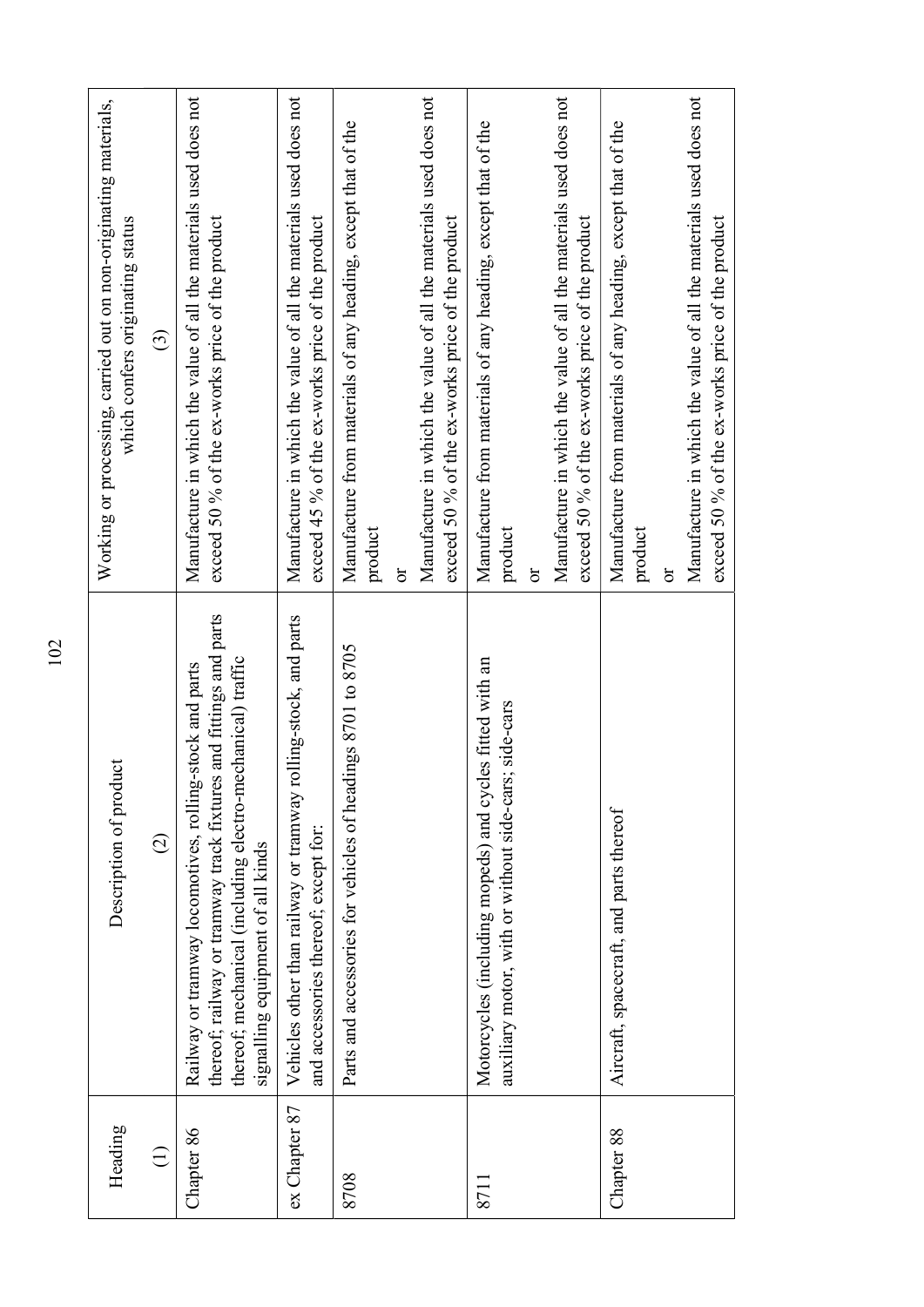| Heading | Description of product | Working or processing, carried out on non-originating materials, which confers originating status |
|---|---|---|
| (1) | (2) | (3) |
| Chapter 86 | Railway or tramway locomotives, rolling-stock and parts thereof; railway or tramway track fixtures and fittings and parts thereof; mechanical (including electro-mechanical) traffic signalling equipment of all kinds | Manufacture in which the value of all the materials used does not exceed 50 % of the ex-works price of the product |
| ex Chapter 87 | Vehicles other than railway or tramway rolling-stock, and parts and accessories thereof; except for: | Manufacture in which the value of all the materials used does not exceed 45 % of the ex-works price of the product |
| 8708 | Parts and accessories for vehicles of headings 8701 to 8705 | Manufacture from materials of any heading, except that of the product<br>or<br>Manufacture in which the value of all the materials used does not exceed 50 % of the ex-works price of the product |
| 8711 | Motorcycles (including mopeds) and cycles fitted with an auxiliary motor, with or without side-cars; side-cars | Manufacture from materials of any heading, except that of the product<br>or<br>Manufacture in which the value of all the materials used does not exceed 50 % of the ex-works price of the product |
| Chapter 88 | Aircraft, spacecraft, and parts thereof | Manufacture from materials of any heading, except that of the product<br>or<br>Manufacture in which the value of all the materials used does not exceed 50 % of the ex-works price of the product |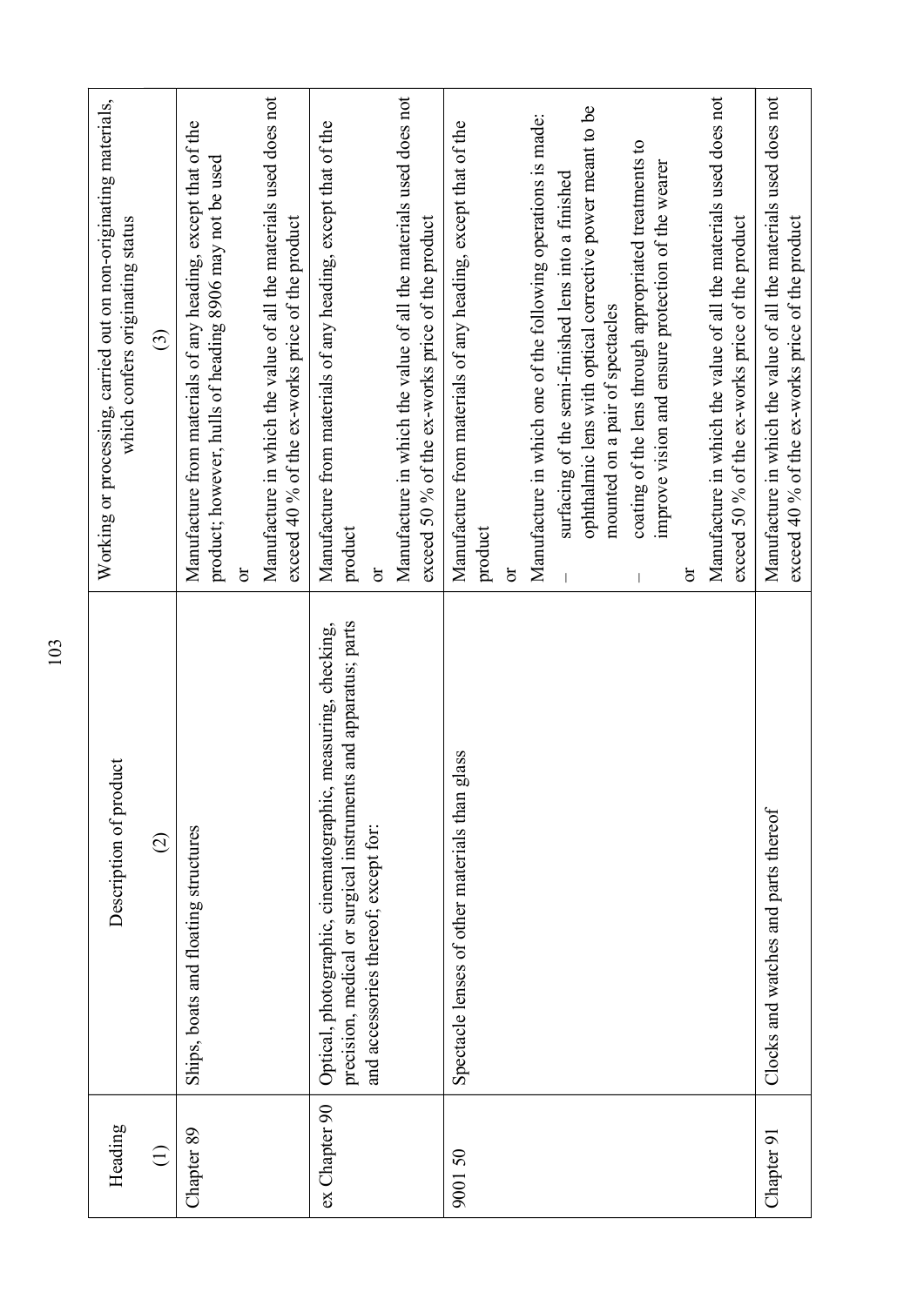| Heading | Description of product | Working or processing, carried out on non-originating materials, which confers originating status |
|---|---|---|
| (1) | (2) | (3) |
| Chapter 89 | Ships, boats and floating structures | Manufacture from materials of any heading, except that of the product; however, hulls of heading 8906 may not be used<br>or<br>Manufacture in which the value of all the materials used does not exceed 40 % of the ex-works price of the product |
| ex Chapter 90 | Optical, photographic, cinematographic, measuring, checking, precision, medical or surgical instruments and apparatus; parts and accessories thereof, except for: | Manufacture from materials of any heading, except that of the product<br>or<br>Manufacture in which the value of all the materials used does not exceed 50 % of the ex-works price of the product |
| 9001 50 | Spectacle lenses of other materials than glass | Manufacture from materials of any heading, except that of the product<br>or<br>Manufacture in which one of the following operations is made:<br>– surfacing of the semi-finished lens into a finished ophthalmic lens with optical corrective power meant to be mounted on a pair of spectacles<br>– coating of the lens through appropriate treatments to improve vision and ensure protection of the wearer<br>or<br>Manufacture in which the value of all the materials used does not exceed 50 % of the ex-works price of the product |
| Chapter 91 | Clocks and watches and parts thereof | Manufacture in which the value of all the materials used does not exceed 40 % of the ex-works price of the product |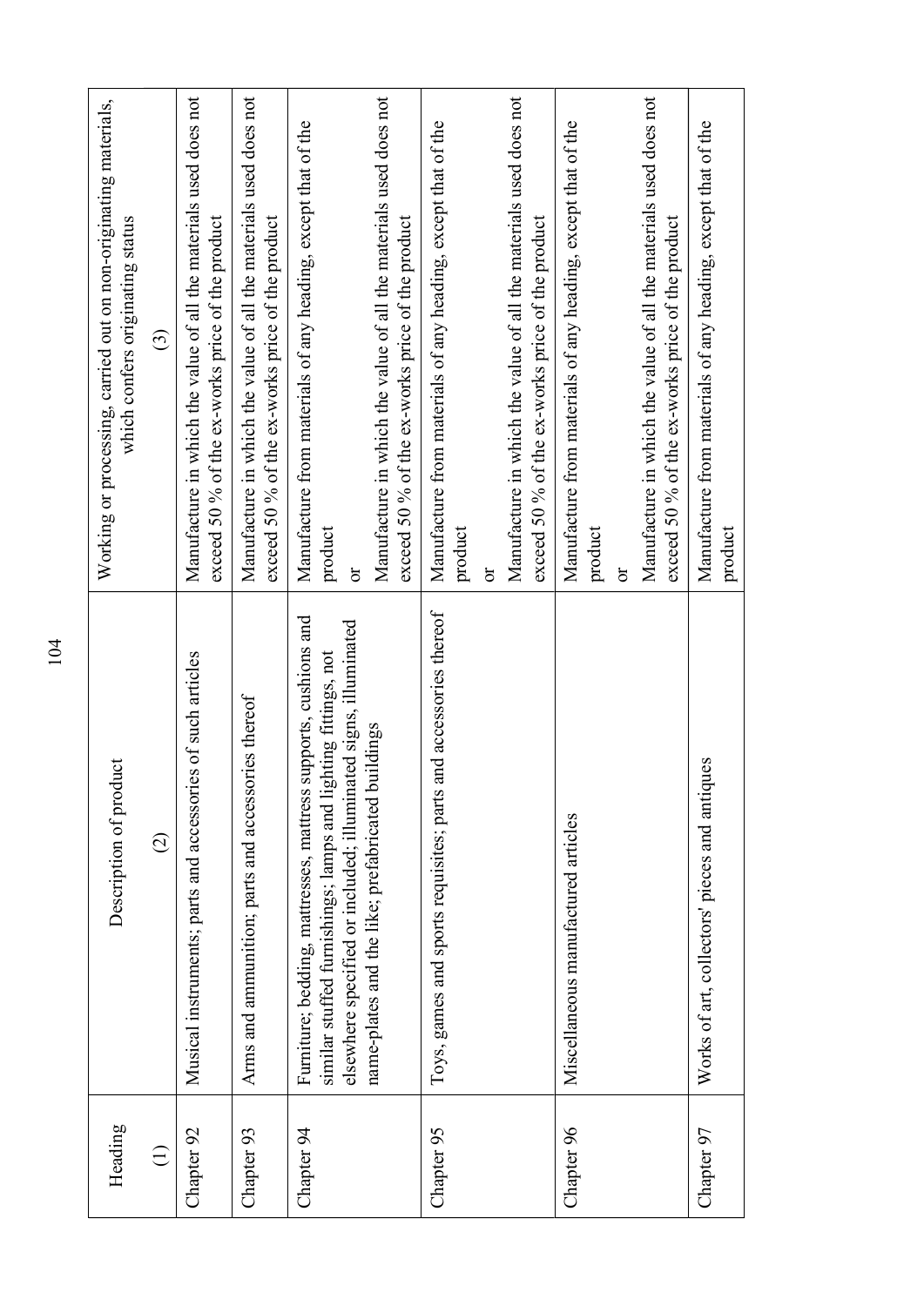| Heading (1) | Description of product (2) | Working or processing, carried out on non-originating materials, which confers originating status (3) |
|---|---|---|
| Chapter 92 | Musical instruments; parts and accessories of such articles | Manufacture in which the value of all the materials used does not exceed 50 % of the ex-works price of the product |
| Chapter 93 | Arms and ammunition; parts and accessories thereof | Manufacture in which the value of all the materials used does not exceed 50 % of the ex-works price of the product |
| Chapter 94 | Furniture; bedding, mattresses, mattress supports, cushions and similar stuffed furnishings; lamps and lighting fittings, not elsewhere specified or included; illuminated signs, illuminated name-plates and the like; prefabricated buildings | Manufacture from materials of any heading, except that of the product<br>or<br>Manufacture in which the value of all the materials used does not exceed 50 % of the ex-works price of the product |
| Chapter 95 | Toys, games and sports requisites; parts and accessories thereof | Manufacture from materials of any heading, except that of the product<br>or<br>Manufacture in which the value of all the materials used does not exceed 50 % of the ex-works price of the product |
| Chapter 96 | Miscellaneous manufactured articles | Manufacture from materials of any heading, except that of the product<br>or<br>Manufacture in which the value of all the materials used does not exceed 50 % of the ex-works price of the product |
| Chapter 97 | Works of art, collectors' pieces and antiques | Manufacture from materials of any heading, except that of the product |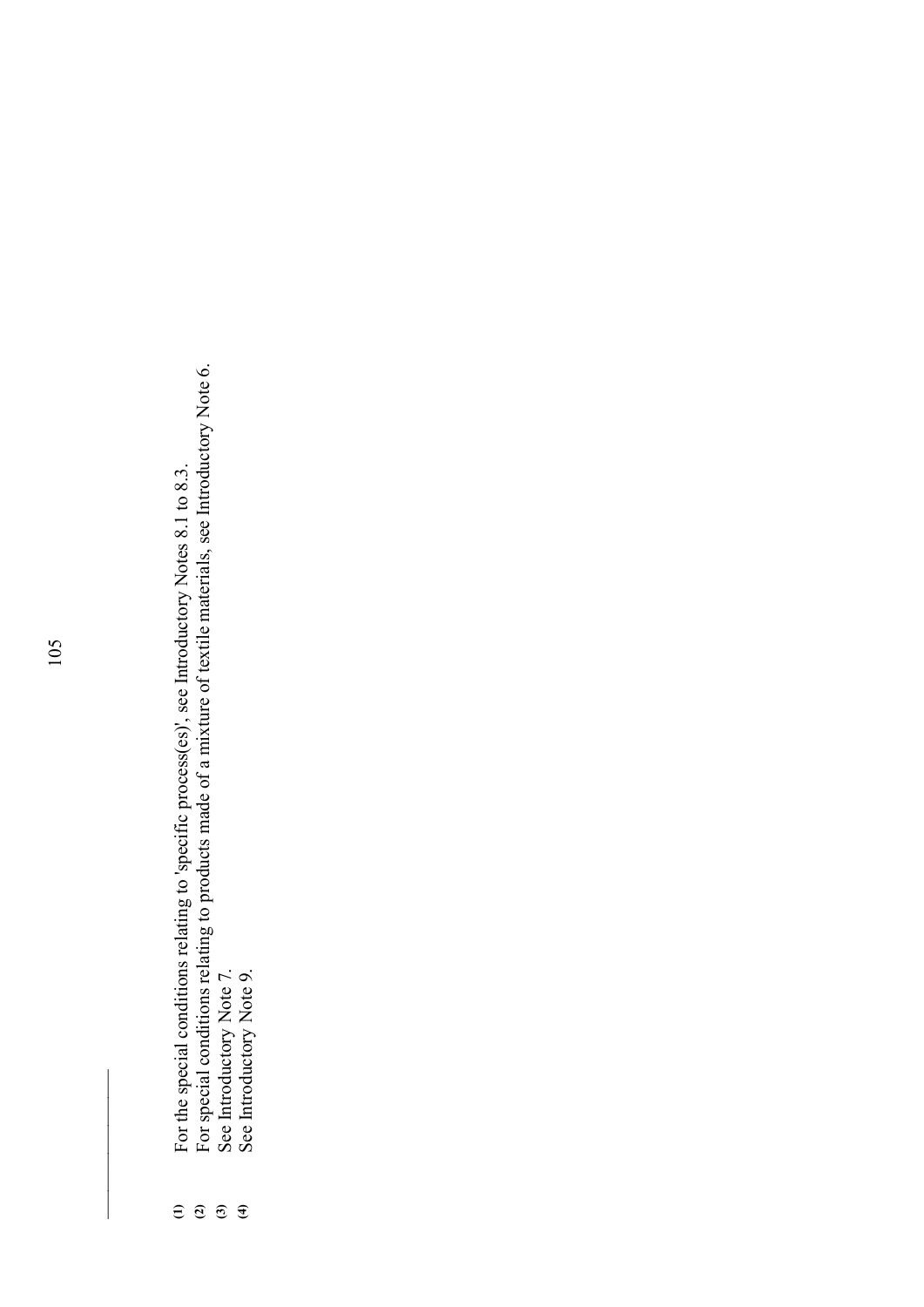(1) For the special conditions relating to 'specific process(es)', see Introductory Notes 8.1 to 8.3.

(2) For special conditions relating to products made of a mixture of textile materials, see Introductory Note 6.

(3) See Introductory Note 7.

(4) See Introductory Note 9.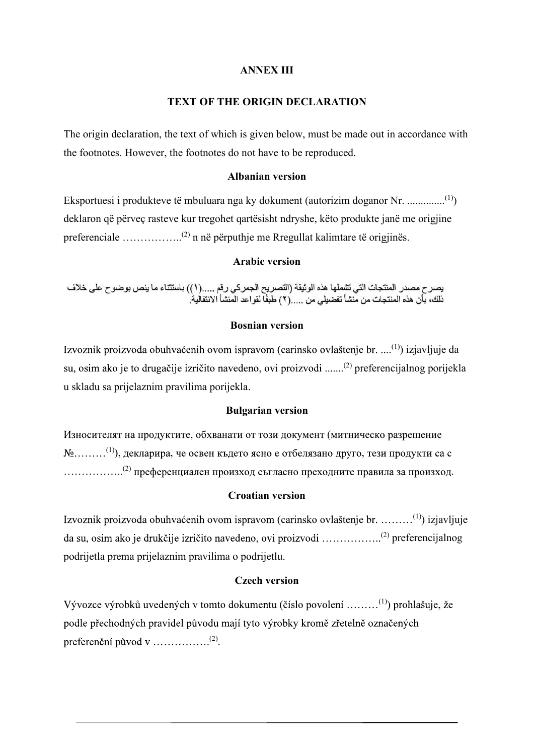# ANNEX III

## TEXT OF THE ORIGIN DECLARATION

The origin declaration, the text of which is given below, must be made out in accordance with the footnotes. However, the footnotes do not have to be reproduced.

### Albanian version

Eksportuesi i produkteve të mbuluara nga ky dokument (autorizim doganor Nr. .............(1)) deklaron që përveç rasteve kur tregohet qartësisht ndryshe, këto produkte janë me origjine preferenciale ……………..(2) n në përputhje me Rregullat kalimtare të origjinës.

### Arabic version

يصرح مصدر المنتجات التي تشملها هذه الوثيقة (التصريح الجمركي رقم .....(١)) باستثناء ما ينص بوضوح على خلاف ذلك، بأن هذه المنتجات من منشأ تفضيلي من .....(٢) طبقًا لقواعد المنشأ الانتقالية.

### Bosnian version

Izvoznik proizvoda obuhvaćenih ovom ispravom (carinsko ovlaštenje br. ....(1)) izjavljuje da su, osim ako je to drugačije izričito navedeno, ovi proizvodi .......(2) preferencijalnog porijekla u skladu sa prijelaznim pravilima porijekla.

### Bulgarian version

Износителят на продуктите, обхванати от този документ (митническо разрешение №………(1)), декларира, че освен където ясно е отбелязано друго, тези продукти са с ……………..(2) преференциален произход съгласно преходните правила за произход.

### Croatian version

Izvoznik proizvoda obuhvaćenih ovom ispravom (carinsko ovlaštenje br. ………(1)) izjavljuje da su, osim ako je drukčije izričito navedeno, ovi proizvodi ……………..(2) preferencijalnog podrijetla prema prijelaznim pravilima o podrijetlu.

### Czech version

Vývozce výrobků uvedených v tomto dokumentu (číslo povolení ………(1)) prohlašuje, že podle přechodných pravidel původu mají tyto výrobky kromě zřetelně označených preferenční původ v …………….(2).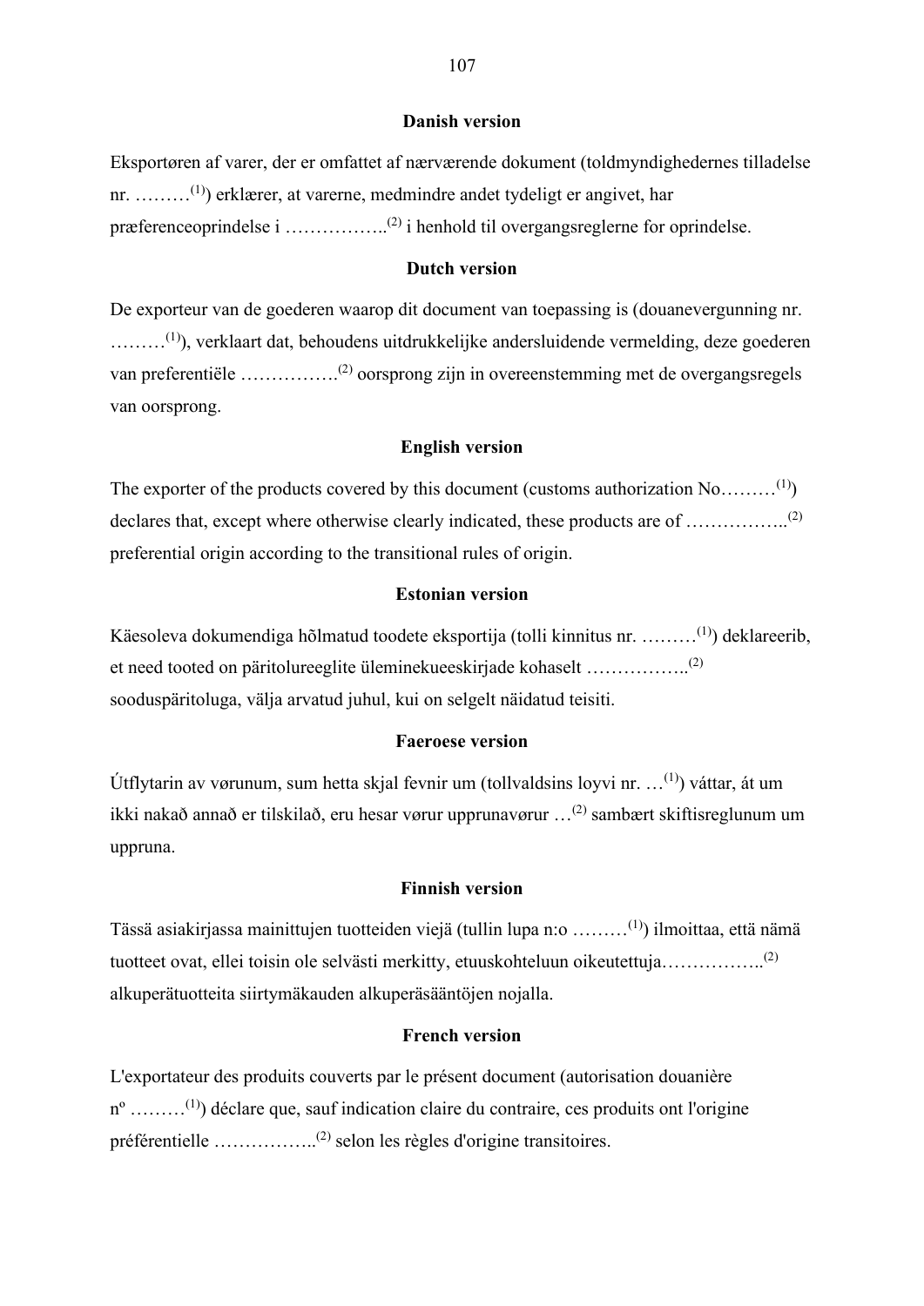**Danish version**

Eksportøren af varer, der er omfattet af nærværende dokument (toldmyndighedernes tilladelse nr. ………[(1)]) erklærer, at varerne, medmindre andet tydeligt er angivet, har præferenceoprindelse i ……………..[(2)] i henhold til overgangsreglerne for oprindelse.

**Dutch version**

De exporteur van de goederen waarop dit document van toepassing is (douanevergunning nr. ………[(1)]), verklaart dat, behoudens uitdrukkelijke andersluidende vermelding, deze goederen van preferentiële …………….[(2)] oorsprong zijn in overeenstemming met de overgangsregels van oorsprong.

**English version**

The exporter of the products covered by this document (customs authorization No………[(1)]) declares that, except where otherwise clearly indicated, these products are of ……………..[(2)] preferential origin according to the transitional rules of origin.

**Estonian version**

Käesoleva dokumendiga hõlmatud toodete eksportija (tolli kinnitus nr. ………[(1)]) deklareerib, et need tooted on päritolureeglite üleminekueeskirjade kohaselt ……………..[(2)] sooduspäritoluga, välja arvatud juhul, kui on selgelt näidatud teisiti.

**Faeroese version**

Útflytarin av vørunum, sum hetta skjal fevnir um (tollvaldsins loyvi nr. …[(1)]) váttar, át um ikki nakað annað er tilskilað, eru hesar vørur upprunavørur …[(2)] sambært skiftisreglunum um uppruna.

**Finnish version**

Tässä asiakirjassa mainittujen tuotteiden viejä (tullin lupa n:o ………[(1)]) ilmoittaa, että nämä tuotteet ovat, ellei toisin ole selvästi merkitty, etuuskohteluun oikeutettuja……………..[(2)] alkuperätuotteita siirtymäkauden alkuperäsääntöjen nojalla.

**French version**

L'exportateur des produits couverts par le présent document (autorisation douanière nº ………[(1)]) déclare que, sauf indication claire du contraire, ces produits ont l'origine préférentielle ……………..[(2)] selon les règles d'origine transitoires.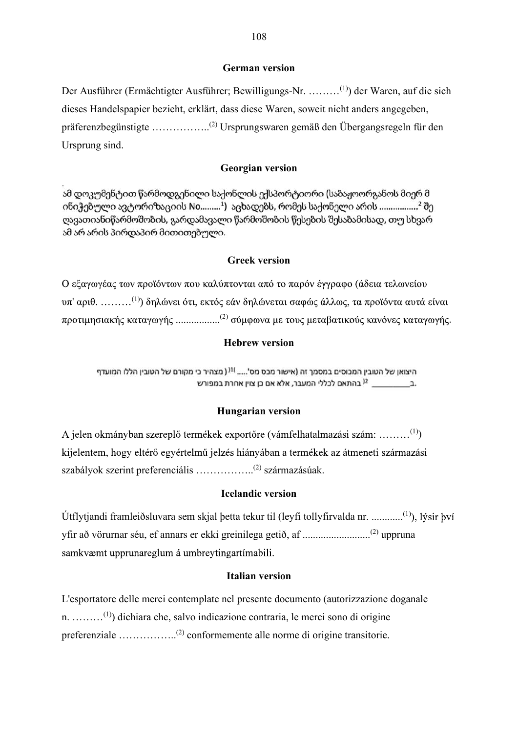**German version**

Der Ausführer (Ermächtigter Ausführer; Bewilligungs-Nr. ………[1]) der Waren, auf die sich dieses Handelspapier bezieht, erklärt, dass diese Waren, soweit nicht anders angegeben, präferenzbegünstigte ……………..[2] Ursprungswaren gemäß den Übergangsregeln für den Ursprung sind.

**Georgian version**

ამ დოკუმენტით წარმოდგენილი საქონლის ექსპორტიორი (საბაჟოორგანოს მიერ მ ინიჭებული ავტორიზაციის No.........[1]) აცხადებს, რომეს საქონელი არის .................[2] შე ღავათიანწარმოშობის, გარდამავალი წარმოშობის წესების შესაბამისად, თუ სხვარ ამ არ არის პირდაპირ მითითებული.

**Greek version**

Ο εξαγωγέας των προϊόντων που καλύπτονται από το παρόν έγγραφο (άδεια τελωνείου υπ' αριθ. ………[1]) δηλώνει ότι, εκτός εάν δηλώνεται σαφώς άλλως, τα προϊόντα αυτά είναι προτιμησιακής καταγωγής .................[2] σύμφωνα με τους μεταβατικούς κανόνες καταγωγής.

**Hebrew version**

היצואן של הטובין המכוסים במסמך זה (אישור מכס מס'.....[1]) מצהיר כי מקורם של הטובין הללו המועדף ב__________[2] בהתאם לכללי המעבר, אלא אם כן צוין אחרת במפורש.

**Hungarian version**

A jelen okmányban szereplő termékek exportőre (vámfelhatalmazási szám: ………[1]) kijelentem, hogy eltérő egyértelmű jelzés hiányában a termékek az átmeneti származási szabályok szerint preferenciális ……………..[2] származásúak.

**Icelandic version**

Útflytjandi framleiðsluvara sem skjal þetta tekur til (leyfi tollyfirvalda nr. ............[1]), lýsir því yfir að vörurnar séu, ef annars er ekki greinilega getið, af ..........................[2] uppruna samkvæmt upprunareglum á umbreytingartímabili.

**Italian version**

L'esportatore delle merci contemplate nel presente documento (autorizzazione doganale n. ………[1]) dichiara che, salvo indicazione contraria, le merci sono di origine preferenziale ……………..[2] conformemente alle norme di origine transitorie.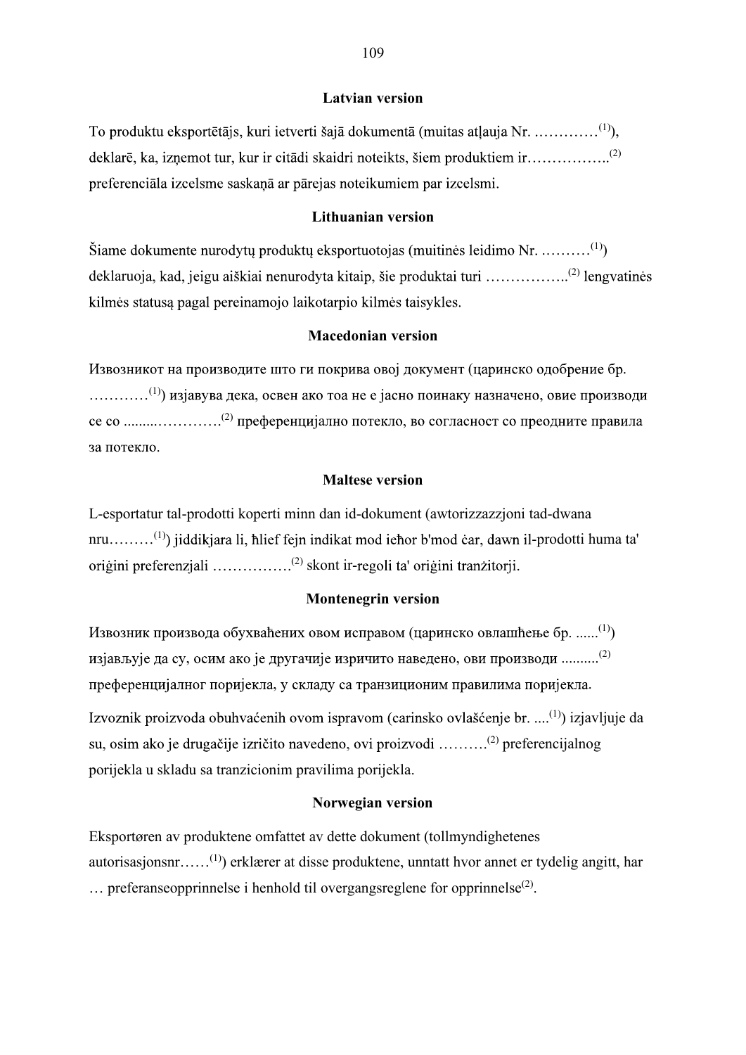**Latvian version**

To produktu eksportētājs, kuri ietverti šajā dokumentā (muitas atļauja Nr. ………….(1)), deklarē, ka, izņemot tur, kur ir citādi skaidri noteikts, šiem produktiem ir……………..(2) preferenciāla izcelsme saskaņā ar pārejas noteikumiem par izcelsmi.

**Lithuanian version**

Šiame dokumente nurodytų produktų eksportuotojas (muitinės leidimo Nr. ……….(1)) deklaruoja, kad, jeigu aiškiai nenurodyta kitaip, šie produktai turi ……………..(2) lengvatinės kilmės statusą pagal pereinamojo laikotarpio kilmės taisykles.

**Macedonian version**

Извозникот на производите што ги покрива овој документ (царинско одобрение бр. …………(1)) изјавува дека, освен ако тоа не е јасно поинаку назначено, овие производи се со ........………….(2) преференцијално потекло, во согласност со преодните правила за потекло.

**Maltese version**

L-esportatur tal-prodotti koperti minn dan id-dokument (awtorizzazzjoni tad-dwana nru………(1)) jiddikjara li, ħlief fejn indikat mod ieħor b'mod ċar, dawn il-prodotti huma ta' oriġini preferenzjali …………….(2) skont ir-regoli ta' oriġini tranżitorji.

**Montenegrin version**

Извозник производа обухваћених овом исправом (царинско овлашћење бр. ......(1)) изјављује да су, осим ако је другачије изричито наведено, ови производи ..........(2) преференцијалног поријекла, у складу са транзиционим правилима поријекла.

Izvoznik proizvoda obuhvaćenih ovom ispravom (carinsko ovlašćenje br. ....(1)) izjavljuje da su, osim ako je drugačije izričito navedeno, ovi proizvodi ……….(2) preferencijalnog porijekla u skladu sa tranzicionim pravilima porijekla.

**Norwegian version**

Eksportøren av produktene omfattet av dette dokument (tollmyndighetenes autorisasjonsnr……(1)) erklærer at disse produktene, unntatt hvor annet er tydelig angitt, har … preferanseopprinnelse i henhold til overgangsreglene for opprinnelse(2).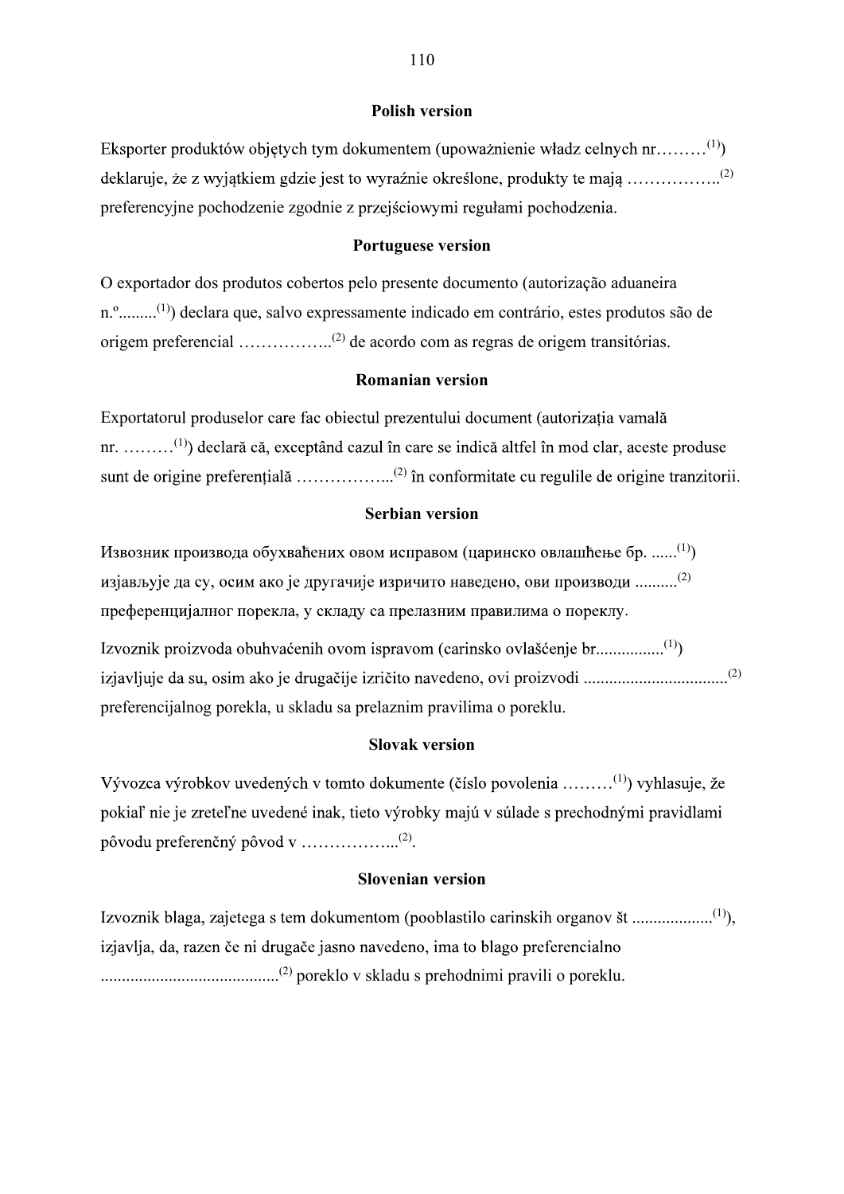### Polish version

Eksporter produktów objętych tym dokumentem (upoważnienie władz celnych nr………[(1)]) deklaruje, że z wyjątkiem gdzie jest to wyraźnie określone, produkty te mają ……………..[(2)] preferencyjne pochodzenie zgodnie z przejściowymi regułami pochodzenia.

### Portuguese version

O exportador dos produtos cobertos pelo presente documento (autorização aduaneira n.º.........[(1)]) declara que, salvo expressamente indicado em contrário, estes produtos são de origem preferencial ……………..[(2)] de acordo com as regras de origem transitórias.

### Romanian version

Exportatorul produselor care fac obiectul prezentului document (autorizația vamală nr. ………[(1)]) declară că, exceptând cazul în care se indică altfel în mod clar, aceste produse sunt de origine preferențială ……………...[(2)] în conformitate cu regulile de origine tranzitorii.

### Serbian version

Извозник производа обухваћених овом исправом (царинско овлашћење бр. ......[(1)]) изјављује да су, осим ако је другачије изричито наведено, ови производи ..........[(2)] преференцијалног порекла, у складу са прелазним правилима о пореклу.

Izvoznik proizvoda obuhvaćenih ovom ispravom (carinsko ovlašćenje br................[(1)]) izjavljuje da su, osim ako je drugačije izričito navedeno, ovi proizvodi .................................[(2)] preferencijalnog porekla, u skladu sa prelaznim pravilima o poreklu.

### Slovak version

Vývozca výrobkov uvedených v tomto dokumente (číslo povolenia ………[(1)]) vyhlasuje, že pokiaľ nie je zreteľne uvedené inak, tieto výrobky majú v súlade s prechodnými pravidlami pôvodu preferenčný pôvod v ……………...[(2)].

### Slovenian version

Izvoznik blaga, zajetega s tem dokumentom (pooblastilo carinskih organov št ..................[(1)]), izjavlja, da, razen če ni drugače jasno navedeno, ima to blago preferencialno .........................................[(2)] poreklo v skladu s prehodnimi pravili o poreklu.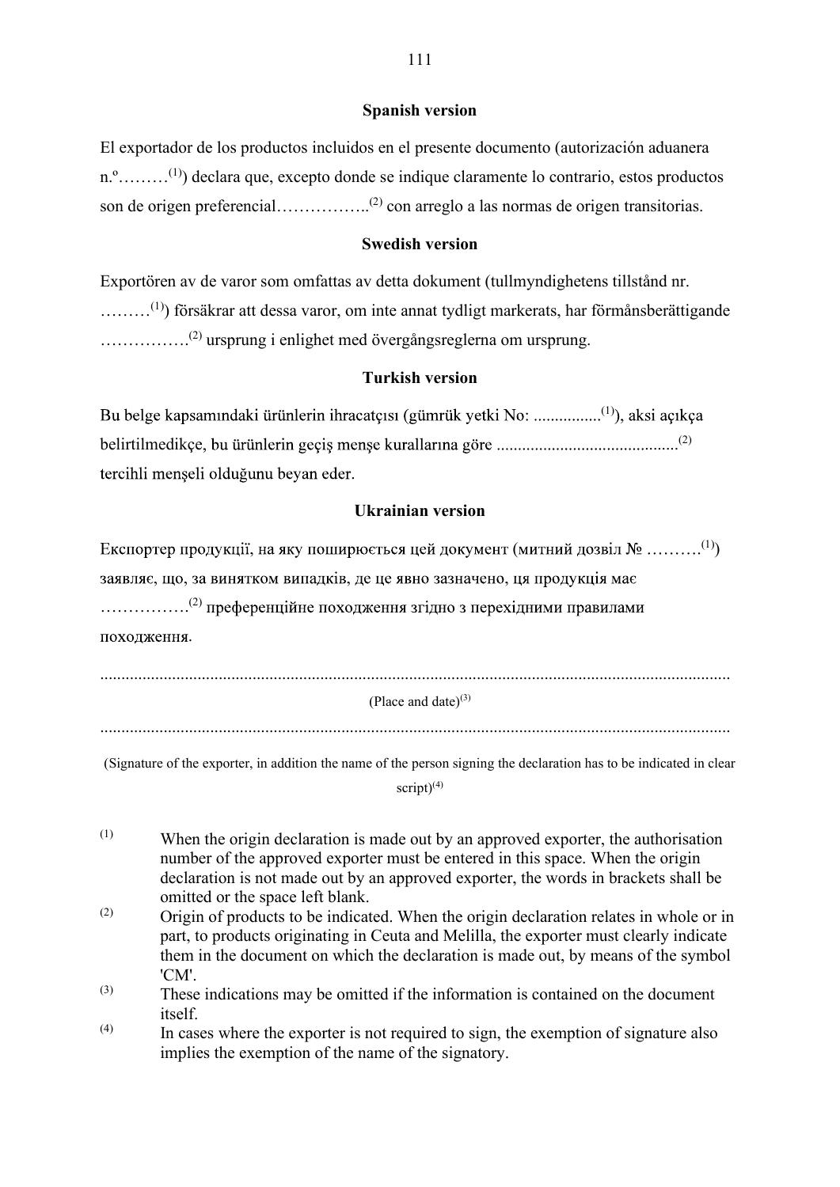**Spanish version**

El exportador de los productos incluidos en el presente documento (autorización aduanera n.º………[(1)]) declara que, excepto donde se indique claramente lo contrario, estos productos son de origen preferencial……………..[(2)] con arreglo a las normas de origen transitorias.

**Swedish version**

Exportören av de varor som omfattas av detta dokument (tullmyndighetens tillstånd nr. ………[(1)]) försäkrar att dessa varor, om inte annat tydligt markerats, har förmånsberättigande …………….[(2)] ursprung i enlighet med övergångsreglerna om ursprung.

**Turkish version**

Bu belge kapsamındaki ürünlerin ihracatçısı (gümrük yetki No: ................[(1)]), aksi açıkça belirtilmedikçe, bu ürünlerin geçiş menşe kurallarına göre ..........................................[(2)] tercihli menşeli olduğunu beyan eder.

**Ukrainian version**

Експортер продукції, на яку поширюється цей документ (митний дозвіл № ……….[(1)]) заявляє, що, за винятком випадків, де це явно зазначено, ця продукція має …………….[(2)] преференційне походження згідно з перехідними правилами походження.

..................................................................................................................................................

(Place and date)[(3)]

..................................................................................................................................................

(Signature of the exporter, in addition the name of the person signing the declaration has to be indicated in clear script)[(4)]

[(1)] When the origin declaration is made out by an approved exporter, the authorisation number of the approved exporter must be entered in this space. When the origin declaration is not made out by an approved exporter, the words in brackets shall be omitted or the space left blank.

[(2)] Origin of products to be indicated. When the origin declaration relates in whole or in part, to products originating in Ceuta and Melilla, the exporter must clearly indicate them in the document on which the declaration is made out, by means of the symbol 'CM'.

[(3)] These indications may be omitted if the information is contained on the document itself.

[(4)] In cases where the exporter is not required to sign, the exemption of signature also implies the exemption of the name of the signatory.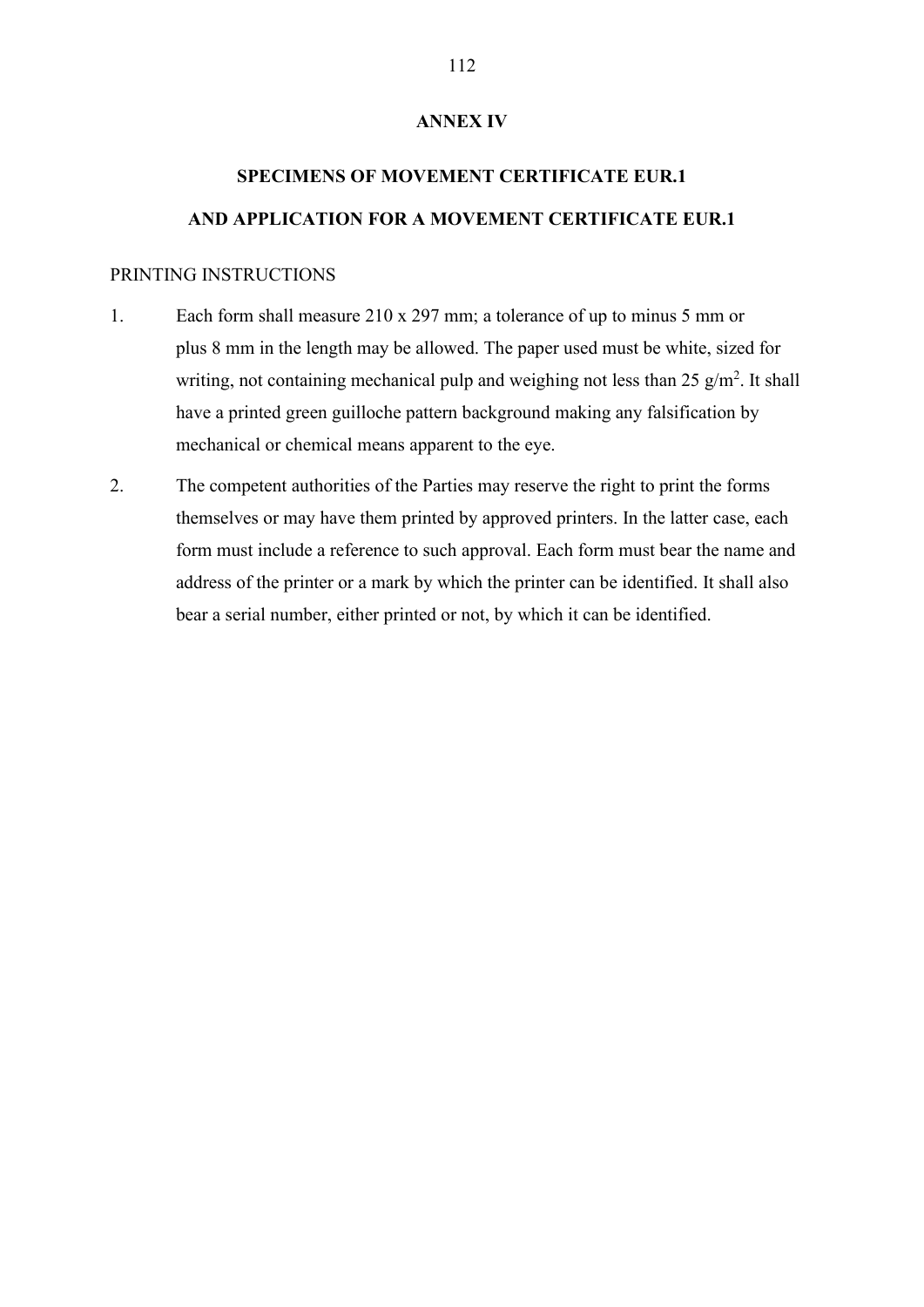# ANNEX IV

## SPECIMENS OF MOVEMENT CERTIFICATE EUR.1

## AND APPLICATION FOR A MOVEMENT CERTIFICATE EUR.1

PRINTING INSTRUCTIONS

1. Each form shall measure 210 x 297 mm; a tolerance of up to minus 5 mm or plus 8 mm in the length may be allowed. The paper used must be white, sized for writing, not containing mechanical pulp and weighing not less than 25 g/m$^2$. It shall have a printed green guilloche pattern background making any falsification by mechanical or chemical means apparent to the eye.

2. The competent authorities of the Parties may reserve the right to print the forms themselves or may have them printed by approved printers. In the latter case, each form must include a reference to such approval. Each form must bear the name and address of the printer or a mark by which the printer can be identified. It shall also bear a serial number, either printed or not, by which it can be identified.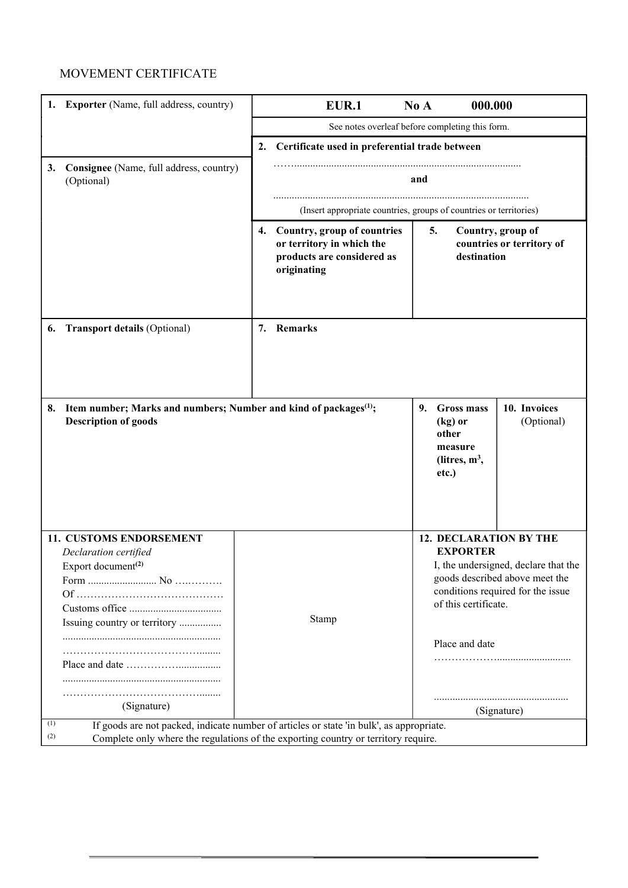MOVEMENT CERTIFICATE

| | | | |
|---|---|---|---|
| 1. **Exporter** (Name, full address, country) | **EUR.1 No A 000.000**<br>See notes overleaf before completing this form. | | |
| 3. **Consignee** (Name, full address, country) (Optional) | 2. **Certificate used in preferential trade between**<br>……......................................................................................<br>**and**<br>................................................................................................<br>(Insert appropriate countries, groups of countries or territories) | | |
| | 4. **Country, group of countries or territory in which the products are considered as originating** | 5. **Country, group of countries or territory of destination** | |
| 6. **Transport details** (Optional) | 7. **Remarks** | | |
| 8. **Item number; Marks and numbers; Number and kind of packages**[(1)]**; Description of goods** | | 9. **Gross mass (kg) or other measure (litres, $m^3$, etc.)** | 10. **Invoices** (Optional) |
| 11. **CUSTOMS ENDORSEMENT**<br>*Declaration certified*<br>Export document[(2)]<br>Form .......................... No ….……….<br>Of ……………………………………<br>Customs office ..................................<br>Issuing country or territory ................<br>...........................................................<br>…………………………………........<br>Place and date ……………...............<br>...........................................................<br>…………………………………........<br>(Signature) | Stamp | 12. **DECLARATION BY THE EXPORTER**<br>I, the undersigned, declare that the goods described above meet the conditions required for the issue of this certificate.<br><br>Place and date<br>……………….............................<br><br>..................................................<br>(Signature) | |

(1) If goods are not packed, indicate number of articles or state 'in bulk', as appropriate.

(2) Complete only where the regulations of the exporting country or territory require.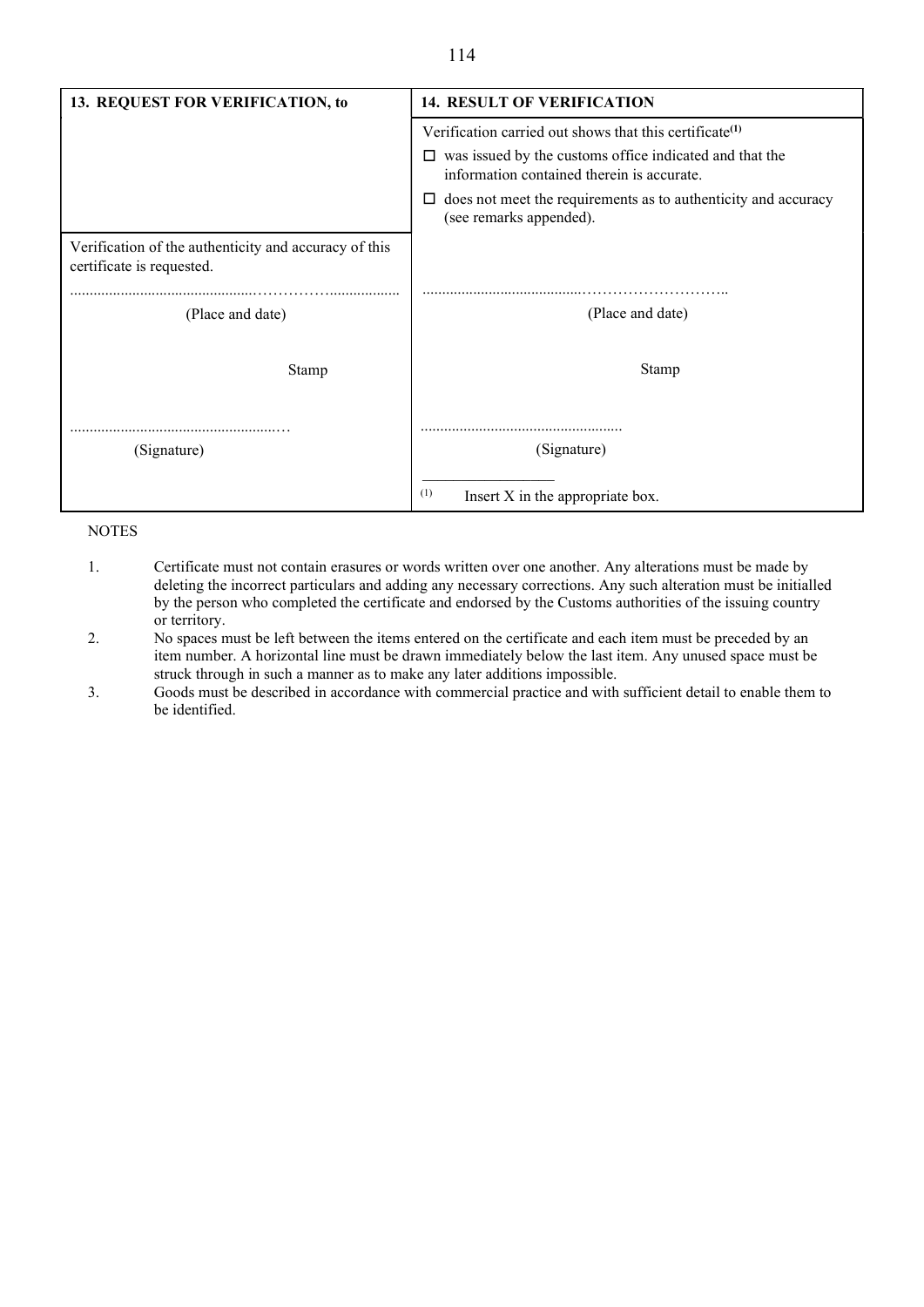| 13. REQUEST FOR VERIFICATION, to | 14. RESULT OF VERIFICATION |
|---|---|
| | Verification carried out shows that this certificate[(1)]<br>☐ was issued by the customs office indicated and that the information contained therein is accurate.<br>☐ does not meet the requirements as to authenticity and accuracy (see remarks appended). |
| Verification of the authenticity and accuracy of this certificate is requested.<br><br>..............................................<br>(Place and date)<br><br>Stamp<br><br>..............................................<br>(Signature) | ..............................................<br>(Place and date)<br><br>Stamp<br><br>..............................................<br>(Signature)<br><br>(1) Insert X in the appropriate box. |

NOTES

1. Certificate must not contain erasures or words written over one another. Any alterations must be made by deleting the incorrect particulars and adding any necessary corrections. Any such alteration must be initialled by the person who completed the certificate and endorsed by the Customs authorities of the issuing country or territory.
2. No spaces must be left between the items entered on the certificate and each item must be preceded by an item number. A horizontal line must be drawn immediately below the last item. Any unused space must be struck through in such a manner as to make any later additions impossible.
3. Goods must be described in accordance with commercial practice and with sufficient detail to enable them to be identified.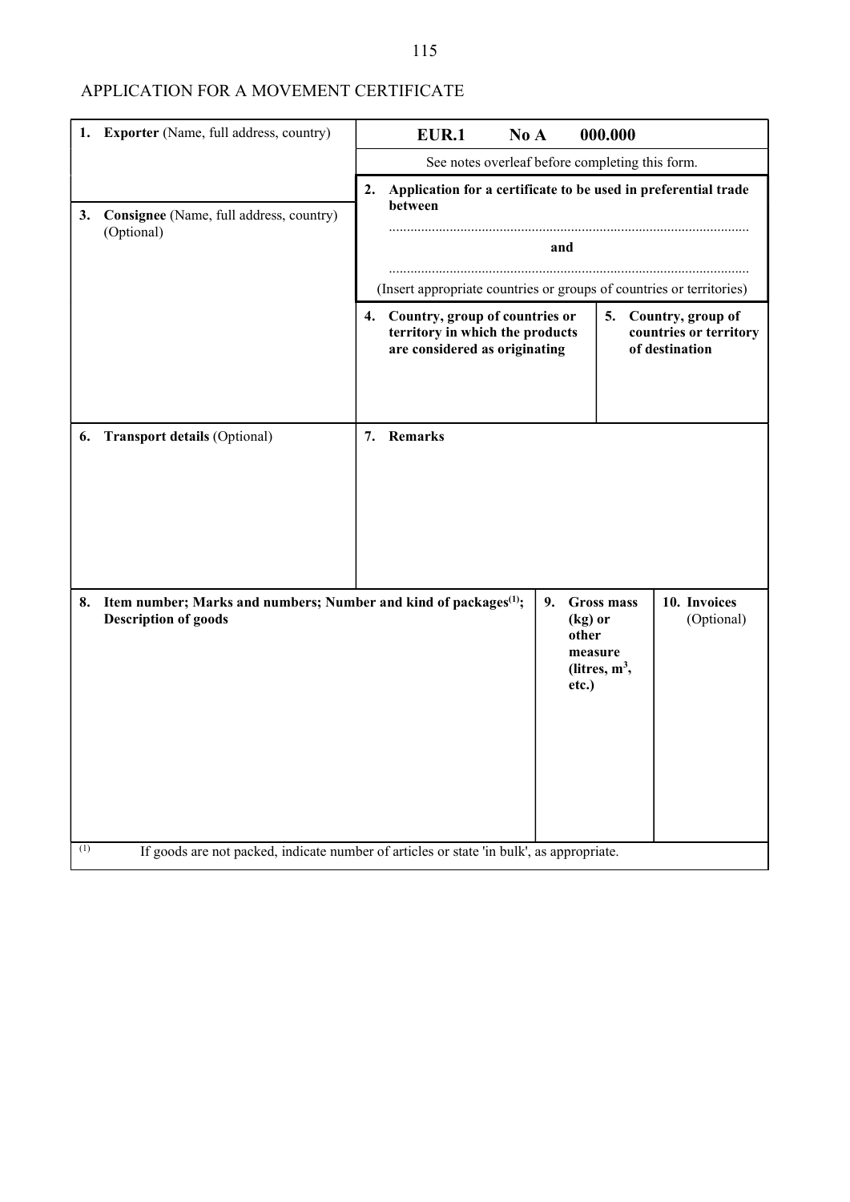APPLICATION FOR A MOVEMENT CERTIFICATE

| | | |
|---|---|---|
| 1. **Exporter** (Name, full address, country) | **EUR.1 No A 000.000**<br>See notes overleaf before completing this form. | |
| 3. **Consignee** (Name, full address, country) (Optional) | 2. **Application for a certificate to be used in preferential trade between**<br>...................................................................................................<br>**and**<br>...................................................................................................<br>(Insert appropriate countries or groups of countries or territories) | |
| | 4. **Country, group of countries or territory in which the products are considered as originating** | 5. **Country, group of countries or territory of destination** |
| 6. **Transport details** (Optional) | 7. **Remarks** | |

| 8. **Item number; Marks and numbers; Number and kind of packages**[(1)]**; Description of goods** | 9. **Gross mass (kg) or other measure (litres, m$^3$, etc.)** | 10. **Invoices** (Optional) |
|---|---|---|
| | | |

[(1)] If goods are not packed, indicate number of articles or state 'in bulk', as appropriate.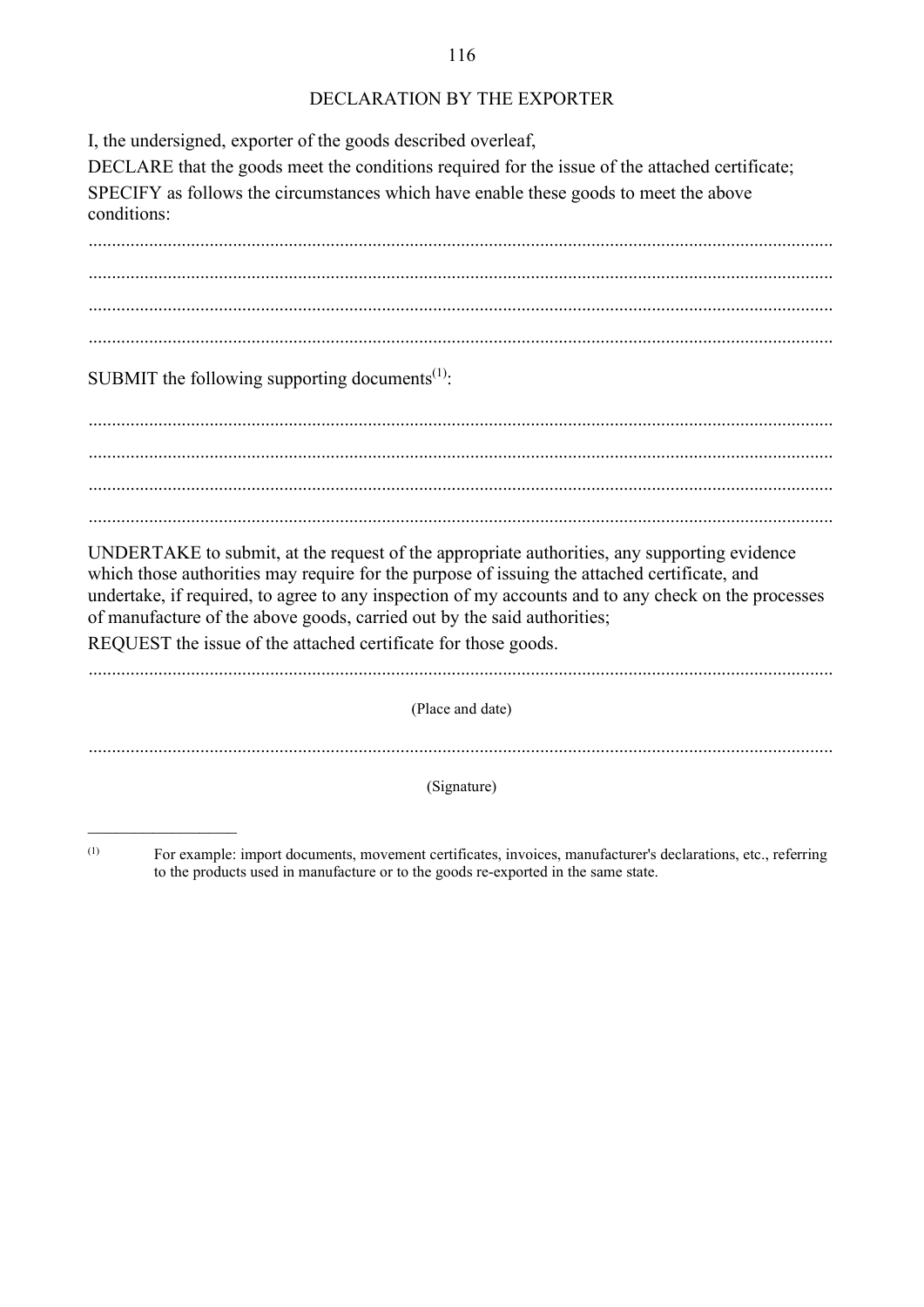# DECLARATION BY THE EXPORTER

I, the undersigned, exporter of the goods described overleaf,

DECLARE that the goods meet the conditions required for the issue of the attached certificate;

SPECIFY as follows the circumstances which have enable these goods to meet the above conditions:

..............................................................................................................................................

..............................................................................................................................................

..............................................................................................................................................

..............................................................................................................................................

SUBMIT the following supporting documents[(1)]:

..............................................................................................................................................

..............................................................................................................................................

..............................................................................................................................................

..............................................................................................................................................

UNDERTAKE to submit, at the request of the appropriate authorities, any supporting evidence which those authorities may require for the purpose of issuing the attached certificate, and undertake, if required, to agree to any inspection of my accounts and to any check on the processes of manufacture of the above goods, carried out by the said authorities;

REQUEST the issue of the attached certificate for those goods.

..............................................................................................................................................

(Place and date)

..............................................................................................................................................

(Signature)

---

(1) For example: import documents, movement certificates, invoices, manufacturer's declarations, etc., referring to the products used in manufacture or to the goods re-exported in the same state.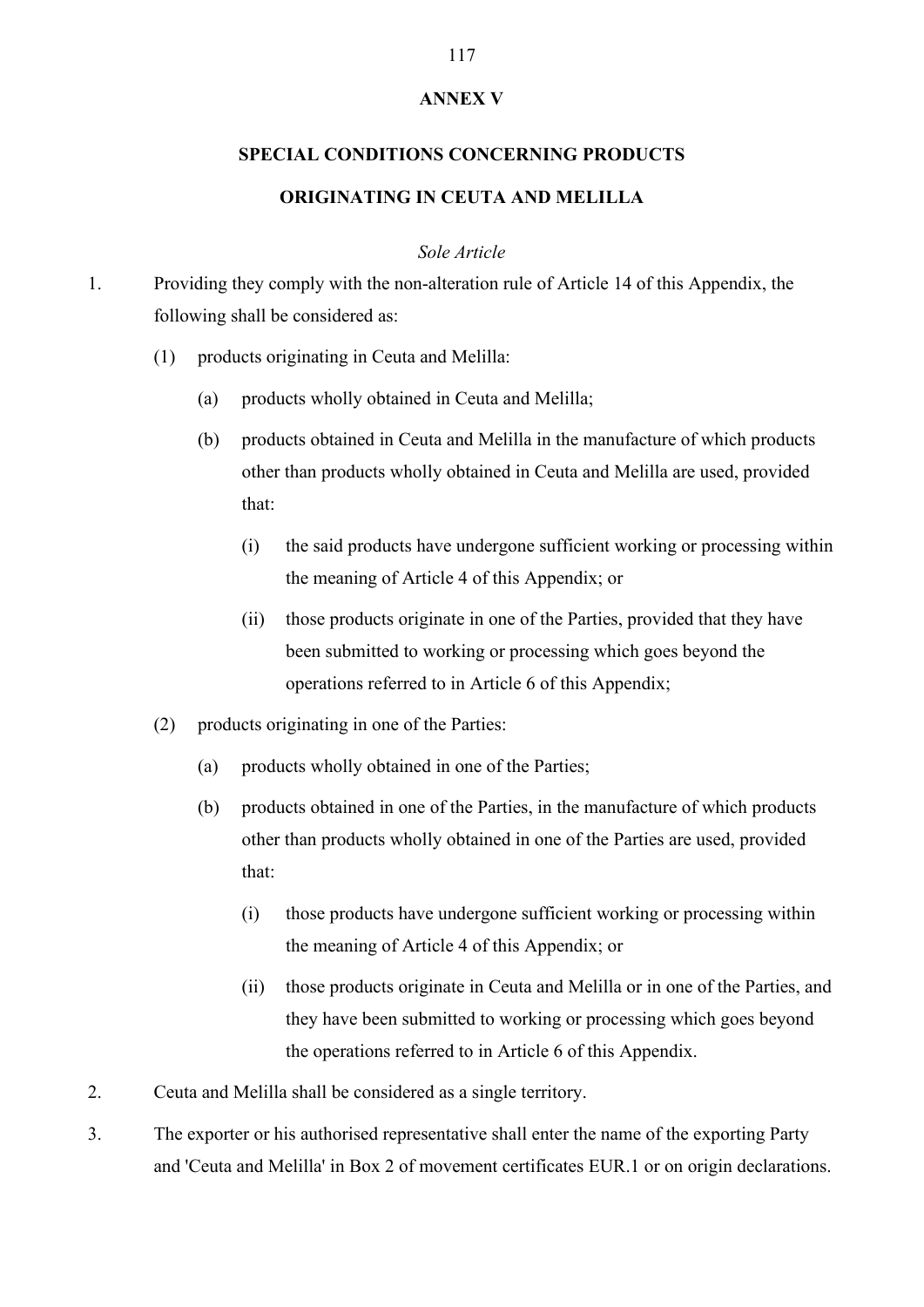# ANNEX V

## SPECIAL CONDITIONS CONCERNING PRODUCTS ORIGINATING IN CEUTA AND MELILLA

*Sole Article*

1. Providing they comply with the non-alteration rule of Article 14 of this Appendix, the following shall be considered as:

   (1) products originating in Ceuta and Melilla:

      (a) products wholly obtained in Ceuta and Melilla;

      (b) products obtained in Ceuta and Melilla in the manufacture of which products other than products wholly obtained in Ceuta and Melilla are used, provided that:

         (i) the said products have undergone sufficient working or processing within the meaning of Article 4 of this Appendix; or

         (ii) those products originate in one of the Parties, provided that they have been submitted to working or processing which goes beyond the operations referred to in Article 6 of this Appendix;

   (2) products originating in one of the Parties:

      (a) products wholly obtained in one of the Parties;

      (b) products obtained in one of the Parties, in the manufacture of which products other than products wholly obtained in one of the Parties are used, provided that:

         (i) those products have undergone sufficient working or processing within the meaning of Article 4 of this Appendix; or

         (ii) those products originate in Ceuta and Melilla or in one of the Parties, and they have been submitted to working or processing which goes beyond the operations referred to in Article 6 of this Appendix.

2. Ceuta and Melilla shall be considered as a single territory.

3. The exporter or his authorised representative shall enter the name of the exporting Party and 'Ceuta and Melilla' in Box 2 of movement certificates EUR.1 or on origin declarations.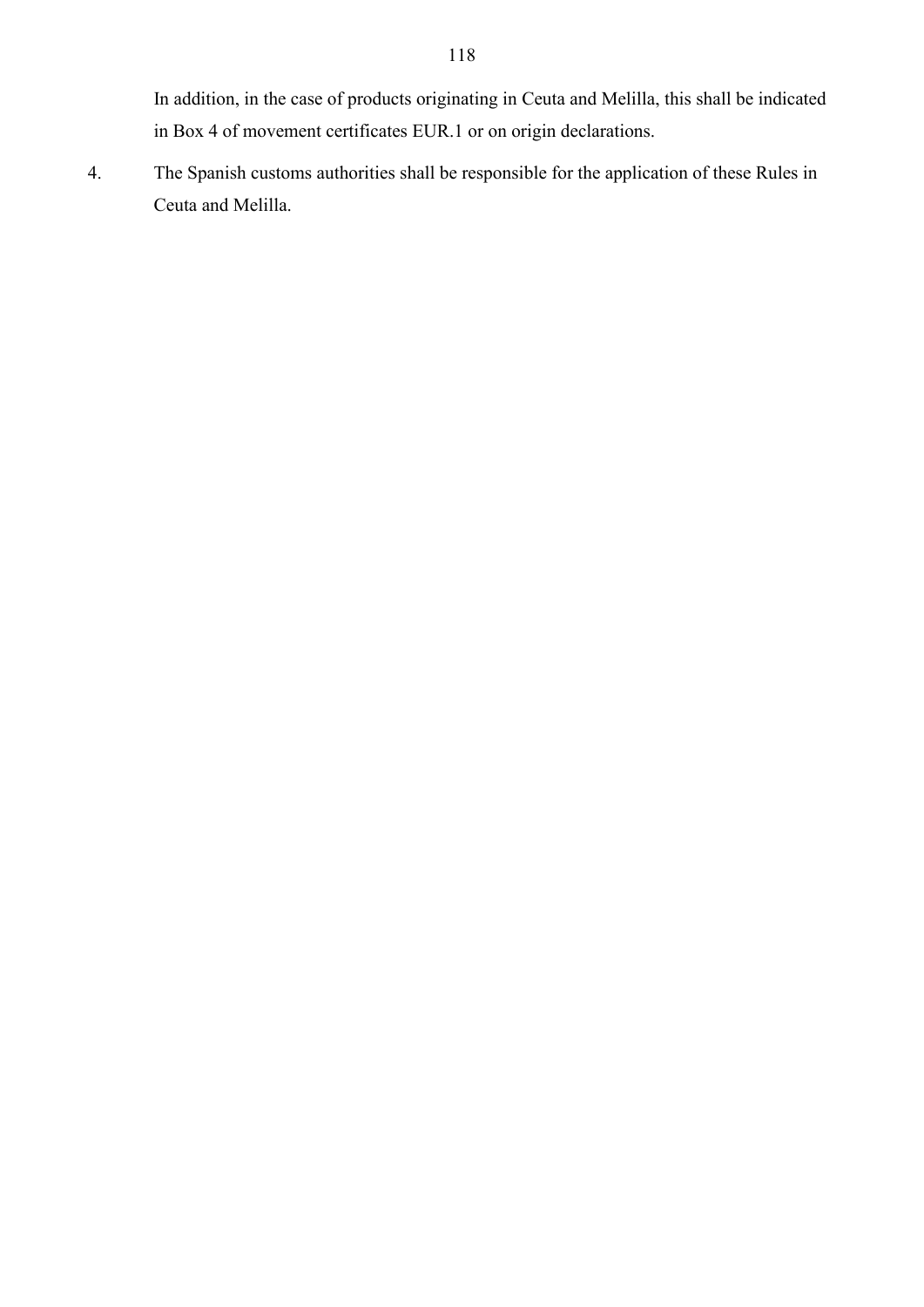In addition, in the case of products originating in Ceuta and Melilla, this shall be indicated in Box 4 of movement certificates EUR.1 or on origin declarations.

4. The Spanish customs authorities shall be responsible for the application of these Rules in Ceuta and Melilla.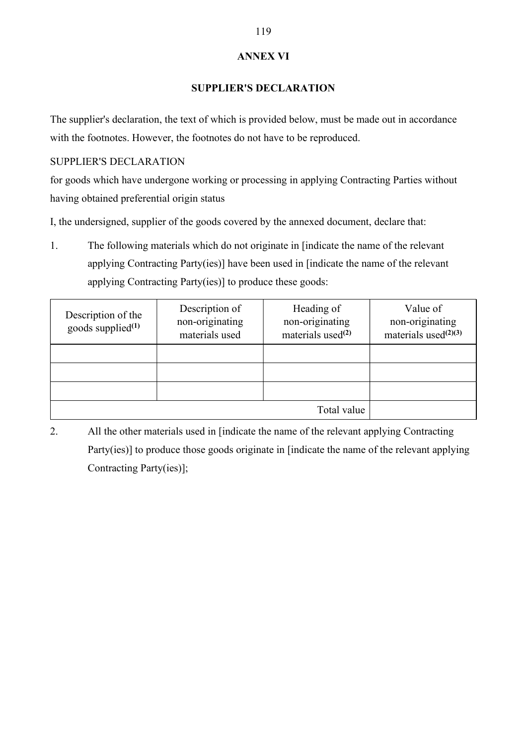# ANNEX VI

## SUPPLIER'S DECLARATION

The supplier's declaration, the text of which is provided below, must be made out in accordance with the footnotes. However, the footnotes do not have to be reproduced.

SUPPLIER'S DECLARATION

for goods which have undergone working or processing in applying Contracting Parties without having obtained preferential origin status

I, the undersigned, supplier of the goods covered by the annexed document, declare that:

1. The following materials which do not originate in [indicate the name of the relevant applying Contracting Party(ies)] have been used in [indicate the name of the relevant applying Contracting Party(ies)] to produce these goods:

| Description of the goods supplied[(1)] | Description of non-originating materials used | Heading of non-originating materials used[(2)] | Value of non-originating materials used[(2)(3)] |
|---|---|---|---|
| | | | |
| | | | |
| | | | |
| | | Total value | |

2. All the other materials used in [indicate the name of the relevant applying Contracting Party(ies)] to produce those goods originate in [indicate the name of the relevant applying Contracting Party(ies)];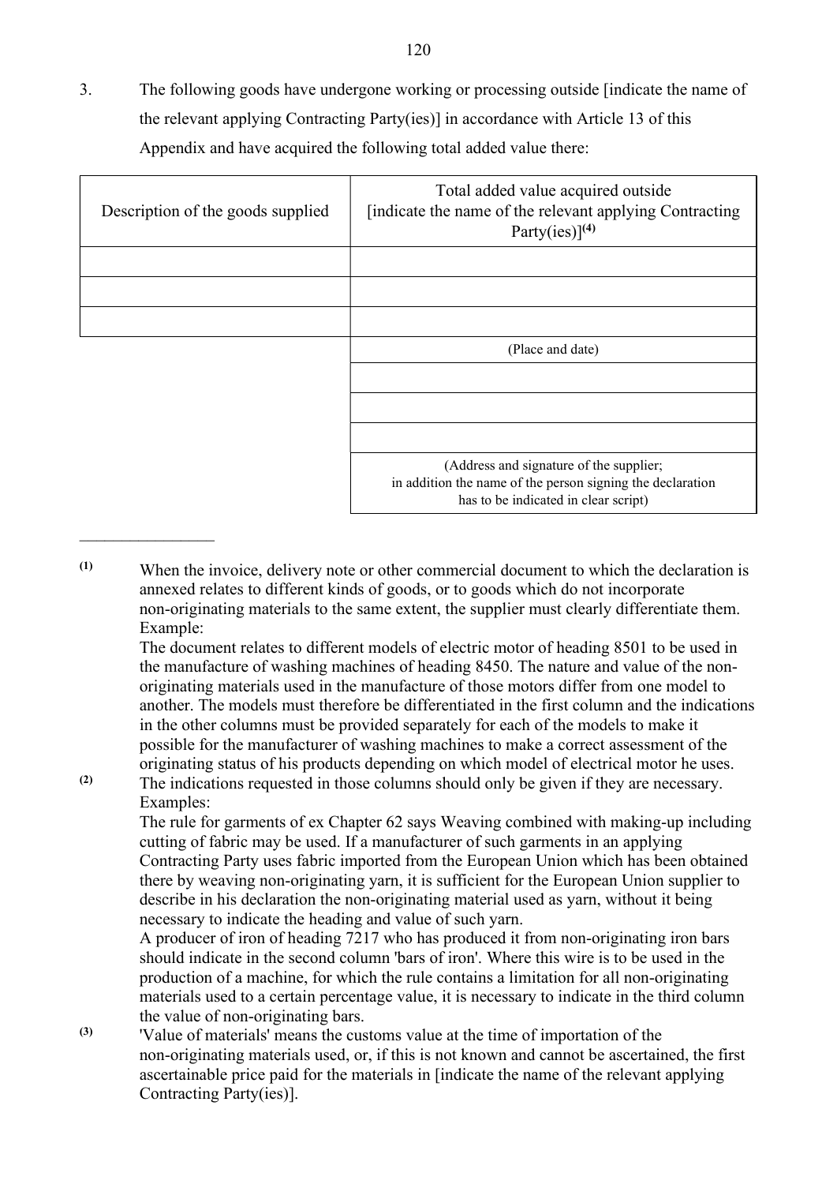3. The following goods have undergone working or processing outside [indicate the name of the relevant applying Contracting Party(ies)] in accordance with Article 13 of this Appendix and have acquired the following total added value there:

| Description of the goods supplied | Total added value acquired outside [indicate the name of the relevant applying Contracting Party(ies)][(4)] |
|---|---|
| | |
| | |
| | |
| | (Place and date) |
| | |
| | |
| | |
| | (Address and signature of the supplier; in addition the name of the person signing the declaration has to be indicated in clear script) |

---

(1) When the invoice, delivery note or other commercial document to which the declaration is annexed relates to different kinds of goods, or to goods which do not incorporate non-originating materials to the same extent, the supplier must clearly differentiate them. Example:
The document relates to different models of electric motor of heading 8501 to be used in the manufacture of washing machines of heading 8450. The nature and value of the non-originating materials used in the manufacture of those motors differ from one model to another. The models must therefore be differentiated in the first column and the indications in the other columns must be provided separately for each of the models to make it possible for the manufacturer of washing machines to make a correct assessment of the originating status of his products depending on which model of electrical motor he uses.

(2) The indications requested in those columns should only be given if they are necessary. Examples:
The rule for garments of ex Chapter 62 says Weaving combined with making-up including cutting of fabric may be used. If a manufacturer of such garments in an applying Contracting Party uses fabric imported from the European Union which has been obtained there by weaving non-originating yarn, it is sufficient for the European Union supplier to describe in his declaration the non-originating material used as yarn, without it being necessary to indicate the heading and value of such yarn.
A producer of iron of heading 7217 who has produced it from non-originating iron bars should indicate in the second column 'bars of iron'. Where this wire is to be used in the production of a machine, for which the rule contains a limitation for all non-originating materials used to a certain percentage value, it is necessary to indicate in the third column the value of non-originating bars.

(3) 'Value of materials' means the customs value at the time of importation of the non-originating materials used, or, if this is not known and cannot be ascertained, the first ascertainable price paid for the materials in [indicate the name of the relevant applying Contracting Party(ies)].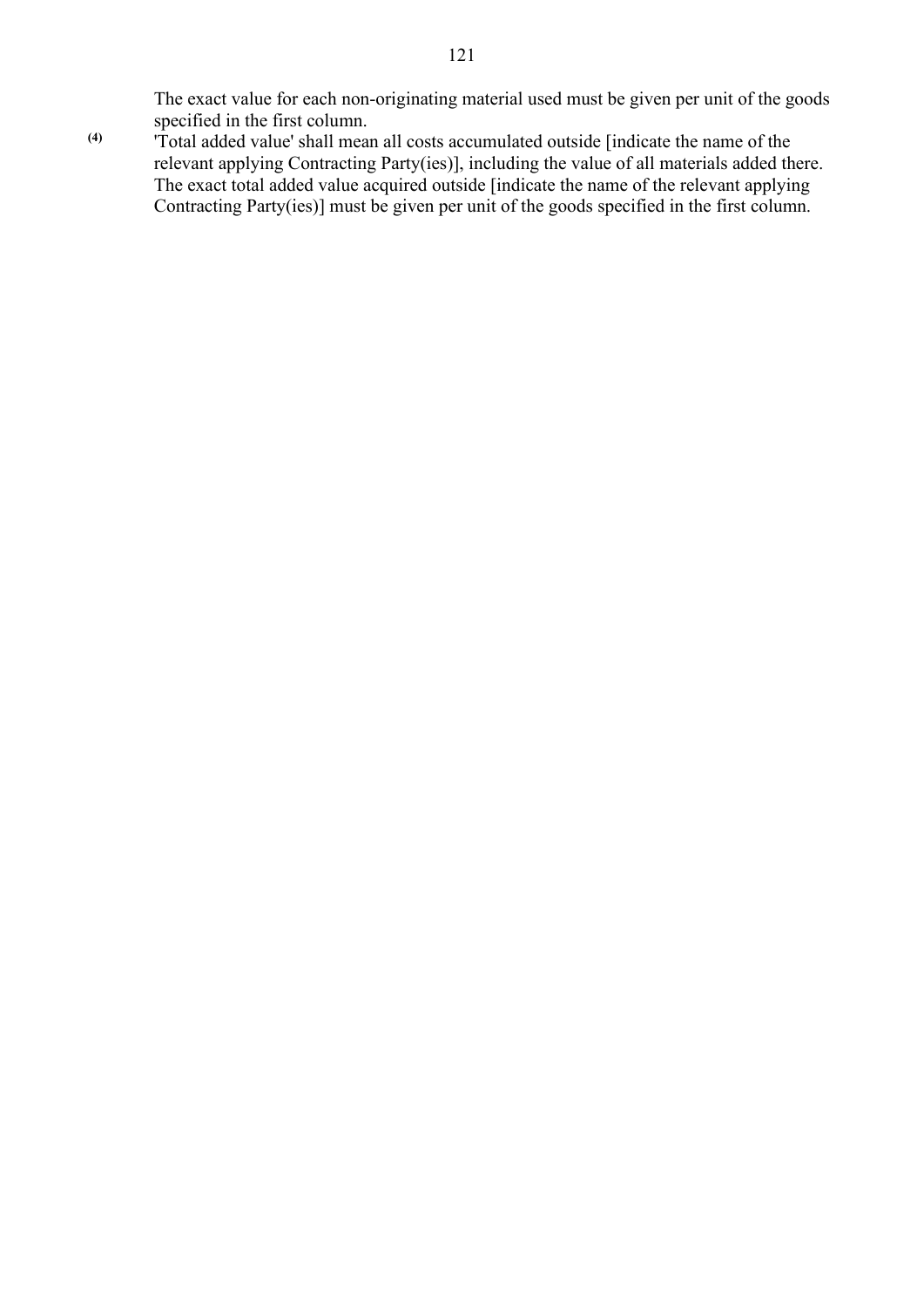The exact value for each non-originating material used must be given per unit of the goods specified in the first column.

(4) 'Total added value' shall mean all costs accumulated outside [indicate the name of the relevant applying Contracting Party(ies)], including the value of all materials added there. The exact total added value acquired outside [indicate the name of the relevant applying Contracting Party(ies)] must be given per unit of the goods specified in the first column.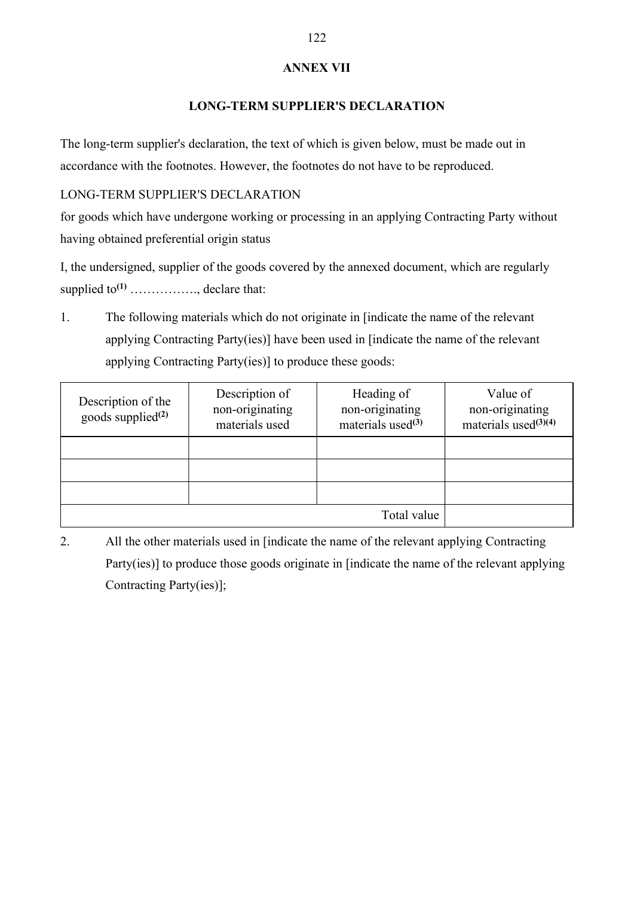## ANNEX VII

### LONG-TERM SUPPLIER'S DECLARATION

The long-term supplier's declaration, the text of which is given below, must be made out in accordance with the footnotes. However, the footnotes do not have to be reproduced.

LONG-TERM SUPPLIER'S DECLARATION
for goods which have undergone working or processing in an applying Contracting Party without having obtained preferential origin status

I, the undersigned, supplier of the goods covered by the annexed document, which are regularly supplied to[(1)] ……………., declare that:

1. The following materials which do not originate in [indicate the name of the relevant applying Contracting Party(ies)] have been used in [indicate the name of the relevant applying Contracting Party(ies)] to produce these goods:

| Description of the goods supplied[(2)] | Description of non-originating materials used | Heading of non-originating materials used[(3)] | Value of non-originating materials used[(3)(4)] |
|---|---|---|---|
| | | | |
| | | | |
| | | | |
| | | Total value | |

2. All the other materials used in [indicate the name of the relevant applying Contracting Party(ies)] to produce those goods originate in [indicate the name of the relevant applying Contracting Party(ies)];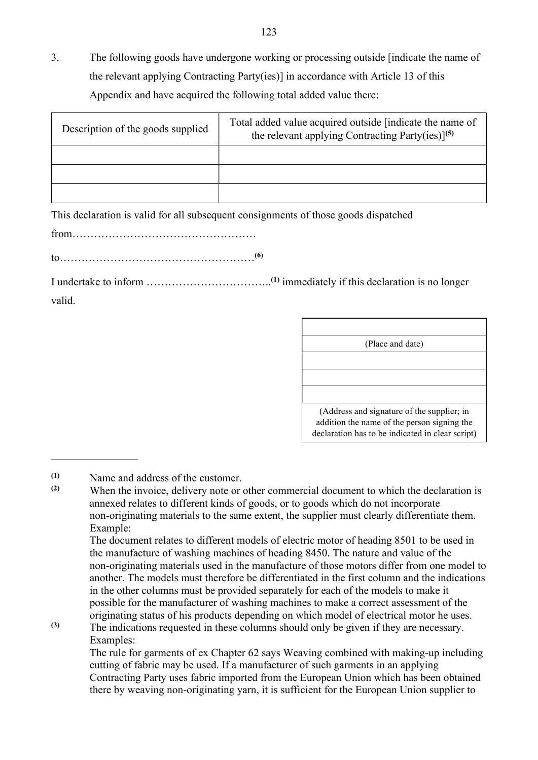3. The following goods have undergone working or processing outside [indicate the name of the relevant applying Contracting Party(ies)] in accordance with Article 13 of this Appendix and have acquired the following total added value there:

| Description of the goods supplied | Total added value acquired outside [indicate the name of the relevant applying Contracting Party(ies)][(5)] |
|---|---|
| | |
| | |
| | |

This declaration is valid for all subsequent consignments of those goods dispatched

from……………………………………………

to………………………………………………[(6)]

I undertake to inform ……………………………..[(1)] immediately if this declaration is no longer valid.

| |
|---|
| (Place and date) |
| |
| |
| |
| (Address and signature of the supplier; in addition the name of the person signing the declaration has to be indicated in clear script) |

---

(1) Name and address of the customer.

(2) When the invoice, delivery note or other commercial document to which the declaration is annexed relates to different kinds of goods, or to goods which do not incorporate non-originating materials to the same extent, the supplier must clearly differentiate them.
Example:
The document relates to different models of electric motor of heading 8501 to be used in the manufacture of washing machines of heading 8450. The nature and value of the non-originating materials used in the manufacture of those motors differ from one model to another. The models must therefore be differentiated in the first column and the indications in the other columns must be provided separately for each of the models to make it possible for the manufacturer of washing machines to make a correct assessment of the originating status of his products depending on which model of electrical motor he uses.

(3) The indications requested in these columns should only be given if they are necessary.
Examples:
The rule for garments of ex Chapter 62 says Weaving combined with making-up including cutting of fabric may be used. If a manufacturer of such garments in an applying Contracting Party uses fabric imported from the European Union which has been obtained there by weaving non-originating yarn, it is sufficient for the European Union supplier to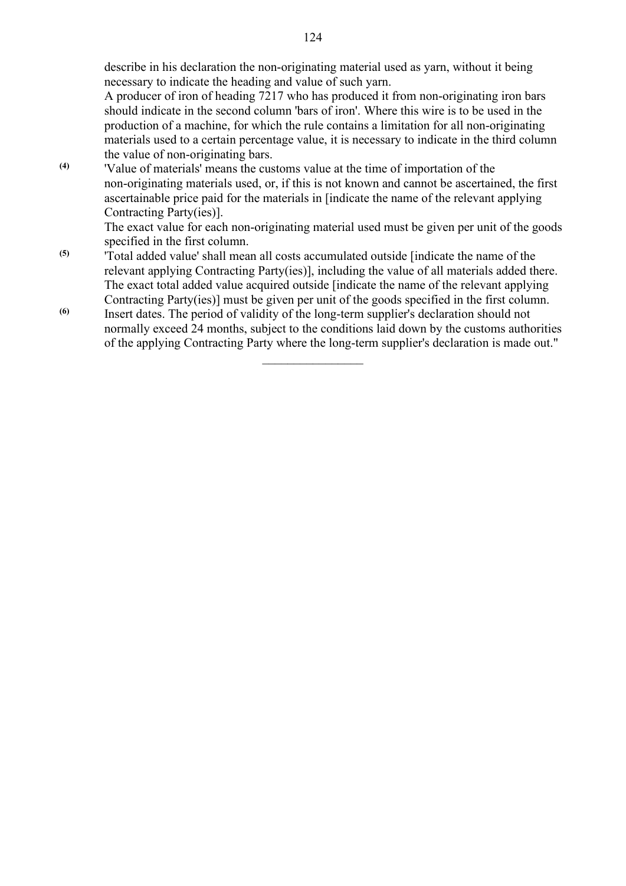describe in his declaration the non-originating material used as yarn, without it being necessary to indicate the heading and value of such yarn.

A producer of iron of heading 7217 who has produced it from non-originating iron bars should indicate in the second column 'bars of iron'. Where this wire is to be used in the production of a machine, for which the rule contains a limitation for all non-originating materials used to a certain percentage value, it is necessary to indicate in the third column the value of non-originating bars.

(4) 'Value of materials' means the customs value at the time of importation of the non-originating materials used, or, if this is not known and cannot be ascertained, the first ascertainable price paid for the materials in [indicate the name of the relevant applying Contracting Party(ies)].

The exact value for each non-originating material used must be given per unit of the goods specified in the first column.

(5) 'Total added value' shall mean all costs accumulated outside [indicate the name of the relevant applying Contracting Party(ies)], including the value of all materials added there. The exact total added value acquired outside [indicate the name of the relevant applying Contracting Party(ies)] must be given per unit of the goods specified in the first column.

(6) Insert dates. The period of validity of the long-term supplier's declaration should not normally exceed 24 months, subject to the conditions laid down by the customs authorities of the applying Contracting Party where the long-term supplier's declaration is made out."

________________